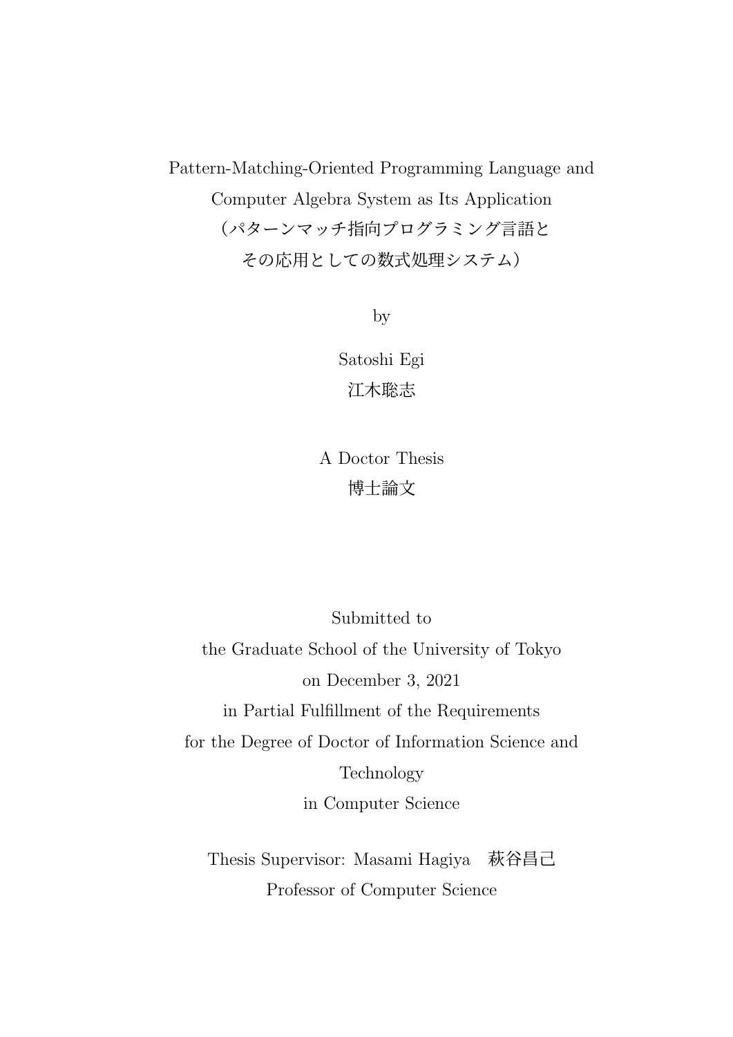# Pattern-Matching-Oriented Programming Language and Computer Algebra System as Its Application

# （パターンマッチ指向プログラミング言語とその応用としての数式処理システム）

by

Satoshi Egi

江木聡志

A Doctor Thesis

博士論文

Submitted to

the Graduate School of the University of Tokyo

on December 3, 2021

in Partial Fulfillment of the Requirements

for the Degree of Doctor of Information Science and Technology

in Computer Science

Thesis Supervisor: Masami Hagiya　萩谷昌己

Professor of Computer Science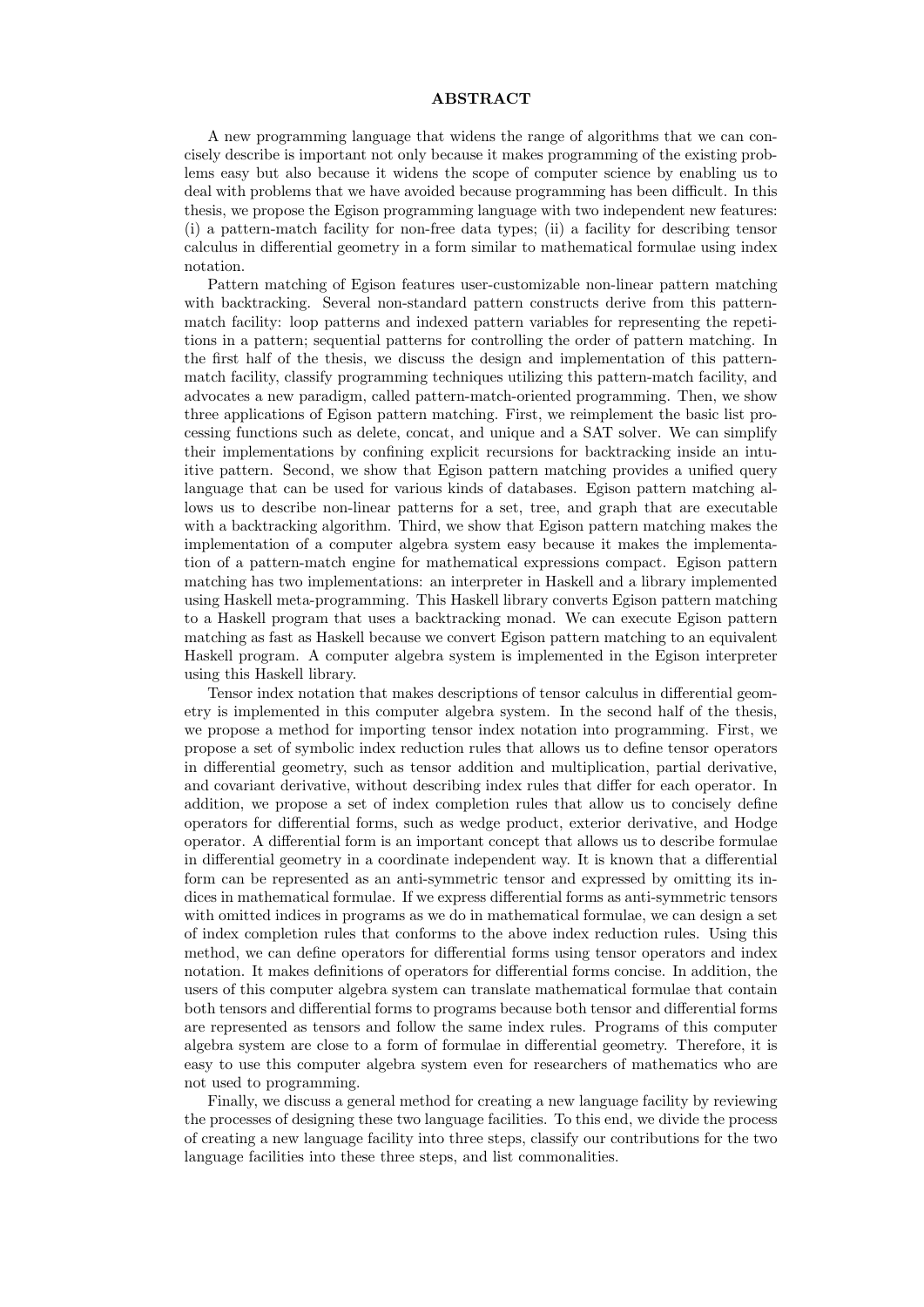## ABSTRACT

A new programming language that widens the range of algorithms that we can concisely describe is important not only because it makes programming of the existing problems easy but also because it widens the scope of computer science by enabling us to deal with problems that we have avoided because programming has been difficult. In this thesis, we propose the Egison programming language with two independent new features: (i) a pattern-match facility for non-free data types; (ii) a facility for describing tensor calculus in differential geometry in a form similar to mathematical formulae using index notation.

Pattern matching of Egison features user-customizable non-linear pattern matching with backtracking. Several non-standard pattern constructs derive from this pattern-match facility: loop patterns and indexed pattern variables for representing the repetitions in a pattern; sequential patterns for controlling the order of pattern matching. In the first half of the thesis, we discuss the design and implementation of this pattern-match facility, classify programming techniques utilizing this pattern-match facility, and advocates a new paradigm, called pattern-match-oriented programming. Then, we show three applications of Egison pattern matching. First, we reimplement the basic list processing functions such as delete, concat, and unique and a SAT solver. We can simplify their implementations by confining explicit recursions for backtracking inside an intuitive pattern. Second, we show that Egison pattern matching provides a unified query language that can be used for various kinds of databases. Egison pattern matching allows us to describe non-linear patterns for a set, tree, and graph that are executable with a backtracking algorithm. Third, we show that Egison pattern matching makes the implementation of a computer algebra system easy because it makes the implementation of a pattern-match engine for mathematical expressions compact. Egison pattern matching has two implementations: an interpreter in Haskell and a library implemented using Haskell meta-programming. This Haskell library converts Egison pattern matching to a Haskell program that uses a backtracking monad. We can execute Egison pattern matching as fast as Haskell because we convert Egison pattern matching to an equivalent Haskell program. A computer algebra system is implemented in the Egison interpreter using this Haskell library.

Tensor index notation that makes descriptions of tensor calculus in differential geometry is implemented in this computer algebra system. In the second half of the thesis, we propose a method for importing tensor index notation into programming. First, we propose a set of symbolic index reduction rules that allows us to define tensor operators in differential geometry, such as tensor addition and multiplication, partial derivative, and covariant derivative, without describing index rules that differ for each operator. In addition, we propose a set of index completion rules that allow us to concisely define operators for differential forms, such as wedge product, exterior derivative, and Hodge operator. A differential form is an important concept that allows us to describe formulae in differential geometry in a coordinate independent way. It is known that a differential form can be represented as an anti-symmetric tensor and expressed by omitting its indices in mathematical formulae. If we express differential forms as anti-symmetric tensors with omitted indices in programs as we do in mathematical formulae, we can design a set of index completion rules that conforms to the above index reduction rules. Using this method, we can define operators for differential forms using tensor operators and index notation. It makes definitions of operators for differential forms concise. In addition, the users of this computer algebra system can translate mathematical formulae that contain both tensors and differential forms to programs because both tensor and differential forms are represented as tensors and follow the same index rules. Programs of this computer algebra system are close to a form of formulae in differential geometry. Therefore, it is easy to use this computer algebra system even for researchers of mathematics who are not used to programming.

Finally, we discuss a general method for creating a new language facility by reviewing the processes of designing these two language facilities. To this end, we divide the process of creating a new language facility into three steps, classify our contributions for the two language facilities into these three steps, and list commonalities.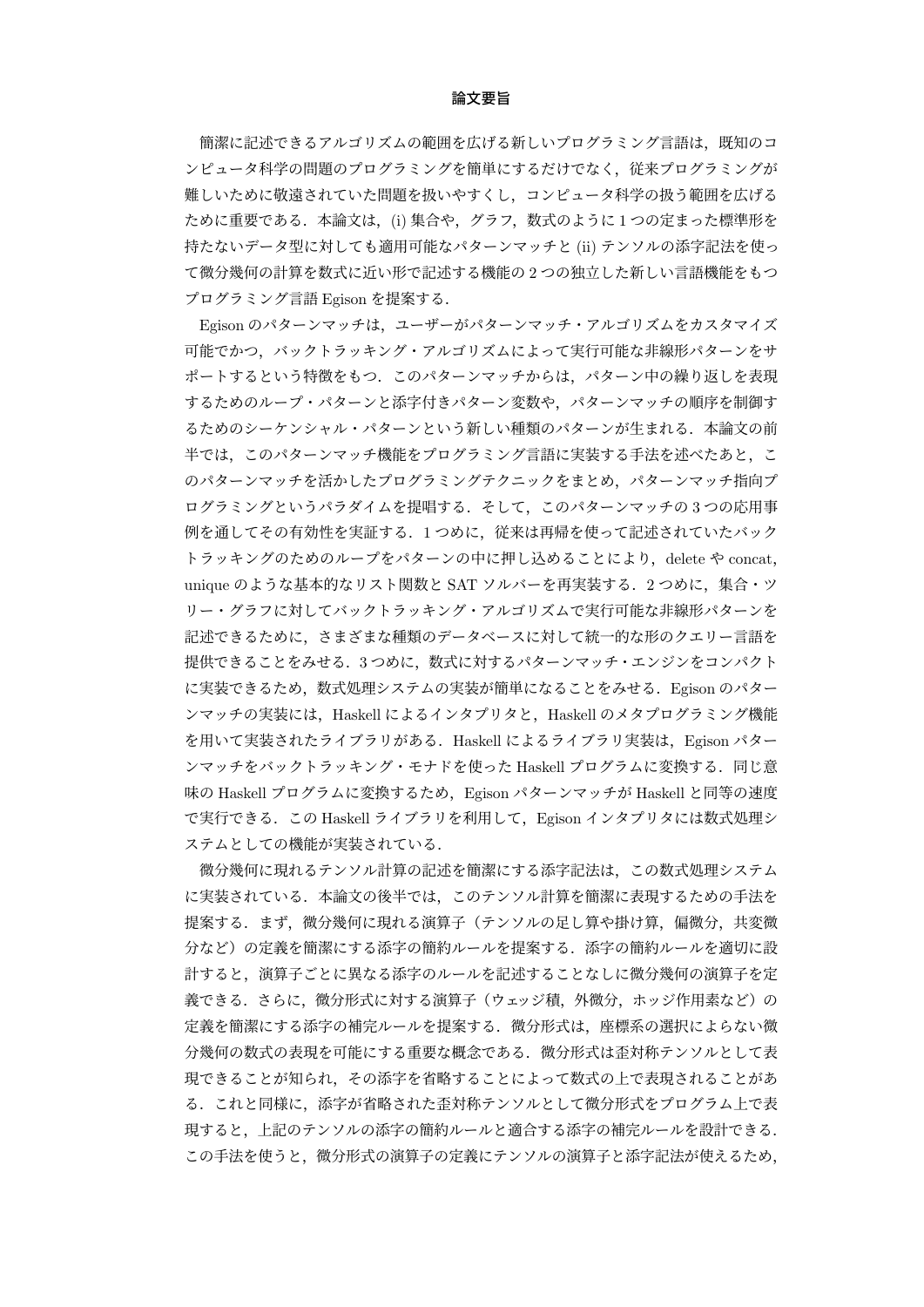# 論文要旨

簡潔に記述できるアルゴリズムの範囲を広げる新しいプログラミング言語は，既知のコンピュータ科学の問題のプログラミングを簡単にするだけでなく，従来プログラミングが難しいために敬遠されていた問題を扱いやすくし，コンピュータ科学の扱う範囲を広げるために重要である．本論文は，(i) 集合や，グラフ，数式のように 1 つの定まった標準形を持たないデータ型に対しても適用可能なパターンマッチと (ii) テンソルの添字記法を使って微分幾何の計算を数式に近い形で記述する機能の 2 つの独立した新しい言語機能をもつプログラミング言語 Egison を提案する．

Egison のパターンマッチは，ユーザーがパターンマッチ・アルゴリズムをカスタマイズ可能でかつ，バックトラッキング・アルゴリズムによって実行可能な非線形パターンをサポートするという特徴をもつ．このパターンマッチからは，パターン中の繰り返しを表現するためのループ・パターンと添字付きパターン変数や，パターンマッチの順序を制御するためのシーケンシャル・パターンという新しい種類のパターンが生まれる．本論文の前半では，このパターンマッチ機能をプログラミング言語に実装する手法を述べたあと，このパターンマッチを活かしたプログラミングテクニックをまとめ，パターンマッチ指向プログラミングというパラダイムを提唱する．そして，このパターンマッチの 3 つの応用事例を通してその有効性を実証する．1 つめに，従来は再帰を使って記述されていたバックトラッキングのためのループをパターンの中に押し込めることにより，delete や concat，unique のような基本的なリスト関数と SAT ソルバーを再実装する．2 つめに，集合・ツリー・グラフに対してバックトラッキング・アルゴリズムで実行可能な非線形パターンを記述できるために，さまざまな種類のデータベースに対して統一的な形のクエリー言語を提供できることをみせる．3 つめに，数式に対するパターンマッチ・エンジンをコンパクトに実装できるため，数式処理システムの実装が簡単になることをみせる．Egison のパターンマッチの実装には，Haskell によるインタプリタと，Haskell のメタプログラミング機能を用いて実装されたライブラリがある．Haskell によるライブラリ実装は，Egison パターンマッチをバックトラッキング・モナドを使った Haskell プログラムに変換する．同じ意味の Haskell プログラムに変換するため，Egison パターンマッチが Haskell と同等の速度で実行できる．この Haskell ライブラリを利用して，Egison インタプリタには数式処理システムとしての機能が実装されている．

微分幾何に現れるテンソル計算の記述を簡潔にする添字記法は，この数式処理システムに実装されている．本論文の後半では，このテンソル計算を簡潔に表現するための手法を提案する．まず，微分幾何に現れる演算子（テンソルの足し算や掛け算，偏微分，共変微分など）の定義を簡潔にする添字の簡約ルールを提案する．添字の簡約ルールを適切に設計すると，演算子ごとに異なる添字のルールを記述することなしに微分幾何の演算子を定義できる．さらに，微分形式に対する演算子（ウェッジ積，外微分，ホッジ作用素など）の定義を簡潔にする添字の補完ルールを提案する．微分形式は，座標系の選択によらない微分幾何の数式の表現を可能にする重要な概念である．微分形式は歪対称テンソルとして表現できることが知られ，その添字を省略することによって数式の上で表現されることがある．これと同様に，添字が省略された歪対称テンソルとして微分形式をプログラム上で表現すると，上記のテンソルの添字の簡約ルールと適合する添字の補完ルールを設計できる．この手法を使うと，微分形式の演算子の定義にテンソルの演算子と添字記法が使えるため，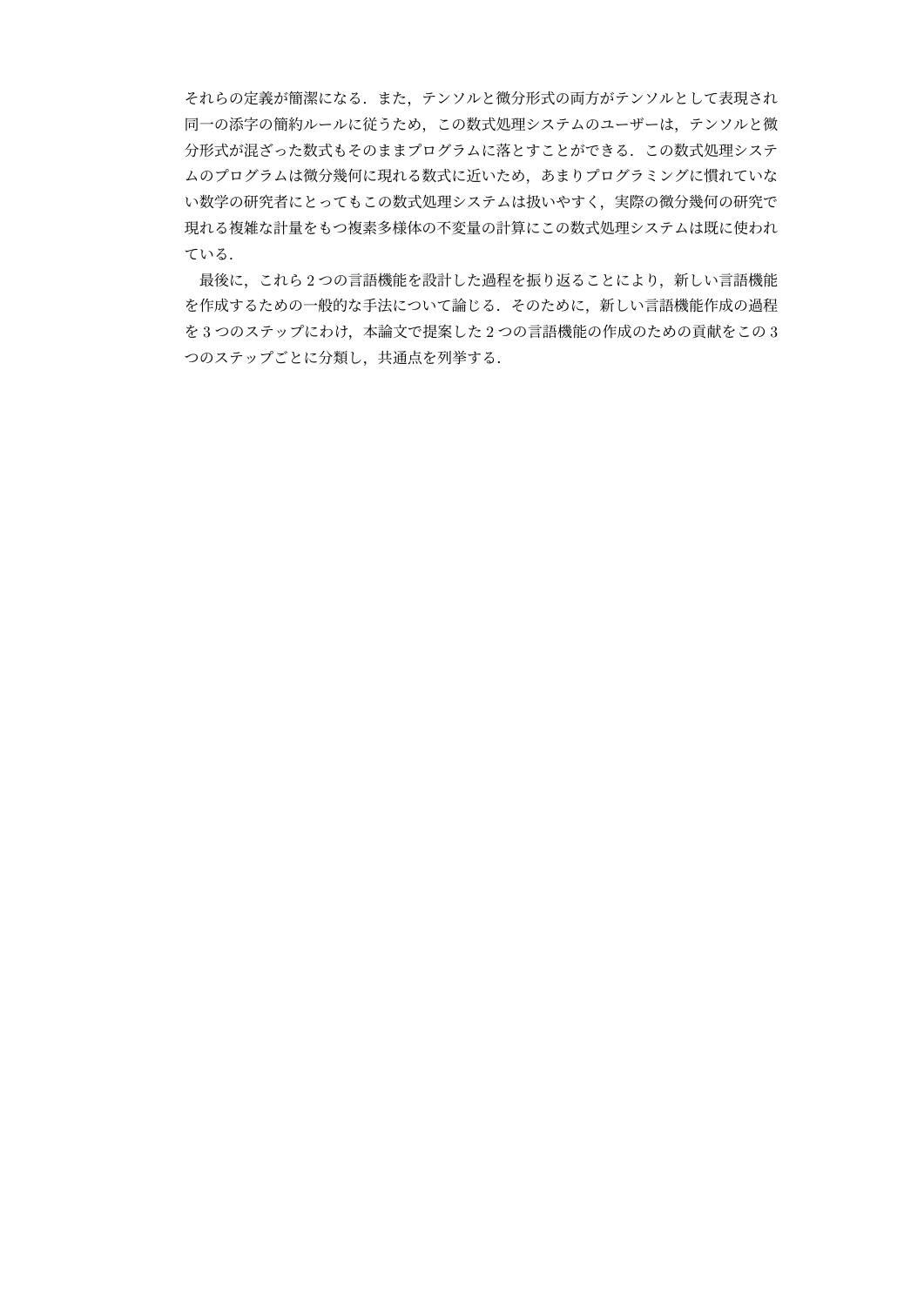それらの定義が簡潔になる．また，テンソルと微分形式の両方がテンソルとして表現され同一の添字の簡約ルールに従うため，この数式処理システムのユーザーは，テンソルと微分形式が混ざった数式もそのままプログラムに落とすことができる．この数式処理システムのプログラムは微分幾何に現れる数式に近いため，あまりプログラミングに慣れていない数学の研究者にとってもこの数式処理システムは扱いやすく，実際の微分幾何の研究で現れる複雑な計量をもつ複素多様体の不変量の計算にこの数式処理システムは既に使われている．

最後に，これら 2 つの言語機能を設計した過程を振り返ることにより，新しい言語機能を作成するための一般的な手法について論じる．そのために，新しい言語機能作成の過程を 3 つのステップにわけ，本論文で提案した 2 つの言語機能の作成のための貢献をこの 3 つのステップごとに分類し，共通点を列挙する．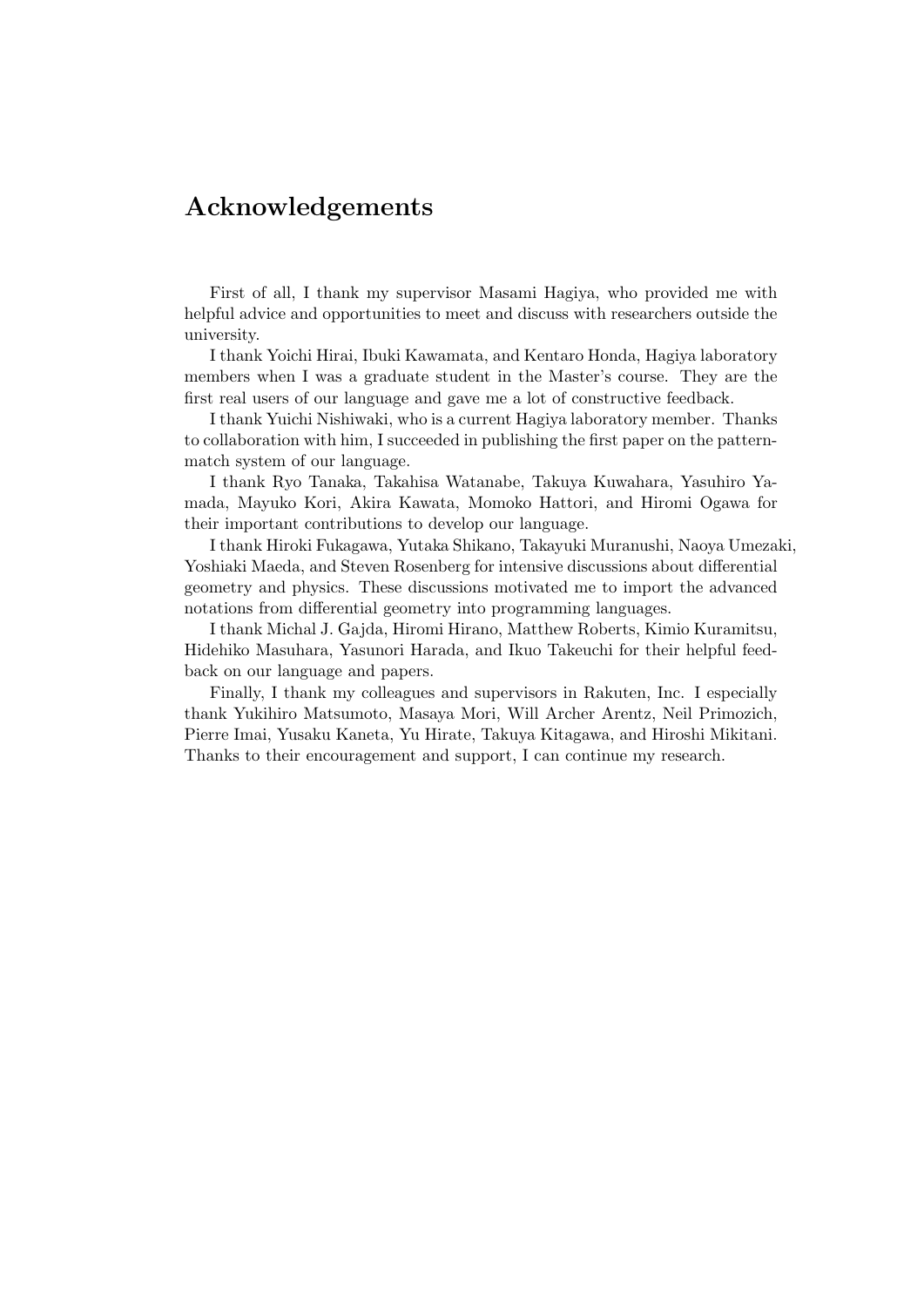# Acknowledgements

First of all, I thank my supervisor Masami Hagiya, who provided me with helpful advice and opportunities to meet and discuss with researchers outside the university.

I thank Yoichi Hirai, Ibuki Kawamata, and Kentaro Honda, Hagiya laboratory members when I was a graduate student in the Master's course. They are the first real users of our language and gave me a lot of constructive feedback.

I thank Yuichi Nishiwaki, who is a current Hagiya laboratory member. Thanks to collaboration with him, I succeeded in publishing the first paper on the pattern-match system of our language.

I thank Ryo Tanaka, Takahisa Watanabe, Takuya Kuwahara, Yasuhiro Yamada, Mayuko Kori, Akira Kawata, Momoko Hattori, and Hiromi Ogawa for their important contributions to develop our language.

I thank Hiroki Fukagawa, Yutaka Shikano, Takayuki Muranushi, Naoya Umezaki, Yoshiaki Maeda, and Steven Rosenberg for intensive discussions about differential geometry and physics. These discussions motivated me to import the advanced notations from differential geometry into programming languages.

I thank Michal J. Gajda, Hiromi Hirano, Matthew Roberts, Kimio Kuramitsu, Hidehiko Masuhara, Yasunori Harada, and Ikuo Takeuchi for their helpful feedback on our language and papers.

Finally, I thank my colleagues and supervisors in Rakuten, Inc. I especially thank Yukihiro Matsumoto, Masaya Mori, Will Archer Arentz, Neil Primozich, Pierre Imai, Yusaku Kaneta, Yu Hirate, Takuya Kitagawa, and Hiroshi Mikitani. Thanks to their encouragement and support, I can continue my research.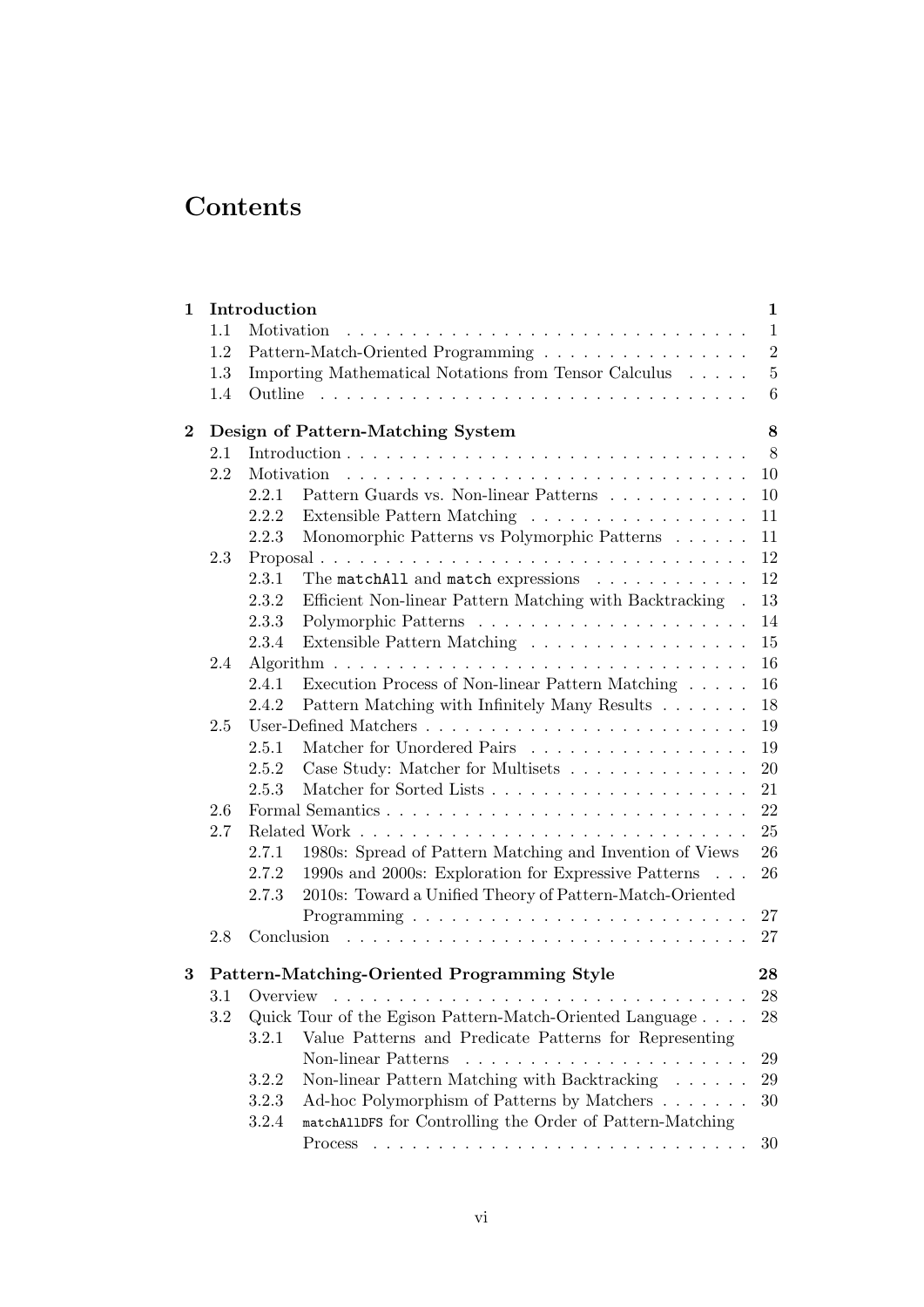# Contents

**1 Introduction** **1**

- 1.1 Motivation . . . . . . . . . . . . . . . . . . . . . . . . . . . . . . . 1
- 1.2 Pattern-Match-Oriented Programming . . . . . . . . . . . . . . . . 2
- 1.3 Importing Mathematical Notations from Tensor Calculus . . . . . 5
- 1.4 Outline . . . . . . . . . . . . . . . . . . . . . . . . . . . . . . . . 6

**2 Design of Pattern-Matching System** **8**

- 2.1 Introduction . . . . . . . . . . . . . . . . . . . . . . . . . . . . . . 8
- 2.2 Motivation . . . . . . . . . . . . . . . . . . . . . . . . . . . . . . . 10
  - 2.2.1 Pattern Guards vs. Non-linear Patterns . . . . . . . . . . . 10
  - 2.2.2 Extensible Pattern Matching . . . . . . . . . . . . . . . . . 11
  - 2.2.3 Monomorphic Patterns vs Polymorphic Patterns . . . . . . 11
- 2.3 Proposal . . . . . . . . . . . . . . . . . . . . . . . . . . . . . . . . 12
  - 2.3.1 The `matchAll` and `match` expressions . . . . . . . . . . . 12
  - 2.3.2 Efficient Non-linear Pattern Matching with Backtracking . 13
  - 2.3.3 Polymorphic Patterns . . . . . . . . . . . . . . . . . . . . . 14
  - 2.3.4 Extensible Pattern Matching . . . . . . . . . . . . . . . . . 15
- 2.4 Algorithm . . . . . . . . . . . . . . . . . . . . . . . . . . . . . . . 16
  - 2.4.1 Execution Process of Non-linear Pattern Matching . . . . . 16
  - 2.4.2 Pattern Matching with Infinitely Many Results . . . . . . . 18
- 2.5 User-Defined Matchers . . . . . . . . . . . . . . . . . . . . . . . . 19
  - 2.5.1 Matcher for Unordered Pairs . . . . . . . . . . . . . . . . . 19
  - 2.5.2 Case Study: Matcher for Multisets . . . . . . . . . . . . . . 20
  - 2.5.3 Matcher for Sorted Lists . . . . . . . . . . . . . . . . . . . 21
- 2.6 Formal Semantics . . . . . . . . . . . . . . . . . . . . . . . . . . . 22
- 2.7 Related Work . . . . . . . . . . . . . . . . . . . . . . . . . . . . . 25
  - 2.7.1 1980s: Spread of Pattern Matching and Invention of Views 26
  - 2.7.2 1990s and 2000s: Exploration for Expressive Patterns . . . 26
  - 2.7.3 2010s: Toward a Unified Theory of Pattern-Match-Oriented Programming . . . . . . . . . . . . . . . . . . . . . . . . . 27
- 2.8 Conclusion . . . . . . . . . . . . . . . . . . . . . . . . . . . . . . . 27

**3 Pattern-Matching-Oriented Programming Style** **28**

- 3.1 Overview . . . . . . . . . . . . . . . . . . . . . . . . . . . . . . . . 28
- 3.2 Quick Tour of the Egison Pattern-Match-Oriented Language . . . . 28
  - 3.2.1 Value Patterns and Predicate Patterns for Representing Non-linear Patterns . . . . . . . . . . . . . . . . . . . . . . 29
  - 3.2.2 Non-linear Pattern Matching with Backtracking . . . . . . 29
  - 3.2.3 Ad-hoc Polymorphism of Patterns by Matchers . . . . . . . 30
  - 3.2.4 `matchAllDFS` for Controlling the Order of Pattern-Matching Process . . . . . . . . . . . . . . . . . . . . . . . . . . . 30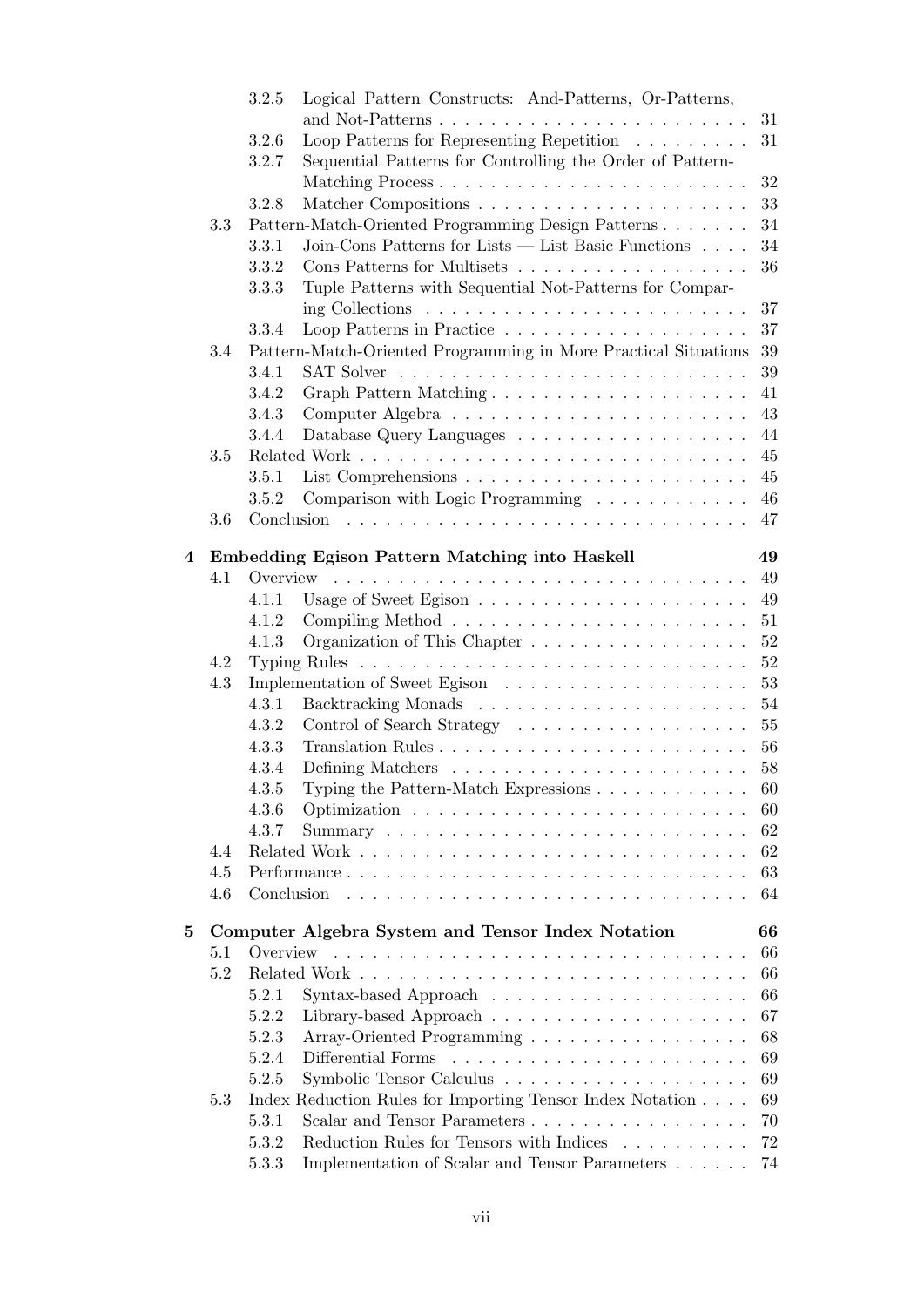- 3.2.5 Logical Pattern Constructs: And-Patterns, Or-Patterns, and Not-Patterns . . . . . 31
- 3.2.6 Loop Patterns for Representing Repetition . . . . . 31
- 3.2.7 Sequential Patterns for Controlling the Order of Pattern-Matching Process . . . . . 32
- 3.2.8 Matcher Compositions . . . . . 33
- 3.3 Pattern-Match-Oriented Programming Design Patterns . . . . . 34
  - 3.3.1 Join-Cons Patterns for Lists — List Basic Functions . . . . . 34
  - 3.3.2 Cons Patterns for Multisets . . . . . 36
  - 3.3.3 Tuple Patterns with Sequential Not-Patterns for Comparing Collections . . . . . 37
  - 3.3.4 Loop Patterns in Practice . . . . . 37
- 3.4 Pattern-Match-Oriented Programming in More Practical Situations 39
  - 3.4.1 SAT Solver . . . . . 39
  - 3.4.2 Graph Pattern Matching . . . . . 41
  - 3.4.3 Computer Algebra . . . . . 43
  - 3.4.4 Database Query Languages . . . . . 44
- 3.5 Related Work . . . . . 45
  - 3.5.1 List Comprehensions . . . . . 45
  - 3.5.2 Comparison with Logic Programming . . . . . 46
- 3.6 Conclusion . . . . . 47

**4 Embedding Egison Pattern Matching into Haskell 49**

- 4.1 Overview . . . . . 49
  - 4.1.1 Usage of Sweet Egison . . . . . 49
  - 4.1.2 Compiling Method . . . . . 51
  - 4.1.3 Organization of This Chapter . . . . . 52
- 4.2 Typing Rules . . . . . 52
- 4.3 Implementation of Sweet Egison . . . . . 53
  - 4.3.1 Backtracking Monads . . . . . 54
  - 4.3.2 Control of Search Strategy . . . . . 55
  - 4.3.3 Translation Rules . . . . . 56
  - 4.3.4 Defining Matchers . . . . . 58
  - 4.3.5 Typing the Pattern-Match Expressions . . . . . 60
  - 4.3.6 Optimization . . . . . 60
  - 4.3.7 Summary . . . . . 62
- 4.4 Related Work . . . . . 62
- 4.5 Performance . . . . . 63
- 4.6 Conclusion . . . . . 64

**5 Computer Algebra System and Tensor Index Notation 66**

- 5.1 Overview . . . . . 66
- 5.2 Related Work . . . . . 66
  - 5.2.1 Syntax-based Approach . . . . . 66
  - 5.2.2 Library-based Approach . . . . . 67
  - 5.2.3 Array-Oriented Programming . . . . . 68
  - 5.2.4 Differential Forms . . . . . 69
  - 5.2.5 Symbolic Tensor Calculus . . . . . 69
- 5.3 Index Reduction Rules for Importing Tensor Index Notation . . . . . 69
  - 5.3.1 Scalar and Tensor Parameters . . . . . 70
  - 5.3.2 Reduction Rules for Tensors with Indices . . . . . 72
  - 5.3.3 Implementation of Scalar and Tensor Parameters . . . . . 74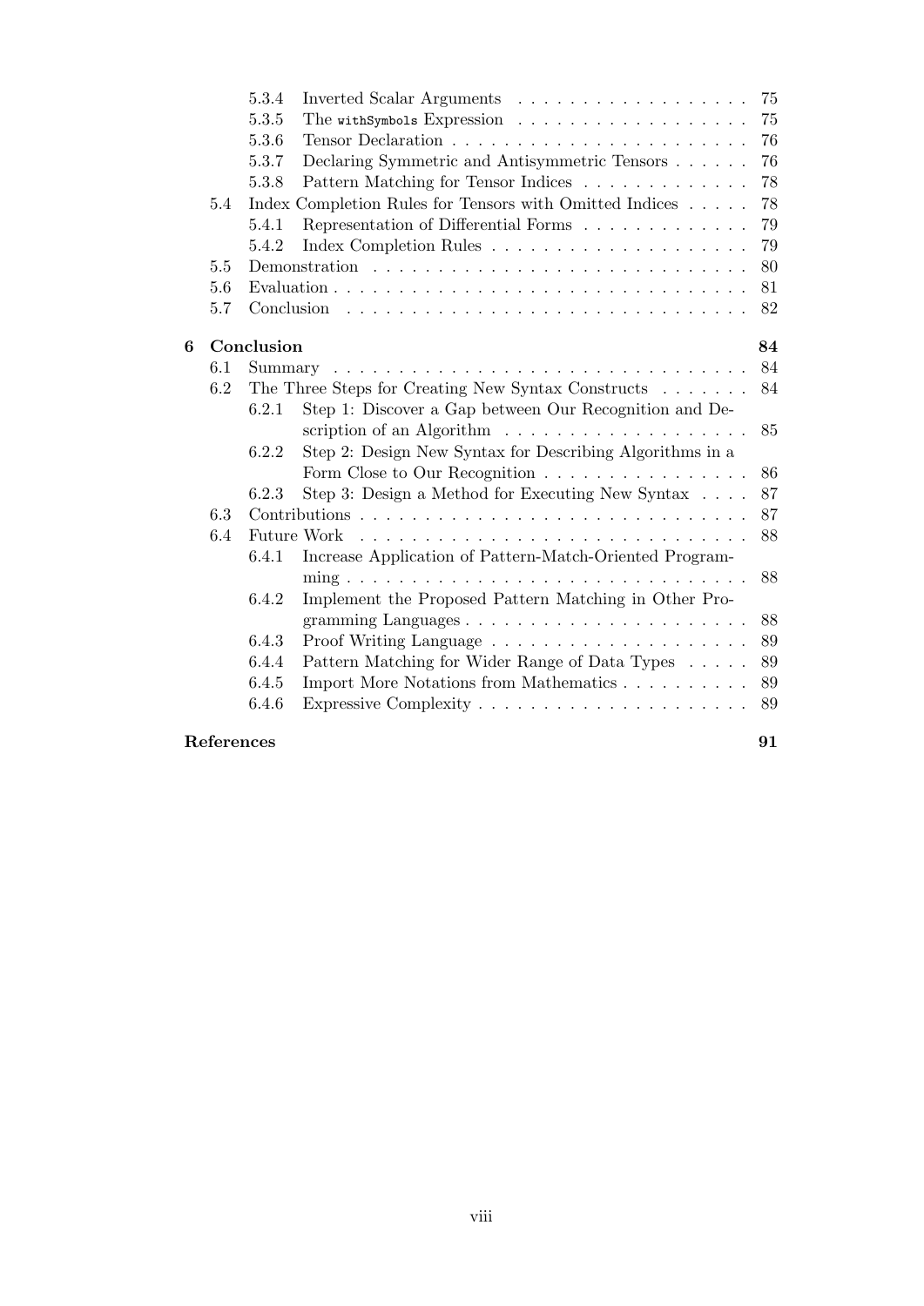- 5.3.4 Inverted Scalar Arguments . . . 75
- 5.3.5 The `withSymbols` Expression . . . 75
- 5.3.6 Tensor Declaration . . . 76
- 5.3.7 Declaring Symmetric and Antisymmetric Tensors . . . 76
- 5.3.8 Pattern Matching for Tensor Indices . . . 78
- 5.4 Index Completion Rules for Tensors with Omitted Indices . . . 78
  - 5.4.1 Representation of Differential Forms . . . 79
  - 5.4.2 Index Completion Rules . . . 79
- 5.5 Demonstration . . . 80
- 5.6 Evaluation . . . 81
- 5.7 Conclusion . . . 82

**6 Conclusion** **84**

- 6.1 Summary . . . 84
- 6.2 The Three Steps for Creating New Syntax Constructs . . . 84
  - 6.2.1 Step 1: Discover a Gap between Our Recognition and Description of an Algorithm . . . 85
  - 6.2.2 Step 2: Design New Syntax for Describing Algorithms in a Form Close to Our Recognition . . . 86
  - 6.2.3 Step 3: Design a Method for Executing New Syntax . . . 87
- 6.3 Contributions . . . 87
- 6.4 Future Work . . . 88
  - 6.4.1 Increase Application of Pattern-Match-Oriented Programming . . . 88
  - 6.4.2 Implement the Proposed Pattern Matching in Other Programming Languages . . . 88
  - 6.4.3 Proof Writing Language . . . 89
  - 6.4.4 Pattern Matching for Wider Range of Data Types . . . 89
  - 6.4.5 Import More Notations from Mathematics . . . 89
  - 6.4.6 Expressive Complexity . . . 89

**References** **91**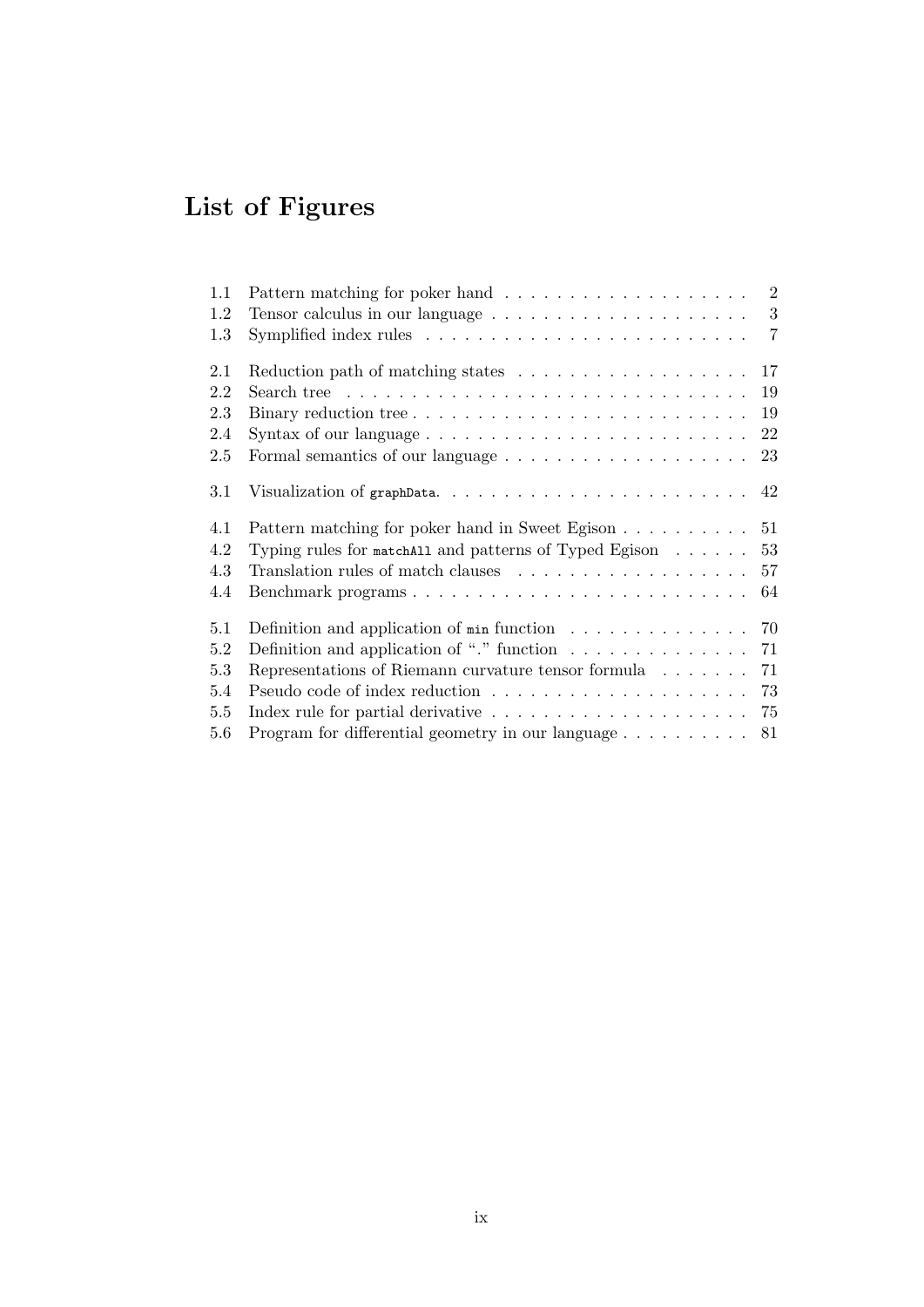# List of Figures

| | | |
|---|---|---|
| 1.1 | Pattern matching for poker hand | 2 |
| 1.2 | Tensor calculus in our language | 3 |
| 1.3 | Symplified index rules | 7 |
| 2.1 | Reduction path of matching states | 17 |
| 2.2 | Search tree | 19 |
| 2.3 | Binary reduction tree | 19 |
| 2.4 | Syntax of our language | 22 |
| 2.5 | Formal semantics of our language | 23 |
| 3.1 | Visualization of `graphData`. | 42 |
| 4.1 | Pattern matching for poker hand in Sweet Egison | 51 |
| 4.2 | Typing rules for `matchAll` and patterns of Typed Egison | 53 |
| 4.3 | Translation rules of match clauses | 57 |
| 4.4 | Benchmark programs | 64 |
| 5.1 | Definition and application of `min` function | 70 |
| 5.2 | Definition and application of "." function | 71 |
| 5.3 | Representations of Riemann curvature tensor formula | 71 |
| 5.4 | Pseudo code of index reduction | 73 |
| 5.5 | Index rule for partial derivative | 75 |
| 5.6 | Program for differential geometry in our language | 81 |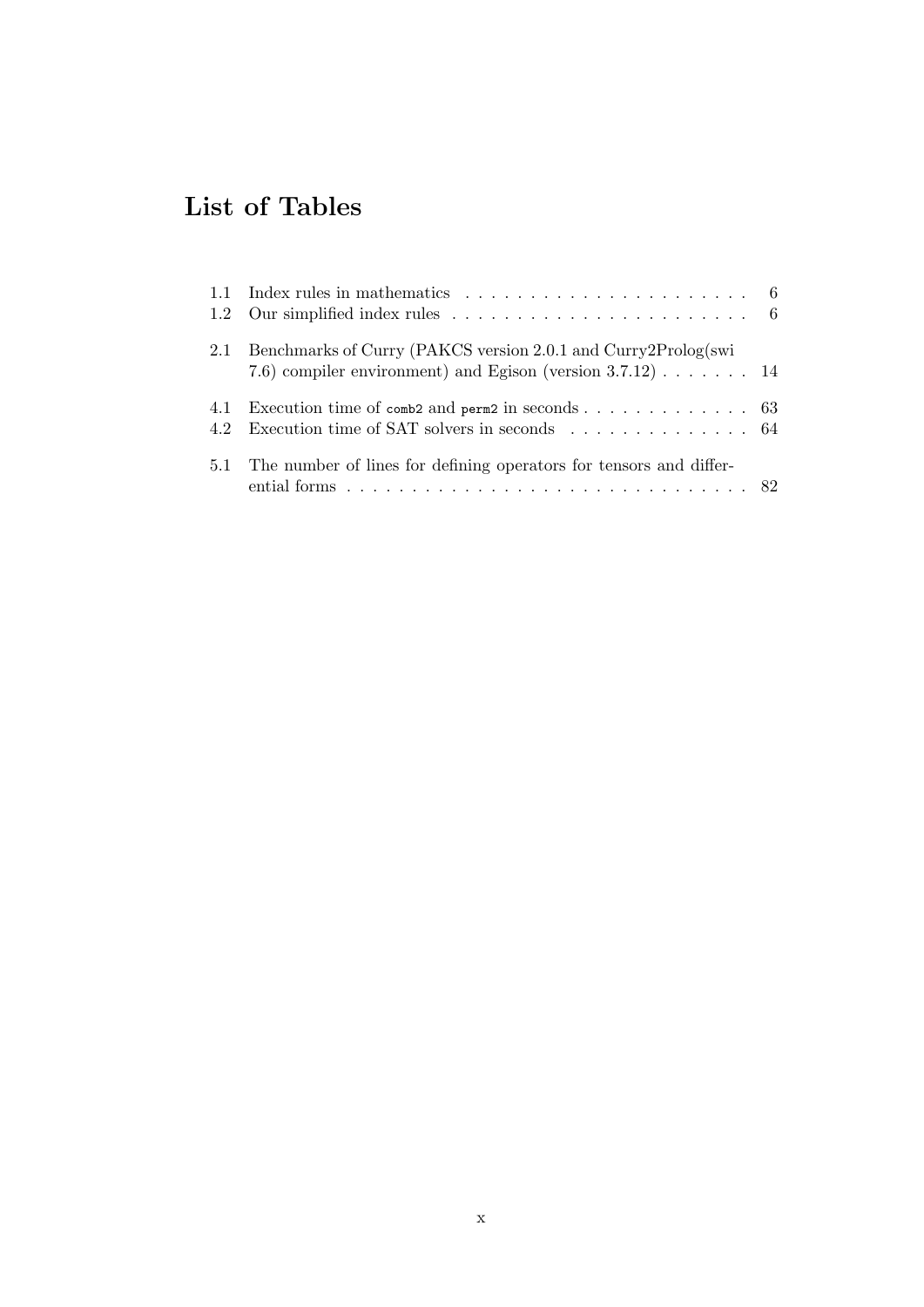# List of Tables

1.1 Index rules in mathematics . . . . . . . . . . . . . . . . . . . . . . . 6
1.2 Our simplified index rules . . . . . . . . . . . . . . . . . . . . . . . . 6

2.1 Benchmarks of Curry (PAKCS version 2.0.1 and Curry2Prolog(swi 7.6) compiler environment) and Egison (version 3.7.12) . . . . . . . 14

4.1 Execution time of `comb2` and `perm2` in seconds . . . . . . . . . . . . . 63
4.2 Execution time of SAT solvers in seconds . . . . . . . . . . . . . . 64

5.1 The number of lines for defining operators for tensors and differential forms . . . . . . . . . . . . . . . . . . . . . . . . . . . . . . . . 82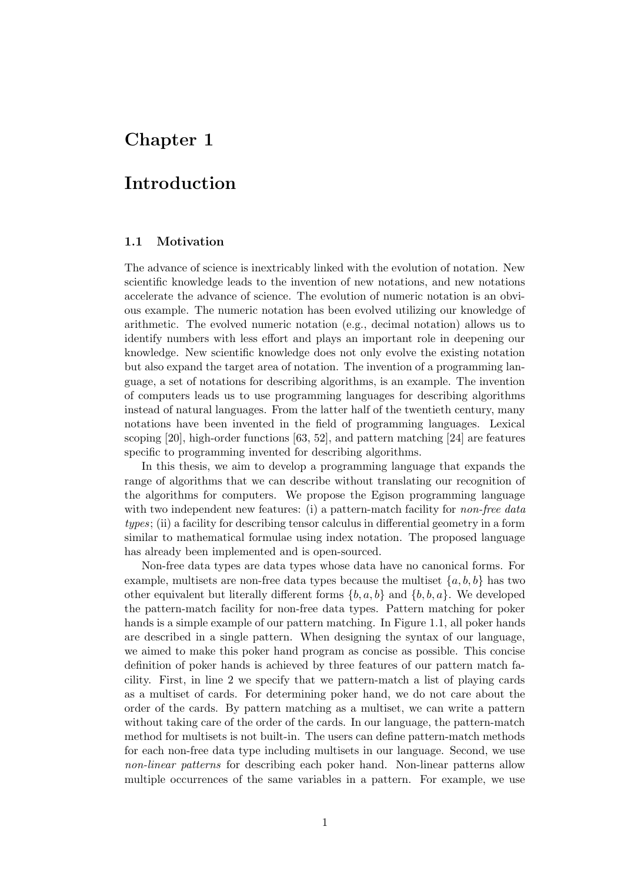# Chapter 1

# Introduction

## 1.1 Motivation

The advance of science is inextricably linked with the evolution of notation. New scientific knowledge leads to the invention of new notations, and new notations accelerate the advance of science. The evolution of numeric notation is an obvious example. The numeric notation has been evolved utilizing our knowledge of arithmetic. The evolved numeric notation (e.g., decimal notation) allows us to identify numbers with less effort and plays an important role in deepening our knowledge. New scientific knowledge does not only evolve the existing notation but also expand the target area of notation. The invention of a programming language, a set of notations for describing algorithms, is an example. The invention of computers leads us to use programming languages for describing algorithms instead of natural languages. From the latter half of the twentieth century, many notations have been invented in the field of programming languages. Lexical scoping [20], high-order functions [63, 52], and pattern matching [24] are features specific to programming invented for describing algorithms.

In this thesis, we aim to develop a programming language that expands the range of algorithms that we can describe without translating our recognition of the algorithms for computers. We propose the Egison programming language with two independent new features: (i) a pattern-match facility for *non-free data types*; (ii) a facility for describing tensor calculus in differential geometry in a form similar to mathematical formulae using index notation. The proposed language has already been implemented and is open-sourced.

Non-free data types are data types whose data have no canonical forms. For example, multisets are non-free data types because the multiset $\{a, b, b\}$ has two other equivalent but literally different forms $\{b, a, b\}$ and $\{b, b, a\}$. We developed the pattern-match facility for non-free data types. Pattern matching for poker hands is a simple example of our pattern matching. In Figure 1.1, all poker hands are described in a single pattern. When designing the syntax of our language, we aimed to make this poker hand program as concise as possible. This concise definition of poker hands is achieved by three features of our pattern match facility. First, in line 2 we specify that we pattern-match a list of playing cards as a multiset of cards. For determining poker hand, we do not care about the order of the cards. By pattern matching as a multiset, we can write a pattern without taking care of the order of the cards. In our language, the pattern-match method for multisets is not built-in. The users can define pattern-match methods for each non-free data type including multisets in our language. Second, we use *non-linear patterns* for describing each poker hand. Non-linear patterns allow multiple occurrences of the same variables in a pattern. For example, we use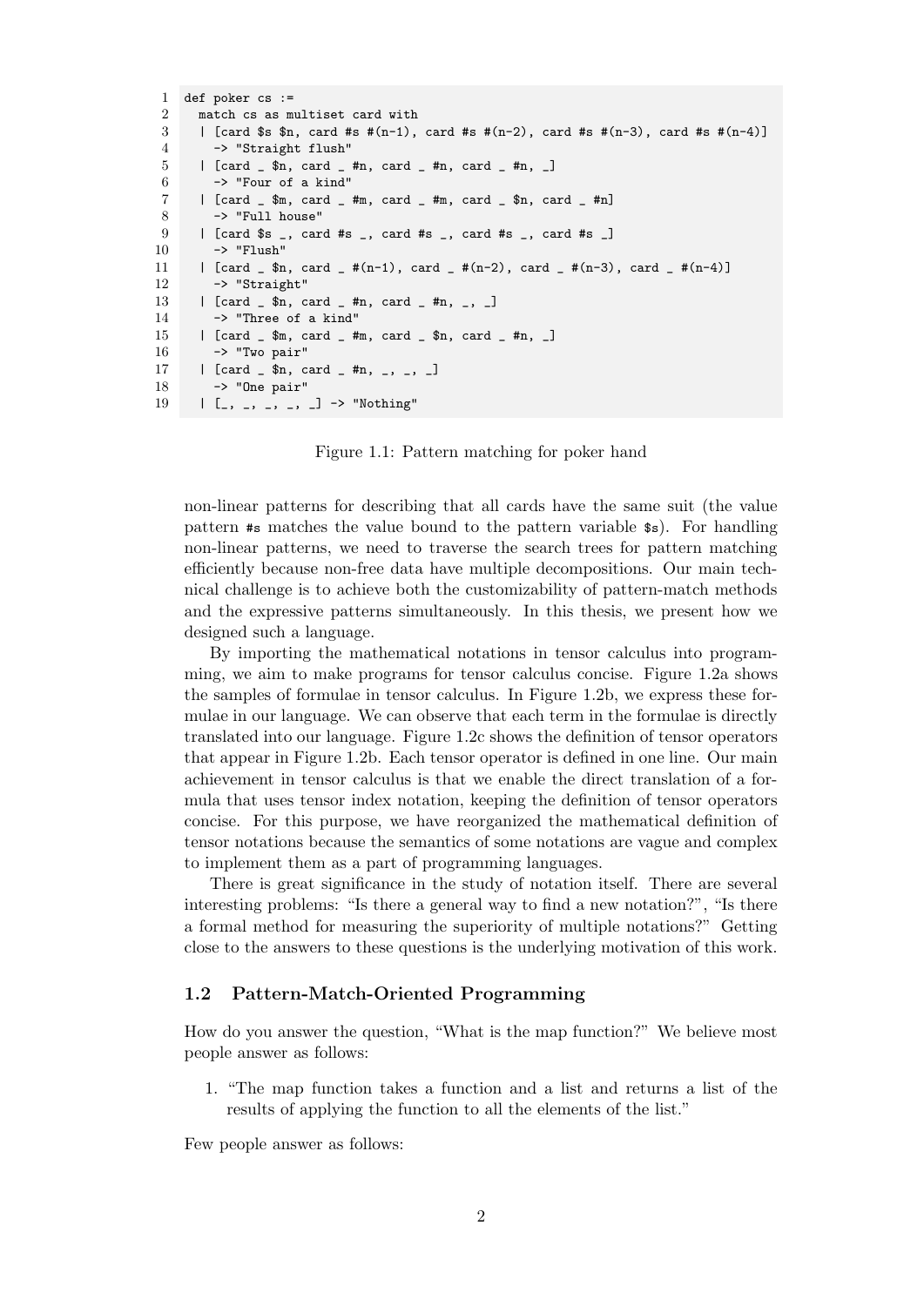```
def poker cs :=
  match cs as multiset card with
  | [card $s $n, card #s #(n-1), card #s #(n-2), card #s #(n-3), card #s #(n-4)]
    -> "Straight flush"
  | [card _ $n, card _ #n, card _ #n, card _ #n, _]
    -> "Four of a kind"
  | [card _ $m, card _ #m, card _ #m, card _ $n, card _ #n]
    -> "Full house"
  | [card $s _, card #s _, card #s _, card #s _, card #s _]
    -> "Flush"
  | [card _ $n, card _ #(n-1), card _ #(n-2), card _ #(n-3), card _ #(n-4)]
    -> "Straight"
  | [card _ $n, card _ #n, card _ #n, _, _]
    -> "Three of a kind"
  | [card _ $m, card _ #m, card _ $n, card _ #n, _]
    -> "Two pair"
  | [card _ $n, card _ #n, _, _, _]
    -> "One pair"
  | [_, _, _, _, _] -> "Nothing"
```

Figure 1.1: Pattern matching for poker hand

non-linear patterns for describing that all cards have the same suit (the value pattern `#s` matches the value bound to the pattern variable `$s`). For handling non-linear patterns, we need to traverse the search trees for pattern matching efficiently because non-free data have multiple decompositions. Our main technical challenge is to achieve both the customizability of pattern-match methods and the expressive patterns simultaneously. In this thesis, we present how we designed such a language.

By importing the mathematical notations in tensor calculus into programming, we aim to make programs for tensor calculus concise. Figure 1.2a shows the samples of formulae in tensor calculus. In Figure 1.2b, we express these formulae in our language. We can observe that each term in the formulae is directly translated into our language. Figure 1.2c shows the definition of tensor operators that appear in Figure 1.2b. Each tensor operator is defined in one line. Our main achievement in tensor calculus is that we enable the direct translation of a formula that uses tensor index notation, keeping the definition of tensor operators concise. For this purpose, we have reorganized the mathematical definition of tensor notations because the semantics of some notations are vague and complex to implement them as a part of programming languages.

There is great significance in the study of notation itself. There are several interesting problems: "Is there a general way to find a new notation?", "Is there a formal method for measuring the superiority of multiple notations?" Getting close to the answers to these questions is the underlying motivation of this work.

## 1.2 Pattern-Match-Oriented Programming

How do you answer the question, "What is the map function?" We believe most people answer as follows:

1. "The map function takes a function and a list and returns a list of the results of applying the function to all the elements of the list."

Few people answer as follows: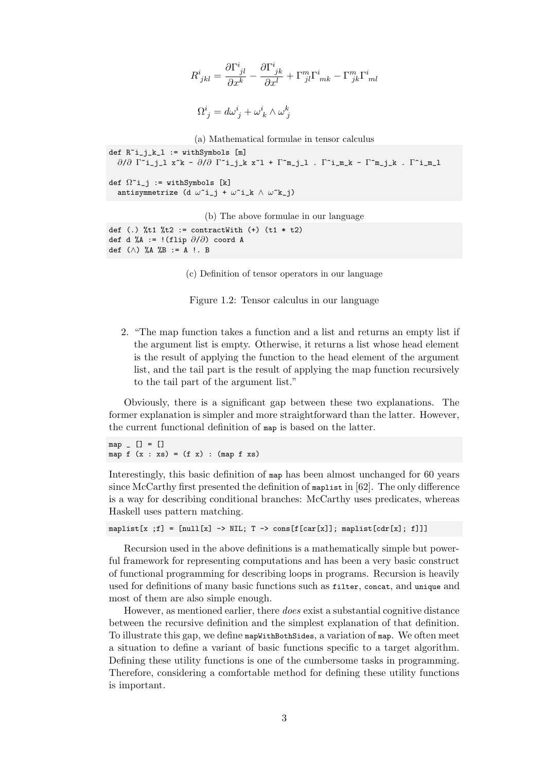$$R^i{}_{jkl} = \frac{\partial \Gamma^i{}_{jl}}{\partial x^k} - \frac{\partial \Gamma^i{}_{jk}}{\partial x^l} + \Gamma^m{}_{jl}\Gamma^i{}_{mk} - \Gamma^m{}_{jk}\Gamma^i{}_{ml}$$

$$\Omega^i{}_j = d\omega^i{}_j + \omega^i{}_k \wedge \omega^k{}_j$$

(a) Mathematical formulae in tensor calculus

```
def R~i_j_k_l := withSymbols [m]
  ∂/∂ Γ~i_j_l x~k - ∂/∂ Γ~i_j_k x~l + Γ~m_j_l . Γ~i_m_k - Γ~m_j_k . Γ~i_m_l

def Ω~i_j := withSymbols [k]
  antisymmetrize (d ω~i_j + ω~i_k ∧ ω~k_j)
```

(b) The above formulae in our language

```
def (.) %t1 %t2 := contractWith (+) (t1 * t2)
def d %A := !(flip ∂/∂) coord A
def (∧) %A %B := A !. B
```

(c) Definition of tensor operators in our language

Figure 1.2: Tensor calculus in our language

2. "The map function takes a function and a list and returns an empty list if the argument list is empty. Otherwise, it returns a list whose head element is the result of applying the function to the head element of the argument list, and the tail part is the result of applying the map function recursively to the tail part of the argument list."

Obviously, there is a significant gap between these two explanations. The former explanation is simpler and more straightforward than the latter. However, the current functional definition of `map` is based on the latter.

```
map _ [] = []
map f (x : xs) = (f x) : (map f xs)
```

Interestingly, this basic definition of `map` has been almost unchanged for 60 years since McCarthy first presented the definition of `maplist` in [62]. The only difference is a way for describing conditional branches: McCarthy uses predicates, whereas Haskell uses pattern matching.

```
maplist[x ;f] = [null[x] -> NIL; T -> cons[f[car[x]]; maplist[cdr[x]; f]]]
```

Recursion used in the above definitions is a mathematically simple but powerful framework for representing computations and has been a very basic construct of functional programming for describing loops in programs. Recursion is heavily used for definitions of many basic functions such as `filter`, `concat`, and `unique` and most of them are also simple enough.

However, as mentioned earlier, there *does* exist a substantial cognitive distance between the recursive definition and the simplest explanation of that definition. To illustrate this gap, we define `mapWithBothSides`, a variation of `map`. We often meet a situation to define a variant of basic functions specific to a target algorithm. Defining these utility functions is one of the cumbersome tasks in programming. Therefore, considering a comfortable method for defining these utility functions is important.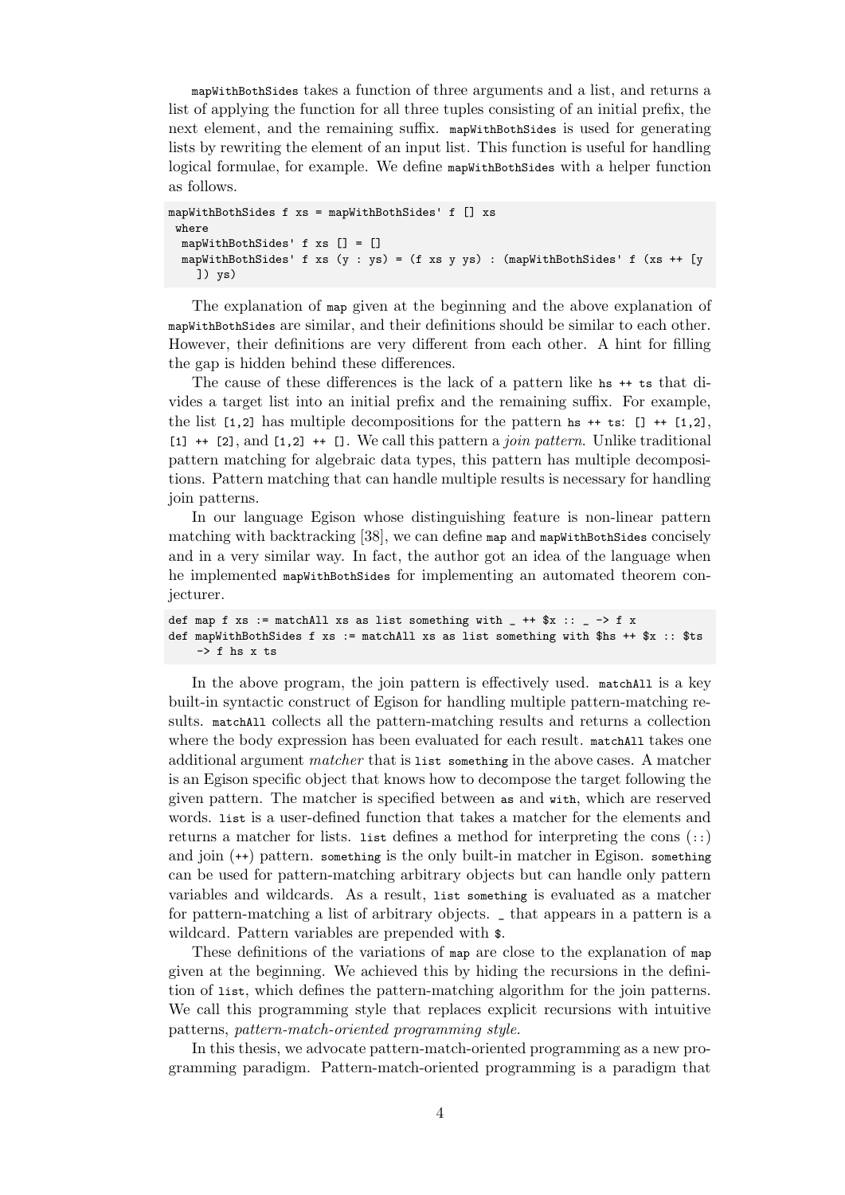`mapWithBothSides` takes a function of three arguments and a list, and returns a list of applying the function for all three tuples consisting of an initial prefix, the next element, and the remaining suffix. `mapWithBothSides` is used for generating lists by rewriting the element of an input list. This function is useful for handling logical formulae, for example. We define `mapWithBothSides` with a helper function as follows.

```
mapWithBothSides f xs = mapWithBothSides' f [] xs
 where
  mapWithBothSides' f xs [] = []
  mapWithBothSides' f xs (y : ys) = (f xs y ys) : (mapWithBothSides' f (xs ++ [y
    ]) ys)
```

The explanation of `map` given at the beginning and the above explanation of `mapWithBothSides` are similar, and their definitions should be similar to each other. However, their definitions are very different from each other. A hint for filling the gap is hidden behind these differences.

The cause of these differences is the lack of a pattern like `hs ++ ts` that divides a target list into an initial prefix and the remaining suffix. For example, the list `[1,2]` has multiple decompositions for the pattern `hs ++ ts`: `[] ++ [1,2]`, `[1] ++ [2]`, and `[1,2] ++ []`. We call this pattern a *join pattern*. Unlike traditional pattern matching for algebraic data types, this pattern has multiple decompositions. Pattern matching that can handle multiple results is necessary for handling join patterns.

In our language Egison whose distinguishing feature is non-linear pattern matching with backtracking [38], we can define `map` and `mapWithBothSides` concisely and in a very similar way. In fact, the author got an idea of the language when he implemented `mapWithBothSides` for implementing an automated theorem conjecturer.

```
def map f xs := matchAll xs as list something with _ ++ $x :: _ -> f x
def mapWithBothSides f xs := matchAll xs as list something with $hs ++ $x :: $ts
    -> f hs x ts
```

In the above program, the join pattern is effectively used. `matchAll` is a key built-in syntactic construct of Egison for handling multiple pattern-matching results. `matchAll` collects all the pattern-matching results and returns a collection where the body expression has been evaluated for each result. `matchAll` takes one additional argument *matcher* that is `list something` in the above cases. A matcher is an Egison specific object that knows how to decompose the target following the given pattern. The matcher is specified between `as` and `with`, which are reserved words. `list` is a user-defined function that takes a matcher for the elements and returns a matcher for lists. `list` defines a method for interpreting the cons (`::`) and join (`++`) pattern. `something` is the only built-in matcher in Egison. `something` can be used for pattern-matching arbitrary objects but can handle only pattern variables and wildcards. As a result, `list something` is evaluated as a matcher for pattern-matching a list of arbitrary objects. `_` that appears in a pattern is a wildcard. Pattern variables are prepended with `$`.

These definitions of the variations of `map` are close to the explanation of `map` given at the beginning. We achieved this by hiding the recursions in the definition of `list`, which defines the pattern-matching algorithm for the join patterns. We call this programming style that replaces explicit recursions with intuitive patterns, *pattern-match-oriented programming style*.

In this thesis, we advocate pattern-match-oriented programming as a new programming paradigm. Pattern-match-oriented programming is a paradigm that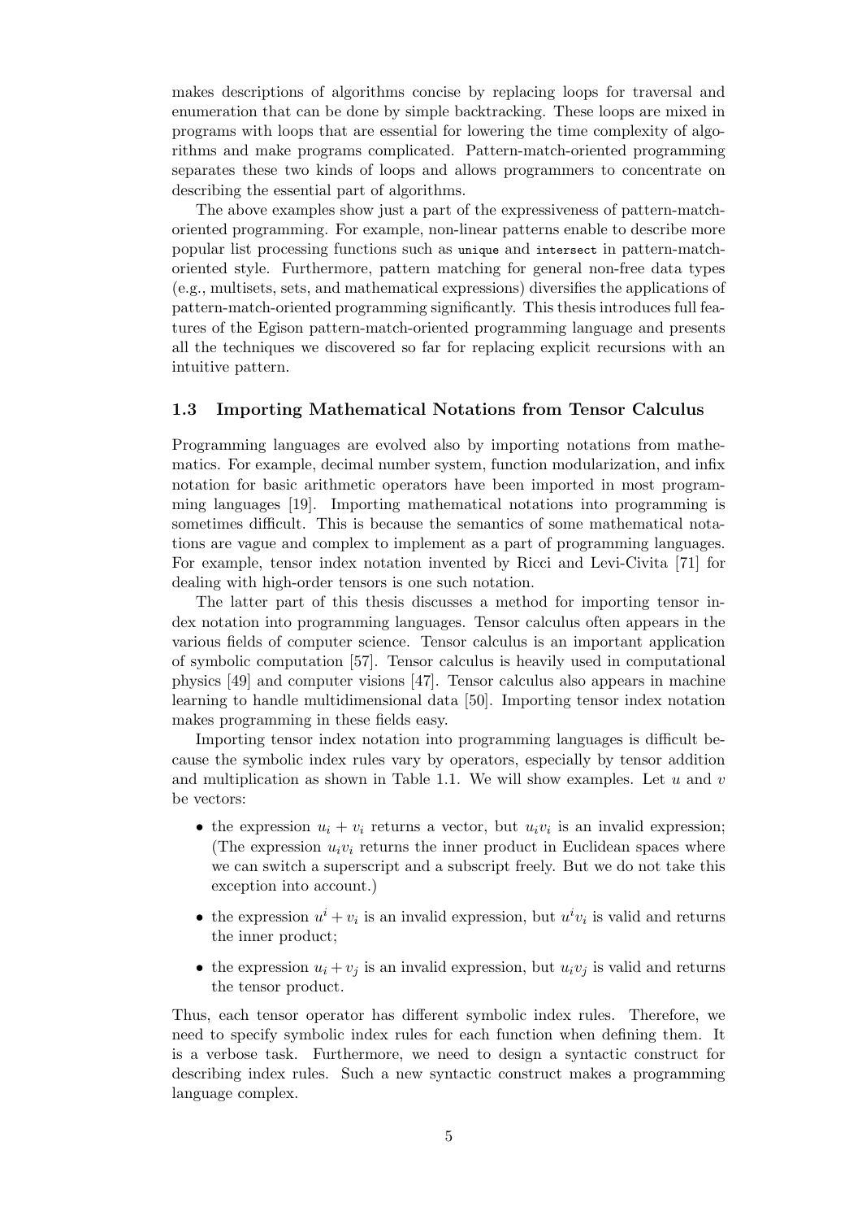makes descriptions of algorithms concise by replacing loops for traversal and enumeration that can be done by simple backtracking. These loops are mixed in programs with loops that are essential for lowering the time complexity of algorithms and make programs complicated. Pattern-match-oriented programming separates these two kinds of loops and allows programmers to concentrate on describing the essential part of algorithms.

The above examples show just a part of the expressiveness of pattern-match-oriented programming. For example, non-linear patterns enable to describe more popular list processing functions such as `unique` and `intersect` in pattern-match-oriented style. Furthermore, pattern matching for general non-free data types (e.g., multisets, sets, and mathematical expressions) diversifies the applications of pattern-match-oriented programming significantly. This thesis introduces full features of the Egison pattern-match-oriented programming language and presents all the techniques we discovered so far for replacing explicit recursions with an intuitive pattern.

### 1.3 Importing Mathematical Notations from Tensor Calculus

Programming languages are evolved also by importing notations from mathematics. For example, decimal number system, function modularization, and infix notation for basic arithmetic operators have been imported in most programming languages [19]. Importing mathematical notations into programming is sometimes difficult. This is because the semantics of some mathematical notations are vague and complex to implement as a part of programming languages. For example, tensor index notation invented by Ricci and Levi-Civita [71] for dealing with high-order tensors is one such notation.

The latter part of this thesis discusses a method for importing tensor index notation into programming languages. Tensor calculus often appears in the various fields of computer science. Tensor calculus is an important application of symbolic computation [57]. Tensor calculus is heavily used in computational physics [49] and computer visions [47]. Tensor calculus also appears in machine learning to handle multidimensional data [50]. Importing tensor index notation makes programming in these fields easy.

Importing tensor index notation into programming languages is difficult because the symbolic index rules vary by operators, especially by tensor addition and multiplication as shown in Table 1.1. We will show examples. Let $u$ and $v$ be vectors:

- the expression $u_i + v_i$ returns a vector, but $u_i v_i$ is an invalid expression; (The expression $u_i v_i$ returns the inner product in Euclidean spaces where we can switch a superscript and a subscript freely. But we do not take this exception into account.)
- the expression $u^i + v_i$ is an invalid expression, but $u^i v_i$ is valid and returns the inner product;
- the expression $u_i + v_j$ is an invalid expression, but $u_i v_j$ is valid and returns the tensor product.

Thus, each tensor operator has different symbolic index rules. Therefore, we need to specify symbolic index rules for each function when defining them. It is a verbose task. Furthermore, we need to design a syntactic construct for describing index rules. Such a new syntactic construct makes a programming language complex.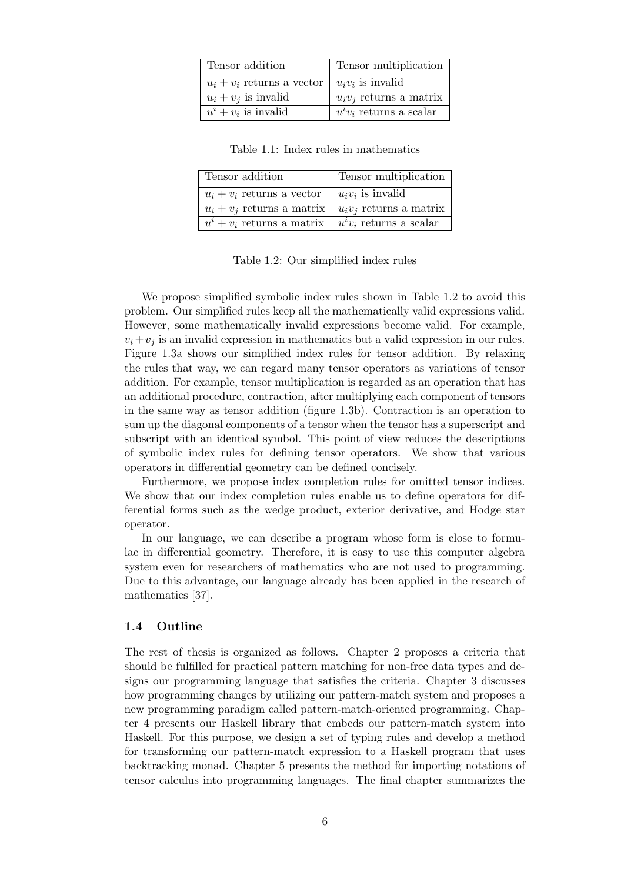| Tensor addition | Tensor multiplication |
| --- | --- |
| $u_i + v_i$ returns a vector | $u_i v_i$ is invalid |
| $u_i + v_j$ is invalid | $u_i v_j$ returns a matrix |
| $u^i + v_i$ is invalid | $u^i v_i$ returns a scalar |

Table 1.1: Index rules in mathematics

| Tensor addition | Tensor multiplication |
| --- | --- |
| $u_i + v_i$ returns a vector | $u_i v_i$ is invalid |
| $u_i + v_j$ returns a matrix | $u_i v_j$ returns a matrix |
| $u^i + v_i$ returns a matrix | $u^i v_i$ returns a scalar |

Table 1.2: Our simplified index rules

We propose simplified symbolic index rules shown in Table 1.2 to avoid this problem. Our simplified rules keep all the mathematically valid expressions valid. However, some mathematically invalid expressions become valid. For example, $v_i + v_j$ is an invalid expression in mathematics but a valid expression in our rules. Figure 1.3a shows our simplified index rules for tensor addition. By relaxing the rules that way, we can regard many tensor operators as variations of tensor addition. For example, tensor multiplication is regarded as an operation that has an additional procedure, contraction, after multiplying each component of tensors in the same way as tensor addition (figure 1.3b). Contraction is an operation to sum up the diagonal components of a tensor when the tensor has a superscript and subscript with an identical symbol. This point of view reduces the descriptions of symbolic index rules for defining tensor operators. We show that various operators in differential geometry can be defined concisely.

Furthermore, we propose index completion rules for omitted tensor indices. We show that our index completion rules enable us to define operators for differential forms such as the wedge product, exterior derivative, and Hodge star operator.

In our language, we can describe a program whose form is close to formulae in differential geometry. Therefore, it is easy to use this computer algebra system even for researchers of mathematics who are not used to programming. Due to this advantage, our language already has been applied in the research of mathematics [37].

### 1.4 Outline

The rest of thesis is organized as follows. Chapter 2 proposes a criteria that should be fulfilled for practical pattern matching for non-free data types and designs our programming language that satisfies the criteria. Chapter 3 discusses how programming changes by utilizing our pattern-match system and proposes a new programming paradigm called pattern-match-oriented programming. Chapter 4 presents our Haskell library that embeds our pattern-match system into Haskell. For this purpose, we design a set of typing rules and develop a method for transforming our pattern-match expression to a Haskell program that uses backtracking monad. Chapter 5 presents the method for importing notations of tensor calculus into programming languages. The final chapter summarizes the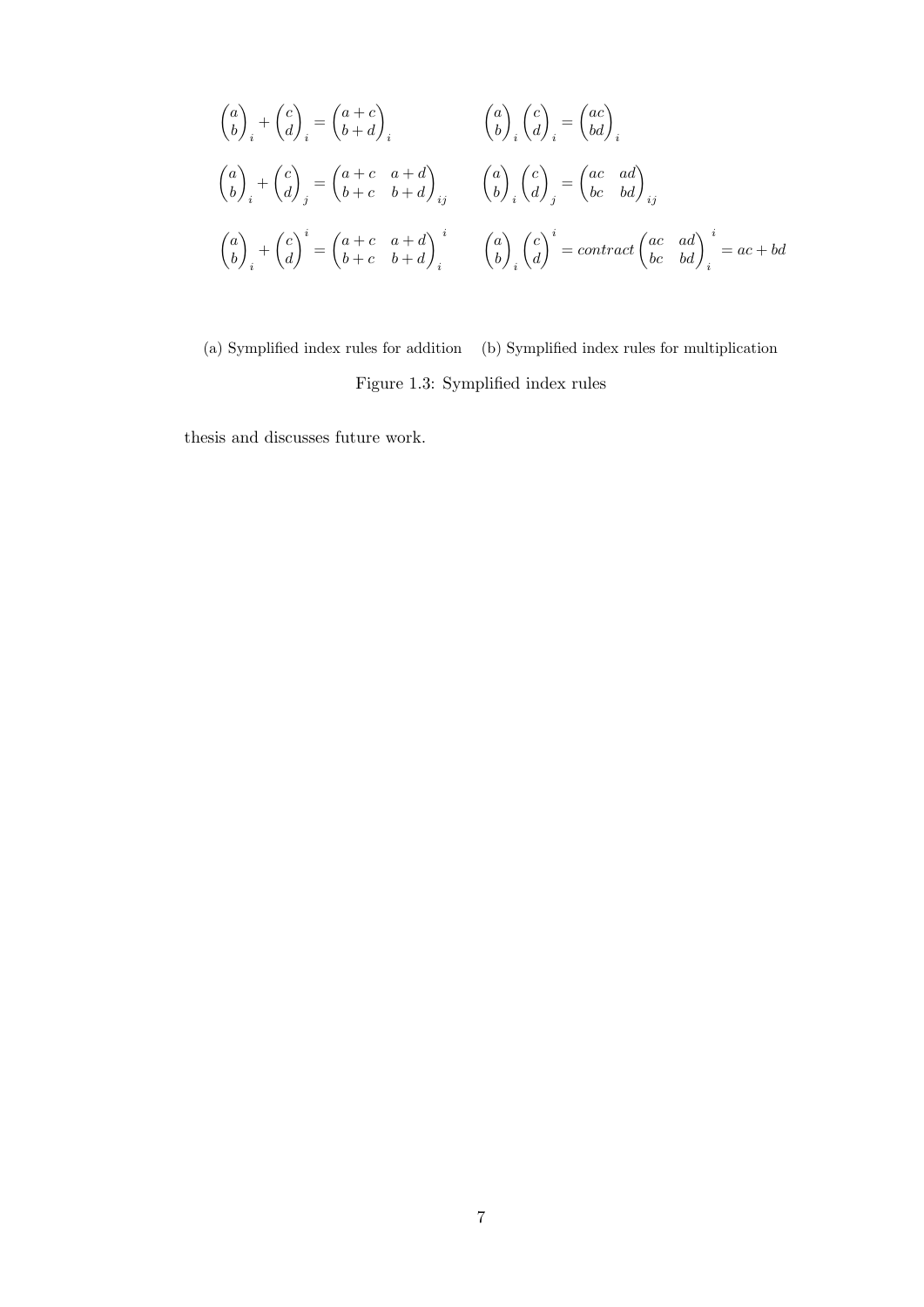$$\begin{pmatrix} a \\ b \end{pmatrix}_i + \begin{pmatrix} c \\ d \end{pmatrix}_i = \begin{pmatrix} a+c \\ b+d \end{pmatrix}_i$$

$$\begin{pmatrix} a \\ b \end{pmatrix}_i + \begin{pmatrix} c \\ d \end{pmatrix}_j = \begin{pmatrix} a+c & a+d \\ b+c & b+d \end{pmatrix}_{ij}$$

$$\begin{pmatrix} a \\ b \end{pmatrix}_i + \begin{pmatrix} c \\ d \end{pmatrix}^i = \begin{pmatrix} a+c & a+d \\ b+c & b+d \end{pmatrix}_i^{\ i}$$

(a) Symplified index rules for addition

$$\begin{pmatrix} a \\ b \end{pmatrix}_i \begin{pmatrix} c \\ d \end{pmatrix}_i = \begin{pmatrix} ac \\ bd \end{pmatrix}_i$$

$$\begin{pmatrix} a \\ b \end{pmatrix}_i \begin{pmatrix} c \\ d \end{pmatrix}_j = \begin{pmatrix} ac & ad \\ bc & bd \end{pmatrix}_{ij}$$

$$\begin{pmatrix} a \\ b \end{pmatrix}_i \begin{pmatrix} c \\ d \end{pmatrix}^i = contract \begin{pmatrix} ac & ad \\ bc & bd \end{pmatrix}_i^{\ i} = ac + bd$$

(b) Symplified index rules for multiplication

Figure 1.3: Symplified index rules

thesis and discusses future work.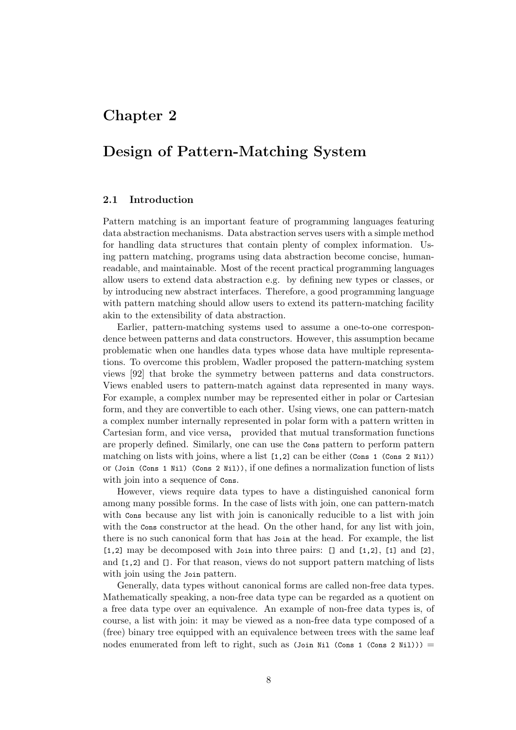# Chapter 2

# Design of Pattern-Matching System

## 2.1 Introduction

Pattern matching is an important feature of programming languages featuring data abstraction mechanisms. Data abstraction serves users with a simple method for handling data structures that contain plenty of complex information. Using pattern matching, programs using data abstraction become concise, human-readable, and maintainable. Most of the recent practical programming languages allow users to extend data abstraction e.g. by defining new types or classes, or by introducing new abstract interfaces. Therefore, a good programming language with pattern matching should allow users to extend its pattern-matching facility akin to the extensibility of data abstraction.

Earlier, pattern-matching systems used to assume a one-to-one correspondence between patterns and data constructors. However, this assumption became problematic when one handles data types whose data have multiple representations. To overcome this problem, Wadler proposed the pattern-matching system views [92] that broke the symmetry between patterns and data constructors. Views enabled users to pattern-match against data represented in many ways. For example, a complex number may be represented either in polar or Cartesian form, and they are convertible to each other. Using views, one can pattern-match a complex number internally represented in polar form with a pattern written in Cartesian form, and vice versa, provided that mutual transformation functions are properly defined. Similarly, one can use the `Cons` pattern to perform pattern matching on lists with joins, where a list `[1,2]` can be either `(Cons 1 (Cons 2 Nil))` or `(Join (Cons 1 Nil) (Cons 2 Nil))`, if one defines a normalization function of lists with join into a sequence of `Cons`.

However, views require data types to have a distinguished canonical form among many possible forms. In the case of lists with join, one can pattern-match with `Cons` because any list with join is canonically reducible to a list with join with the `Cons` constructor at the head. On the other hand, for any list with join, there is no such canonical form that has `Join` at the head. For example, the list `[1,2]` may be decomposed with `Join` into three pairs: `[]` and `[1,2]`, `[1]` and `[2]`, and `[1,2]` and `[]`. For that reason, views do not support pattern matching of lists with join using the `Join` pattern.

Generally, data types without canonical forms are called non-free data types. Mathematically speaking, a non-free data type can be regarded as a quotient on a free data type over an equivalence. An example of non-free data types is, of course, a list with join: it may be viewed as a non-free data type composed of a (free) binary tree equipped with an equivalence between trees with the same leaf nodes enumerated from left to right, such as `(Join Nil (Cons 1 (Cons 2 Nil)))` =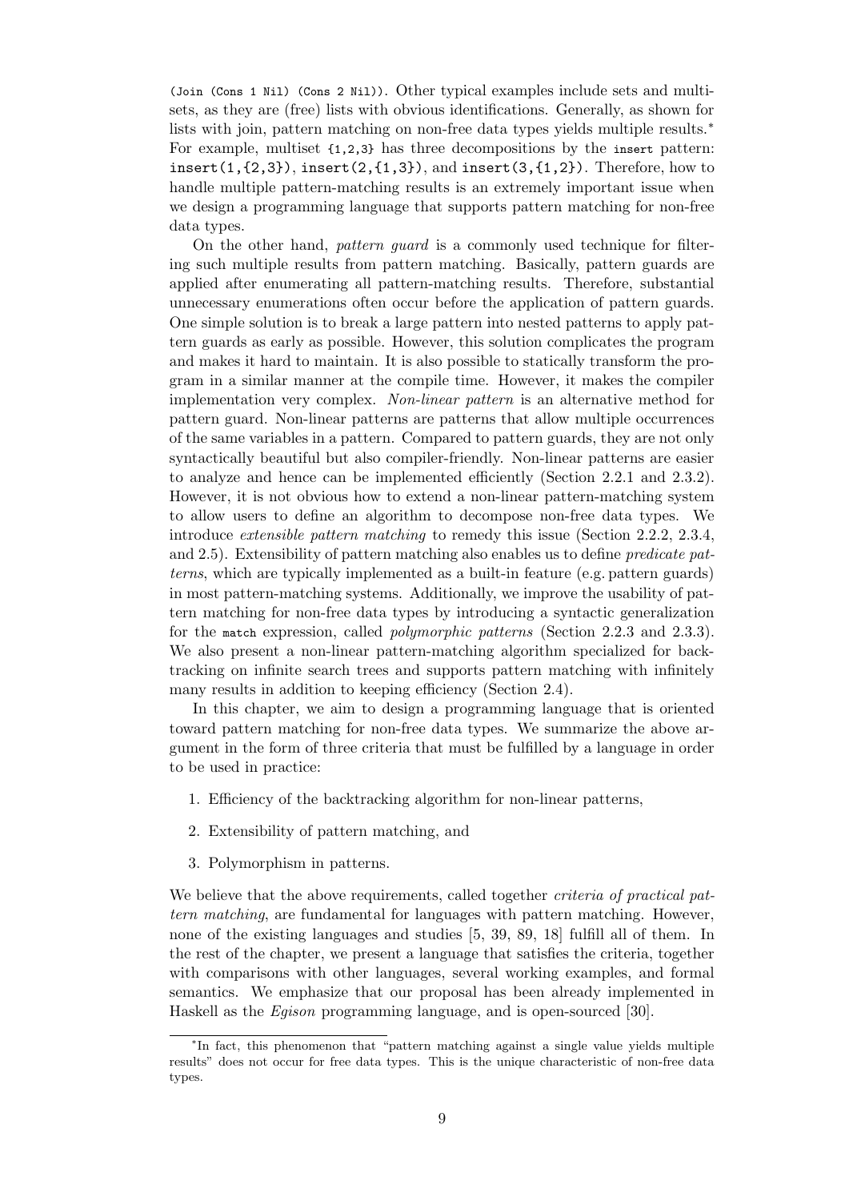`(Join (Cons 1 Nil) (Cons 2 Nil))`. Other typical examples include sets and multisets, as they are (free) lists with obvious identifications. Generally, as shown for lists with join, pattern matching on non-free data types yields multiple results.* For example, multiset `{1,2,3}` has three decompositions by the `insert` pattern: `insert(1,{2,3})`, `insert(2,{1,3})`, and `insert(3,{1,2})`. Therefore, how to handle multiple pattern-matching results is an extremely important issue when we design a programming language that supports pattern matching for non-free data types.

On the other hand, *pattern guard* is a commonly used technique for filtering such multiple results from pattern matching. Basically, pattern guards are applied after enumerating all pattern-matching results. Therefore, substantial unnecessary enumerations often occur before the application of pattern guards. One simple solution is to break a large pattern into nested patterns to apply pattern guards as early as possible. However, this solution complicates the program and makes it hard to maintain. It is also possible to statically transform the program in a similar manner at the compile time. However, it makes the compiler implementation very complex. *Non-linear pattern* is an alternative method for pattern guard. Non-linear patterns are patterns that allow multiple occurrences of the same variables in a pattern. Compared to pattern guards, they are not only syntactically beautiful but also compiler-friendly. Non-linear patterns are easier to analyze and hence can be implemented efficiently (Section 2.2.1 and 2.3.2). However, it is not obvious how to extend a non-linear pattern-matching system to allow users to define an algorithm to decompose non-free data types. We introduce *extensible pattern matching* to remedy this issue (Section 2.2.2, 2.3.4, and 2.5). Extensibility of pattern matching also enables us to define *predicate patterns*, which are typically implemented as a built-in feature (e.g. pattern guards) in most pattern-matching systems. Additionally, we improve the usability of pattern matching for non-free data types by introducing a syntactic generalization for the `match` expression, called *polymorphic patterns* (Section 2.2.3 and 2.3.3). We also present a non-linear pattern-matching algorithm specialized for backtracking on infinite search trees and supports pattern matching with infinitely many results in addition to keeping efficiency (Section 2.4).

In this chapter, we aim to design a programming language that is oriented toward pattern matching for non-free data types. We summarize the above argument in the form of three criteria that must be fulfilled by a language in order to be used in practice:

1. Efficiency of the backtracking algorithm for non-linear patterns,
2. Extensibility of pattern matching, and
3. Polymorphism in patterns.

We believe that the above requirements, called together *criteria of practical pattern matching*, are fundamental for languages with pattern matching. However, none of the existing languages and studies [5, 39, 89, 18] fulfill all of them. In the rest of the chapter, we present a language that satisfies the criteria, together with comparisons with other languages, several working examples, and formal semantics. We emphasize that our proposal has been already implemented in Haskell as the *Egison* programming language, and is open-sourced [30].

*In fact, this phenomenon that "pattern matching against a single value yields multiple results" does not occur for free data types. This is the unique characteristic of non-free data types.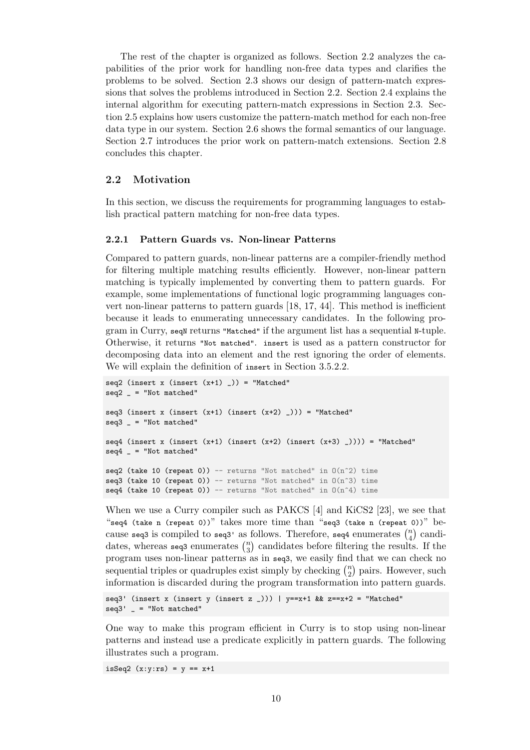The rest of the chapter is organized as follows. Section 2.2 analyzes the capabilities of the prior work for handling non-free data types and clarifies the problems to be solved. Section 2.3 shows our design of pattern-match expressions that solves the problems introduced in Section 2.2. Section 2.4 explains the internal algorithm for executing pattern-match expressions in Section 2.3. Section 2.5 explains how users customize the pattern-match method for each non-free data type in our system. Section 2.6 shows the formal semantics of our language. Section 2.7 introduces the prior work on pattern-match extensions. Section 2.8 concludes this chapter.

## 2.2 Motivation

In this section, we discuss the requirements for programming languages to establish practical pattern matching for non-free data types.

### 2.2.1 Pattern Guards vs. Non-linear Patterns

Compared to pattern guards, non-linear patterns are a compiler-friendly method for filtering multiple matching results efficiently. However, non-linear pattern matching is typically implemented by converting them to pattern guards. For example, some implementations of functional logic programming languages convert non-linear patterns to pattern guards [18, 17, 44]. This method is inefficient because it leads to enumerating unnecessary candidates. In the following program in Curry, `seqN` returns `"Matched"` if the argument list has a sequential `N`-tuple. Otherwise, it returns `"Not matched"`. `insert` is used as a pattern constructor for decomposing data into an element and the rest ignoring the order of elements. We will explain the definition of `insert` in Section 3.5.2.2.

```
seq2 (insert x (insert (x+1) _)) = "Matched"
seq2 _ = "Not matched"

seq3 (insert x (insert (x+1) (insert (x+2) _))) = "Matched"
seq3 _ = "Not matched"

seq4 (insert x (insert (x+1) (insert (x+2) (insert (x+3) _)))) = "Matched"
seq4 _ = "Not matched"

seq2 (take 10 (repeat 0)) -- returns "Not matched" in O(n^2) time
seq3 (take 10 (repeat 0)) -- returns "Not matched" in O(n^3) time
seq4 (take 10 (repeat 0)) -- returns "Not matched" in O(n^4) time
```

When we use a Curry compiler such as PAKCS [4] and KiCS2 [23], we see that "`seq4 (take n (repeat 0))`" takes more time than "`seq3 (take n (repeat 0))`" because `seq3` is compiled to `seq3'` as follows. Therefore, `seq4` enumerates $\binom{n}{4}$ candidates, whereas `seq3` enumerates $\binom{n}{3}$ candidates before filtering the results. If the program uses non-linear patterns as in `seq3`, we easily find that we can check no sequential triples or quadruples exist simply by checking $\binom{n}{2}$ pairs. However, such information is discarded during the program transformation into pattern guards.

```
seq3' (insert x (insert y (insert z _))) | y==x+1 && z==x+2 = "Matched"
seq3' _ = "Not matched"
```

One way to make this program efficient in Curry is to stop using non-linear patterns and instead use a predicate explicitly in pattern guards. The following illustrates such a program.

```
isSeq2 (x:y:rs) = y == x+1
```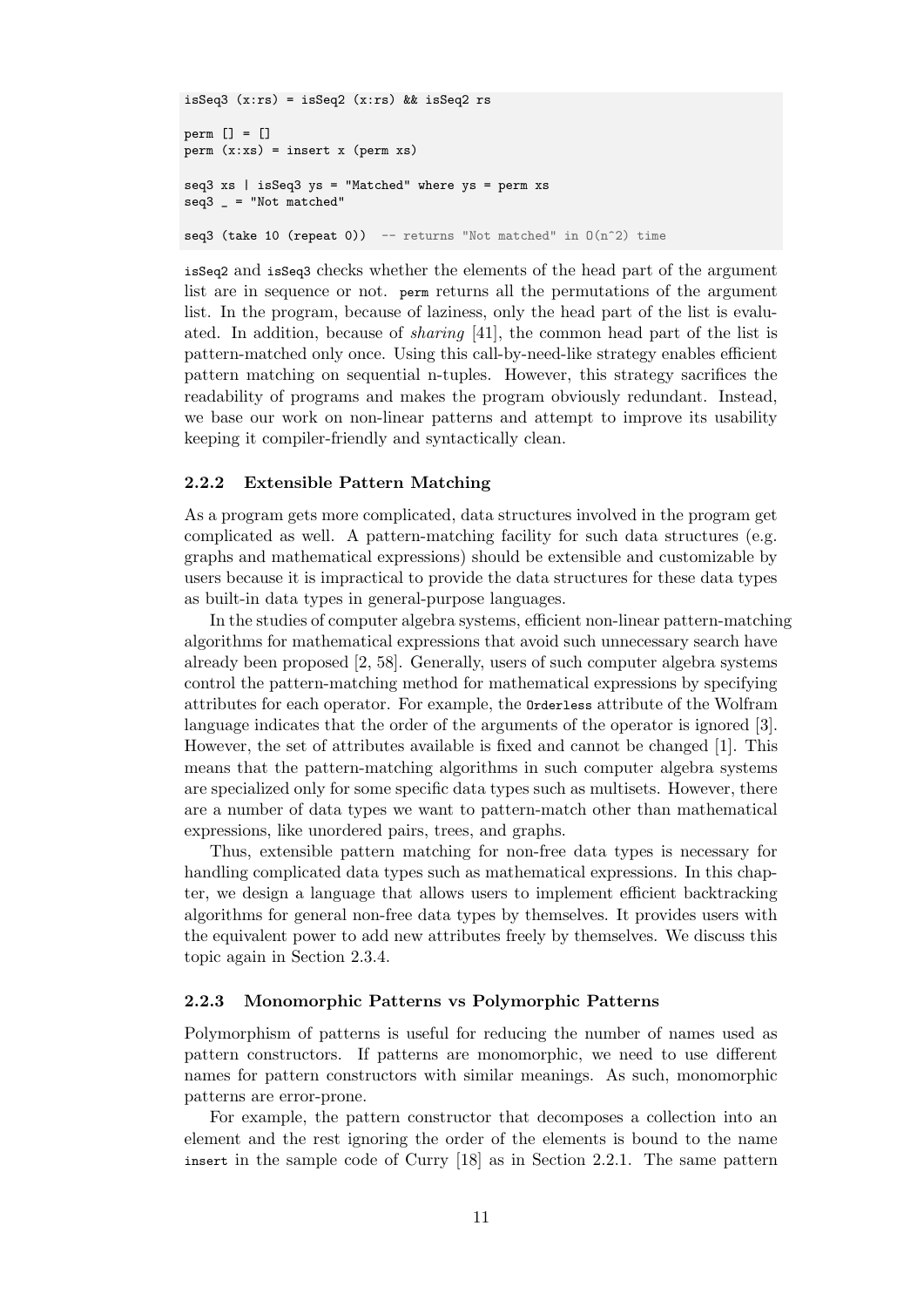```
isSeq3 (x:rs) = isSeq2 (x:rs) && isSeq2 rs

perm [] = []
perm (x:xs) = insert x (perm xs)

seq3 xs | isSeq3 ys = "Matched" where ys = perm xs
seq3 _ = "Not matched"

seq3 (take 10 (repeat 0))  -- returns "Not matched" in O(n^2) time
```

`isSeq2` and `isSeq3` checks whether the elements of the head part of the argument list are in sequence or not. `perm` returns all the permutations of the argument list. In the program, because of laziness, only the head part of the list is evaluated. In addition, because of *sharing* [41], the common head part of the list is pattern-matched only once. Using this call-by-need-like strategy enables efficient pattern matching on sequential n-tuples. However, this strategy sacrifices the readability of programs and makes the program obviously redundant. Instead, we base our work on non-linear patterns and attempt to improve its usability keeping it compiler-friendly and syntactically clean.

### 2.2.2 Extensible Pattern Matching

As a program gets more complicated, data structures involved in the program get complicated as well. A pattern-matching facility for such data structures (e.g. graphs and mathematical expressions) should be extensible and customizable by users because it is impractical to provide the data structures for these data types as built-in data types in general-purpose languages.

In the studies of computer algebra systems, efficient non-linear pattern-matching algorithms for mathematical expressions that avoid such unnecessary search have already been proposed [2, 58]. Generally, users of such computer algebra systems control the pattern-matching method for mathematical expressions by specifying attributes for each operator. For example, the `Orderless` attribute of the Wolfram language indicates that the order of the arguments of the operator is ignored [3]. However, the set of attributes available is fixed and cannot be changed [1]. This means that the pattern-matching algorithms in such computer algebra systems are specialized only for some specific data types such as multisets. However, there are a number of data types we want to pattern-match other than mathematical expressions, like unordered pairs, trees, and graphs.

Thus, extensible pattern matching for non-free data types is necessary for handling complicated data types such as mathematical expressions. In this chapter, we design a language that allows users to implement efficient backtracking algorithms for general non-free data types by themselves. It provides users with the equivalent power to add new attributes freely by themselves. We discuss this topic again in Section 2.3.4.

### 2.2.3 Monomorphic Patterns vs Polymorphic Patterns

Polymorphism of patterns is useful for reducing the number of names used as pattern constructors. If patterns are monomorphic, we need to use different names for pattern constructors with similar meanings. As such, monomorphic patterns are error-prone.

For example, the pattern constructor that decomposes a collection into an element and the rest ignoring the order of the elements is bound to the name `insert` in the sample code of Curry [18] as in Section 2.2.1. The same pattern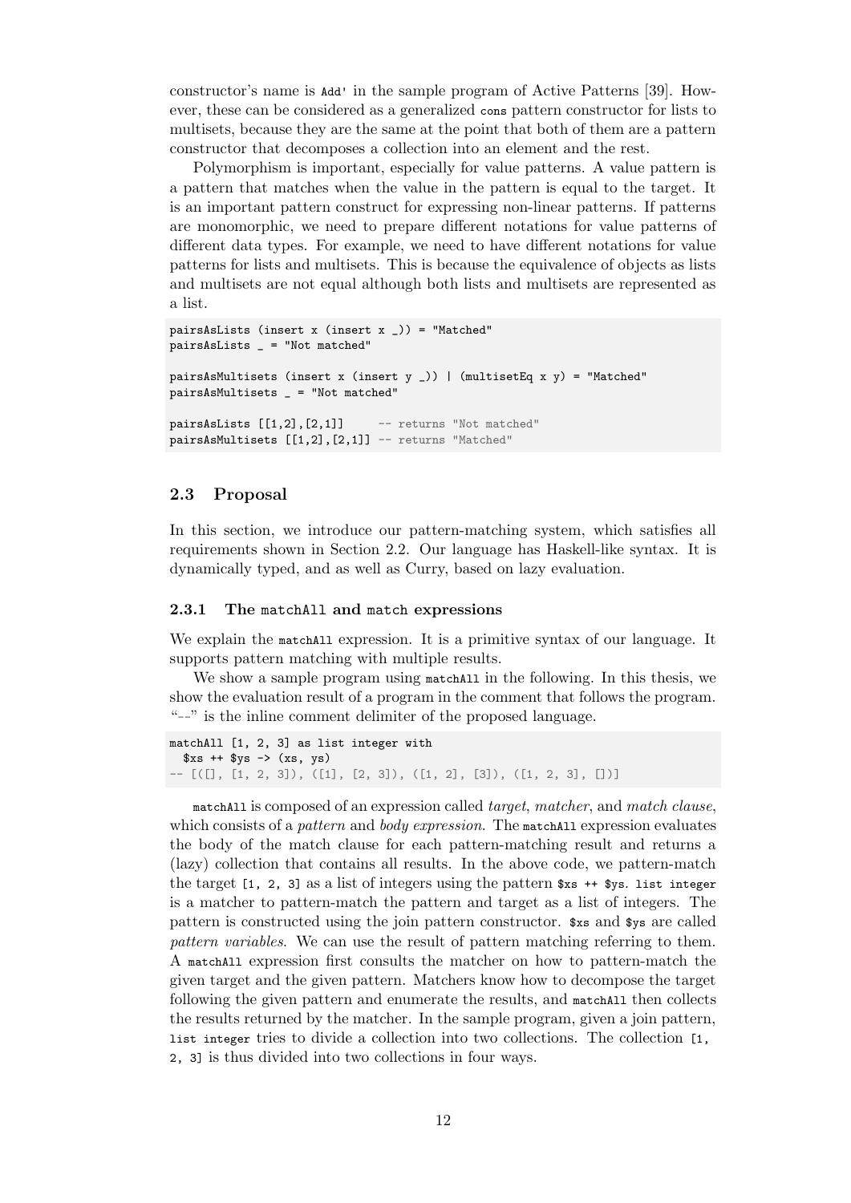constructor's name is `Add'` in the sample program of Active Patterns [39]. However, these can be considered as a generalized `cons` pattern constructor for lists to multisets, because they are the same at the point that both of them are a pattern constructor that decomposes a collection into an element and the rest.

Polymorphism is important, especially for value patterns. A value pattern is a pattern that matches when the value in the pattern is equal to the target. It is an important pattern construct for expressing non-linear patterns. If patterns are monomorphic, we need to prepare different notations for value patterns of different data types. For example, we need to have different notations for value patterns for lists and multisets. This is because the equivalence of objects as lists and multisets are not equal although both lists and multisets are represented as a list.

```
pairsAsLists (insert x (insert x _)) = "Matched"
pairsAsLists _ = "Not matched"

pairsAsMultisets (insert x (insert y _)) | (multisetEq x y) = "Matched"
pairsAsMultisets _ = "Not matched"

pairsAsLists [[1,2],[2,1]]     -- returns "Not matched"
pairsAsMultisets [[1,2],[2,1]] -- returns "Matched"
```

### 2.3 Proposal

In this section, we introduce our pattern-matching system, which satisfies all requirements shown in Section 2.2. Our language has Haskell-like syntax. It is dynamically typed, and as well as Curry, based on lazy evaluation.

#### 2.3.1 The `matchAll` and `match` expressions

We explain the `matchAll` expression. It is a primitive syntax of our language. It supports pattern matching with multiple results.

We show a sample program using `matchAll` in the following. In this thesis, we show the evaluation result of a program in the comment that follows the program. "--" is the inline comment delimiter of the proposed language.

```
matchAll [1, 2, 3] as list integer with
  $xs ++ $ys -> (xs, ys)
-- [([], [1, 2, 3]), ([1], [2, 3]), ([1, 2], [3]), ([1, 2, 3], [])]
```

`matchAll` is composed of an expression called *target*, *matcher*, and *match clause*, which consists of a *pattern* and *body expression*. The `matchAll` expression evaluates the body of the match clause for each pattern-matching result and returns a (lazy) collection that contains all results. In the above code, we pattern-match the target `[1, 2, 3]` as a list of integers using the pattern `$xs ++ $ys`. `list integer` is a matcher to pattern-match the pattern and target as a list of integers. The pattern is constructed using the join pattern constructor. `$xs` and `$ys` are called *pattern variables*. We can use the result of pattern matching referring to them. A `matchAll` expression first consults the matcher on how to pattern-match the given target and the given pattern. Matchers know how to decompose the target following the given pattern and enumerate the results, and `matchAll` then collects the results returned by the matcher. In the sample program, given a join pattern, `list integer` tries to divide a collection into two collections. The collection `[1, 2, 3]` is thus divided into two collections in four ways.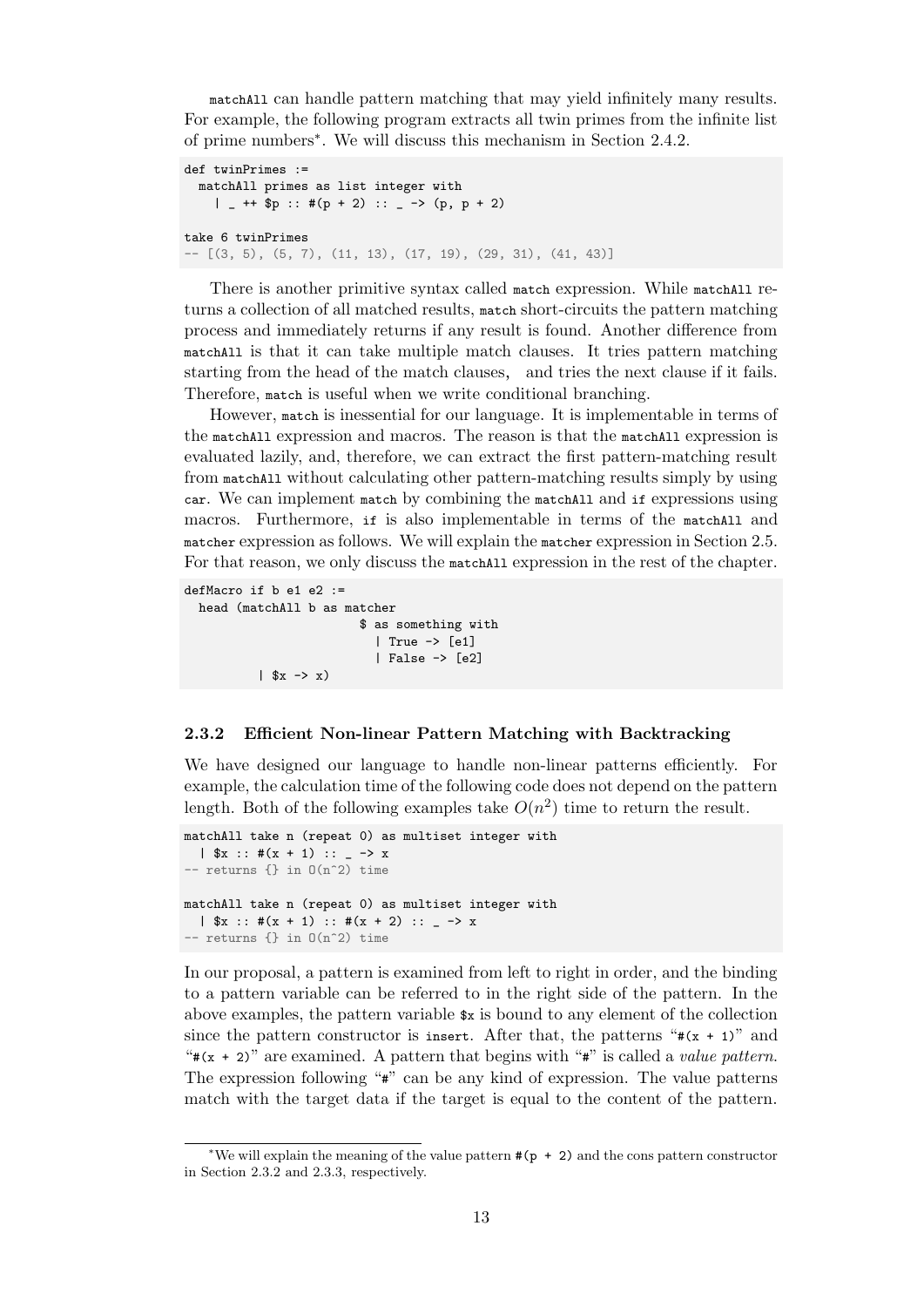`matchAll` can handle pattern matching that may yield infinitely many results. For example, the following program extracts all twin primes from the infinite list of prime numbers*. We will discuss this mechanism in Section 2.4.2.

```
def twinPrimes :=
  matchAll primes as list integer with
    | _ ++ $p :: #(p + 2) :: _ -> (p, p + 2)

take 6 twinPrimes
-- [(3, 5), (5, 7), (11, 13), (17, 19), (29, 31), (41, 43)]
```

There is another primitive syntax called `match` expression. While `matchAll` returns a collection of all matched results, `match` short-circuits the pattern matching process and immediately returns if any result is found. Another difference from `matchAll` is that it can take multiple match clauses. It tries pattern matching starting from the head of the match clauses, and tries the next clause if it fails. Therefore, `match` is useful when we write conditional branching.

However, `match` is inessential for our language. It is implementable in terms of the `matchAll` expression and macros. The reason is that the `matchAll` expression is evaluated lazily, and, therefore, we can extract the first pattern-matching result from `matchAll` without calculating other pattern-matching results simply by using `car`. We can implement `match` by combining the `matchAll` and `if` expressions using macros. Furthermore, `if` is also implementable in terms of the `matchAll` and `matcher` expression as follows. We will explain the `matcher` expression in Section 2.5. For that reason, we only discuss the `matchAll` expression in the rest of the chapter.

```
defMacro if b e1 e2 :=
  head (matchAll b as matcher
                        $ as something with
                          | True -> [e1]
                          | False -> [e2]
          | $x -> x)
```

### 2.3.2 Efficient Non-linear Pattern Matching with Backtracking

We have designed our language to handle non-linear patterns efficiently. For example, the calculation time of the following code does not depend on the pattern length. Both of the following examples take $O(n^2)$ time to return the result.

```
matchAll take n (repeat 0) as multiset integer with
  | $x :: #(x + 1) :: _ -> x
-- returns {} in O(n^2) time

matchAll take n (repeat 0) as multiset integer with
  | $x :: #(x + 1) :: #(x + 2) :: _ -> x
-- returns {} in O(n^2) time
```

In our proposal, a pattern is examined from left to right in order, and the binding to a pattern variable can be referred to in the right side of the pattern. In the above examples, the pattern variable `$x` is bound to any element of the collection since the pattern constructor is `insert`. After that, the patterns "`#(x + 1)`" and "`#(x + 2)`" are examined. A pattern that begins with "`#`" is called a *value pattern*. The expression following "`#`" can be any kind of expression. The value patterns match with the target data if the target is equal to the content of the pattern.

---

*We will explain the meaning of the value pattern `#(p + 2)` and the cons pattern constructor in Section 2.3.2 and 2.3.3, respectively.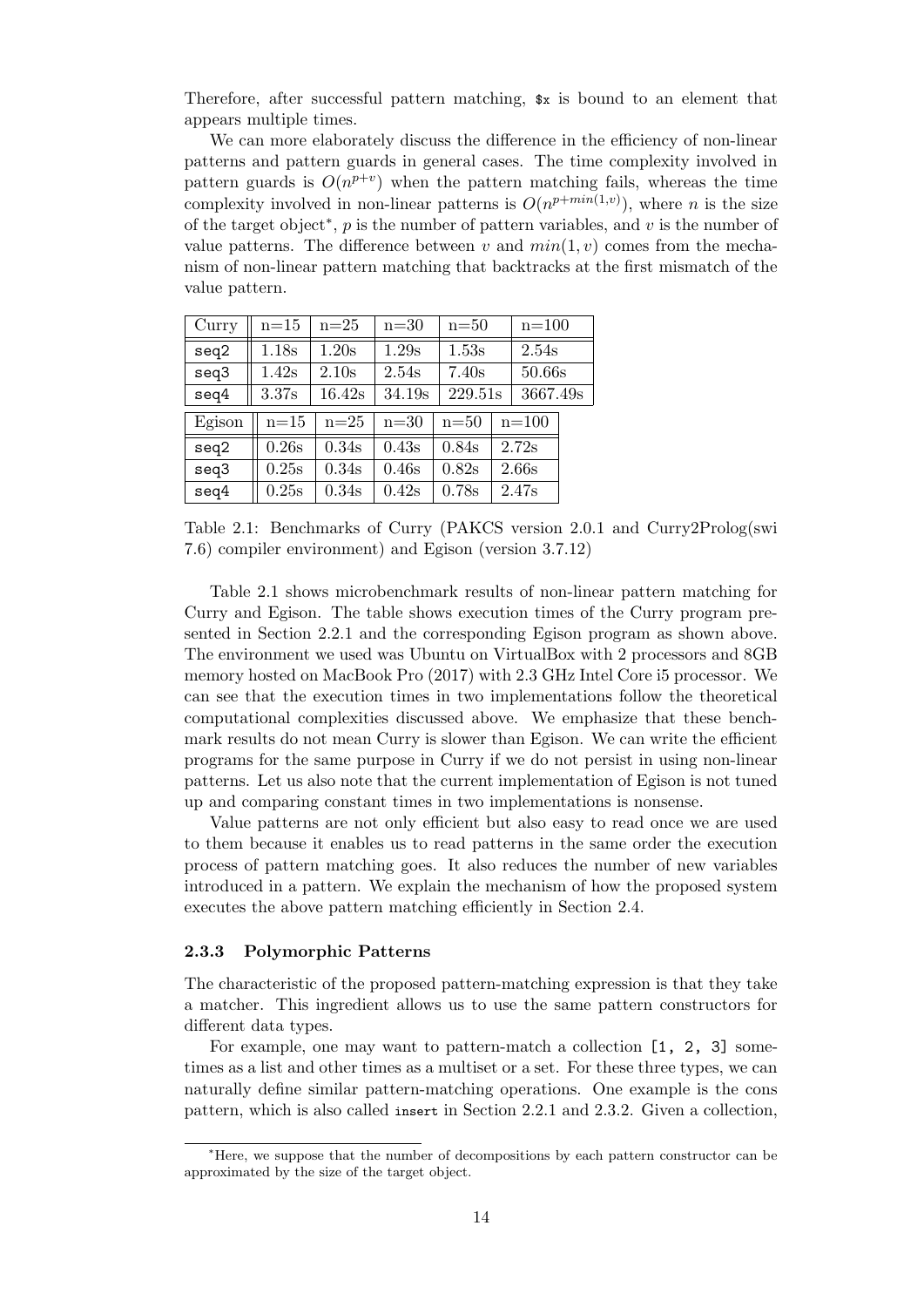Therefore, after successful pattern matching, `$x` is bound to an element that appears multiple times.

We can more elaborately discuss the difference in the efficiency of non-linear patterns and pattern guards in general cases. The time complexity involved in pattern guards is $O(n^{p+v})$ when the pattern matching fails, whereas the time complexity involved in non-linear patterns is $O(n^{p+min(1,v)})$, where $n$ is the size of the target object*, $p$ is the number of pattern variables, and $v$ is the number of value patterns. The difference between $v$ and $min(1, v)$ comes from the mechanism of non-linear pattern matching that backtracks at the first mismatch of the value pattern.

| Curry | n=15 | n=25 | n=30 | n=50 | n=100 |
|---|---|---|---|---|---|
| `seq2` | 1.18s | 1.20s | 1.29s | 1.53s | 2.54s |
| `seq3` | 1.42s | 2.10s | 2.54s | 7.40s | 50.66s |
| `seq4` | 3.37s | 16.42s | 34.19s | 229.51s | 3667.49s |

| Egison | n=15 | n=25 | n=30 | n=50 | n=100 |
|---|---|---|---|---|---|
| `seq2` | 0.26s | 0.34s | 0.43s | 0.84s | 2.72s |
| `seq3` | 0.25s | 0.34s | 0.46s | 0.82s | 2.66s |
| `seq4` | 0.25s | 0.34s | 0.42s | 0.78s | 2.47s |

Table 2.1: Benchmarks of Curry (PAKCS version 2.0.1 and Curry2Prolog(swi 7.6) compiler environment) and Egison (version 3.7.12)

Table 2.1 shows microbenchmark results of non-linear pattern matching for Curry and Egison. The table shows execution times of the Curry program presented in Section 2.2.1 and the corresponding Egison program as shown above. The environment we used was Ubuntu on VirtualBox with 2 processors and 8GB memory hosted on MacBook Pro (2017) with 2.3 GHz Intel Core i5 processor. We can see that the execution times in two implementations follow the theoretical computational complexities discussed above. We emphasize that these benchmark results do not mean Curry is slower than Egison. We can write the efficient programs for the same purpose in Curry if we do not persist in using non-linear patterns. Let us also note that the current implementation of Egison is not tuned up and comparing constant times in two implementations is nonsense.

Value patterns are not only efficient but also easy to read once we are used to them because it enables us to read patterns in the same order the execution process of pattern matching goes. It also reduces the number of new variables introduced in a pattern. We explain the mechanism of how the proposed system executes the above pattern matching efficiently in Section 2.4.

### 2.3.3 Polymorphic Patterns

The characteristic of the proposed pattern-matching expression is that they take a matcher. This ingredient allows us to use the same pattern constructors for different data types.

For example, one may want to pattern-match a collection `[1, 2, 3]` sometimes as a list and other times as a multiset or a set. For these three types, we can naturally define similar pattern-matching operations. One example is the cons pattern, which is also called `insert` in Section 2.2.1 and 2.3.2. Given a collection,

*Here, we suppose that the number of decompositions by each pattern constructor can be approximated by the size of the target object.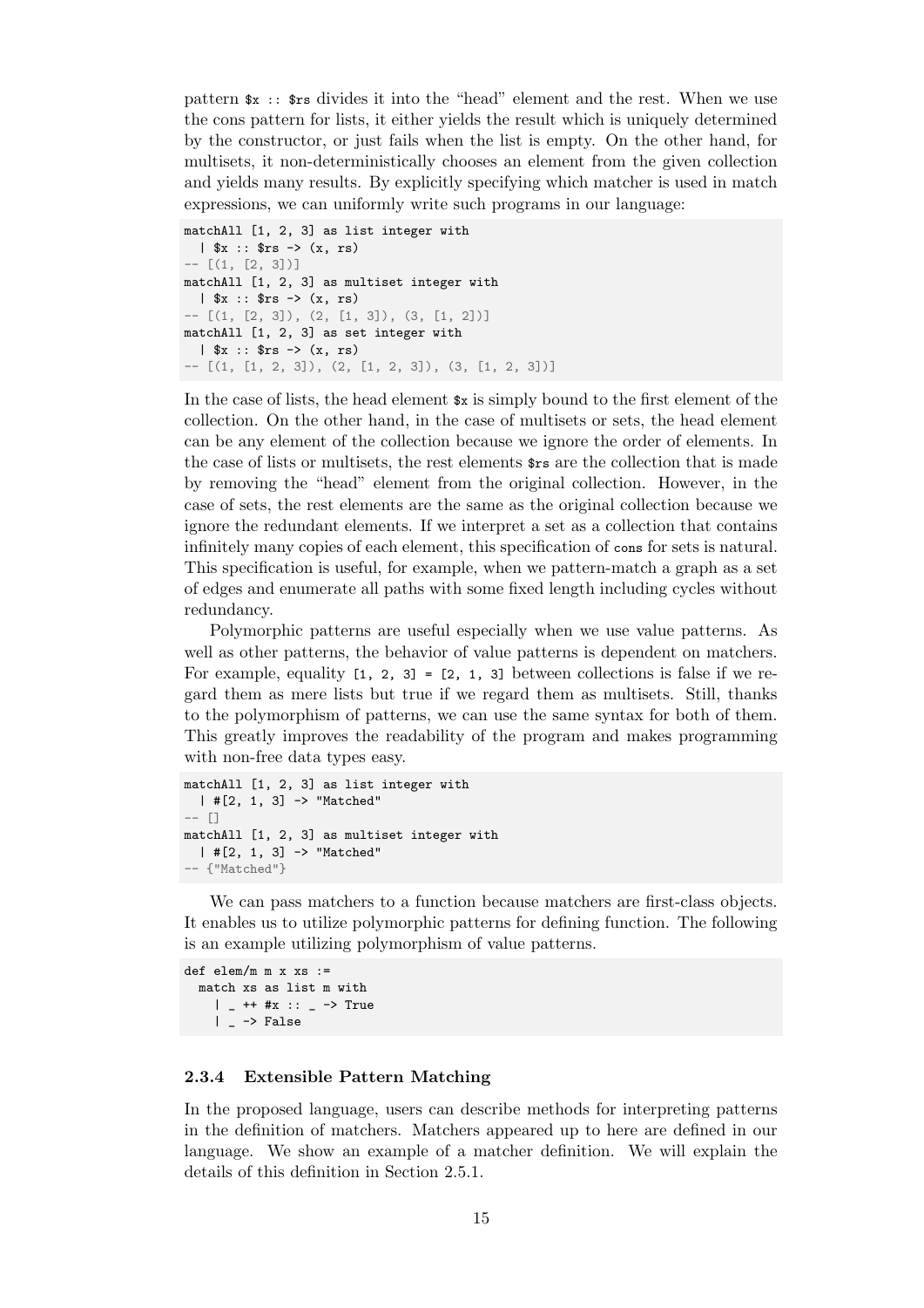pattern `$x :: $rs` divides it into the "head" element and the rest. When we use the cons pattern for lists, it either yields the result which is uniquely determined by the constructor, or just fails when the list is empty. On the other hand, for multisets, it non-deterministically chooses an element from the given collection and yields many results. By explicitly specifying which matcher is used in match expressions, we can uniformly write such programs in our language:

```
matchAll [1, 2, 3] as list integer with
  | $x :: $rs -> (x, rs)
-- [(1, [2, 3])]
matchAll [1, 2, 3] as multiset integer with
  | $x :: $rs -> (x, rs)
-- [(1, [2, 3]), (2, [1, 3]), (3, [1, 2])]
matchAll [1, 2, 3] as set integer with
  | $x :: $rs -> (x, rs)
-- [(1, [1, 2, 3]), (2, [1, 2, 3]), (3, [1, 2, 3])]
```

In the case of lists, the head element `$x` is simply bound to the first element of the collection. On the other hand, in the case of multisets or sets, the head element can be any element of the collection because we ignore the order of elements. In the case of lists or multisets, the rest elements `$rs` are the collection that is made by removing the "head" element from the original collection. However, in the case of sets, the rest elements are the same as the original collection because we ignore the redundant elements. If we interpret a set as a collection that contains infinitely many copies of each element, this specification of `cons` for sets is natural. This specification is useful, for example, when we pattern-match a graph as a set of edges and enumerate all paths with some fixed length including cycles without redundancy.

Polymorphic patterns are useful especially when we use value patterns. As well as other patterns, the behavior of value patterns is dependent on matchers. For example, equality `[1, 2, 3] = [2, 1, 3]` between collections is false if we regard them as mere lists but true if we regard them as multisets. Still, thanks to the polymorphism of patterns, we can use the same syntax for both of them. This greatly improves the readability of the program and makes programming with non-free data types easy.

```
matchAll [1, 2, 3] as list integer with
  | #[2, 1, 3] -> "Matched"
-- []
matchAll [1, 2, 3] as multiset integer with
  | #[2, 1, 3] -> "Matched"
-- {"Matched"}
```

We can pass matchers to a function because matchers are first-class objects. It enables us to utilize polymorphic patterns for defining function. The following is an example utilizing polymorphism of value patterns.

```
def elem/m m x xs :=
  match xs as list m with
    | _ ++ #x :: _ -> True
    | _ -> False
```

#### 2.3.4 Extensible Pattern Matching

In the proposed language, users can describe methods for interpreting patterns in the definition of matchers. Matchers appeared up to here are defined in our language. We show an example of a matcher definition. We will explain the details of this definition in Section 2.5.1.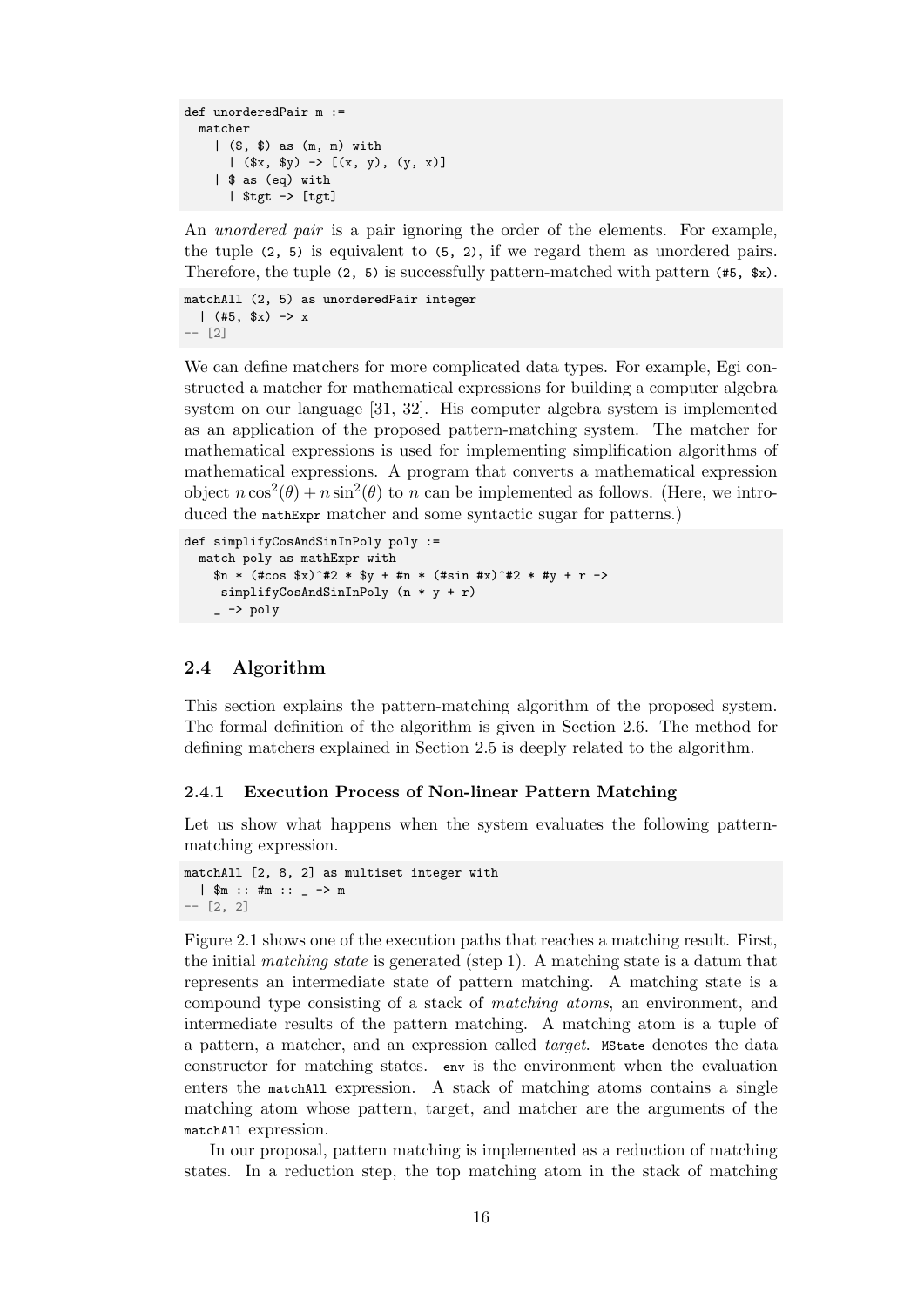```
def unorderedPair m :=
  matcher
    | ($, $) as (m, m) with
      | ($x, $y) -> [(x, y), (y, x)]
    | $ as (eq) with
      | $tgt -> [tgt]
```

An *unordered pair* is a pair ignoring the order of the elements. For example, the tuple `(2, 5)` is equivalent to `(5, 2)`, if we regard them as unordered pairs. Therefore, the tuple `(2, 5)` is successfully pattern-matched with pattern `(#5, $x)`.

```
matchAll (2, 5) as unorderedPair integer
  | (#5, $x) -> x
-- [2]
```

We can define matchers for more complicated data types. For example, Egi constructed a matcher for mathematical expressions for building a computer algebra system on our language [31, 32]. His computer algebra system is implemented as an application of the proposed pattern-matching system. The matcher for mathematical expressions is used for implementing simplification algorithms of mathematical expressions. A program that converts a mathematical expression object $n\cos^2(\theta) + n\sin^2(\theta)$ to $n$ can be implemented as follows. (Here, we introduced the `mathExpr` matcher and some syntactic sugar for patterns.)

```
def simplifyCosAndSinInPoly poly :=
  match poly as mathExpr with
    $n * (#cos $x)^#2 * $y + #n * (#sin #x)^#2 * #y + r ->
     simplifyCosAndSinInPoly (n * y + r)
    _ -> poly
```

### 2.4 Algorithm

This section explains the pattern-matching algorithm of the proposed system. The formal definition of the algorithm is given in Section 2.6. The method for defining matchers explained in Section 2.5 is deeply related to the algorithm.

#### 2.4.1 Execution Process of Non-linear Pattern Matching

Let us show what happens when the system evaluates the following pattern-matching expression.

```
matchAll [2, 8, 2] as multiset integer with
  | $m :: #m :: _ -> m
-- [2, 2]
```

Figure 2.1 shows one of the execution paths that reaches a matching result. First, the initial *matching state* is generated (step 1). A matching state is a datum that represents an intermediate state of pattern matching. A matching state is a compound type consisting of a stack of *matching atoms*, an environment, and intermediate results of the pattern matching. A matching atom is a tuple of a pattern, a matcher, and an expression called *target*. `MState` denotes the data constructor for matching states. `env` is the environment when the evaluation enters the `matchAll` expression. A stack of matching atoms contains a single matching atom whose pattern, target, and matcher are the arguments of the `matchAll` expression.

In our proposal, pattern matching is implemented as a reduction of matching states. In a reduction step, the top matching atom in the stack of matching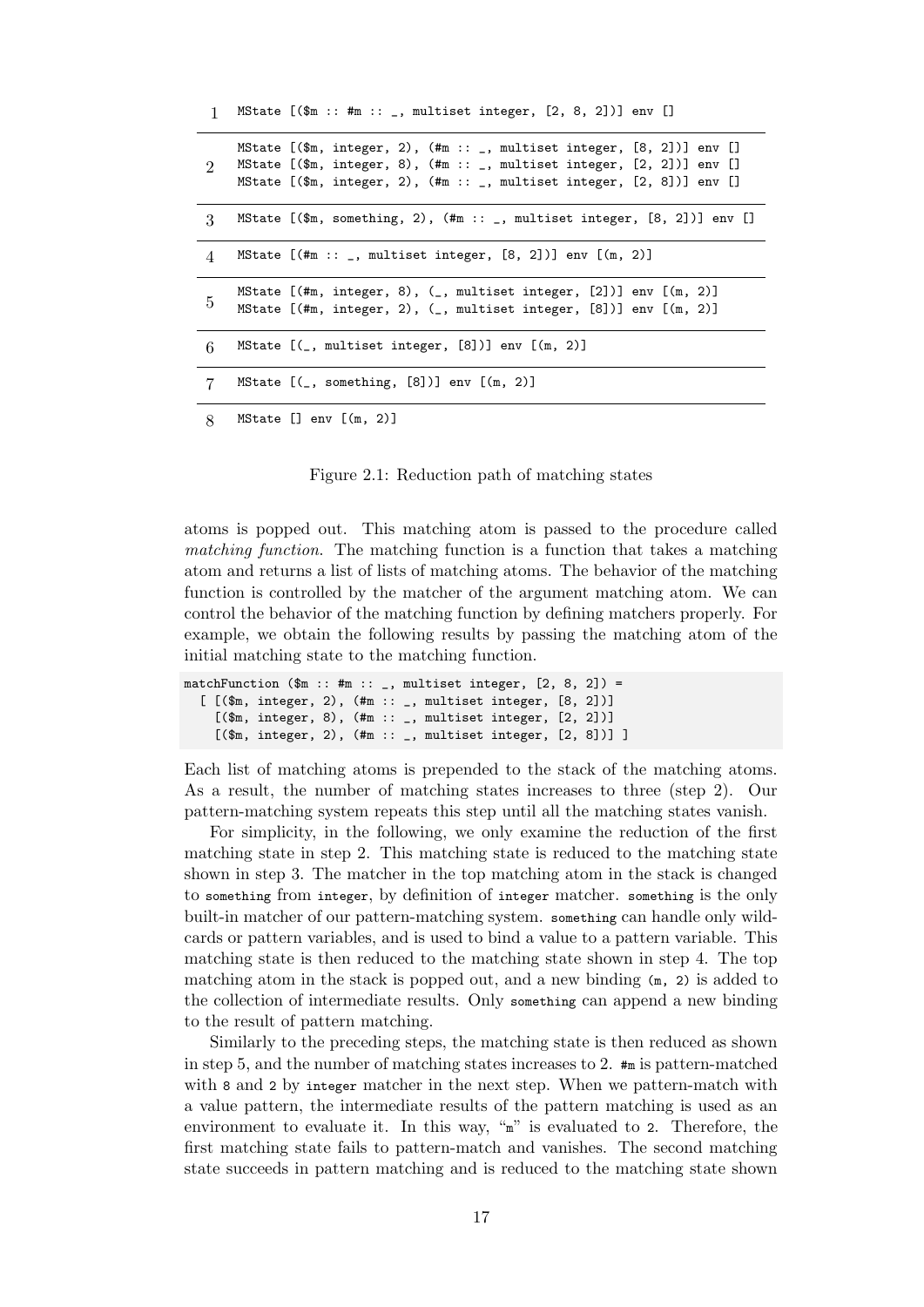| | |
|---|---|
| 1 | `MState [($m :: #m :: _, multiset integer, [2, 8, 2])] env []` |
| 2 | `MState [($m, integer, 2), (#m :: _, multiset integer, [8, 2])] env []`<br>`MState [($m, integer, 8), (#m :: _, multiset integer, [2, 2])] env []`<br>`MState [($m, integer, 2), (#m :: _, multiset integer, [2, 8])] env []` |
| 3 | `MState [($m, something, 2), (#m :: _, multiset integer, [8, 2])] env []` |
| 4 | `MState [(#m :: _, multiset integer, [8, 2])] env [(m, 2)]` |
| 5 | `MState [(#m, integer, 8), (_, multiset integer, [2])] env [(m, 2)]`<br>`MState [(#m, integer, 2), (_, multiset integer, [8])] env [(m, 2)]` |
| 6 | `MState [(_, multiset integer, [8])] env [(m, 2)]` |
| 7 | `MState [(_, something, [8])] env [(m, 2)]` |
| 8 | `MState [] env [(m, 2)]` |

Figure 2.1: Reduction path of matching states

atoms is popped out. This matching atom is passed to the procedure called *matching function*. The matching function is a function that takes a matching atom and returns a list of lists of matching atoms. The behavior of the matching function is controlled by the matcher of the argument matching atom. We can control the behavior of the matching function by defining matchers properly. For example, we obtain the following results by passing the matching atom of the initial matching state to the matching function.

```
matchFunction ($m :: #m :: _, multiset integer, [2, 8, 2]) =
  [ [($m, integer, 2), (#m :: _, multiset integer, [8, 2])]
    [($m, integer, 8), (#m :: _, multiset integer, [2, 2])]
    [($m, integer, 2), (#m :: _, multiset integer, [2, 8])] ]
```

Each list of matching atoms is prepended to the stack of the matching atoms. As a result, the number of matching states increases to three (step 2). Our pattern-matching system repeats this step until all the matching states vanish.

For simplicity, in the following, we only examine the reduction of the first matching state in step 2. This matching state is reduced to the matching state shown in step 3. The matcher in the top matching atom in the stack is changed to `something` from `integer`, by definition of `integer` matcher. `something` is the only built-in matcher of our pattern-matching system. `something` can handle only wildcards or pattern variables, and is used to bind a value to a pattern variable. This matching state is then reduced to the matching state shown in step 4. The top matching atom in the stack is popped out, and a new binding `(m, 2)` is added to the collection of intermediate results. Only `something` can append a new binding to the result of pattern matching.

Similarly to the preceding steps, the matching state is then reduced as shown in step 5, and the number of matching states increases to 2. `#m` is pattern-matched with `8` and `2` by `integer` matcher in the next step. When we pattern-match with a value pattern, the intermediate results of the pattern matching is used as an environment to evaluate it. In this way, "`m`" is evaluated to `2`. Therefore, the first matching state fails to pattern-match and vanishes. The second matching state succeeds in pattern matching and is reduced to the matching state shown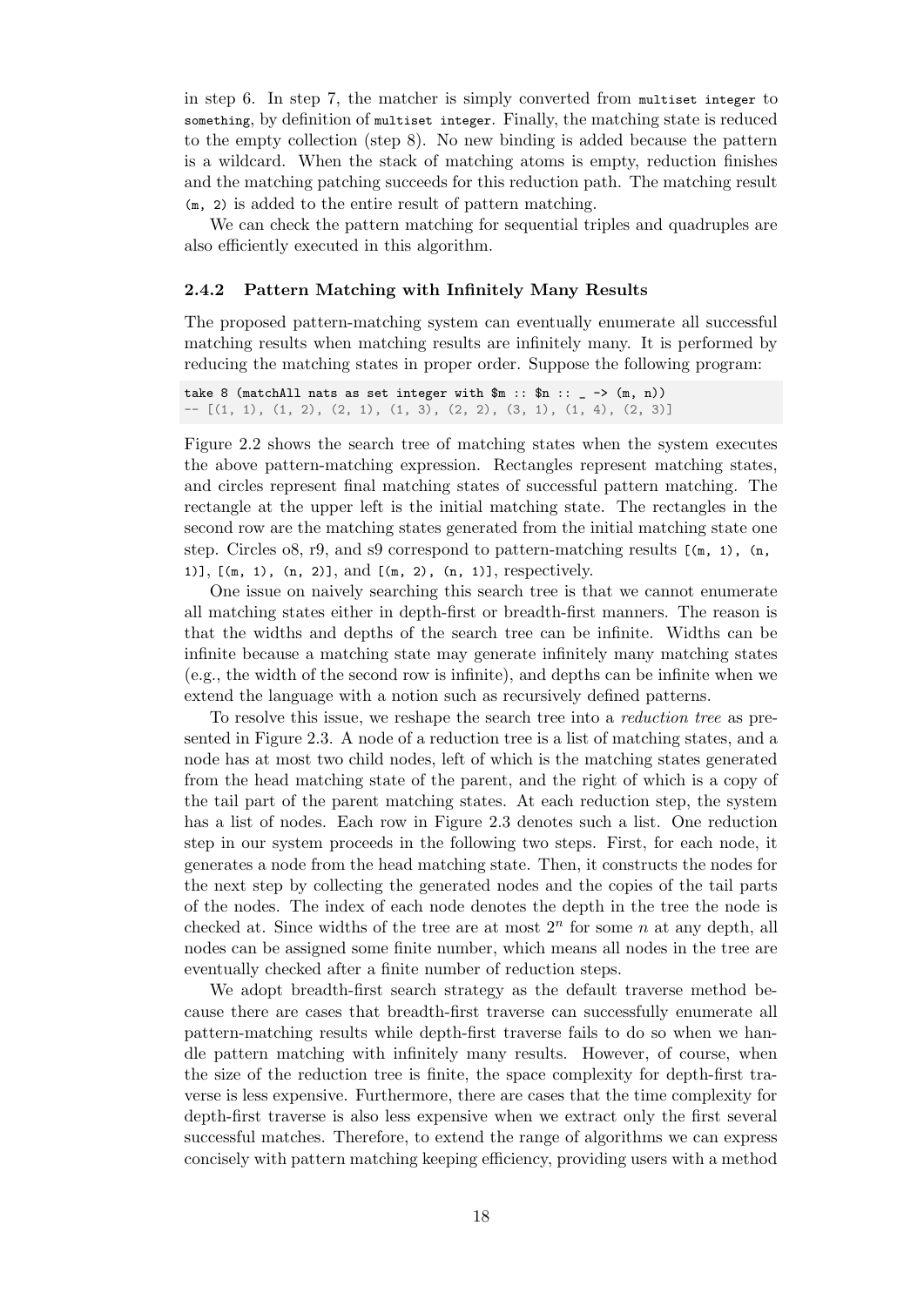in step 6. In step 7, the matcher is simply converted from `multiset integer` to `something`, by definition of `multiset integer`. Finally, the matching state is reduced to the empty collection (step 8). No new binding is added because the pattern is a wildcard. When the stack of matching atoms is empty, reduction finishes and the matching patching succeeds for this reduction path. The matching result `(m, 2)` is added to the entire result of pattern matching.

We can check the pattern matching for sequential triples and quadruples are also efficiently executed in this algorithm.

### 2.4.2 Pattern Matching with Infinitely Many Results

The proposed pattern-matching system can eventually enumerate all successful matching results when matching results are infinitely many. It is performed by reducing the matching states in proper order. Suppose the following program:

```
take 8 (matchAll nats as set integer with $m :: $n :: _ -> (m, n))
-- [(1, 1), (1, 2), (2, 1), (1, 3), (2, 2), (3, 1), (1, 4), (2, 3)]
```

Figure 2.2 shows the search tree of matching states when the system executes the above pattern-matching expression. Rectangles represent matching states, and circles represent final matching states of successful pattern matching. The rectangle at the upper left is the initial matching state. The rectangles in the second row are the matching states generated from the initial matching state one step. Circles o8, r9, and s9 correspond to pattern-matching results `[(m, 1), (n, 1)]`, `[(m, 1), (n, 2)]`, and `[(m, 2), (n, 1)]`, respectively.

One issue on naively searching this search tree is that we cannot enumerate all matching states either in depth-first or breadth-first manners. The reason is that the widths and depths of the search tree can be infinite. Widths can be infinite because a matching state may generate infinitely many matching states (e.g., the width of the second row is infinite), and depths can be infinite when we extend the language with a notion such as recursively defined patterns.

To resolve this issue, we reshape the search tree into a *reduction tree* as presented in Figure 2.3. A node of a reduction tree is a list of matching states, and a node has at most two child nodes, left of which is the matching states generated from the head matching state of the parent, and the right of which is a copy of the tail part of the parent matching states. At each reduction step, the system has a list of nodes. Each row in Figure 2.3 denotes such a list. One reduction step in our system proceeds in the following two steps. First, for each node, it generates a node from the head matching state. Then, it constructs the nodes for the next step by collecting the generated nodes and the copies of the tail parts of the nodes. The index of each node denotes the depth in the tree the node is checked at. Since widths of the tree are at most $2^n$ for some $n$ at any depth, all nodes can be assigned some finite number, which means all nodes in the tree are eventually checked after a finite number of reduction steps.

We adopt breadth-first search strategy as the default traverse method because there are cases that breadth-first traverse can successfully enumerate all pattern-matching results while depth-first traverse fails to do so when we handle pattern matching with infinitely many results. However, of course, when the size of the reduction tree is finite, the space complexity for depth-first traverse is less expensive. Furthermore, there are cases that the time complexity for depth-first traverse is also less expensive when we extract only the first several successful matches. Therefore, to extend the range of algorithms we can express concisely with pattern matching keeping efficiency, providing users with a method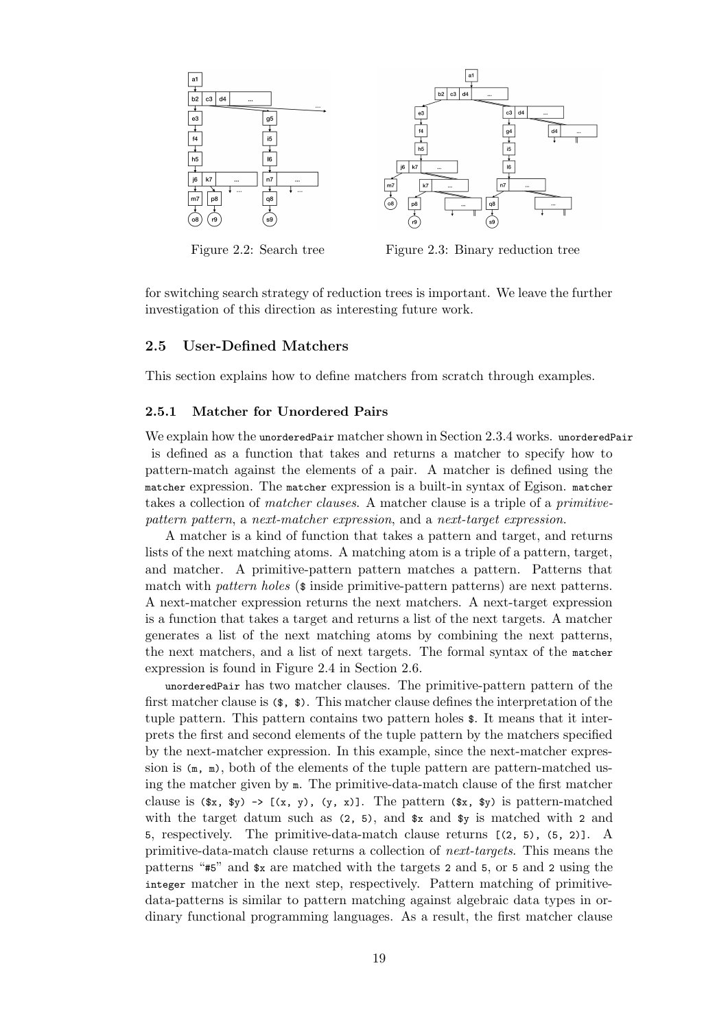Figure 2.2: Search tree

Figure 2.3: Binary reduction tree

for switching search strategy of reduction trees is important. We leave the further investigation of this direction as interesting future work.

## 2.5 User-Defined Matchers

This section explains how to define matchers from scratch through examples.

### 2.5.1 Matcher for Unordered Pairs

We explain how the `unorderedPair` matcher shown in Section 2.3.4 works. `unorderedPair` is defined as a function that takes and returns a matcher to specify how to pattern-match against the elements of a pair. A matcher is defined using the `matcher` expression. The `matcher` expression is a built-in syntax of Egison. `matcher` takes a collection of *matcher clauses*. A matcher clause is a triple of a *primitive-pattern pattern*, a *next-matcher expression*, and a *next-target expression*.

A matcher is a kind of function that takes a pattern and target, and returns lists of the next matching atoms. A matching atom is a triple of a pattern, target, and matcher. A primitive-pattern pattern matches a pattern. Patterns that match with *pattern holes* (`$` inside primitive-pattern patterns) are next patterns. A next-matcher expression returns the next matchers. A next-target expression is a function that takes a target and returns a list of the next targets. A matcher generates a list of the next matching atoms by combining the next patterns, the next matchers, and a list of next targets. The formal syntax of the `matcher` expression is found in Figure 2.4 in Section 2.6.

`unorderedPair` has two matcher clauses. The primitive-pattern pattern of the first matcher clause is `($, $)`. This matcher clause defines the interpretation of the tuple pattern. This pattern contains two pattern holes `$`. It means that it interprets the first and second elements of the tuple pattern by the matchers specified by the next-matcher expression. In this example, since the next-matcher expression is `(m, m)`, both of the elements of the tuple pattern are pattern-matched using the matcher given by `m`. The primitive-data-match clause of the first matcher clause is `($x, $y) -> [(x, y), (y, x)]`. The pattern `($x, $y)` is pattern-matched with the target datum such as `(2, 5)`, and `$x` and `$y` is matched with `2` and `5`, respectively. The primitive-data-match clause returns `[(2, 5), (5, 2)]`. A primitive-data-match clause returns a collection of *next-targets*. This means the patterns "`#5`" and `$x` are matched with the targets `2` and `5`, or `5` and `2` using the `integer` matcher in the next step, respectively. Pattern matching of primitive-data-patterns is similar to pattern matching against algebraic data types in ordinary functional programming languages. As a result, the first matcher clause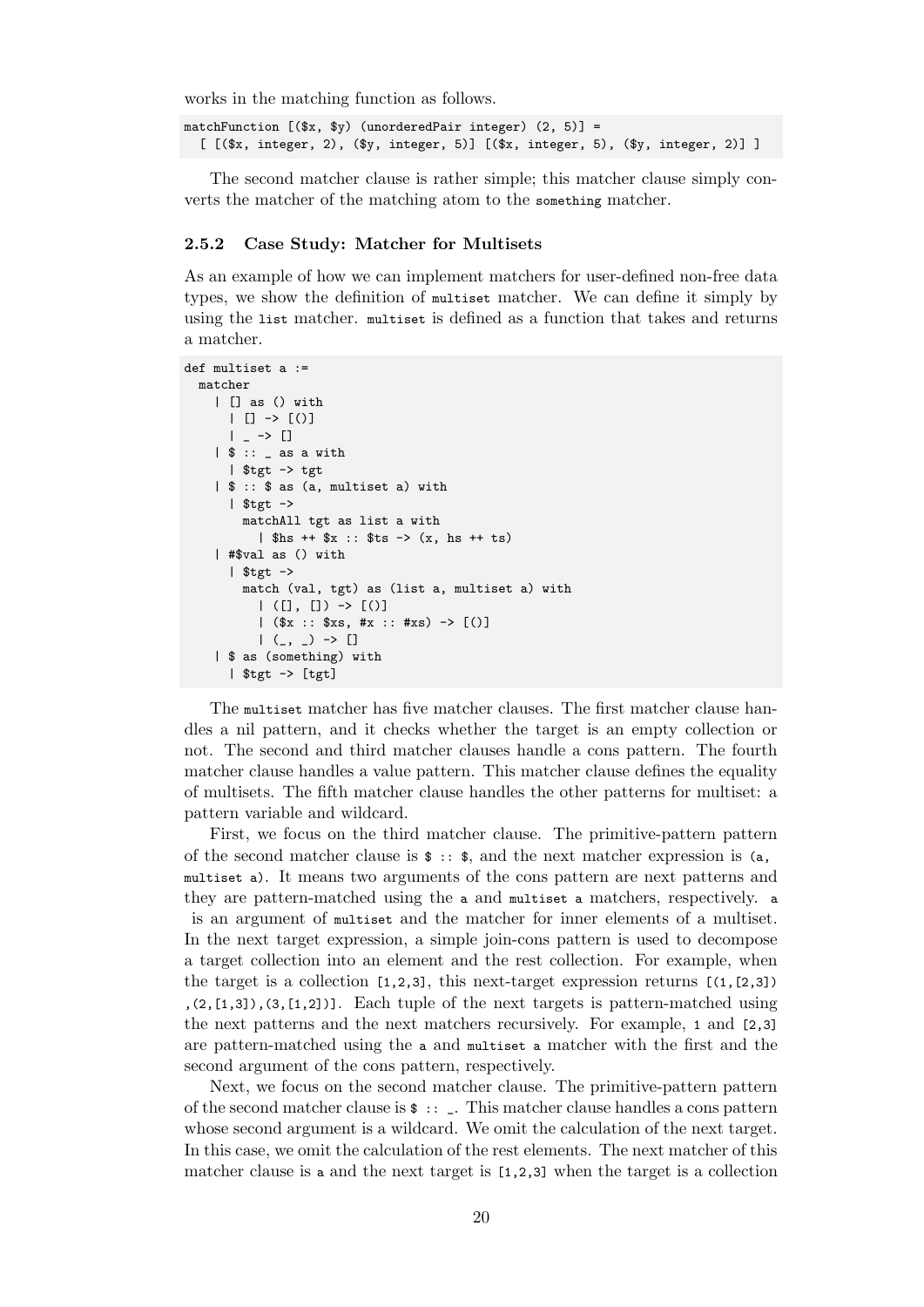works in the matching function as follows.

```
matchFunction [($x, $y) (unorderedPair integer) (2, 5)] =
  [ [($x, integer, 2), ($y, integer, 5)] [($x, integer, 5), ($y, integer, 2)] ]
```

The second matcher clause is rather simple; this matcher clause simply converts the matcher of the matching atom to the `something` matcher.

### 2.5.2 Case Study: Matcher for Multisets

As an example of how we can implement matchers for user-defined non-free data types, we show the definition of `multiset` matcher. We can define it simply by using the `list` matcher. `multiset` is defined as a function that takes and returns a matcher.

```
def multiset a :=
  matcher
    | [] as () with
      | [] -> [()]
      | _ -> []
    | $ :: _ as a with
      | $tgt -> tgt
    | $ :: $ as (a, multiset a) with
      | $tgt ->
        matchAll tgt as list a with
          | $hs ++ $x :: $ts -> (x, hs ++ ts)
    | #$val as () with
      | $tgt ->
        match (val, tgt) as (list a, multiset a) with
          | ([], []) -> [()]
          | ($x :: $xs, #x :: #xs) -> [()]
          | (_, _) -> []
    | $ as (something) with
      | $tgt -> [tgt]
```

The `multiset` matcher has five matcher clauses. The first matcher clause handles a nil pattern, and it checks whether the target is an empty collection or not. The second and third matcher clauses handle a cons pattern. The fourth matcher clause handles a value pattern. This matcher clause defines the equality of multisets. The fifth matcher clause handles the other patterns for multiset: a pattern variable and wildcard.

First, we focus on the third matcher clause. The primitive-pattern pattern of the second matcher clause is `$ :: $`, and the next matcher expression is `(a, multiset a)`. It means two arguments of the cons pattern are next patterns and they are pattern-matched using the `a` and `multiset a` matchers, respectively. `a` is an argument of `multiset` and the matcher for inner elements of a multiset. In the next target expression, a simple join-cons pattern is used to decompose a target collection into an element and the rest collection. For example, when the target is a collection `[1,2,3]`, this next-target expression returns `[(1,[2,3]),(2,[1,3]),(3,[1,2])]`. Each tuple of the next targets is pattern-matched using the next patterns and the next matchers recursively. For example, `1` and `[2,3]` are pattern-matched using the `a` and `multiset a` matcher with the first and the second argument of the cons pattern, respectively.

Next, we focus on the second matcher clause. The primitive-pattern pattern of the second matcher clause is `$ :: _`. This matcher clause handles a cons pattern whose second argument is a wildcard. We omit the calculation of the next target. In this case, we omit the calculation of the rest elements. The next matcher of this matcher clause is `a` and the next target is `[1,2,3]` when the target is a collection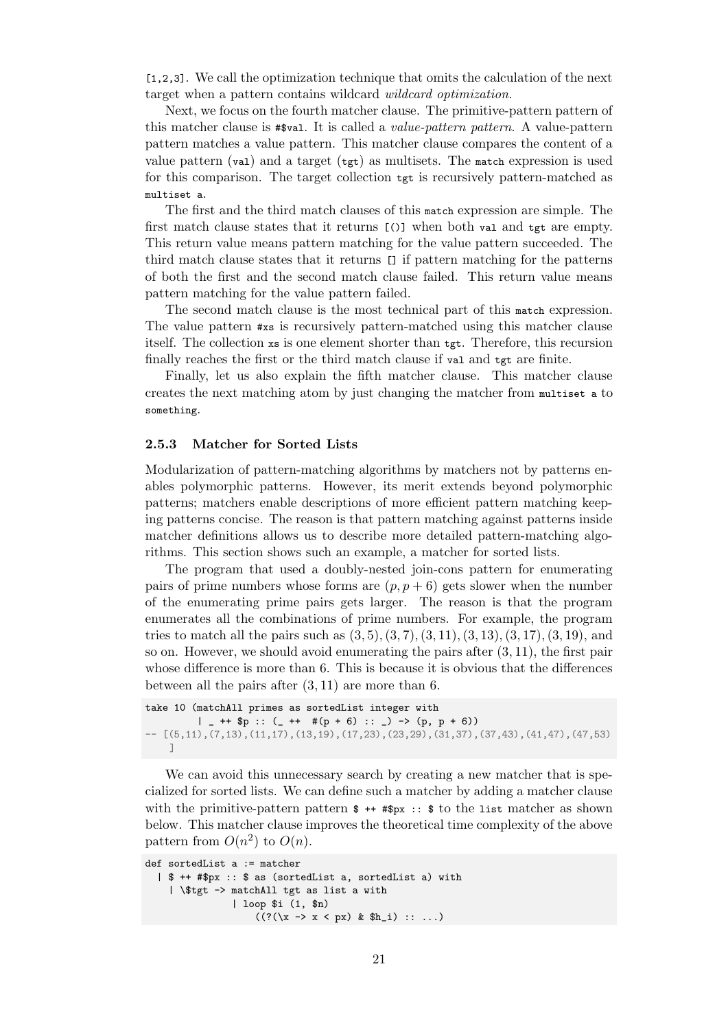[1,2,3]. We call the optimization technique that omits the calculation of the next target when a pattern contains wildcard *wildcard optimization*.

Next, we focus on the fourth matcher clause. The primitive-pattern pattern of this matcher clause is `#$val`. It is called a *value-pattern pattern*. A value-pattern pattern matches a value pattern. This matcher clause compares the content of a value pattern (`val`) and a target (`tgt`) as multisets. The `match` expression is used for this comparison. The target collection `tgt` is recursively pattern-matched as `multiset a`.

The first and the third match clauses of this `match` expression are simple. The first match clause states that it returns `[()]` when both `val` and `tgt` are empty. This return value means pattern matching for the value pattern succeeded. The third match clause states that it returns `[]` if pattern matching for the patterns of both the first and the second match clause failed. This return value means pattern matching for the value pattern failed.

The second match clause is the most technical part of this `match` expression. The value pattern `#xs` is recursively pattern-matched using this matcher clause itself. The collection `xs` is one element shorter than `tgt`. Therefore, this recursion finally reaches the first or the third match clause if `val` and `tgt` are finite.

Finally, let us also explain the fifth matcher clause. This matcher clause creates the next matching atom by just changing the matcher from `multiset a` to `something`.

### 2.5.3 Matcher for Sorted Lists

Modularization of pattern-matching algorithms by matchers not by patterns enables polymorphic patterns. However, its merit extends beyond polymorphic patterns; matchers enable descriptions of more efficient pattern matching keeping patterns concise. The reason is that pattern matching against patterns inside matcher definitions allows us to describe more detailed pattern-matching algorithms. This section shows such an example, a matcher for sorted lists.

The program that used a doubly-nested join-cons pattern for enumerating pairs of prime numbers whose forms are $(p, p+6)$ gets slower when the number of the enumerating prime pairs gets larger. The reason is that the program enumerates all the combinations of prime numbers. For example, the program tries to match all the pairs such as $(3, 5), (3, 7), (3, 11), (3, 13), (3, 17), (3, 19)$, and so on. However, we should avoid enumerating the pairs after $(3, 11)$, the first pair whose difference is more than 6. This is because it is obvious that the differences between all the pairs after $(3, 11)$ are more than 6.

```
take 10 (matchAll primes as sortedList integer with
        | _ ++ $p :: (_ ++  #(p + 6) :: _) -> (p, p + 6))
-- [(5,11),(7,13),(11,17),(13,19),(17,23),(23,29),(31,37),(37,43),(41,47),(47,53)
   ]
```

We can avoid this unnecessary search by creating a new matcher that is specialized for sorted lists. We can define such a matcher by adding a matcher clause with the primitive-pattern pattern `$ ++ #$px :: $` to the `list` matcher as shown below. This matcher clause improves the theoretical time complexity of the above pattern from $O(n^2)$ to $O(n)$.

```
def sortedList a := matcher
  | $ ++ #$px :: $ as (sortedList a, sortedList a) with
    | \$tgt -> matchAll tgt as list a with
               | loop $i (1, $n)
                   ((?(\x -> x < px) & $h_i) :: ...)
```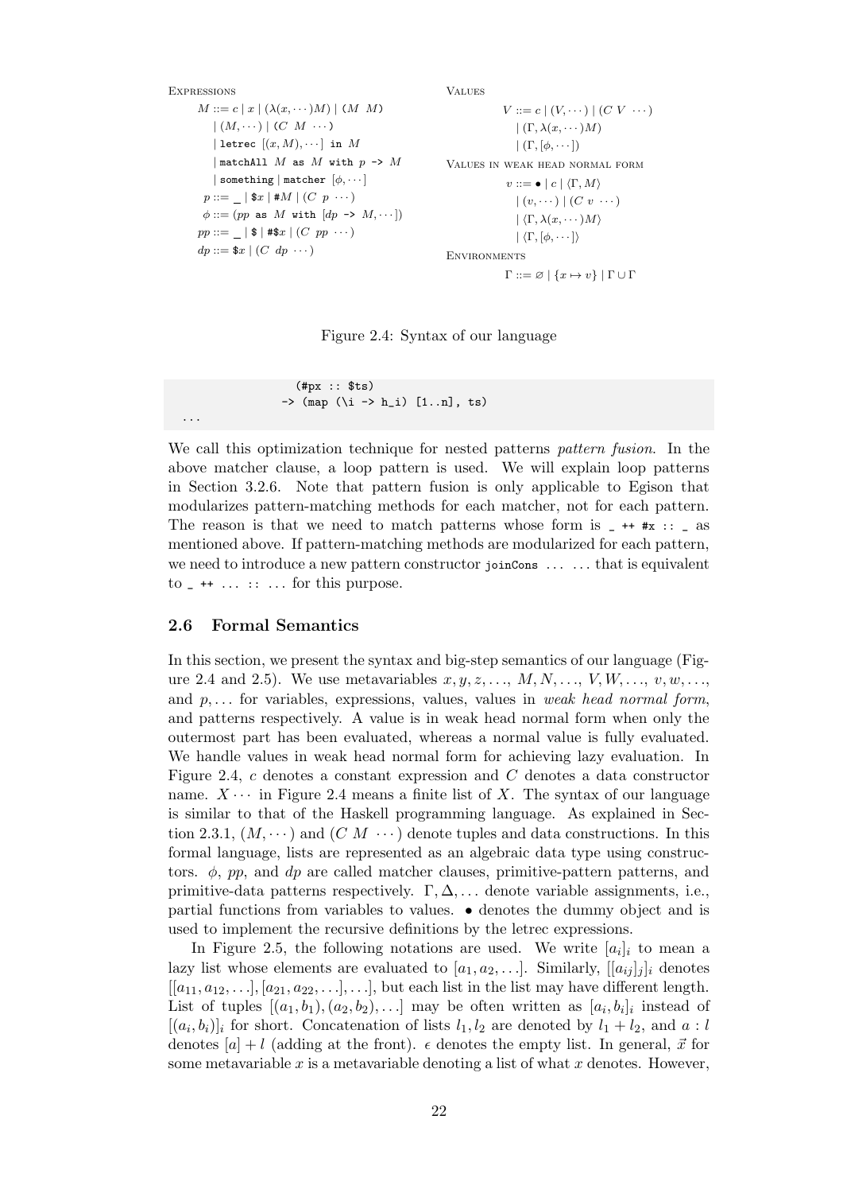**Expressions**

$$
\begin{aligned}
M ::=\ & c \mid x \mid (\lambda(x, \cdots) M) \mid (M\ \ M) \\
& \mid (M, \cdots) \mid (C\ \ M\ \ \cdots) \\
& \mid \texttt{letrec}\ [(x, M), \cdots]\ \texttt{in}\ M \\
& \mid \texttt{matchAll}\ M\ \texttt{as}\ M\ \texttt{with}\ p\ \texttt{->}\ M \\
& \mid \texttt{something} \mid \texttt{matcher}\ [\phi, \cdots] \\
p ::=\ & \_ \mid \$x \mid \#M \mid (C\ \ p\ \ \cdots) \\
\phi ::=\ & (pp\ \texttt{as}\ M\ \texttt{with}\ [dp\ \texttt{->}\ M, \cdots]) \\
pp ::=\ & \_ \mid \$ \mid \#\$x \mid (C\ \ pp\ \ \cdots) \\
dp ::=\ & \$x \mid (C\ \ dp\ \ \cdots)
\end{aligned}
$$

**Values**

$$
\begin{aligned}
V ::=\ & c \mid (V, \cdots) \mid (C\ V\ \cdots) \\
& \mid (\Gamma, \lambda(x, \cdots) M) \\
& \mid (\Gamma, [\phi, \cdots])
\end{aligned}
$$

**Values in weak head normal form**

$$
\begin{aligned}
v ::=\ & \bullet \mid c \mid \langle \Gamma, M \rangle \\
& \mid (v, \cdots) \mid (C\ v\ \cdots) \\
& \mid \langle \Gamma, \lambda(x, \cdots) M \rangle \\
& \mid \langle \Gamma, [\phi, \cdots] \rangle
\end{aligned}
$$

**Environments**

$$
\Gamma ::= \varnothing \mid \{x \mapsto v\} \mid \Gamma \cup \Gamma
$$

Figure 2.4: Syntax of our language

```
                (#px :: $ts)
              -> (map (\i -> h_i) [1..n], ts)
 ...
```

We call this optimization technique for nested patterns *pattern fusion*. In the above matcher clause, a loop pattern is used. We will explain loop patterns in Section 3.2.6. Note that pattern fusion is only applicable to Egison that modularizes pattern-matching methods for each matcher, not for each pattern. The reason is that we need to match patterns whose form is `_ ++ #x :: _` as mentioned above. If pattern-matching methods are modularized for each pattern, we need to introduce a new pattern constructor `joinCons ... ...` that is equivalent to `_ ++ ... :: ...` for this purpose.

## 2.6 Formal Semantics

In this section, we present the syntax and big-step semantics of our language (Figure 2.4 and 2.5). We use metavariables $x, y, z, \ldots$, $M, N, \ldots$, $V, W, \ldots$, $v, w, \ldots$, and $p, \ldots$ for variables, expressions, values, values in *weak head normal form*, and patterns respectively. A value is in weak head normal form when only the outermost part has been evaluated, whereas a normal value is fully evaluated. We handle values in weak head normal form for achieving lazy evaluation. In Figure 2.4, $c$ denotes a constant expression and $C$ denotes a data constructor name. $X \cdots$ in Figure 2.4 means a finite list of $X$. The syntax of our language is similar to that of the Haskell programming language. As explained in Section 2.3.1, $(M, \cdots)$ and $(C\ M\ \cdots)$ denote tuples and data constructions. In this formal language, lists are represented as an algebraic data type using constructors. $\phi$, $pp$, and $dp$ are called matcher clauses, primitive-pattern patterns, and primitive-data patterns respectively. $\Gamma, \Delta, \ldots$ denote variable assignments, i.e., partial functions from variables to values. $\bullet$ denotes the dummy object and is used to implement the recursive definitions by the letrec expressions.

In Figure 2.5, the following notations are used. We write $[a_i]_i$ to mean a lazy list whose elements are evaluated to $[a_1, a_2, \ldots]$. Similarly, $[[a_{ij}]_j]_i$ denotes $[[a_{11}, a_{12}, \ldots], [a_{21}, a_{22}, \ldots], \ldots]$, but each list in the list may have different length. List of tuples $[(a_1, b_1), (a_2, b_2), \ldots]$ may be often written as $[a_i, b_i]_i$ instead of $[(a_i, b_i)]_i$ for short. Concatenation of lists $l_1, l_2$ are denoted by $l_1 + l_2$, and $a : l$ denotes $[a] + l$ (adding at the front). $\epsilon$ denotes the empty list. In general, $\vec{x}$ for some metavariable $x$ is a metavariable denoting a list of what $x$ denotes. However,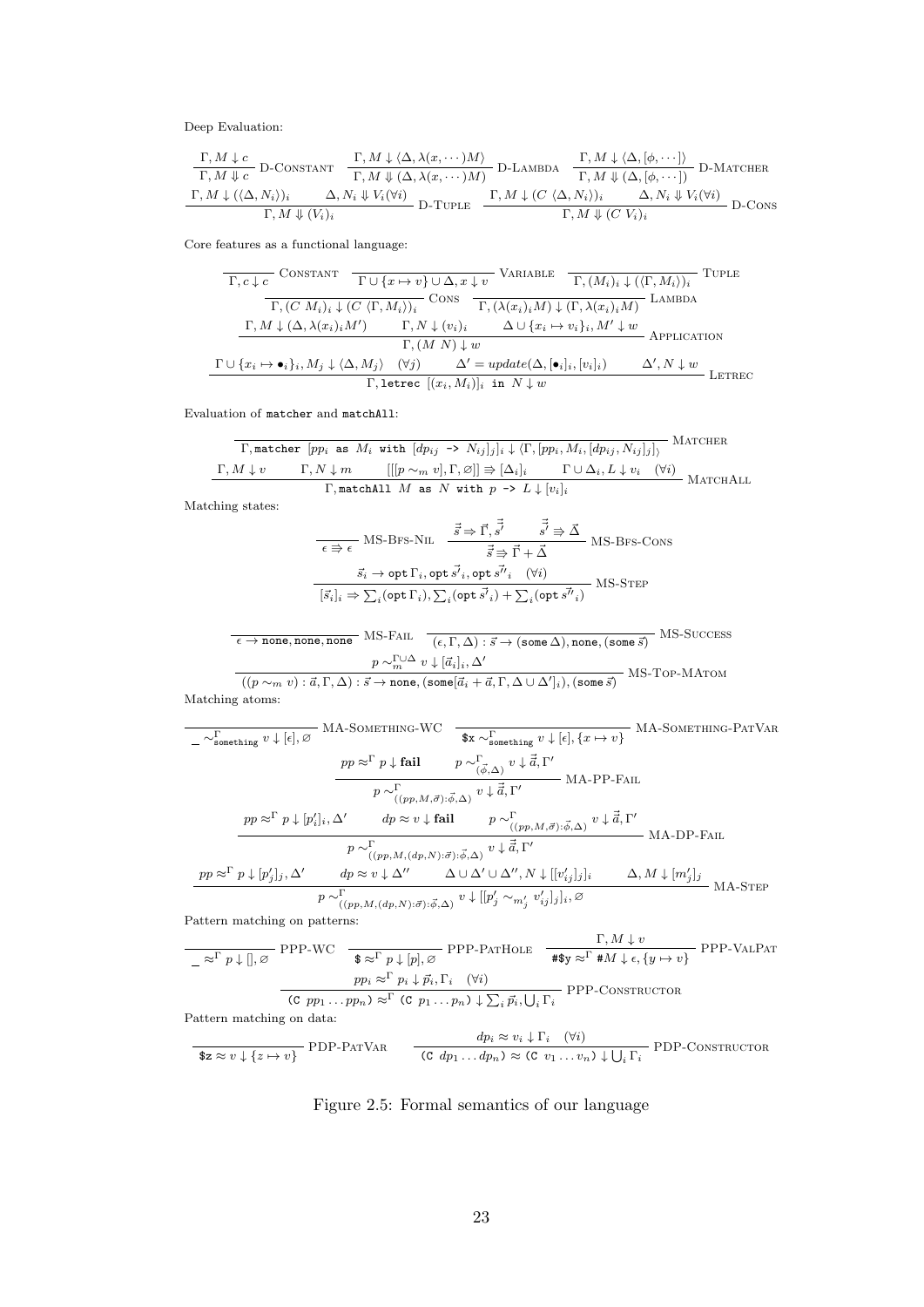Deep Evaluation:

$$\frac{\Gamma, M \downarrow c}{\Gamma, M \Downarrow c}\ \text{D-Constant} \qquad \frac{\Gamma, M \downarrow \langle \Delta, \lambda(x, \cdots)M \rangle}{\Gamma, M \Downarrow (\Delta, \lambda(x, \cdots)M)}\ \text{D-Lambda} \qquad \frac{\Gamma, M \downarrow \langle \Delta, [\phi, \cdots] \rangle}{\Gamma, M \Downarrow (\Delta, [\phi, \cdots])}\ \text{D-Matcher}$$

$$\frac{\Gamma, M \downarrow (\langle \Delta, N_i \rangle)_i \qquad \Delta, N_i \Downarrow V_i (\forall i)}{\Gamma, M \Downarrow (V_i)_i}\ \text{D-Tuple} \qquad \frac{\Gamma, M \downarrow (C\ \langle \Delta, N_i \rangle)_i \qquad \Delta, N_i \Downarrow V_i (\forall i)}{\Gamma, M \Downarrow (C\ V_i)_i}\ \text{D-Cons}$$

Core features as a functional language:

$$\frac{}{\Gamma, c \downarrow c}\ \text{Constant} \qquad \frac{}{\Gamma \cup \{x \mapsto v\} \cup \Delta, x \downarrow v}\ \text{Variable} \qquad \frac{}{\Gamma, (M_i)_i \downarrow (\langle \Gamma, M_i \rangle)_i}\ \text{Tuple}$$

$$\frac{}{\Gamma, (C\ M_i)_i \downarrow (C\ \langle \Gamma, M_i \rangle)_i}\ \text{Cons} \qquad \frac{}{\Gamma, (\lambda(x_i)_i M) \downarrow (\Gamma, \lambda(x_i)_i M)}\ \text{Lambda}$$

$$\frac{\Gamma, M \downarrow (\Delta, \lambda(x_i)_i M') \qquad \Gamma, N \downarrow (v_i)_i \qquad \Delta \cup \{x_i \mapsto v_i\}_i, M' \downarrow w}{\Gamma, (M\ N) \downarrow w}\ \text{Application}$$

$$\frac{\Gamma \cup \{x_i \mapsto \bullet_i\}_i, M_j \downarrow \langle \Delta, M_j \rangle \quad (\forall j) \qquad \Delta' = \mathit{update}(\Delta, [\bullet_i]_i, [v_i]_i) \qquad \Delta', N \downarrow w}{\Gamma, \texttt{letrec}\ [(x_i, M_i)]_i\ \texttt{in}\ N \downarrow w}\ \text{Letrec}$$

Evaluation of `matcher` and `matchAll`:

$$\frac{}{\Gamma, \texttt{matcher}\ [pp_i\ \texttt{as}\ M_i\ \texttt{with}\ [dp_{ij}\ \texttt{->}\ N_{ij}]_j]_i \downarrow \langle \Gamma, [pp_i, M_i, [dp_{ij}, N_{ij}]_j]_i \rangle}\ \text{Matcher}$$

$$\frac{\Gamma, M \downarrow v \qquad \Gamma, N \downarrow m \qquad [[[p \sim_m v], \Gamma, \varnothing]] \Rrightarrow [\Delta_i]_i \qquad \Gamma \cup \Delta_i, L \downarrow v_i \quad (\forall i)}{\Gamma, \texttt{matchAll}\ M\ \texttt{as}\ N\ \texttt{with}\ p\ \texttt{->}\ L \downarrow [v_i]_i}\ \text{MatchAll}$$

Matching states:

$$\frac{}{\epsilon \Rrightarrow \epsilon}\ \text{MS-Bfs-Nil} \qquad \frac{\vec{s} \Rightarrow \vec{\Gamma}, \vec{\vec{s'}} \qquad \vec{\vec{s'}} \Rrightarrow \vec{\Delta}}{\vec{\vec{s}} \Rrightarrow \vec{\Gamma} + \vec{\Delta}}\ \text{MS-Bfs-Cons}$$

$$\frac{\vec{s_i} \rightarrow \texttt{opt}\ \Gamma_i, \texttt{opt}\ \vec{s'}_i, \texttt{opt}\ \vec{s''}_i \quad (\forall i)}{[\vec{s_i}]_i \Rightarrow \sum_i(\texttt{opt}\ \Gamma_i), \sum_i(\texttt{opt}\ \vec{s'}_i) + \sum_i(\texttt{opt}\ \vec{s''}_i)}\ \text{MS-Step}$$

$$\frac{}{\epsilon \rightarrow \texttt{none}, \texttt{none}, \texttt{none}}\ \text{MS-Fail} \qquad \frac{}{(\epsilon, \Gamma, \Delta) : \vec{s} \rightarrow (\texttt{some}\ \Delta), \texttt{none}, (\texttt{some}\ \vec{s})}\ \text{MS-Success}$$

$$\frac{p \sim_m^{\Gamma \cup \Delta} v \downarrow [\vec{a}_i]_i, \Delta'}{((p \sim_m v) : \vec{a}, \Gamma, \Delta) : \vec{s} \rightarrow \texttt{none}, (\texttt{some}[\vec{a}_i + \vec{a}, \Gamma, \Delta \cup \Delta']_i), (\texttt{some}\ \vec{s})}\ \text{MS-Top-MAtom}$$

Matching atoms:

$$\frac{}{\_ \sim^{\Gamma}_{\texttt{something}} v \downarrow [\epsilon], \varnothing}\ \text{MA-Something-WC} \qquad \frac{}{\texttt{\$x} \sim^{\Gamma}_{\texttt{something}} v \downarrow [\epsilon], \{x \mapsto v\}}\ \text{MA-Something-PatVar}$$

$$\frac{pp \approx^{\Gamma} p \downarrow \textbf{fail} \qquad p \sim^{\Gamma}_{\langle \vec{\phi}, \Delta \rangle} v \downarrow \vec{\vec{a}}, \Gamma'}{p \sim^{\Gamma}_{\langle (pp, M, \vec{\sigma}) : \vec{\phi}, \Delta \rangle} v \downarrow \vec{\vec{a}}, \Gamma'}\ \text{MA-PP-Fail}$$

$$\frac{pp \approx^{\Gamma} p \downarrow [p'_i]_i, \Delta' \qquad dp \approx v \downarrow \textbf{fail} \qquad p \sim^{\Gamma}_{\langle (pp, M, \vec{\sigma}) : \vec{\phi}, \Delta \rangle} v \downarrow \vec{\vec{a}}, \Gamma'}{p \sim^{\Gamma}_{\langle (pp, M, (dp, N) : \vec{\sigma}) : \vec{\phi}, \Delta \rangle} v \downarrow \vec{\vec{a}}, \Gamma'}\ \text{MA-DP-Fail}$$

$$\frac{pp \approx^{\Gamma} p \downarrow [p'_j]_j, \Delta' \qquad dp \approx v \downarrow \Delta'' \qquad \Delta \cup \Delta' \cup \Delta'', N \downarrow [[v'_{ij}]_j]_i \qquad \Delta, M \downarrow [m'_j]_j}{p \sim^{\Gamma}_{\langle (pp, M, (dp, N) : \vec{\sigma}) : \vec{\phi}, \Delta \rangle} v \downarrow [[p'_j \sim_{m'_j} v'_{ij}]_j]_i, \varnothing}\ \text{MA-Step}$$

Pattern matching on patterns:

$$\frac{}{\_ \approx^{\Gamma} p \downarrow [], \varnothing}\ \text{PPP-WC} \qquad \frac{}{\texttt{\$} \approx^{\Gamma} p \downarrow [p], \varnothing}\ \text{PPP-PatHole} \qquad \frac{\Gamma, M \downarrow v}{\texttt{\#\$y} \approx^{\Gamma} \texttt{\#}M \downarrow \epsilon, \{y \mapsto v\}}\ \text{PPP-ValPat}$$

$$\frac{pp_i \approx^{\Gamma} p_i \downarrow \vec{p}_i, \Gamma_i \quad (\forall i)}{(\texttt{C}\ pp_1 \ldots pp_n) \approx^{\Gamma} (\texttt{C}\ p_1 \ldots p_n) \downarrow \sum_i \vec{p}_i, \bigcup_i \Gamma_i}\ \text{PPP-Constructor}$$

Pattern matching on data:

$$\frac{}{\texttt{\$z} \approx v \downarrow \{z \mapsto v\}}\ \text{PDP-PatVar} \qquad \frac{dp_i \approx v_i \downarrow \Gamma_i \quad (\forall i)}{(\texttt{C}\ dp_1 \ldots dp_n) \approx (\texttt{C}\ v_1 \ldots v_n) \downarrow \bigcup_i \Gamma_i}\ \text{PDP-Constructor}$$

Figure 2.5: Formal semantics of our language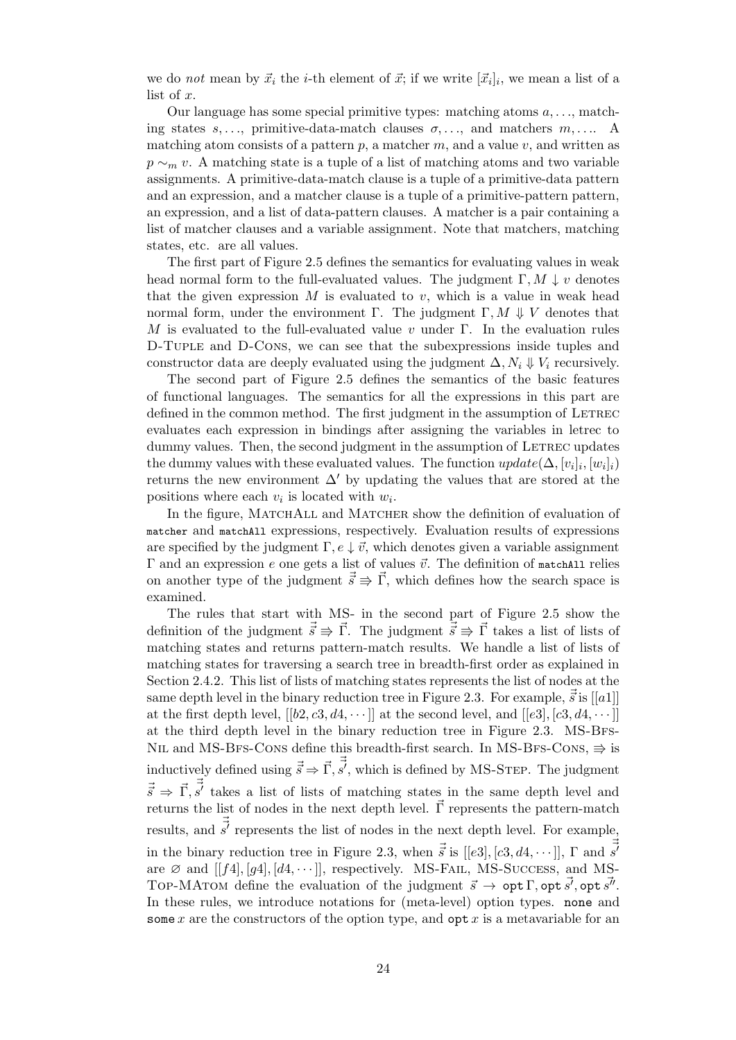we do *not* mean by $\vec{x}_i$ the $i$-th element of $\vec{x}$; if we write $[\vec{x}_i]_i$, we mean a list of a list of $x$.

Our language has some special primitive types: matching atoms $a, \ldots$, matching states $s, \ldots$, primitive-data-match clauses $\sigma, \ldots$, and matchers $m, \ldots$. A matching atom consists of a pattern $p$, a matcher $m$, and a value $v$, and written as $p \sim_m v$. A matching state is a tuple of a list of matching atoms and two variable assignments. A primitive-data-match clause is a tuple of a primitive-data pattern and an expression, and a matcher clause is a tuple of a primitive-pattern pattern, an expression, and a list of data-pattern clauses. A matcher is a pair containing a list of matcher clauses and a variable assignment. Note that matchers, matching states, etc. are all values.

The first part of Figure 2.5 defines the semantics for evaluating values in weak head normal form to the full-evaluated values. The judgment $\Gamma, M \downarrow v$ denotes that the given expression $M$ is evaluated to $v$, which is a value in weak head normal form, under the environment $\Gamma$. The judgment $\Gamma, M \Downarrow V$ denotes that $M$ is evaluated to the full-evaluated value $v$ under $\Gamma$. In the evaluation rules D-Tuple and D-Cons, we can see that the subexpressions inside tuples and constructor data are deeply evaluated using the judgment $\Delta, N_i \Downarrow V_i$ recursively.

The second part of Figure 2.5 defines the semantics of the basic features of functional languages. The semantics for all the expressions in this part are defined in the common method. The first judgment in the assumption of Letrec evaluates each expression in bindings after assigning the variables in letrec to dummy values. Then, the second judgment in the assumption of Letrec updates the dummy values with these evaluated values. The function $update(\Delta, [v_i]_i, [w_i]_i)$ returns the new environment $\Delta'$ by updating the values that are stored at the positions where each $v_i$ is located with $w_i$.

In the figure, MatchAll and Matcher show the definition of evaluation of `matcher` and `matchAll` expressions, respectively. Evaluation results of expressions are specified by the judgment $\Gamma, e \downarrow \vec{v}$, which denotes given a variable assignment $\Gamma$ and an expression $e$ one gets a list of values $\vec{v}$. The definition of `matchAll` relies on another type of the judgment $\vec{\vec{s}} \Rrightarrow \vec{\Gamma}$, which defines how the search space is examined.

The rules that start with MS- in the second part of Figure 2.5 show the definition of the judgment $\vec{\vec{s}} \Rrightarrow \vec{\Gamma}$. The judgment $\vec{\vec{s}} \Rrightarrow \vec{\Gamma}$ takes a list of lists of matching states and returns pattern-match results. We handle a list of lists of matching states for traversing a search tree in breadth-first order as explained in Section 2.4.2. This list of lists of matching states represents the list of nodes at the same depth level in the binary reduction tree in Figure 2.3. For example, $\vec{\vec{s}}$ is $[[a1]]$ at the first depth level, $[[b2, c3, d4, \cdots]]$ at the second level, and $[[e3], [c3, d4, \cdots]]$ at the third depth level in the binary reduction tree in Figure 2.3. MS-Bfs-Nil and MS-Bfs-Cons define this breadth-first search. In MS-Bfs-Cons, $\Rrightarrow$ is inductively defined using $\vec{\vec{s}} \Rightarrow \vec{\Gamma}, \vec{\vec{s'}}$, which is defined by MS-Step. The judgment $\vec{\vec{s}} \Rightarrow \vec{\Gamma}, \vec{\vec{s'}}$ takes a list of lists of matching states in the same depth level and returns the list of nodes in the next depth level. $\vec{\Gamma}$ represents the pattern-match results, and $\vec{\vec{s'}}$ represents the list of nodes in the next depth level. For example, in the binary reduction tree in Figure 2.3, when $\vec{\vec{s}}$ is $[[e3], [c3, d4, \cdots]]$, $\Gamma$ and $\vec{\vec{s'}}$ are $\varnothing$ and $[[f4], [g4], [d4, \cdots]]$, respectively. MS-Fail, MS-Success, and MS-Top-MAtom define the evaluation of the judgment $\vec{s} \rightarrow \texttt{opt}\,\Gamma, \texttt{opt}\,\vec{s'}, \texttt{opt}\,\vec{s''}$. In these rules, we introduce notations for (meta-level) option types. `none` and `some` $x$ are the constructors of the option type, and `opt` $x$ is a metavariable for an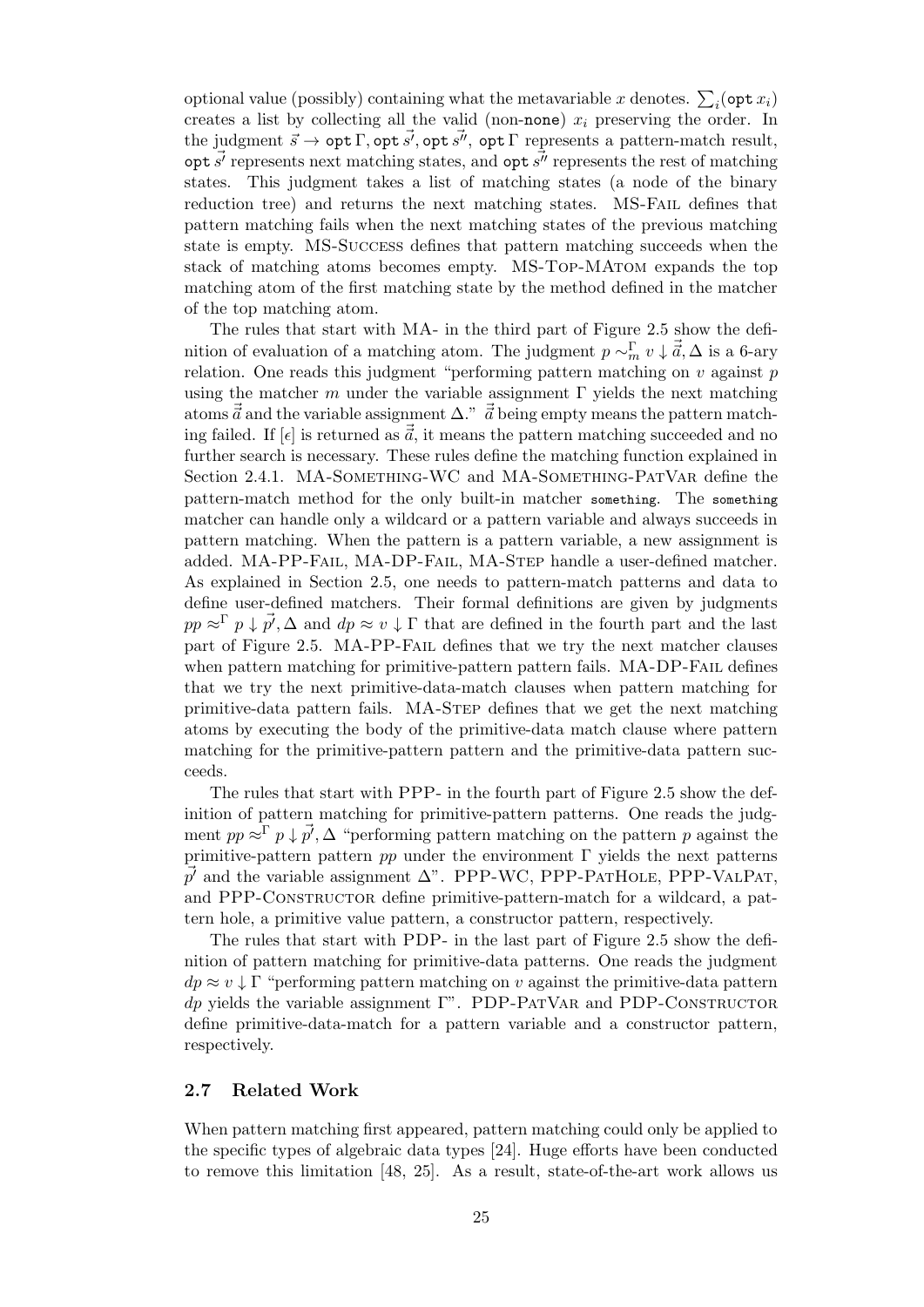optional value (possibly) containing what the metavariable $x$ denotes. $\sum_i(\mathtt{opt}\, x_i)$ creates a list by collecting all the valid (non-`none`) $x_i$ preserving the order. In the judgment $\vec{s} \rightarrow \mathtt{opt}\,\Gamma, \mathtt{opt}\,\vec{s'}, \mathtt{opt}\,\vec{s''}$, $\mathtt{opt}\,\Gamma$ represents a pattern-match result, $\mathtt{opt}\,\vec{s'}$ represents next matching states, and $\mathtt{opt}\,\vec{s''}$ represents the rest of matching states. This judgment takes a list of matching states (a node of the binary reduction tree) and returns the next matching states. MS-Fail defines that pattern matching fails when the next matching states of the previous matching state is empty. MS-Success defines that pattern matching succeeds when the stack of matching atoms becomes empty. MS-Top-MAtom expands the top matching atom of the first matching state by the method defined in the matcher of the top matching atom.

The rules that start with MA- in the third part of Figure 2.5 show the definition of evaluation of a matching atom. The judgment $p \sim^{\Gamma}_{m} v \downarrow \vec{a}, \Delta$ is a 6-ary relation. One reads this judgment "performing pattern matching on $v$ against $p$ using the matcher $m$ under the variable assignment $\Gamma$ yields the next matching atoms $\vec{a}$ and the variable assignment $\Delta$." $\vec{a}$ being empty means the pattern matching failed. If $[\epsilon]$ is returned as $\vec{a}$, it means the pattern matching succeeded and no further search is necessary. These rules define the matching function explained in Section 2.4.1. MA-Something-WC and MA-Something-PatVar define the pattern-match method for the only built-in matcher `something`. The `something` matcher can handle only a wildcard or a pattern variable and always succeeds in pattern matching. When the pattern is a pattern variable, a new assignment is added. MA-PP-Fail, MA-DP-Fail, MA-Step handle a user-defined matcher. As explained in Section 2.5, one needs to pattern-match patterns and data to define user-defined matchers. Their formal definitions are given by judgments $pp \approx^{\Gamma} p \downarrow \vec{p'}, \Delta$ and $dp \approx v \downarrow \Gamma$ that are defined in the fourth part and the last part of Figure 2.5. MA-PP-Fail defines that we try the next matcher clauses when pattern matching for primitive-pattern pattern fails. MA-DP-Fail defines that we try the next primitive-data-match clauses when pattern matching for primitive-data pattern fails. MA-Step defines that we get the next matching atoms by executing the body of the primitive-data match clause where pattern matching for the primitive-pattern pattern and the primitive-data pattern succeeds.

The rules that start with PPP- in the fourth part of Figure 2.5 show the definition of pattern matching for primitive-pattern patterns. One reads the judgment $pp \approx^{\Gamma} p \downarrow \vec{p'}, \Delta$ "performing pattern matching on the pattern $p$ against the primitive-pattern pattern $pp$ under the environment $\Gamma$ yields the next patterns $\vec{p'}$ and the variable assignment $\Delta$". PPP-WC, PPP-PatHole, PPP-ValPat, and PPP-Constructor define primitive-pattern-match for a wildcard, a pattern hole, a primitive value pattern, a constructor pattern, respectively.

The rules that start with PDP- in the last part of Figure 2.5 show the definition of pattern matching for primitive-data patterns. One reads the judgment $dp \approx v \downarrow \Gamma$ "performing pattern matching on $v$ against the primitive-data pattern $dp$ yields the variable assignment $\Gamma$". PDP-PatVar and PDP-Constructor define primitive-data-match for a pattern variable and a constructor pattern, respectively.

### 2.7 Related Work

When pattern matching first appeared, pattern matching could only be applied to the specific types of algebraic data types [24]. Huge efforts have been conducted to remove this limitation [48, 25]. As a result, state-of-the-art work allows us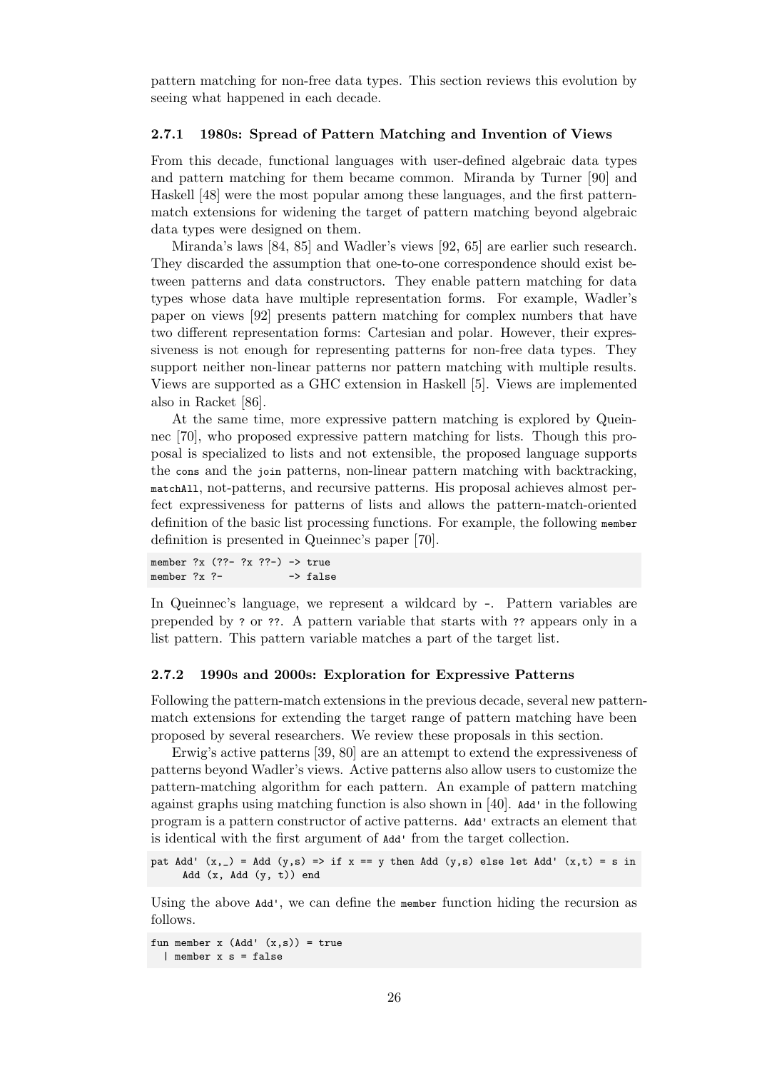pattern matching for non-free data types. This section reviews this evolution by seeing what happened in each decade.

### 2.7.1 1980s: Spread of Pattern Matching and Invention of Views

From this decade, functional languages with user-defined algebraic data types and pattern matching for them became common. Miranda by Turner [90] and Haskell [48] were the most popular among these languages, and the first pattern-match extensions for widening the target of pattern matching beyond algebraic data types were designed on them.

Miranda's laws [84, 85] and Wadler's views [92, 65] are earlier such research. They discarded the assumption that one-to-one correspondence should exist between patterns and data constructors. They enable pattern matching for data types whose data have multiple representation forms. For example, Wadler's paper on views [92] presents pattern matching for complex numbers that have two different representation forms: Cartesian and polar. However, their expressiveness is not enough for representing patterns for non-free data types. They support neither non-linear patterns nor pattern matching with multiple results. Views are supported as a GHC extension in Haskell [5]. Views are implemented also in Racket [86].

At the same time, more expressive pattern matching is explored by Queinnec [70], who proposed expressive pattern matching for lists. Though this proposal is specialized to lists and not extensible, the proposed language supports the `cons` and the `join` patterns, non-linear pattern matching with backtracking, `matchAll`, not-patterns, and recursive patterns. His proposal achieves almost perfect expressiveness for patterns of lists and allows the pattern-match-oriented definition of the basic list processing functions. For example, the following `member` definition is presented in Queinnec's paper [70].

```
member ?x (??- ?x ??-) -> true
member ?x ?-           -> false
```

In Queinnec's language, we represent a wildcard by `-`. Pattern variables are prepended by `?` or `??`. A pattern variable that starts with `??` appears only in a list pattern. This pattern variable matches a part of the target list.

### 2.7.2 1990s and 2000s: Exploration for Expressive Patterns

Following the pattern-match extensions in the previous decade, several new pattern-match extensions for extending the target range of pattern matching have been proposed by several researchers. We review these proposals in this section.

Erwig's active patterns [39, 80] are an attempt to extend the expressiveness of patterns beyond Wadler's views. Active patterns also allow users to customize the pattern-matching algorithm for each pattern. An example of pattern matching against graphs using matching function is also shown in [40]. `Add'` in the following program is a pattern constructor of active patterns. `Add'` extracts an element that is identical with the first argument of `Add'` from the target collection.

```
pat Add' (x,_) = Add (y,s) => if x == y then Add (y,s) else let Add' (x,t) = s in
     Add (x, Add (y, t)) end
```

Using the above `Add'`, we can define the `member` function hiding the recursion as follows.

```
fun member x (Add' (x,s)) = true
  | member x s = false
```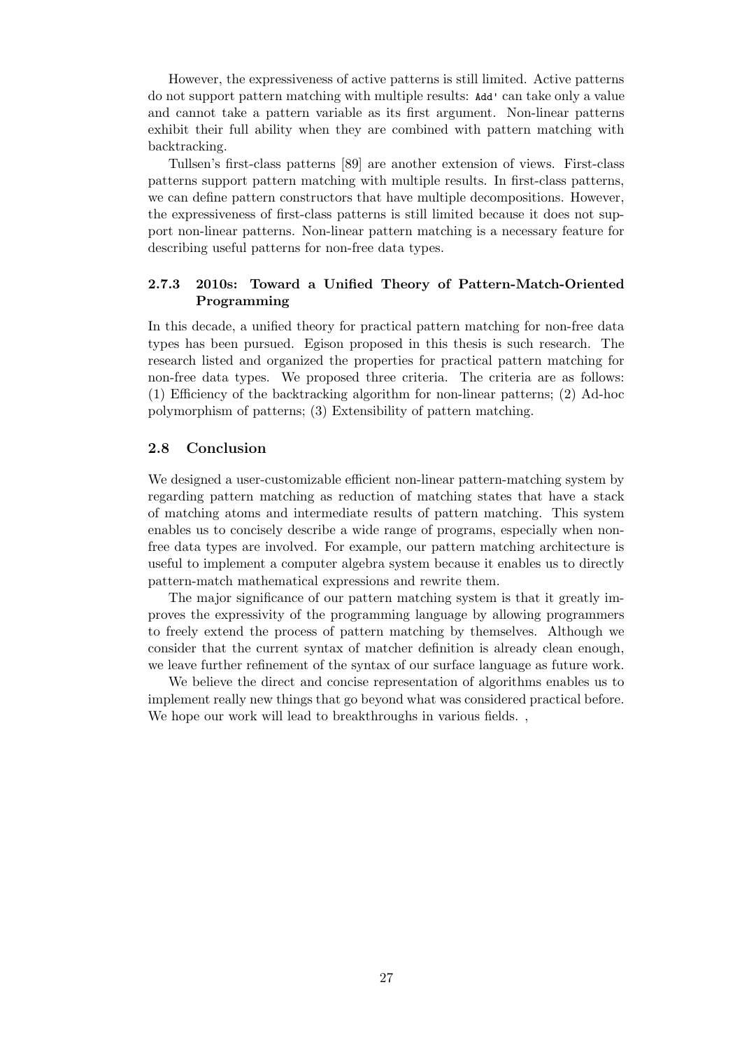However, the expressiveness of active patterns is still limited. Active patterns do not support pattern matching with multiple results: `Add'` can take only a value and cannot take a pattern variable as its first argument. Non-linear patterns exhibit their full ability when they are combined with pattern matching with backtracking.

Tullsen's first-class patterns [89] are another extension of views. First-class patterns support pattern matching with multiple results. In first-class patterns, we can define pattern constructors that have multiple decompositions. However, the expressiveness of first-class patterns is still limited because it does not support non-linear patterns. Non-linear pattern matching is a necessary feature for describing useful patterns for non-free data types.

### 2.7.3 2010s: Toward a Unified Theory of Pattern-Match-Oriented Programming

In this decade, a unified theory for practical pattern matching for non-free data types has been pursued. Egison proposed in this thesis is such research. The research listed and organized the properties for practical pattern matching for non-free data types. We proposed three criteria. The criteria are as follows: (1) Efficiency of the backtracking algorithm for non-linear patterns; (2) Ad-hoc polymorphism of patterns; (3) Extensibility of pattern matching.

## 2.8 Conclusion

We designed a user-customizable efficient non-linear pattern-matching system by regarding pattern matching as reduction of matching states that have a stack of matching atoms and intermediate results of pattern matching. This system enables us to concisely describe a wide range of programs, especially when non-free data types are involved. For example, our pattern matching architecture is useful to implement a computer algebra system because it enables us to directly pattern-match mathematical expressions and rewrite them.

The major significance of our pattern matching system is that it greatly improves the expressivity of the programming language by allowing programmers to freely extend the process of pattern matching by themselves. Although we consider that the current syntax of matcher definition is already clean enough, we leave further refinement of the syntax of our surface language as future work.

We believe the direct and concise representation of algorithms enables us to implement really new things that go beyond what was considered practical before. We hope our work will lead to breakthroughs in various fields. ,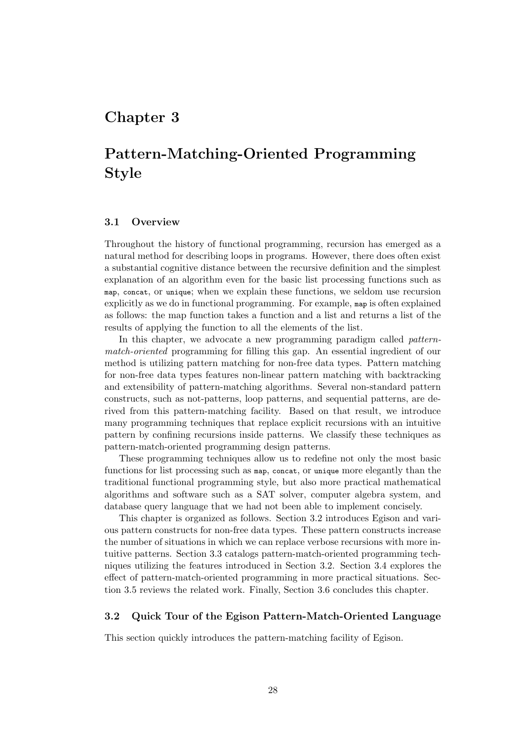# Chapter 3

# Pattern-Matching-Oriented Programming Style

## 3.1 Overview

Throughout the history of functional programming, recursion has emerged as a natural method for describing loops in programs. However, there does often exist a substantial cognitive distance between the recursive definition and the simplest explanation of an algorithm even for the basic list processing functions such as `map`, `concat`, or `unique`; when we explain these functions, we seldom use recursion explicitly as we do in functional programming. For example, `map` is often explained as follows: the map function takes a function and a list and returns a list of the results of applying the function to all the elements of the list.

In this chapter, we advocate a new programming paradigm called *pattern-match-oriented* programming for filling this gap. An essential ingredient of our method is utilizing pattern matching for non-free data types. Pattern matching for non-free data types features non-linear pattern matching with backtracking and extensibility of pattern-matching algorithms. Several non-standard pattern constructs, such as not-patterns, loop patterns, and sequential patterns, are derived from this pattern-matching facility. Based on that result, we introduce many programming techniques that replace explicit recursions with an intuitive pattern by confining recursions inside patterns. We classify these techniques as pattern-match-oriented programming design patterns.

These programming techniques allow us to redefine not only the most basic functions for list processing such as `map`, `concat`, or `unique` more elegantly than the traditional functional programming style, but also more practical mathematical algorithms and software such as a SAT solver, computer algebra system, and database query language that we had not been able to implement concisely.

This chapter is organized as follows. Section 3.2 introduces Egison and various pattern constructs for non-free data types. These pattern constructs increase the number of situations in which we can replace verbose recursions with more intuitive patterns. Section 3.3 catalogs pattern-match-oriented programming techniques utilizing the features introduced in Section 3.2. Section 3.4 explores the effect of pattern-match-oriented programming in more practical situations. Section 3.5 reviews the related work. Finally, Section 3.6 concludes this chapter.

## 3.2 Quick Tour of the Egison Pattern-Match-Oriented Language

This section quickly introduces the pattern-matching facility of Egison.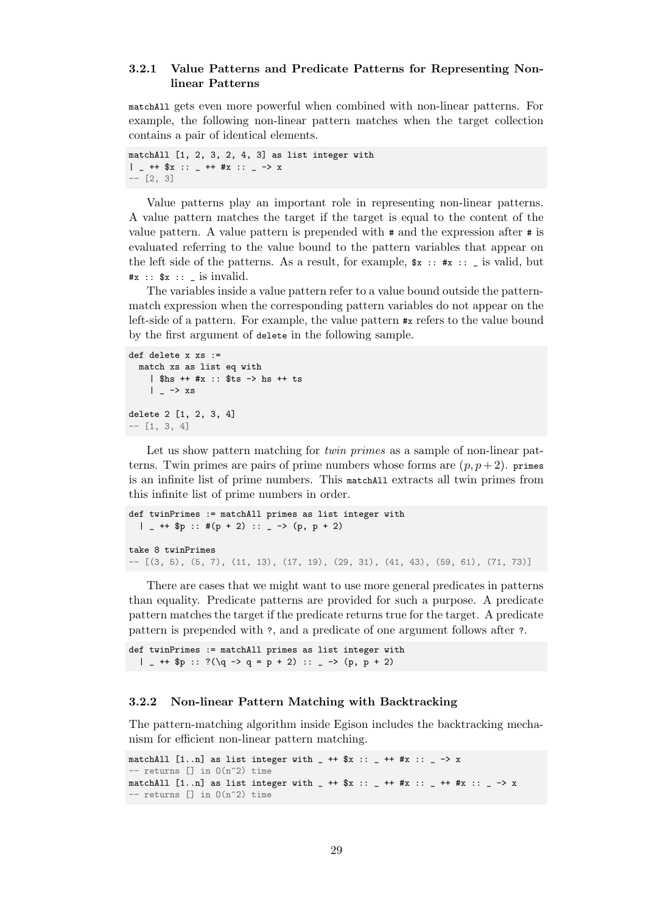#### 3.2.1 Value Patterns and Predicate Patterns for Representing Non-linear Patterns

`matchAll` gets even more powerful when combined with non-linear patterns. For example, the following non-linear pattern matches when the target collection contains a pair of identical elements.

```
matchAll [1, 2, 3, 2, 4, 3] as list integer with
| _ ++ $x :: _ ++ #x :: _ -> x
-- [2, 3]
```

Value patterns play an important role in representing non-linear patterns. A value pattern matches the target if the target is equal to the content of the value pattern. A value pattern is prepended with `#` and the expression after `#` is evaluated referring to the value bound to the pattern variables that appear on the left side of the patterns. As a result, for example, `$x :: #x :: _` is valid, but `#x :: $x :: _` is invalid.

The variables inside a value pattern refer to a value bound outside the pattern-match expression when the corresponding pattern variables do not appear on the left-side of a pattern. For example, the value pattern `#x` refers to the value bound by the first argument of `delete` in the following sample.

```
def delete x xs :=
  match xs as list eq with
    | $hs ++ #x :: $ts -> hs ++ ts
    | _ -> xs

delete 2 [1, 2, 3, 4]
-- [1, 3, 4]
```

Let us show pattern matching for *twin primes* as a sample of non-linear patterns. Twin primes are pairs of prime numbers whose forms are $(p, p+2)$. `primes` is an infinite list of prime numbers. This `matchAll` extracts all twin primes from this infinite list of prime numbers in order.

```
def twinPrimes := matchAll primes as list integer with
  | _ ++ $p :: #(p + 2) :: _ -> (p, p + 2)

take 8 twinPrimes
-- [(3, 5), (5, 7), (11, 13), (17, 19), (29, 31), (41, 43), (59, 61), (71, 73)]
```

There are cases that we might want to use more general predicates in patterns than equality. Predicate patterns are provided for such a purpose. A predicate pattern matches the target if the predicate returns true for the target. A predicate pattern is prepended with `?`, and a predicate of one argument follows after `?`.

```
def twinPrimes := matchAll primes as list integer with
  | _ ++ $p :: ?(\q -> q = p + 2) :: _ -> (p, p + 2)
```

#### 3.2.2 Non-linear Pattern Matching with Backtracking

The pattern-matching algorithm inside Egison includes the backtracking mechanism for efficient non-linear pattern matching.

```
matchAll [1..n] as list integer with _ ++ $x :: _ ++ #x :: _ -> x
-- returns [] in O(n^2) time
matchAll [1..n] as list integer with _ ++ $x :: _ ++ #x :: _ ++ #x :: _ -> x
-- returns [] in O(n^2) time
```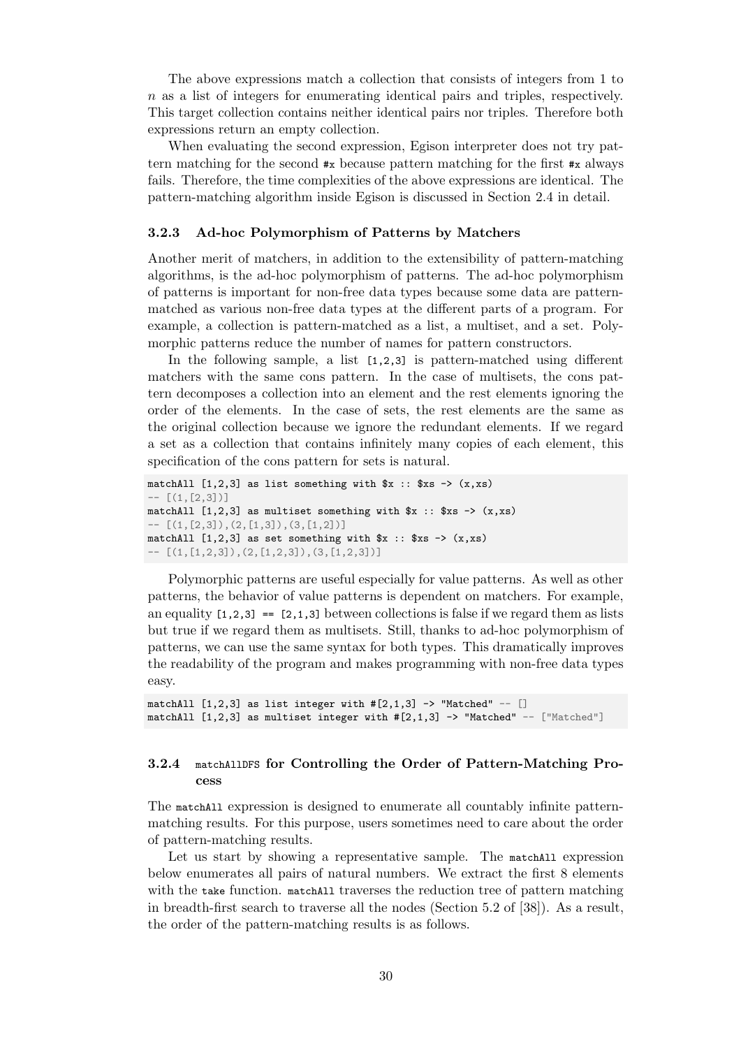The above expressions match a collection that consists of integers from 1 to $n$ as a list of integers for enumerating identical pairs and triples, respectively. This target collection contains neither identical pairs nor triples. Therefore both expressions return an empty collection.

When evaluating the second expression, Egison interpreter does not try pattern matching for the second `#x` because pattern matching for the first `#x` always fails. Therefore, the time complexities of the above expressions are identical. The pattern-matching algorithm inside Egison is discussed in Section 2.4 in detail.

### 3.2.3 Ad-hoc Polymorphism of Patterns by Matchers

Another merit of matchers, in addition to the extensibility of pattern-matching algorithms, is the ad-hoc polymorphism of patterns. The ad-hoc polymorphism of patterns is important for non-free data types because some data are pattern-matched as various non-free data types at the different parts of a program. For example, a collection is pattern-matched as a list, a multiset, and a set. Polymorphic patterns reduce the number of names for pattern constructors.

In the following sample, a list `[1,2,3]` is pattern-matched using different matchers with the same cons pattern. In the case of multisets, the cons pattern decomposes a collection into an element and the rest elements ignoring the order of the elements. In the case of sets, the rest elements are the same as the original collection because we ignore the redundant elements. If we regard a set as a collection that contains infinitely many copies of each element, this specification of the cons pattern for sets is natural.

```
matchAll [1,2,3] as list something with $x :: $xs -> (x,xs)
-- [(1,[2,3])]
matchAll [1,2,3] as multiset something with $x :: $xs -> (x,xs)
-- [(1,[2,3]),(2,[1,3]),(3,[1,2])]
matchAll [1,2,3] as set something with $x :: $xs -> (x,xs)
-- [(1,[1,2,3]),(2,[1,2,3]),(3,[1,2,3])]
```

Polymorphic patterns are useful especially for value patterns. As well as other patterns, the behavior of value patterns is dependent on matchers. For example, an equality `[1,2,3] == [2,1,3]` between collections is false if we regard them as lists but true if we regard them as multisets. Still, thanks to ad-hoc polymorphism of patterns, we can use the same syntax for both types. This dramatically improves the readability of the program and makes programming with non-free data types easy.

```
matchAll [1,2,3] as list integer with #[2,1,3] -> "Matched" -- []
matchAll [1,2,3] as multiset integer with #[2,1,3] -> "Matched" -- ["Matched"]
```

### 3.2.4 `matchAllDFS` for Controlling the Order of Pattern-Matching Process

The `matchAll` expression is designed to enumerate all countably infinite pattern-matching results. For this purpose, users sometimes need to care about the order of pattern-matching results.

Let us start by showing a representative sample. The `matchAll` expression below enumerates all pairs of natural numbers. We extract the first 8 elements with the `take` function. `matchAll` traverses the reduction tree of pattern matching in breadth-first search to traverse all the nodes (Section 5.2 of [38]). As a result, the order of the pattern-matching results is as follows.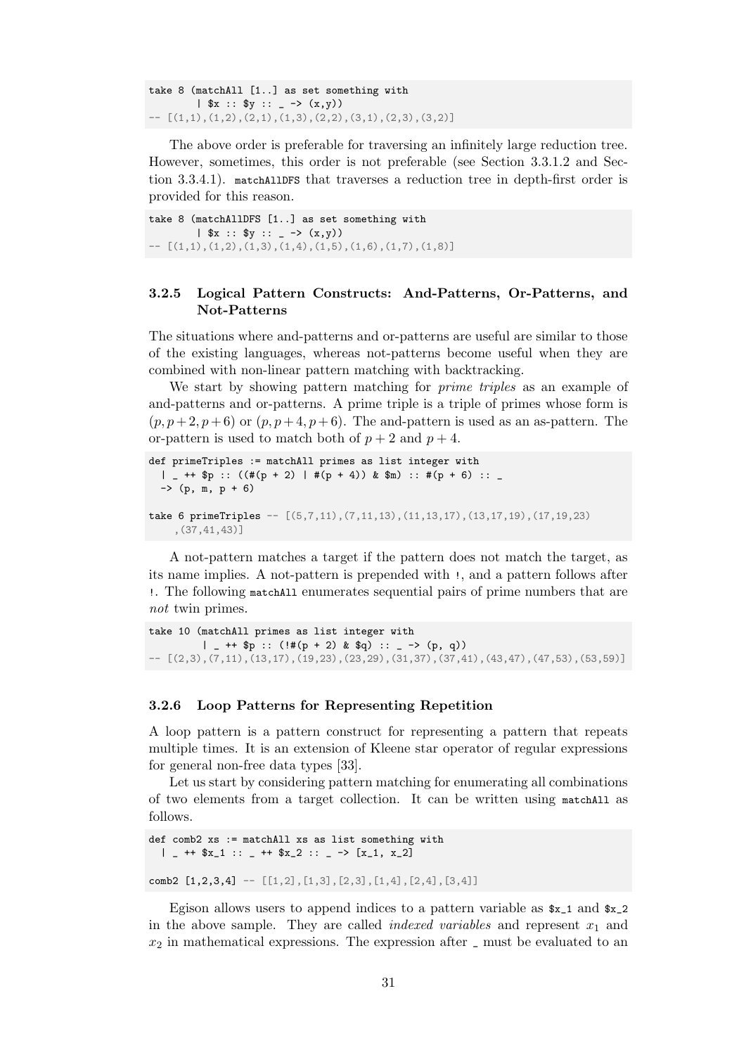```
take 8 (matchAll [1..] as set something with
        | $x :: $y :: _ -> (x,y))
-- [(1,1),(1,2),(2,1),(1,3),(2,2),(3,1),(2,3),(3,2)]
```

The above order is preferable for traversing an infinitely large reduction tree. However, sometimes, this order is not preferable (see Section 3.3.1.2 and Section 3.3.4.1). `matchAllDFS` that traverses a reduction tree in depth-first order is provided for this reason.

```
take 8 (matchAllDFS [1..] as set something with
        | $x :: $y :: _ -> (x,y))
-- [(1,1),(1,2),(1,3),(1,4),(1,5),(1,6),(1,7),(1,8)]
```

### 3.2.5 Logical Pattern Constructs: And-Patterns, Or-Patterns, and Not-Patterns

The situations where and-patterns and or-patterns are useful are similar to those of the existing languages, whereas not-patterns become useful when they are combined with non-linear pattern matching with backtracking.

We start by showing pattern matching for *prime triples* as an example of and-patterns and or-patterns. A prime triple is a triple of primes whose form is $(p, p+2, p+6)$ or $(p, p+4, p+6)$. The and-pattern is used as an as-pattern. The or-pattern is used to match both of $p+2$ and $p+4$.

```
def primeTriples := matchAll primes as list integer with
  | _ ++ $p :: ((#(p + 2) | #(p + 4)) & $m) :: #(p + 6) :: _
  -> (p, m, p + 6)

take 6 primeTriples -- [(5,7,11),(7,11,13),(11,13,17),(13,17,19),(17,19,23)
    ,(37,41,43)]
```

A not-pattern matches a target if the pattern does not match the target, as its name implies. A not-pattern is prepended with `!`, and a pattern follows after `!`. The following `matchAll` enumerates sequential pairs of prime numbers that are *not* twin primes.

```
take 10 (matchAll primes as list integer with
         | _ ++ $p :: (!#(p + 2) & $q) :: _ -> (p, q))
-- [(2,3),(7,11),(13,17),(19,23),(23,29),(31,37),(37,41),(43,47),(47,53),(53,59)]
```

### 3.2.6 Loop Patterns for Representing Repetition

A loop pattern is a pattern construct for representing a pattern that repeats multiple times. It is an extension of Kleene star operator of regular expressions for general non-free data types [33].

Let us start by considering pattern matching for enumerating all combinations of two elements from a target collection. It can be written using `matchAll` as follows.

```
def comb2 xs := matchAll xs as list something with
  | _ ++ $x_1 :: _ ++ $x_2 :: _ -> [x_1, x_2]

comb2 [1,2,3,4] -- [[1,2],[1,3],[2,3],[1,4],[2,4],[3,4]]
```

Egison allows users to append indices to a pattern variable as `$x_1` and `$x_2` in the above sample. They are called *indexed variables* and represent $x_1$ and $x_2$ in mathematical expressions. The expression after `_` must be evaluated to an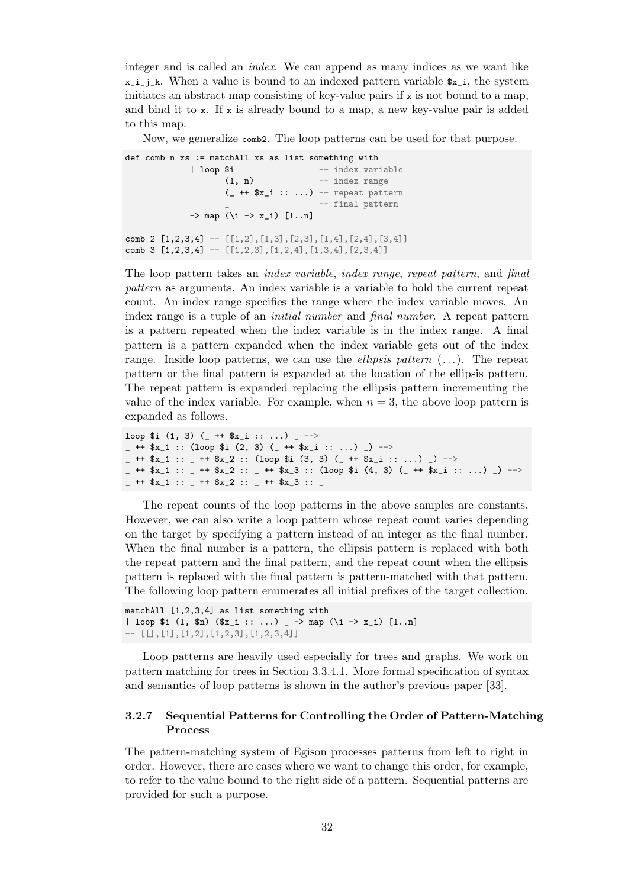integer and is called an *index*. We can append as many indices as we want like `x_i_j_k`. When a value is bound to an indexed pattern variable `$x_i`, the system initiates an abstract map consisting of key-value pairs if `x` is not bound to a map, and bind it to `x`. If `x` is already bound to a map, a new key-value pair is added to this map.

Now, we generalize `comb2`. The loop patterns can be used for that purpose.

```
def comb n xs := matchAll xs as list something with
             | loop $i                -- index variable
                    (1, n)            -- index range
                    (_ ++ $x_i :: ...) -- repeat pattern
                    _                 -- final pattern
             -> map (\i -> x_i) [1..n]

comb 2 [1,2,3,4] -- [[1,2],[1,3],[2,3],[1,4],[2,4],[3,4]]
comb 3 [1,2,3,4] -- [[1,2,3],[1,2,4],[1,3,4],[2,3,4]]
```

The loop pattern takes an *index variable*, *index range*, *repeat pattern*, and *final pattern* as arguments. An index variable is a variable to hold the current repeat count. An index range specifies the range where the index variable moves. An index range is a tuple of an *initial number* and *final number*. A repeat pattern is a pattern repeated when the index variable is in the index range. A final pattern is a pattern expanded when the index variable gets out of the index range. Inside loop patterns, we can use the *ellipsis pattern* (...). The repeat pattern or the final pattern is expanded at the location of the ellipsis pattern. The repeat pattern is expanded replacing the ellipsis pattern incrementing the value of the index variable. For example, when $n = 3$, the above loop pattern is expanded as follows.

```
loop $i (1, 3) (_ ++ $x_i :: ...) _ -->
_ ++ $x_1 :: (loop $i (2, 3) (_ ++ $x_i :: ...) _) -->
_ ++ $x_1 :: _ ++ $x_2 :: (loop $i (3, 3) (_ ++ $x_i :: ...) _) -->
_ ++ $x_1 :: _ ++ $x_2 :: _ ++ $x_3 :: (loop $i (4, 3) (_ ++ $x_i :: ...) _) -->
_ ++ $x_1 :: _ ++ $x_2 :: _ ++ $x_3 :: _
```

The repeat counts of the loop patterns in the above samples are constants. However, we can also write a loop pattern whose repeat count varies depending on the target by specifying a pattern instead of an integer as the final number. When the final number is a pattern, the ellipsis pattern is replaced with both the repeat pattern and the final pattern, and the repeat count when the ellipsis pattern is replaced with the final pattern is pattern-matched with that pattern. The following loop pattern enumerates all initial prefixes of the target collection.

```
matchAll [1,2,3,4] as list something with
| loop $i (1, $n) ($x_i :: ...) _ -> map (\i -> x_i) [1..n]
-- [[],[1],[1,2],[1,2,3],[1,2,3,4]]
```

Loop patterns are heavily used especially for trees and graphs. We work on pattern matching for trees in Section 3.3.4.1. More formal specification of syntax and semantics of loop patterns is shown in the author's previous paper [33].

#### 3.2.7 Sequential Patterns for Controlling the Order of Pattern-Matching Process

The pattern-matching system of Egison processes patterns from left to right in order. However, there are cases where we want to change this order, for example, to refer to the value bound to the right side of a pattern. Sequential patterns are provided for such a purpose.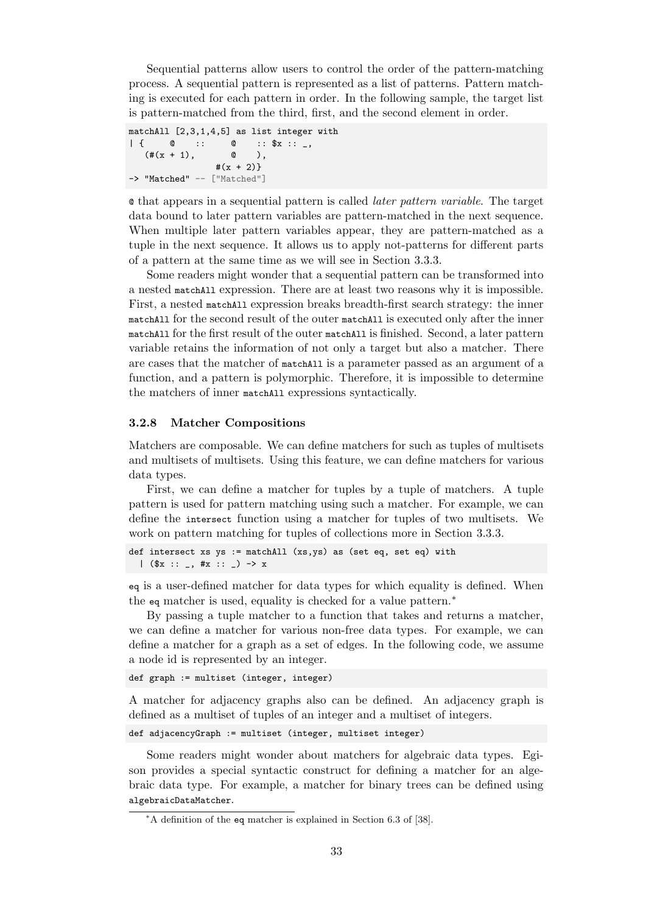Sequential patterns allow users to control the order of the pattern-matching process. A sequential pattern is represented as a list of patterns. Pattern matching is executed for each pattern in order. In the following sample, the target list is pattern-matched from the third, first, and the second element in order.

```
matchAll [2,3,1,4,5] as list integer with
| {     @    ::      @    :: $x :: _,
   (#(x + 1),        @    ),
                 #(x + 2)}
-> "Matched" -- ["Matched"]
```

`@` that appears in a sequential pattern is called *later pattern variable*. The target data bound to later pattern variables are pattern-matched in the next sequence. When multiple later pattern variables appear, they are pattern-matched as a tuple in the next sequence. It allows us to apply not-patterns for different parts of a pattern at the same time as we will see in Section 3.3.3.

Some readers might wonder that a sequential pattern can be transformed into a nested `matchAll` expression. There are at least two reasons why it is impossible. First, a nested `matchAll` expression breaks breadth-first search strategy: the inner `matchAll` for the second result of the outer `matchAll` is executed only after the inner `matchAll` for the first result of the outer `matchAll` is finished. Second, a later pattern variable retains the information of not only a target but also a matcher. There are cases that the matcher of `matchAll` is a parameter passed as an argument of a function, and a pattern is polymorphic. Therefore, it is impossible to determine the matchers of inner `matchAll` expressions syntactically.

### 3.2.8 Matcher Compositions

Matchers are composable. We can define matchers for such as tuples of multisets and multisets of multisets. Using this feature, we can define matchers for various data types.

First, we can define a matcher for tuples by a tuple of matchers. A tuple pattern is used for pattern matching using such a matcher. For example, we can define the `intersect` function using a matcher for tuples of two multisets. We work on pattern matching for tuples of collections more in Section 3.3.3.

```
def intersect xs ys := matchAll (xs,ys) as (set eq, set eq) with
  | ($x :: _, #x :: _) -> x
```

`eq` is a user-defined matcher for data types for which equality is defined. When the `eq` matcher is used, equality is checked for a value pattern.*

By passing a tuple matcher to a function that takes and returns a matcher, we can define a matcher for various non-free data types. For example, we can define a matcher for a graph as a set of edges. In the following code, we assume a node id is represented by an integer.

```
def graph := multiset (integer, integer)
```

A matcher for adjacency graphs also can be defined. An adjacency graph is defined as a multiset of tuples of an integer and a multiset of integers.

```
def adjacencyGraph := multiset (integer, multiset integer)
```

Some readers might wonder about matchers for algebraic data types. Egison provides a special syntactic construct for defining a matcher for an algebraic data type. For example, a matcher for binary trees can be defined using `algebraicDataMatcher`.

---

*A definition of the `eq` matcher is explained in Section 6.3 of [38].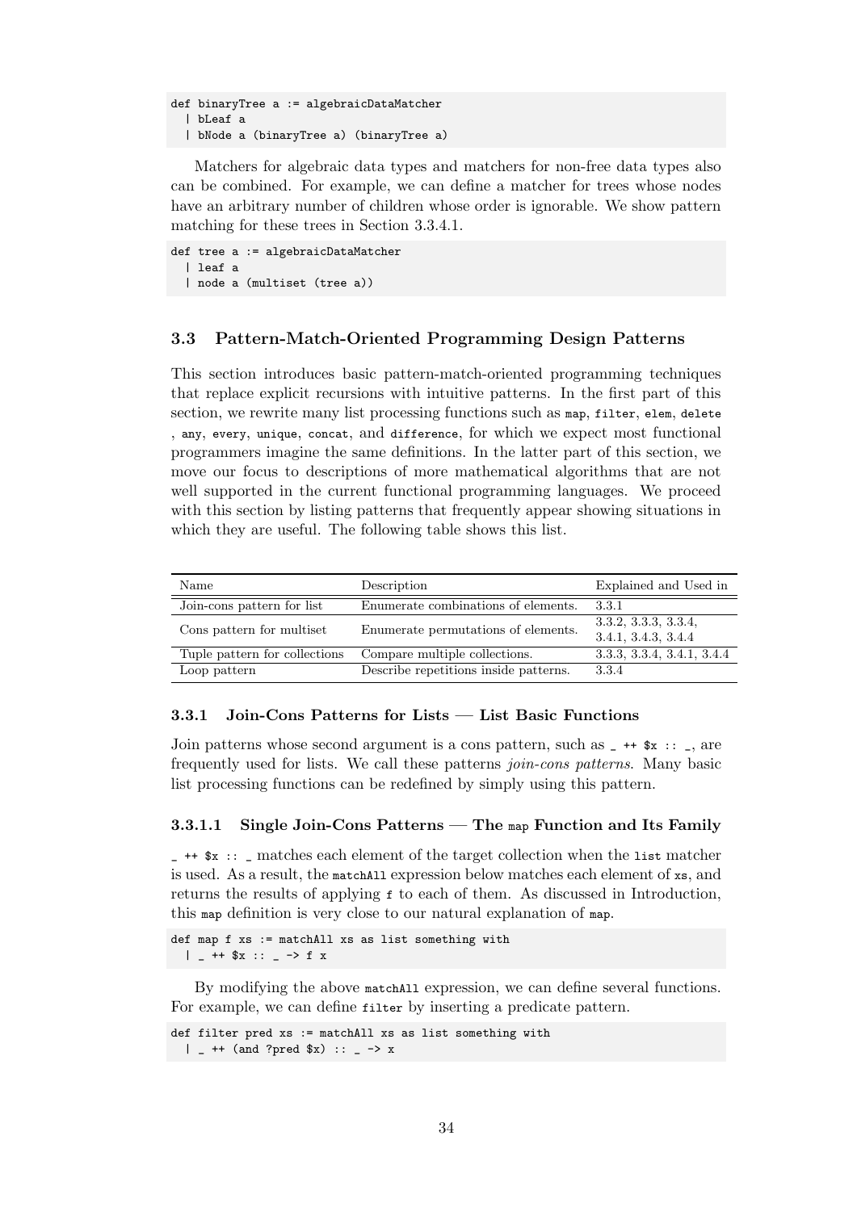```
def binaryTree a := algebraicDataMatcher
  | bLeaf a
  | bNode a (binaryTree a) (binaryTree a)
```

Matchers for algebraic data types and matchers for non-free data types also can be combined. For example, we can define a matcher for trees whose nodes have an arbitrary number of children whose order is ignorable. We show pattern matching for these trees in Section 3.3.4.1.

```
def tree a := algebraicDataMatcher
  | leaf a
  | node a (multiset (tree a))
```

### 3.3 Pattern-Match-Oriented Programming Design Patterns

This section introduces basic pattern-match-oriented programming techniques that replace explicit recursions with intuitive patterns. In the first part of this section, we rewrite many list processing functions such as `map`, `filter`, `elem`, `delete`, `any`, `every`, `unique`, `concat`, and `difference`, for which we expect most functional programmers imagine the same definitions. In the latter part of this section, we move our focus to descriptions of more mathematical algorithms that are not well supported in the current functional programming languages. We proceed with this section by listing patterns that frequently appear showing situations in which they are useful. The following table shows this list.

| Name | Description | Explained and Used in |
|---|---|---|
| Join-cons pattern for list | Enumerate combinations of elements. | 3.3.1 |
| Cons pattern for multiset | Enumerate permutations of elements. | 3.3.2, 3.3.3, 3.3.4, 3.4.1, 3.4.3, 3.4.4 |
| Tuple pattern for collections | Compare multiple collections. | 3.3.3, 3.3.4, 3.4.1, 3.4.4 |
| Loop pattern | Describe repetitions inside patterns. | 3.3.4 |

#### 3.3.1 Join-Cons Patterns for Lists — List Basic Functions

Join patterns whose second argument is a cons pattern, such as `_ ++ $x :: _`, are frequently used for lists. We call these patterns *join-cons patterns*. Many basic list processing functions can be redefined by simply using this pattern.

##### 3.3.1.1 Single Join-Cons Patterns — The `map` Function and Its Family

`_ ++ $x :: _` matches each element of the target collection when the `list` matcher is used. As a result, the `matchAll` expression below matches each element of `xs`, and returns the results of applying `f` to each of them. As discussed in Introduction, this `map` definition is very close to our natural explanation of `map`.

```
def map f xs := matchAll xs as list something with
  | _ ++ $x :: _ -> f x
```

By modifying the above `matchAll` expression, we can define several functions. For example, we can define `filter` by inserting a predicate pattern.

```
def filter pred xs := matchAll xs as list something with
  | _ ++ (and ?pred $x) :: _ -> x
```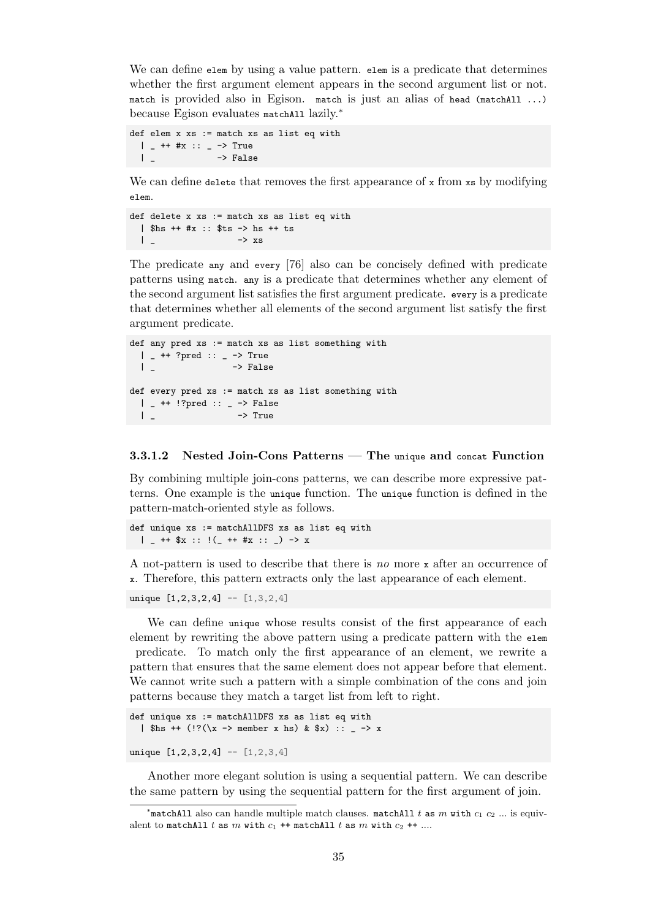We can define `elem` by using a value pattern. `elem` is a predicate that determines whether the first argument element appears in the second argument list or not. `match` is provided also in Egison. `match` is just an alias of `head (matchAll ...)` because Egison evaluates `matchAll` lazily.*

```
def elem x xs := match xs as list eq with
  | _ ++ #x :: _ -> True
  | _            -> False
```

We can define `delete` that removes the first appearance of `x` from `xs` by modifying `elem`.

```
def delete x xs := match xs as list eq with
  | $hs ++ #x :: $ts -> hs ++ ts
  | _                -> xs
```

The predicate `any` and `every` [76] also can be concisely defined with predicate patterns using `match`. `any` is a predicate that determines whether any element of the second argument list satisfies the first argument predicate. `every` is a predicate that determines whether all elements of the second argument list satisfy the first argument predicate.

```
def any pred xs := match xs as list something with
  | _ ++ ?pred :: _ -> True
  | _               -> False

def every pred xs := match xs as list something with
  | _ ++ !?pred :: _ -> False
  | _                -> True
```

#### 3.3.1.2 Nested Join-Cons Patterns — The `unique` and `concat` Function

By combining multiple join-cons patterns, we can describe more expressive patterns. One example is the `unique` function. The `unique` function is defined in the pattern-match-oriented style as follows.

```
def unique xs := matchAllDFS xs as list eq with
  | _ ++ $x :: !(_ ++ #x :: _) -> x
```

A not-pattern is used to describe that there is *no* more `x` after an occurrence of `x`. Therefore, this pattern extracts only the last appearance of each element.

```
unique [1,2,3,2,4] -- [1,3,2,4]
```

We can define `unique` whose results consist of the first appearance of each element by rewriting the above pattern using a predicate pattern with the `elem` predicate. To match only the first appearance of an element, we rewrite a pattern that ensures that the same element does not appear before that element. We cannot write such a pattern with a simple combination of the cons and join patterns because they match a target list from left to right.

```
def unique xs := matchAllDFS xs as list eq with
  | $hs ++ (!?(\x -> member x hs) & $x) :: _ -> x

unique [1,2,3,2,4] -- [1,2,3,4]
```

Another more elegant solution is using a sequential pattern. We can describe the same pattern by using the sequential pattern for the first argument of join.

*`matchAll` also can handle multiple match clauses. `matchAll` $t$ `as` $m$ `with` $c_1$ $c_2$ ... is equivalent to `matchAll` $t$ `as` $m$ `with` $c_1$ `++` `matchAll` $t$ `as` $m$ `with` $c_2$ `++` ....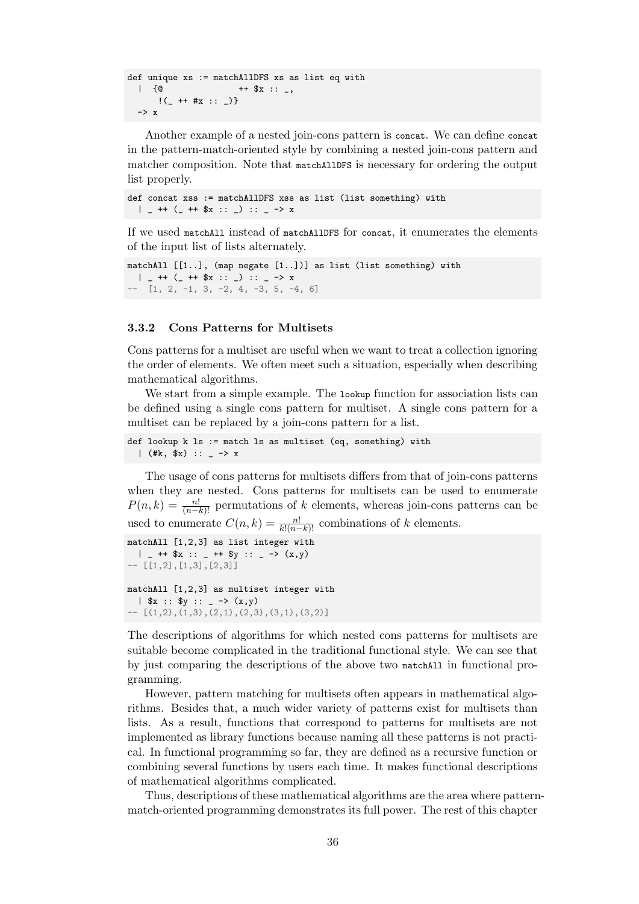```
def unique xs := matchAllDFS xs as list eq with
  |  {@              ++ $x :: _,
      !(_ ++ #x :: _)}
  -> x
```

Another example of a nested join-cons pattern is `concat`. We can define `concat` in the pattern-match-oriented style by combining a nested join-cons pattern and matcher composition. Note that `matchAllDFS` is necessary for ordering the output list properly.

```
def concat xss := matchAllDFS xss as list (list something) with
  | _ ++ (_ ++ $x :: _) :: _ -> x
```

If we used `matchAll` instead of `matchAllDFS` for `concat`, it enumerates the elements of the input list of lists alternately.

```
matchAll [[1..], (map negate [1..])] as list (list something) with
  | _ ++ (_ ++ $x :: _) :: _ -> x
--  [1, 2, -1, 3, -2, 4, -3, 5, -4, 6]
```

### 3.3.2 Cons Patterns for Multisets

Cons patterns for a multiset are useful when we want to treat a collection ignoring the order of elements. We often meet such a situation, especially when describing mathematical algorithms.

We start from a simple example. The `lookup` function for association lists can be defined using a single cons pattern for multiset. A single cons pattern for a multiset can be replaced by a join-cons pattern for a list.

```
def lookup k ls := match ls as multiset (eq, something) with
  | (#k, $x) :: _ -> x
```

The usage of cons patterns for multisets differs from that of join-cons patterns when they are nested. Cons patterns for multisets can be used to enumerate $P(n, k) = \frac{n!}{(n-k)!}$ permutations of $k$ elements, whereas join-cons patterns can be used to enumerate $C(n, k) = \frac{n!}{k!(n-k)!}$ combinations of $k$ elements.

```
matchAll [1,2,3] as list integer with
  | _ ++ $x :: _ ++ $y :: _ -> (x,y)
-- [[1,2],[1,3],[2,3]]

matchAll [1,2,3] as multiset integer with
  | $x :: $y :: _ -> (x,y)
-- [(1,2),(1,3),(2,1),(2,3),(3,1),(3,2)]
```

The descriptions of algorithms for which nested cons patterns for multisets are suitable become complicated in the traditional functional style. We can see that by just comparing the descriptions of the above two `matchAll` in functional programming.

However, pattern matching for multisets often appears in mathematical algorithms. Besides that, a much wider variety of patterns exist for multisets than lists. As a result, functions that correspond to patterns for multisets are not implemented as library functions because naming all these patterns is not practical. In functional programming so far, they are defined as a recursive function or combining several functions by users each time. It makes functional descriptions of mathematical algorithms complicated.

Thus, descriptions of these mathematical algorithms are the area where pattern-match-oriented programming demonstrates its full power. The rest of this chapter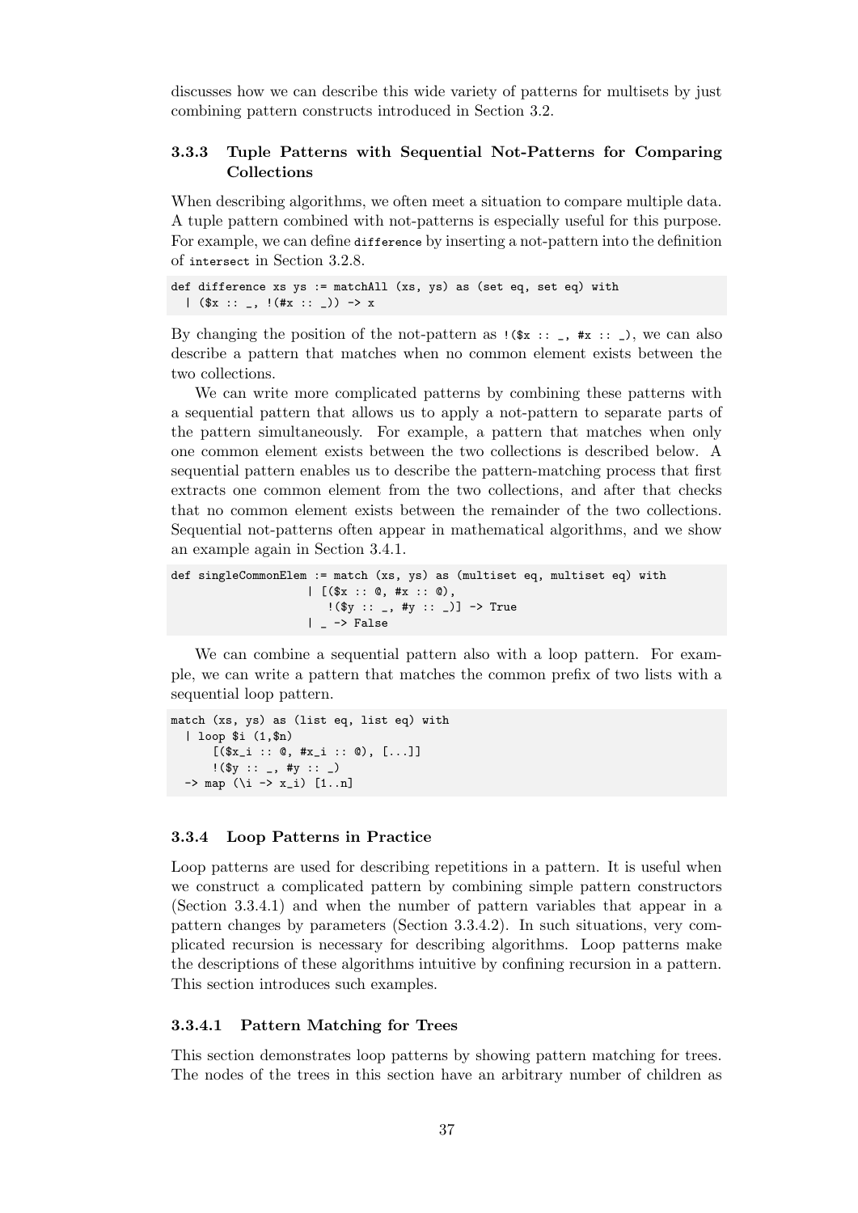discusses how we can describe this wide variety of patterns for multisets by just combining pattern constructs introduced in Section 3.2.

### 3.3.3 Tuple Patterns with Sequential Not-Patterns for Comparing Collections

When describing algorithms, we often meet a situation to compare multiple data. A tuple pattern combined with not-patterns is especially useful for this purpose. For example, we can define `difference` by inserting a not-pattern into the definition of `intersect` in Section 3.2.8.

```
def difference xs ys := matchAll (xs, ys) as (set eq, set eq) with
  | ($x :: _, !(#x :: _)) -> x
```

By changing the position of the not-pattern as `!($x :: _, #x :: _)`, we can also describe a pattern that matches when no common element exists between the two collections.

We can write more complicated patterns by combining these patterns with a sequential pattern that allows us to apply a not-pattern to separate parts of the pattern simultaneously. For example, a pattern that matches when only one common element exists between the two collections is described below. A sequential pattern enables us to describe the pattern-matching process that first extracts one common element from the two collections, and after that checks that no common element exists between the remainder of the two collections. Sequential not-patterns often appear in mathematical algorithms, and we show an example again in Section 3.4.1.

```
def singleCommonElem := match (xs, ys) as (multiset eq, multiset eq) with
                    | [($x :: @, #x :: @),
                       !($y :: _, #y :: _)] -> True
                    | _ -> False
```

We can combine a sequential pattern also with a loop pattern. For example, we can write a pattern that matches the common prefix of two lists with a sequential loop pattern.

```
match (xs, ys) as (list eq, list eq) with
  | loop $i (1,$n)
      [($x_i :: @, #x_i :: @), [...]]
      !($y :: _, #y :: _)
  -> map (\i -> x_i) [1..n]
```

### 3.3.4 Loop Patterns in Practice

Loop patterns are used for describing repetitions in a pattern. It is useful when we construct a complicated pattern by combining simple pattern constructors (Section 3.3.4.1) and when the number of pattern variables that appear in a pattern changes by parameters (Section 3.3.4.2). In such situations, very complicated recursion is necessary for describing algorithms. Loop patterns make the descriptions of these algorithms intuitive by confining recursion in a pattern. This section introduces such examples.

#### 3.3.4.1 Pattern Matching for Trees

This section demonstrates loop patterns by showing pattern matching for trees. The nodes of the trees in this section have an arbitrary number of children as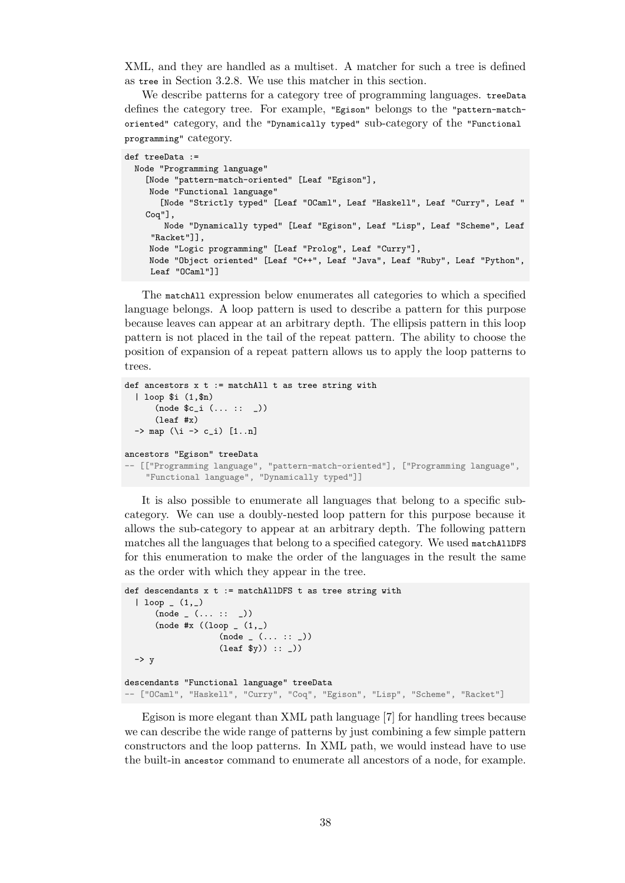XML, and they are handled as a multiset. A matcher for such a tree is defined as `tree` in Section 3.2.8. We use this matcher in this section.

We describe patterns for a category tree of programming languages. `treeData` defines the category tree. For example, `"Egison"` belongs to the `"pattern-match-oriented"` category, and the `"Dynamically typed"` sub-category of the `"Functional programming"` category.

```
def treeData :=
  Node "Programming language"
    [Node "pattern-match-oriented" [Leaf "Egison"],
     Node "Functional language"
       [Node "Strictly typed" [Leaf "OCaml", Leaf "Haskell", Leaf "Curry", Leaf "
    Coq"],
        Node "Dynamically typed" [Leaf "Egison", Leaf "Lisp", Leaf "Scheme", Leaf
     "Racket"]],
     Node "Logic programming" [Leaf "Prolog", Leaf "Curry"],
     Node "Object oriented" [Leaf "C++", Leaf "Java", Leaf "Ruby", Leaf "Python",
     Leaf "OCaml"]]
```

The `matchAll` expression below enumerates all categories to which a specified language belongs. A loop pattern is used to describe a pattern for this purpose because leaves can appear at an arbitrary depth. The ellipsis pattern in this loop pattern is not placed in the tail of the repeat pattern. The ability to choose the position of expansion of a repeat pattern allows us to apply the loop patterns to trees.

```
def ancestors x t := matchAll t as tree string with
  | loop $i (1,$n)
      (node $c_i (... ::  _))
      (leaf #x)
  -> map (\i -> c_i) [1..n]

ancestors "Egison" treeData
-- [["Programming language", "pattern-match-oriented"], ["Programming language",
    "Functional language", "Dynamically typed"]]
```

It is also possible to enumerate all languages that belong to a specific sub-category. We can use a doubly-nested loop pattern for this purpose because it allows the sub-category to appear at an arbitrary depth. The following pattern matches all the languages that belong to a specified category. We used `matchAllDFS` for this enumeration to make the order of the languages in the result the same as the order with which they appear in the tree.

```
def descendants x t := matchAllDFS t as tree string with
  | loop _ (1,_)
      (node _ (... ::  _))
      (node #x ((loop _ (1,_)
                  (node _ (... :: _))
                  (leaf $y)) :: _))
  -> y

descendants "Functional language" treeData
-- ["OCaml", "Haskell", "Curry", "Coq", "Egison", "Lisp", "Scheme", "Racket"]
```

Egison is more elegant than XML path language [7] for handling trees because we can describe the wide range of patterns by just combining a few simple pattern constructors and the loop patterns. In XML path, we would instead have to use the built-in `ancestor` command to enumerate all ancestors of a node, for example.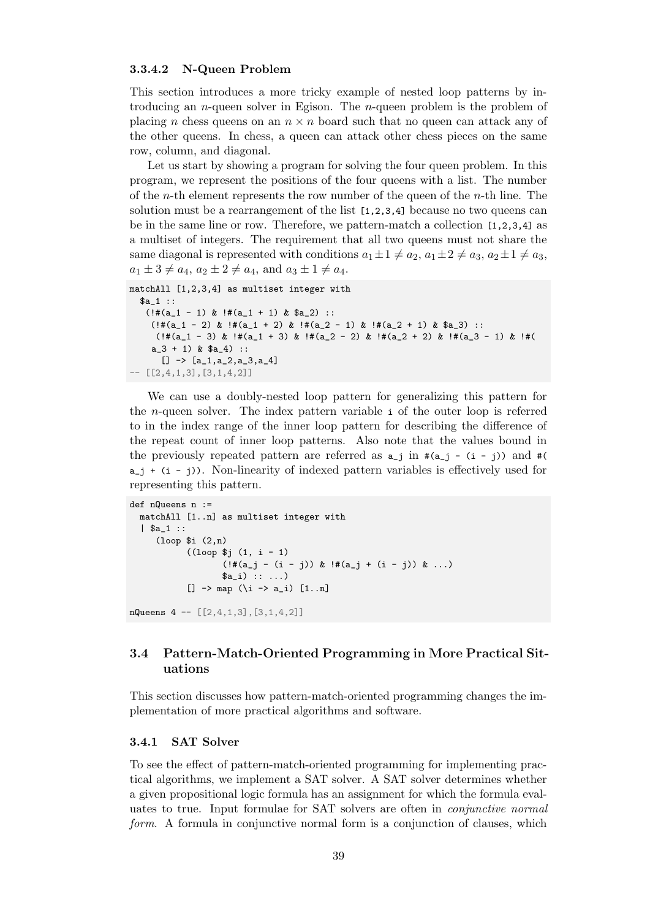#### 3.3.4.2 N-Queen Problem

This section introduces a more tricky example of nested loop patterns by introducing an $n$-queen solver in Egison. The $n$-queen problem is the problem of placing $n$ chess queens on an $n \times n$ board such that no queen can attack any of the other queens. In chess, a queen can attack other chess pieces on the same row, column, and diagonal.

Let us start by showing a program for solving the four queen problem. In this program, we represent the positions of the four queens with a list. The number of the $n$-th element represents the row number of the queen of the $n$-th line. The solution must be a rearrangement of the list `[1,2,3,4]` because no two queens can be in the same line or row. Therefore, we pattern-match a collection `[1,2,3,4]` as a multiset of integers. The requirement that all two queens must not share the same diagonal is represented with conditions $a_1 \pm 1 \neq a_2$, $a_1 \pm 2 \neq a_3$, $a_2 \pm 1 \neq a_3$, $a_1 \pm 3 \neq a_4$, $a_2 \pm 2 \neq a_4$, and $a_3 \pm 1 \neq a_4$.

```
matchAll [1,2,3,4] as multiset integer with
  $a_1 ::
   (!#(a_1 - 1) & !#(a_1 + 1) & $a_2) ::
    (!#(a_1 - 2) & !#(a_1 + 2) & !#(a_2 - 1) & !#(a_2 + 1) & $a_3) ::
     (!#(a_1 - 3) & !#(a_1 + 3) & !#(a_2 - 2) & !#(a_2 + 2) & !#(a_3 - 1) & !#(
    a_3 + 1) & $a_4) ::
      [] -> [a_1,a_2,a_3,a_4]
-- [[2,4,1,3],[3,1,4,2]]
```

We can use a doubly-nested loop pattern for generalizing this pattern for the $n$-queen solver. The index pattern variable `i` of the outer loop is referred to in the index range of the inner loop pattern for describing the difference of the repeat count of inner loop patterns. Also note that the values bound in the previously repeated pattern are referred as `a_j` in `#(a_j - (i - j))` and `#(a_j + (i - j))`. Non-linearity of indexed pattern variables is effectively used for representing this pattern.

```
def nQueens n :=
  matchAll [1..n] as multiset integer with
  | $a_1 ::
     (loop $i (2,n)
          ((loop $j (1, i - 1)
                 (!#(a_j - (i - j)) & !#(a_j + (i - j)) & ...)
                 $a_i) :: ...)
          [] -> map (\i -> a_i) [1..n]

nQueens 4 -- [[2,4,1,3],[3,1,4,2]]
```

## 3.4 Pattern-Match-Oriented Programming in More Practical Situations

This section discusses how pattern-match-oriented programming changes the implementation of more practical algorithms and software.

### 3.4.1 SAT Solver

To see the effect of pattern-match-oriented programming for implementing practical algorithms, we implement a SAT solver. A SAT solver determines whether a given propositional logic formula has an assignment for which the formula evaluates to true. Input formulae for SAT solvers are often in *conjunctive normal form*. A formula in conjunctive normal form is a conjunction of clauses, which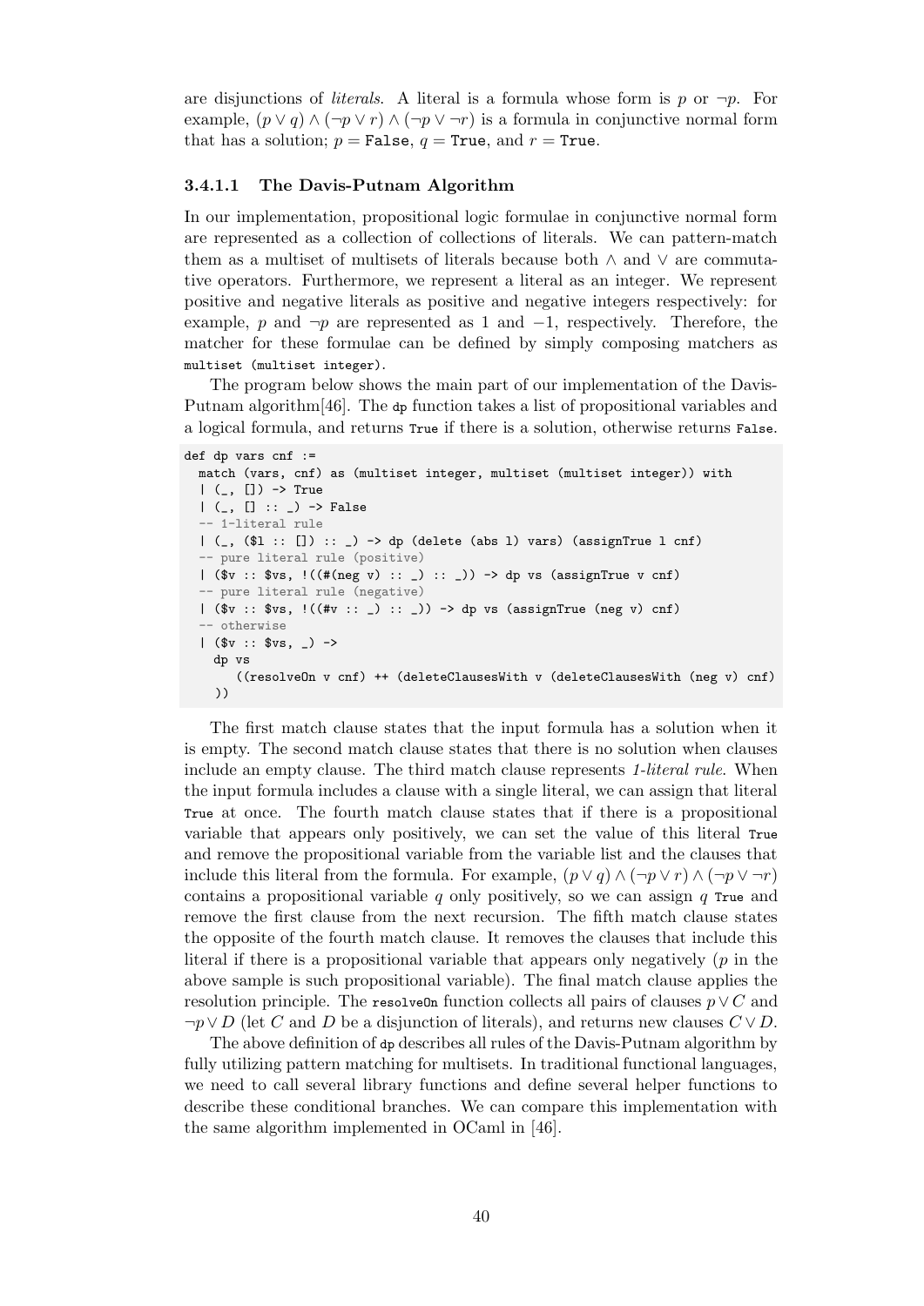are disjunctions of *literals*. A literal is a formula whose form is $p$ or $\neg p$. For example, $(p \vee q) \wedge (\neg p \vee r) \wedge (\neg p \vee \neg r)$ is a formula in conjunctive normal form that has a solution; $p =$ `False`, $q =$ `True`, and $r =$ `True`.

#### 3.4.1.1 The Davis-Putnam Algorithm

In our implementation, propositional logic formulae in conjunctive normal form are represented as a collection of collections of literals. We can pattern-match them as a multiset of multisets of literals because both $\wedge$ and $\vee$ are commutative operators. Furthermore, we represent a literal as an integer. We represent positive and negative literals as positive and negative integers respectively: for example, $p$ and $\neg p$ are represented as 1 and $-1$, respectively. Therefore, the matcher for these formulae can be defined by simply composing matchers as `multiset (multiset integer)`.

The program below shows the main part of our implementation of the Davis-Putnam algorithm[46]. The `dp` function takes a list of propositional variables and a logical formula, and returns `True` if there is a solution, otherwise returns `False`.

```
def dp vars cnf :=
  match (vars, cnf) as (multiset integer, multiset (multiset integer)) with
  | (_, []) -> True
  | (_, [] :: _) -> False
  -- 1-literal rule
  | (_, ($l :: []) :: _) -> dp (delete (abs l) vars) (assignTrue l cnf)
  -- pure literal rule (positive)
  | ($v :: $vs, !((#(neg v) :: _) :: _)) -> dp vs (assignTrue v cnf)
  -- pure literal rule (negative)
  | ($v :: $vs, !((#v :: _) :: _)) -> dp vs (assignTrue (neg v) cnf)
  -- otherwise
  | ($v :: $vs, _) ->
    dp vs
       ((resolveOn v cnf) ++ (deleteClausesWith v (deleteClausesWith (neg v) cnf)
    ))
```

The first match clause states that the input formula has a solution when it is empty. The second match clause states that there is no solution when clauses include an empty clause. The third match clause represents *1-literal rule*. When the input formula includes a clause with a single literal, we can assign that literal `True` at once. The fourth match clause states that if there is a propositional variable that appears only positively, we can set the value of this literal `True` and remove the propositional variable from the variable list and the clauses that include this literal from the formula. For example, $(p \vee q) \wedge (\neg p \vee r) \wedge (\neg p \vee \neg r)$ contains a propositional variable $q$ only positively, so we can assign $q$ `True` and remove the first clause from the next recursion. The fifth match clause states the opposite of the fourth match clause. It removes the clauses that include this literal if there is a propositional variable that appears only negatively ($p$ in the above sample is such propositional variable). The final match clause applies the resolution principle. The `resolveOn` function collects all pairs of clauses $p \vee C$ and $\neg p \vee D$ (let $C$ and $D$ be a disjunction of literals), and returns new clauses $C \vee D$.

The above definition of `dp` describes all rules of the Davis-Putnam algorithm by fully utilizing pattern matching for multisets. In traditional functional languages, we need to call several library functions and define several helper functions to describe these conditional branches. We can compare this implementation with the same algorithm implemented in OCaml in [46].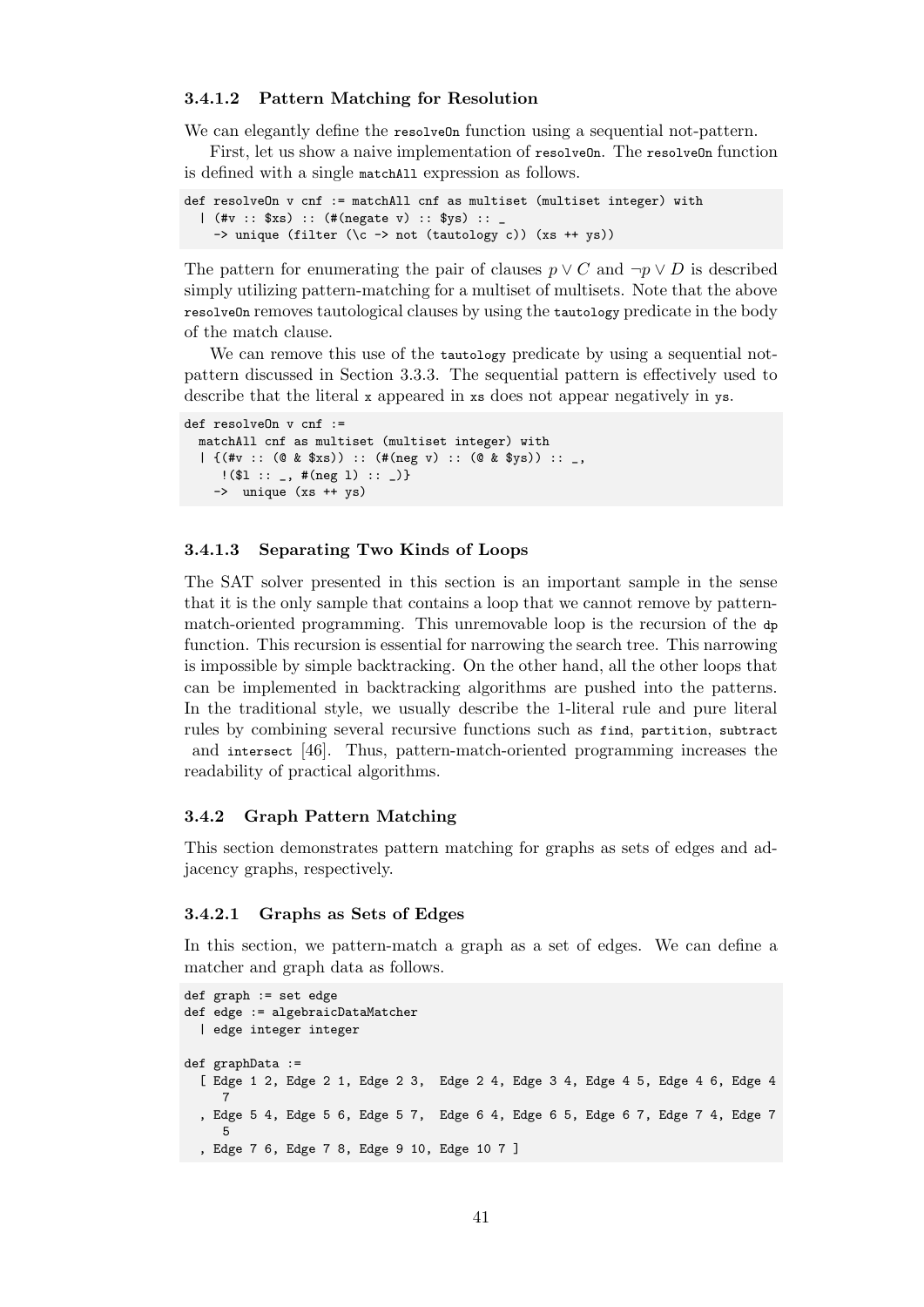#### 3.4.1.2 Pattern Matching for Resolution

We can elegantly define the `resolveOn` function using a sequential not-pattern.

First, let us show a naive implementation of `resolveOn`. The `resolveOn` function is defined with a single `matchAll` expression as follows.

```
def resolveOn v cnf := matchAll cnf as multiset (multiset integer) with
  | (#v :: $xs) :: (#(negate v) :: $ys) :: _
    -> unique (filter (\c -> not (tautology c)) (xs ++ ys))
```

The pattern for enumerating the pair of clauses $p \vee C$ and $\neg p \vee D$ is described simply utilizing pattern-matching for a multiset of multisets. Note that the above `resolveOn` removes tautological clauses by using the `tautology` predicate in the body of the match clause.

We can remove this use of the `tautology` predicate by using a sequential not-pattern discussed in Section 3.3.3. The sequential pattern is effectively used to describe that the literal `x` appeared in `xs` does not appear negatively in `ys`.

```
def resolveOn v cnf :=
  matchAll cnf as multiset (multiset integer) with
  | {(#v :: (@ & $xs)) :: (#(neg v) :: (@ & $ys)) :: _,
     !($l :: _, #(neg l) :: _)}
    ->  unique (xs ++ ys)
```

#### 3.4.1.3 Separating Two Kinds of Loops

The SAT solver presented in this section is an important sample in the sense that it is the only sample that contains a loop that we cannot remove by pattern-match-oriented programming. This unremovable loop is the recursion of the `dp` function. This recursion is essential for narrowing the search tree. This narrowing is impossible by simple backtracking. On the other hand, all the other loops that can be implemented in backtracking algorithms are pushed into the patterns. In the traditional style, we usually describe the 1-literal rule and pure literal rules by combining several recursive functions such as `find`, `partition`, `subtract` and `intersect` [46]. Thus, pattern-match-oriented programming increases the readability of practical algorithms.

### 3.4.2 Graph Pattern Matching

This section demonstrates pattern matching for graphs as sets of edges and adjacency graphs, respectively.

#### 3.4.2.1 Graphs as Sets of Edges

In this section, we pattern-match a graph as a set of edges. We can define a matcher and graph data as follows.

```
def graph := set edge
def edge := algebraicDataMatcher
  | edge integer integer

def graphData :=
  [ Edge 1 2, Edge 2 1, Edge 2 3,  Edge 2 4, Edge 3 4, Edge 4 5, Edge 4 6, Edge 4
     7
  , Edge 5 4, Edge 5 6, Edge 5 7,  Edge 6 4, Edge 6 5, Edge 6 7, Edge 7 4, Edge 7
     5
  , Edge 7 6, Edge 7 8, Edge 9 10, Edge 10 7 ]
```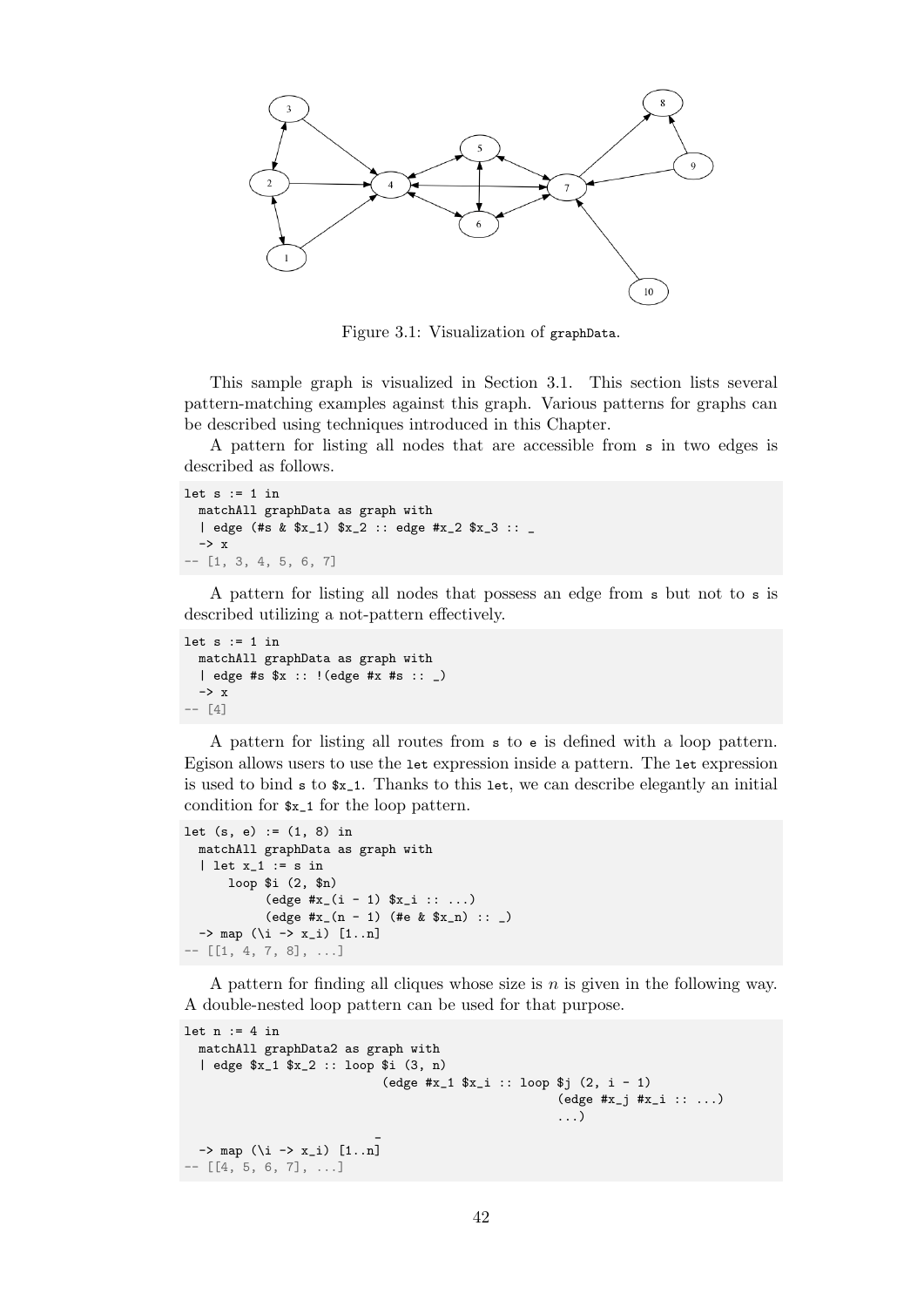Figure 3.1: Visualization of graphData.

This sample graph is visualized in Section 3.1. This section lists several pattern-matching examples against this graph. Various patterns for graphs can be described using techniques introduced in this Chapter.

A pattern for listing all nodes that are accessible from s in two edges is described as follows.

```
let s := 1 in
  matchAll graphData as graph with
  | edge (#s & $x_1) $x_2 :: edge #x_2 $x_3 :: _
  -> x
-- [1, 3, 4, 5, 6, 7]
```

A pattern for listing all nodes that possess an edge from s but not to s is described utilizing a not-pattern effectively.

```
let s := 1 in
  matchAll graphData as graph with
  | edge #s $x :: !(edge #x #s :: _)
  -> x
-- [4]
```

A pattern for listing all routes from s to e is defined with a loop pattern. Egison allows users to use the let expression inside a pattern. The let expression is used to bind s to $x_1. Thanks to this let, we can describe elegantly an initial condition for $x_1 for the loop pattern.

```
let (s, e) := (1, 8) in
  matchAll graphData as graph with
  | let x_1 := s in
      loop $i (2, $n)
          (edge #x_(i - 1) $x_i :: ...)
          (edge #x_(n - 1) (#e & $x_n) :: _)
  -> map (\i -> x_i) [1..n]
-- [[1, 4, 7, 8], ...]
```

A pattern for finding all cliques whose size is $n$ is given in the following way. A double-nested loop pattern can be used for that purpose.

```
let n := 4 in
  matchAll graphData2 as graph with
  | edge $x_1 $x_2 :: loop $i (3, n)
                          (edge #x_1 $x_i :: loop $j (2, i - 1)
                                                (edge #x_j #x_i :: ...)
                                                ...)
                          _
  -> map (\i -> x_i) [1..n]
-- [[4, 5, 6, 7], ...]
```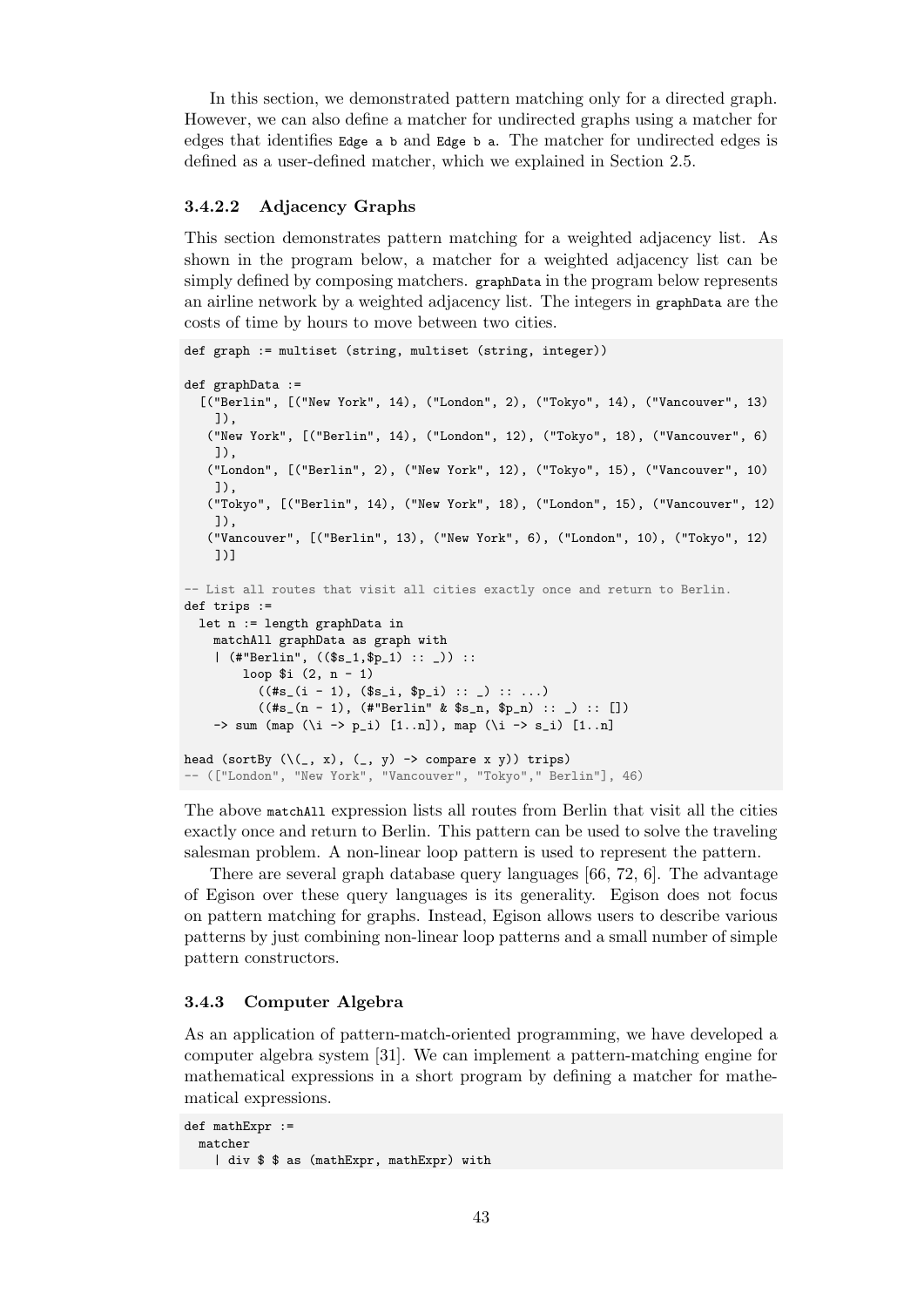In this section, we demonstrated pattern matching only for a directed graph. However, we can also define a matcher for undirected graphs using a matcher for edges that identifies `Edge a b` and `Edge b a`. The matcher for undirected edges is defined as a user-defined matcher, which we explained in Section 2.5.

#### 3.4.2.2 Adjacency Graphs

This section demonstrates pattern matching for a weighted adjacency list. As shown in the program below, a matcher for a weighted adjacency list can be simply defined by composing matchers. `graphData` in the program below represents an airline network by a weighted adjacency list. The integers in `graphData` are the costs of time by hours to move between two cities.

```
def graph := multiset (string, multiset (string, integer))

def graphData :=
  [("Berlin", [("New York", 14), ("London", 2), ("Tokyo", 14), ("Vancouver", 13)
    ]),
   ("New York", [("Berlin", 14), ("London", 12), ("Tokyo", 18), ("Vancouver", 6)
    ]),
   ("London", [("Berlin", 2), ("New York", 12), ("Tokyo", 15), ("Vancouver", 10)
    ]),
   ("Tokyo", [("Berlin", 14), ("New York", 18), ("London", 15), ("Vancouver", 12)
    ]),
   ("Vancouver", [("Berlin", 13), ("New York", 6), ("London", 10), ("Tokyo", 12)
    ])]

-- List all routes that visit all cities exactly once and return to Berlin.
def trips :=
  let n := length graphData in
    matchAll graphData as graph with
    | (#"Berlin", (($s_1,$p_1) :: _)) ::
        loop $i (2, n - 1)
          ((#s_(i - 1), ($s_i, $p_i) :: _) :: ...)
          ((#s_(n - 1), (#"Berlin" & $s_n, $p_n) :: _) :: [])
    -> sum (map (\i -> p_i) [1..n]), map (\i -> s_i) [1..n]

head (sortBy (\(_, x), (_, y) -> compare x y)) trips)
-- (["London", "New York", "Vancouver", "Tokyo"," Berlin"], 46)
```

The above `matchAll` expression lists all routes from Berlin that visit all the cities exactly once and return to Berlin. This pattern can be used to solve the traveling salesman problem. A non-linear loop pattern is used to represent the pattern.

There are several graph database query languages [66, 72, 6]. The advantage of Egison over these query languages is its generality. Egison does not focus on pattern matching for graphs. Instead, Egison allows users to describe various patterns by just combining non-linear loop patterns and a small number of simple pattern constructors.

### 3.4.3 Computer Algebra

As an application of pattern-match-oriented programming, we have developed a computer algebra system [31]. We can implement a pattern-matching engine for mathematical expressions in a short program by defining a matcher for mathematical expressions.

```
def mathExpr :=
  matcher
    | div $ $ as (mathExpr, mathExpr) with
```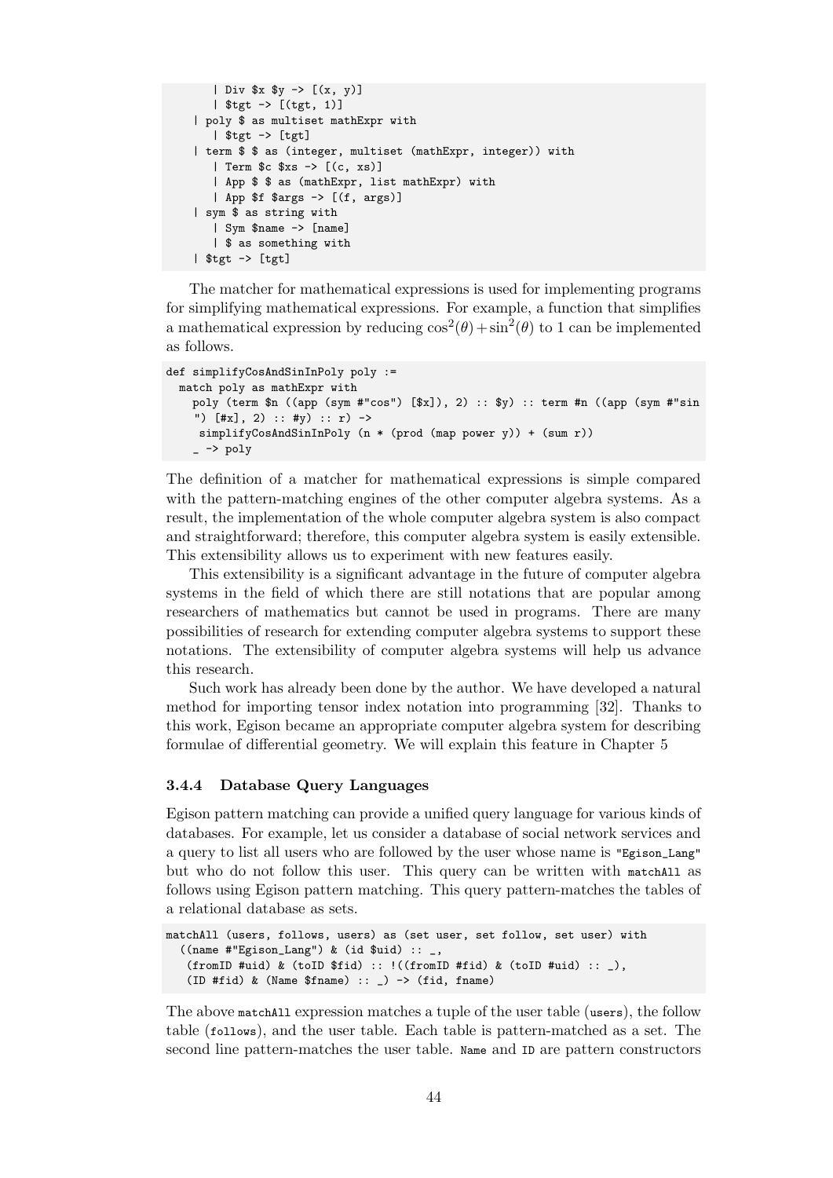```
      | Div $x $y -> [(x, y)]
      | $tgt -> [(tgt, 1)]
    | poly $ as multiset mathExpr with
      | $tgt -> [tgt]
    | term $ $ as (integer, multiset (mathExpr, integer)) with
      | Term $c $xs -> [(c, xs)]
      | App $ $ as (mathExpr, list mathExpr) with
      | App $f $args -> [(f, args)]
    | sym $ as string with
      | Sym $name -> [name]
      | $ as something with
    | $tgt -> [tgt]
```

The matcher for mathematical expressions is used for implementing programs for simplifying mathematical expressions. For example, a function that simplifies a mathematical expression by reducing $\cos^2(\theta) + \sin^2(\theta)$ to 1 can be implemented as follows.

```
def simplifyCosAndSinInPoly poly :=
  match poly as mathExpr with
    poly (term $n ((app (sym #"cos") [$x]), 2) :: $y) :: term #n ((app (sym #"sin
    ") [#x], 2) :: #y) :: r) ->
     simplifyCosAndSinInPoly (n * (prod (map power y)) + (sum r))
    _ -> poly
```

The definition of a matcher for mathematical expressions is simple compared with the pattern-matching engines of the other computer algebra systems. As a result, the implementation of the whole computer algebra system is also compact and straightforward; therefore, this computer algebra system is easily extensible. This extensibility allows us to experiment with new features easily.

This extensibility is a significant advantage in the future of computer algebra systems in the field of which there are still notations that are popular among researchers of mathematics but cannot be used in programs. There are many possibilities of research for extending computer algebra systems to support these notations. The extensibility of computer algebra systems will help us advance this research.

Such work has already been done by the author. We have developed a natural method for importing tensor index notation into programming [32]. Thanks to this work, Egison became an appropriate computer algebra system for describing formulae of differential geometry. We will explain this feature in Chapter 5

### 3.4.4 Database Query Languages

Egison pattern matching can provide a unified query language for various kinds of databases. For example, let us consider a database of social network services and a query to list all users who are followed by the user whose name is `"Egison_Lang"` but who do not follow this user. This query can be written with `matchAll` as follows using Egison pattern matching. This query pattern-matches the tables of a relational database as sets.

```
matchAll (users, follows, users) as (set user, set follow, set user) with
  ((name #"Egison_Lang") & (id $uid) :: _,
   (fromID #uid) & (toID $fid) :: !((fromID #fid) & (toID #uid) :: _),
   (ID #fid) & (Name $fname) :: _) -> (fid, fname)
```

The above `matchAll` expression matches a tuple of the user table (`users`), the follow table (`follows`), and the user table. Each table is pattern-matched as a set. The second line pattern-matches the user table. `Name` and `ID` are pattern constructors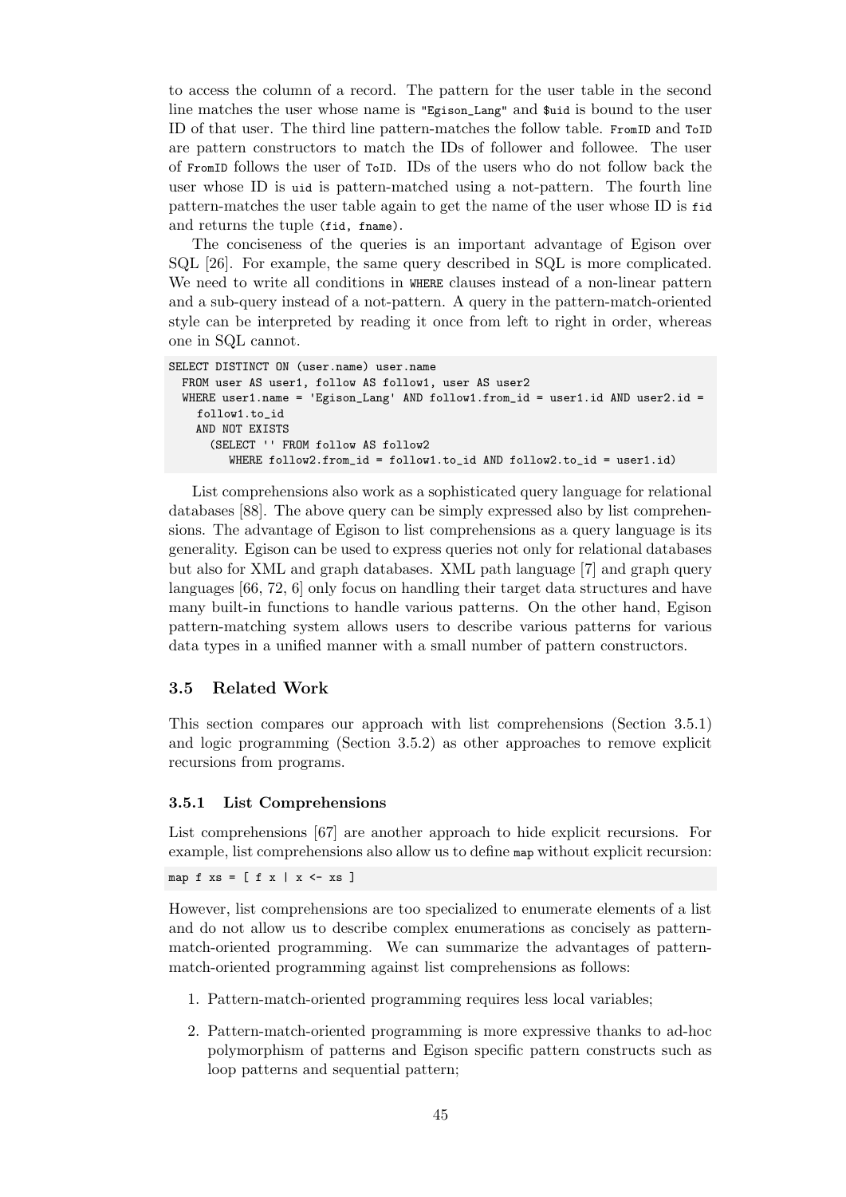to access the column of a record. The pattern for the user table in the second line matches the user whose name is `"Egison_Lang"` and `$uid` is bound to the user ID of that user. The third line pattern-matches the follow table. `FromID` and `ToID` are pattern constructors to match the IDs of follower and followee. The user of `FromID` follows the user of `ToID`. IDs of the users who do not follow back the user whose ID is `uid` is pattern-matched using a not-pattern. The fourth line pattern-matches the user table again to get the name of the user whose ID is `fid` and returns the tuple `(fid, fname)`.

The conciseness of the queries is an important advantage of Egison over SQL [26]. For example, the same query described in SQL is more complicated. We need to write all conditions in `WHERE` clauses instead of a non-linear pattern and a sub-query instead of a not-pattern. A query in the pattern-match-oriented style can be interpreted by reading it once from left to right in order, whereas one in SQL cannot.

```
SELECT DISTINCT ON (user.name) user.name
  FROM user AS user1, follow AS follow1, user AS user2
  WHERE user1.name = 'Egison_Lang' AND follow1.from_id = user1.id AND user2.id =
    follow1.to_id
    AND NOT EXISTS
      (SELECT '' FROM follow AS follow2
         WHERE follow2.from_id = follow1.to_id AND follow2.to_id = user1.id)
```

List comprehensions also work as a sophisticated query language for relational databases [88]. The above query can be simply expressed also by list comprehensions. The advantage of Egison to list comprehensions as a query language is its generality. Egison can be used to express queries not only for relational databases but also for XML and graph databases. XML path language [7] and graph query languages [66, 72, 6] only focus on handling their target data structures and have many built-in functions to handle various patterns. On the other hand, Egison pattern-matching system allows users to describe various patterns for various data types in a unified manner with a small number of pattern constructors.

## 3.5 Related Work

This section compares our approach with list comprehensions (Section 3.5.1) and logic programming (Section 3.5.2) as other approaches to remove explicit recursions from programs.

### 3.5.1 List Comprehensions

List comprehensions [67] are another approach to hide explicit recursions. For example, list comprehensions also allow us to define `map` without explicit recursion:

```
map f xs = [ f x | x <- xs ]
```

However, list comprehensions are too specialized to enumerate elements of a list and do not allow us to describe complex enumerations as concisely as pattern-match-oriented programming. We can summarize the advantages of pattern-match-oriented programming against list comprehensions as follows:

1. Pattern-match-oriented programming requires less local variables;
2. Pattern-match-oriented programming is more expressive thanks to ad-hoc polymorphism of patterns and Egison specific pattern constructs such as loop patterns and sequential pattern;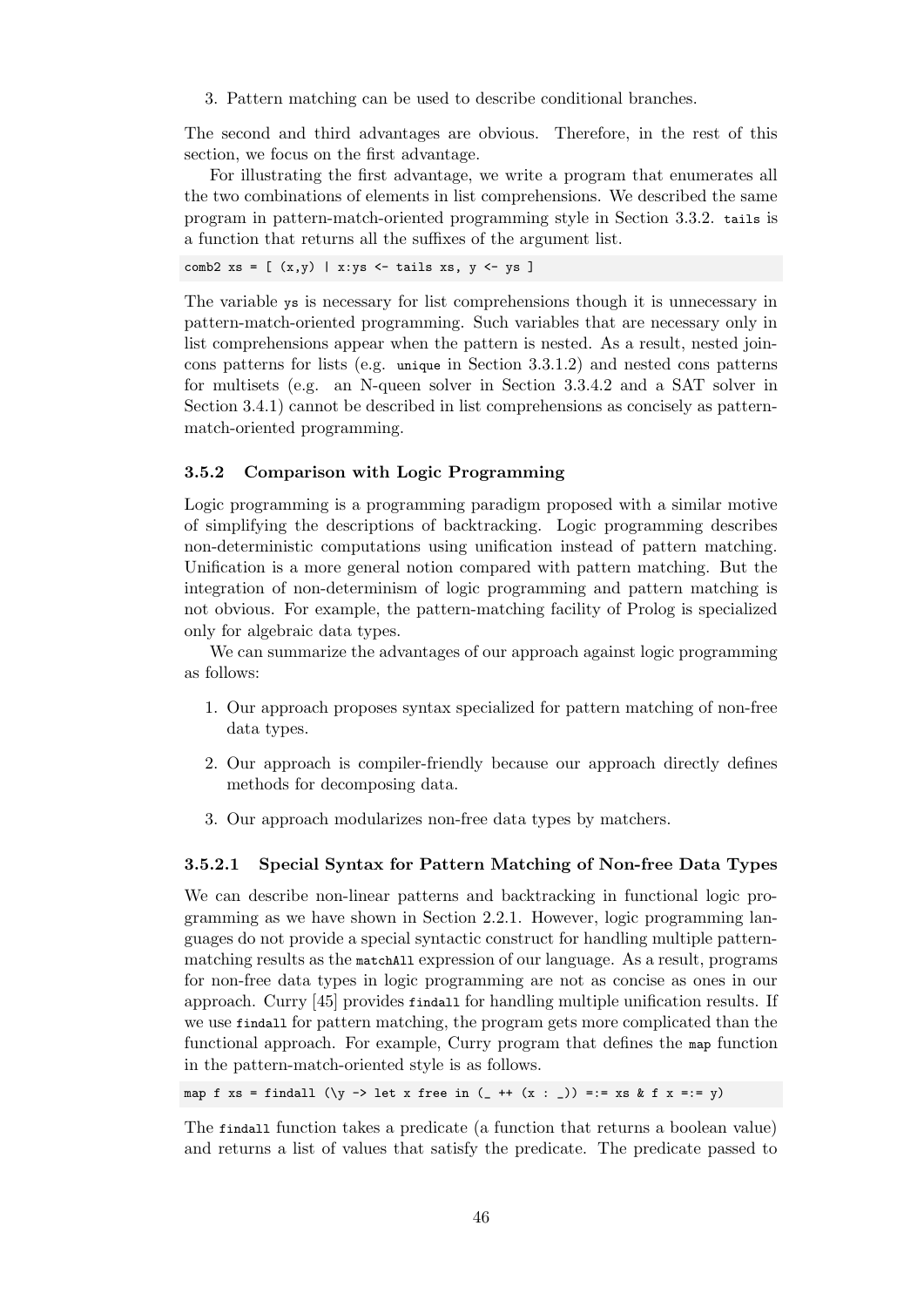3. Pattern matching can be used to describe conditional branches.

The second and third advantages are obvious. Therefore, in the rest of this section, we focus on the first advantage.

For illustrating the first advantage, we write a program that enumerates all the two combinations of elements in list comprehensions. We described the same program in pattern-match-oriented programming style in Section 3.3.2. `tails` is a function that returns all the suffixes of the argument list.

```
comb2 xs = [ (x,y) | x:ys <- tails xs, y <- ys ]
```

The variable `ys` is necessary for list comprehensions though it is unnecessary in pattern-match-oriented programming. Such variables that are necessary only in list comprehensions appear when the pattern is nested. As a result, nested join-cons patterns for lists (e.g. `unique` in Section 3.3.1.2) and nested cons patterns for multisets (e.g. an N-queen solver in Section 3.3.4.2 and a SAT solver in Section 3.4.1) cannot be described in list comprehensions as concisely as pattern-match-oriented programming.

### 3.5.2 Comparison with Logic Programming

Logic programming is a programming paradigm proposed with a similar motive of simplifying the descriptions of backtracking. Logic programming describes non-deterministic computations using unification instead of pattern matching. Unification is a more general notion compared with pattern matching. But the integration of non-determinism of logic programming and pattern matching is not obvious. For example, the pattern-matching facility of Prolog is specialized only for algebraic data types.

We can summarize the advantages of our approach against logic programming as follows:

1. Our approach proposes syntax specialized for pattern matching of non-free data types.
2. Our approach is compiler-friendly because our approach directly defines methods for decomposing data.
3. Our approach modularizes non-free data types by matchers.

#### 3.5.2.1 Special Syntax for Pattern Matching of Non-free Data Types

We can describe non-linear patterns and backtracking in functional logic programming as we have shown in Section 2.2.1. However, logic programming languages do not provide a special syntactic construct for handling multiple pattern-matching results as the `matchAll` expression of our language. As a result, programs for non-free data types in logic programming are not as concise as ones in our approach. Curry [45] provides `findall` for handling multiple unification results. If we use `findall` for pattern matching, the program gets more complicated than the functional approach. For example, Curry program that defines the `map` function in the pattern-match-oriented style is as follows.

```
map f xs = findall (\y -> let x free in (_ ++ (x : _)) =:= xs & f x =:= y)
```

The `findall` function takes a predicate (a function that returns a boolean value) and returns a list of values that satisfy the predicate. The predicate passed to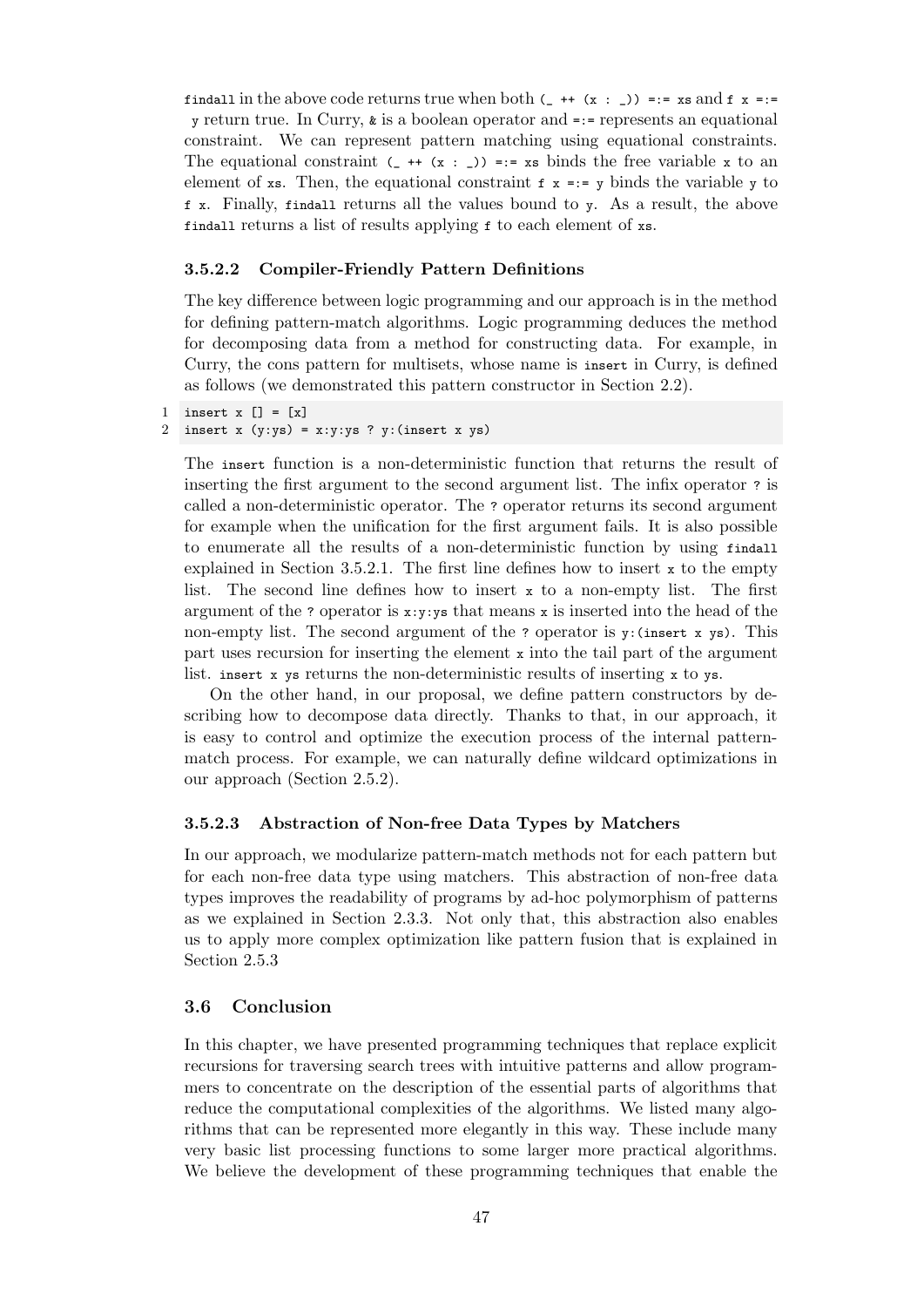`findall` in the above code returns true when both `(_ ++ (x : _)) =:= xs` and `f x =:= y` return true. In Curry, `&` is a boolean operator and `=:=` represents an equational constraint. We can represent pattern matching using equational constraints. The equational constraint `(_ ++ (x : _)) =:= xs` binds the free variable `x` to an element of `xs`. Then, the equational constraint `f x =:= y` binds the variable `y` to `f x`. Finally, `findall` returns all the values bound to `y`. As a result, the above `findall` returns a list of results applying `f` to each element of `xs`.

#### 3.5.2.2 Compiler-Friendly Pattern Definitions

The key difference between logic programming and our approach is in the method for defining pattern-match algorithms. Logic programming deduces the method for decomposing data from a method for constructing data. For example, in Curry, the cons pattern for multisets, whose name is `insert` in Curry, is defined as follows (we demonstrated this pattern constructor in Section 2.2).

```
1  insert x [] = [x]
2  insert x (y:ys) = x:y:ys ? y:(insert x ys)
```

The `insert` function is a non-deterministic function that returns the result of inserting the first argument to the second argument list. The infix operator `?` is called a non-deterministic operator. The `?` operator returns its second argument for example when the unification for the first argument fails. It is also possible to enumerate all the results of a non-deterministic function by using `findall` explained in Section 3.5.2.1. The first line defines how to insert `x` to the empty list. The second line defines how to insert `x` to a non-empty list. The first argument of the `?` operator is `x:y:ys` that means `x` is inserted into the head of the non-empty list. The second argument of the `?` operator is `y:(insert x ys)`. This part uses recursion for inserting the element `x` into the tail part of the argument list. `insert x ys` returns the non-deterministic results of inserting `x` to `ys`.

On the other hand, in our proposal, we define pattern constructors by describing how to decompose data directly. Thanks to that, in our approach, it is easy to control and optimize the execution process of the internal pattern-match process. For example, we can naturally define wildcard optimizations in our approach (Section 2.5.2).

#### 3.5.2.3 Abstraction of Non-free Data Types by Matchers

In our approach, we modularize pattern-match methods not for each pattern but for each non-free data type using matchers. This abstraction of non-free data types improves the readability of programs by ad-hoc polymorphism of patterns as we explained in Section 2.3.3. Not only that, this abstraction also enables us to apply more complex optimization like pattern fusion that is explained in Section 2.5.3

## 3.6 Conclusion

In this chapter, we have presented programming techniques that replace explicit recursions for traversing search trees with intuitive patterns and allow programmers to concentrate on the description of the essential parts of algorithms that reduce the computational complexities of the algorithms. We listed many algorithms that can be represented more elegantly in this way. These include many very basic list processing functions to some larger more practical algorithms. We believe the development of these programming techniques that enable the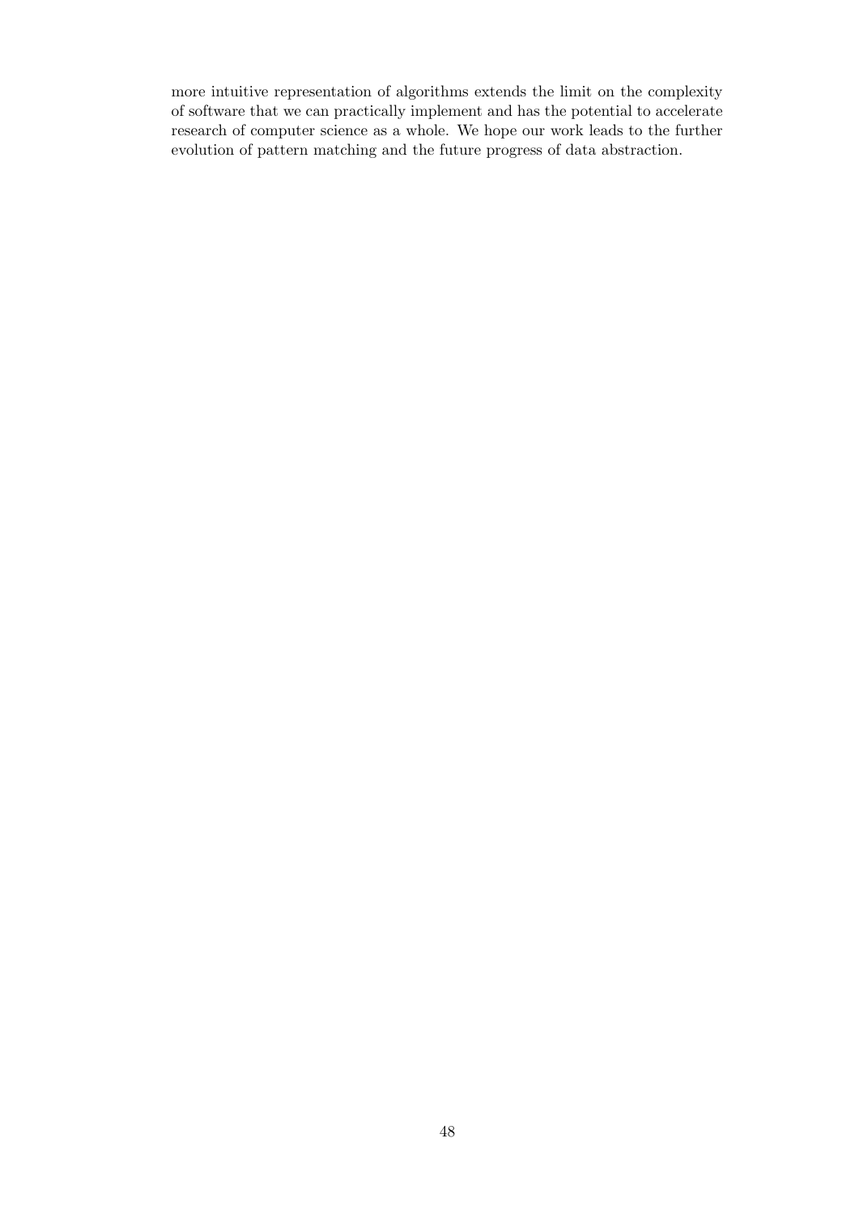more intuitive representation of algorithms extends the limit on the complexity of software that we can practically implement and has the potential to accelerate research of computer science as a whole. We hope our work leads to the further evolution of pattern matching and the future progress of data abstraction.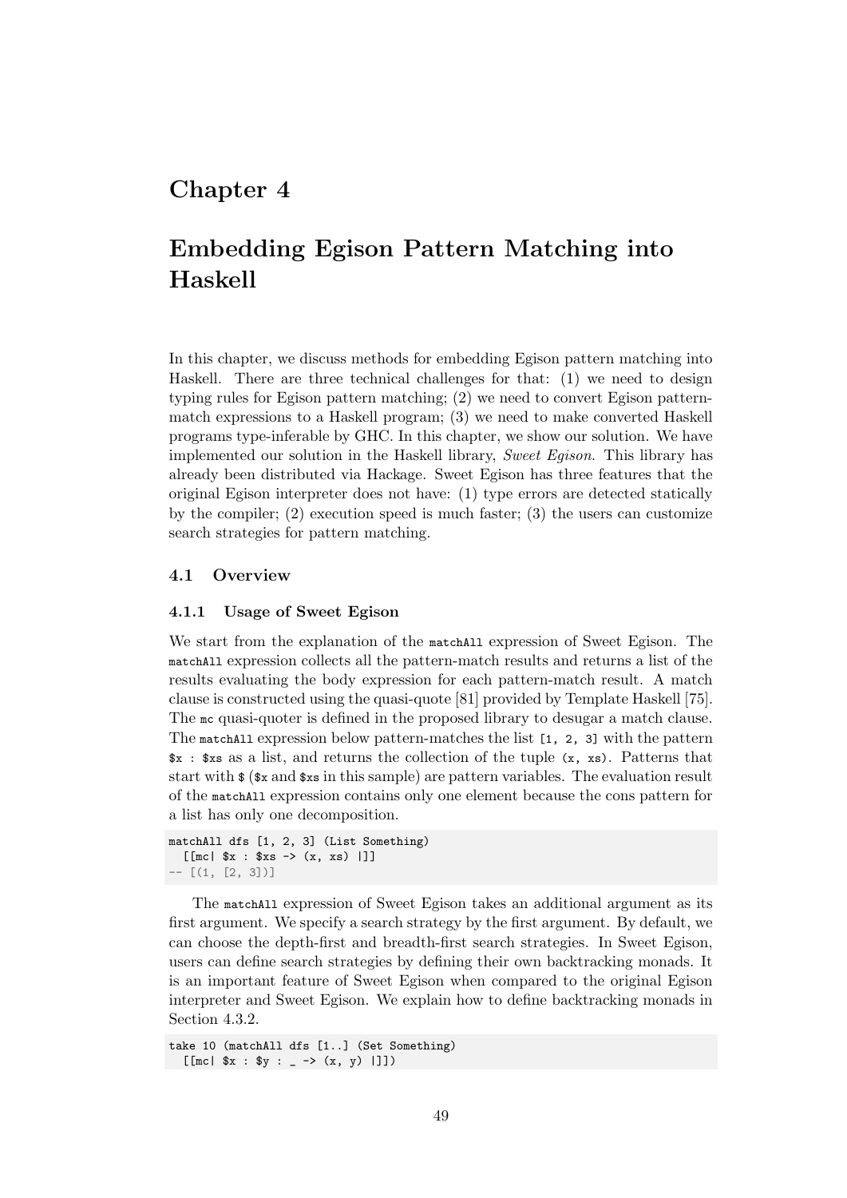# Chapter 4

# Embedding Egison Pattern Matching into Haskell

In this chapter, we discuss methods for embedding Egison pattern matching into Haskell. There are three technical challenges for that: (1) we need to design typing rules for Egison pattern matching; (2) we need to convert Egison pattern-match expressions to a Haskell program; (3) we need to make converted Haskell programs type-inferable by GHC. In this chapter, we show our solution. We have implemented our solution in the Haskell library, *Sweet Egison*. This library has already been distributed via Hackage. Sweet Egison has three features that the original Egison interpreter does not have: (1) type errors are detected statically by the compiler; (2) execution speed is much faster; (3) the users can customize search strategies for pattern matching.

## 4.1 Overview

### 4.1.1 Usage of Sweet Egison

We start from the explanation of the `matchAll` expression of Sweet Egison. The `matchAll` expression collects all the pattern-match results and returns a list of the results evaluating the body expression for each pattern-match result. A match clause is constructed using the quasi-quote [81] provided by Template Haskell [75]. The `mc` quasi-quoter is defined in the proposed library to desugar a match clause. The `matchAll` expression below pattern-matches the list `[1, 2, 3]` with the pattern `$x : $xs` as a list, and returns the collection of the tuple `(x, xs)`. Patterns that start with `$` (`$x` and `$xs` in this sample) are pattern variables. The evaluation result of the `matchAll` expression contains only one element because the cons pattern for a list has only one decomposition.

```
matchAll dfs [1, 2, 3] (List Something)
  [[mc| $x : $xs -> (x, xs) |]]
-- [(1, [2, 3])]
```

The `matchAll` expression of Sweet Egison takes an additional argument as its first argument. We specify a search strategy by the first argument. By default, we can choose the depth-first and breadth-first search strategies. In Sweet Egison, users can define search strategies by defining their own backtracking monads. It is an important feature of Sweet Egison when compared to the original Egison interpreter and Sweet Egison. We explain how to define backtracking monads in Section 4.3.2.

```
take 10 (matchAll dfs [1..] (Set Something)
  [[mc| $x : $y : _ -> (x, y) |]])
```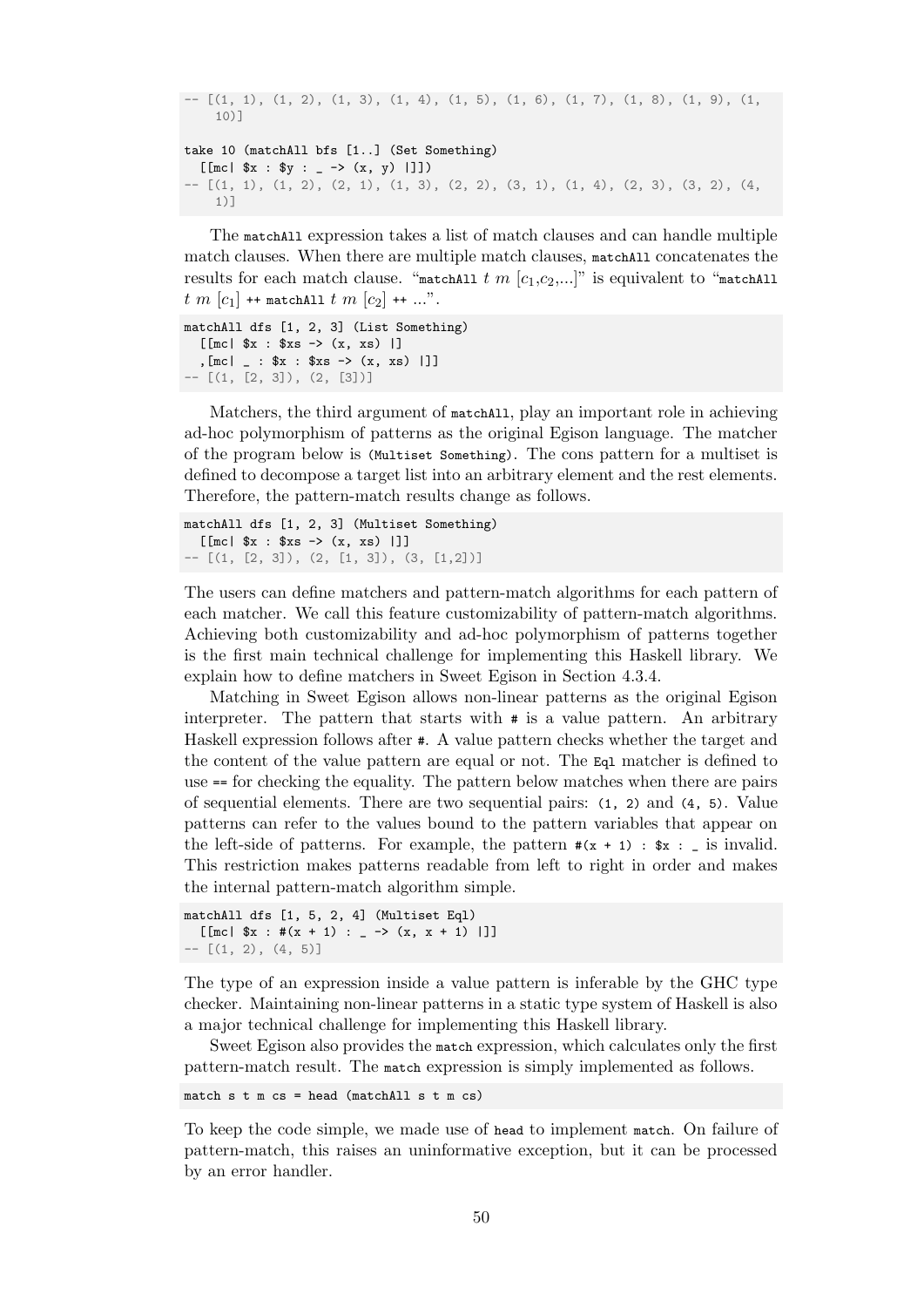```
-- [(1, 1), (1, 2), (1, 3), (1, 4), (1, 5), (1, 6), (1, 7), (1, 8), (1, 9), (1,
    10)]

take 10 (matchAll bfs [1..] (Set Something)
  [[mc| $x : $y : _ -> (x, y) |]])
-- [(1, 1), (1, 2), (2, 1), (1, 3), (2, 2), (3, 1), (1, 4), (2, 3), (3, 2), (4,
    1)]
```

The `matchAll` expression takes a list of match clauses and can handle multiple match clauses. When there are multiple match clauses, `matchAll` concatenates the results for each match clause. "`matchAll` $t$ $m$ $[c_1,c_2,...]$" is equivalent to "`matchAll` $t$ $m$ $[c_1]$ `++` `matchAll` $t$ $m$ $[c_2]$ `++` ...".

```
matchAll dfs [1, 2, 3] (List Something)
  [[mc| $x : $xs -> (x, xs) |]
  ,[mc| _ : $x : $xs -> (x, xs) |]]
-- [(1, [2, 3]), (2, [3])]
```

Matchers, the third argument of `matchAll`, play an important role in achieving ad-hoc polymorphism of patterns as the original Egison language. The matcher of the program below is `(Multiset Something)`. The cons pattern for a multiset is defined to decompose a target list into an arbitrary element and the rest elements. Therefore, the pattern-match results change as follows.

```
matchAll dfs [1, 2, 3] (Multiset Something)
  [[mc| $x : $xs -> (x, xs) |]]
-- [(1, [2, 3]), (2, [1, 3]), (3, [1,2])]
```

The users can define matchers and pattern-match algorithms for each pattern of each matcher. We call this feature customizability of pattern-match algorithms. Achieving both customizability and ad-hoc polymorphism of patterns together is the first main technical challenge for implementing this Haskell library. We explain how to define matchers in Sweet Egison in Section 4.3.4.

Matching in Sweet Egison allows non-linear patterns as the original Egison interpreter. The pattern that starts with `#` is a value pattern. An arbitrary Haskell expression follows after `#`. A value pattern checks whether the target and the content of the value pattern are equal or not. The `Eql` matcher is defined to use `==` for checking the equality. The pattern below matches when there are pairs of sequential elements. There are two sequential pairs: `(1, 2)` and `(4, 5)`. Value patterns can refer to the values bound to the pattern variables that appear on the left-side of patterns. For example, the pattern `#(x + 1) : $x : _` is invalid. This restriction makes patterns readable from left to right in order and makes the internal pattern-match algorithm simple.

```
matchAll dfs [1, 5, 2, 4] (Multiset Eql)
  [[mc| $x : #(x + 1) : _ -> (x, x + 1) |]]
-- [(1, 2), (4, 5)]
```

The type of an expression inside a value pattern is inferable by the GHC type checker. Maintaining non-linear patterns in a static type system of Haskell is also a major technical challenge for implementing this Haskell library.

Sweet Egison also provides the `match` expression, which calculates only the first pattern-match result. The `match` expression is simply implemented as follows.

```
match s t m cs = head (matchAll s t m cs)
```

To keep the code simple, we made use of `head` to implement `match`. On failure of pattern-match, this raises an uninformative exception, but it can be processed by an error handler.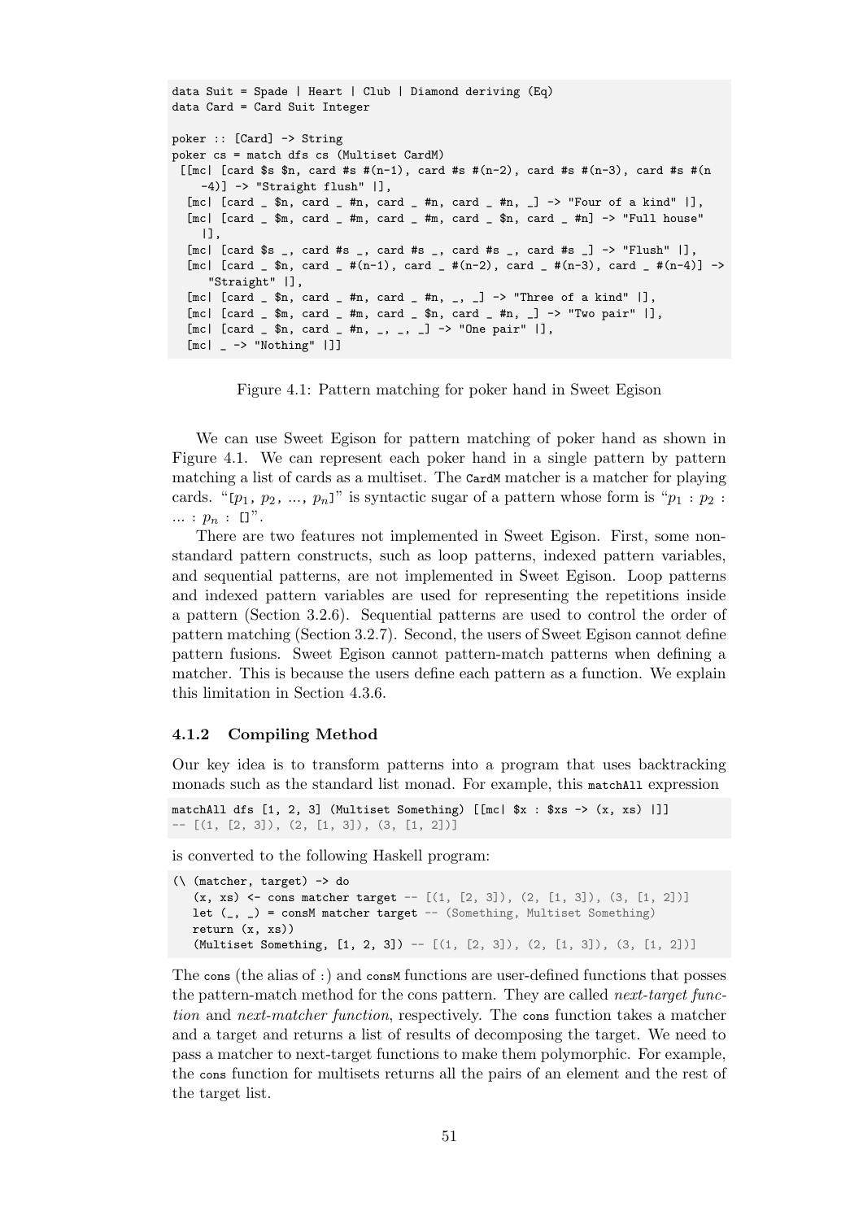```
data Suit = Spade | Heart | Club | Diamond deriving (Eq)
data Card = Card Suit Integer

poker :: [Card] -> String
poker cs = match dfs cs (Multiset CardM)
 [[mc| [card $s $n, card #s #(n-1), card #s #(n-2), card #s #(n-3), card #s #(n
    -4)] -> "Straight flush" |],
  [mc| [card _ $n, card _ #n, card _ #n, card _ #n, _] -> "Four of a kind" |],
  [mc| [card _ $m, card _ #m, card _ #m, card _ $n, card _ #n] -> "Full house"
    |],
  [mc| [card $s _, card #s _, card #s _, card #s _, card #s _] -> "Flush" |],
  [mc| [card _ $n, card _ #(n-1), card _ #(n-2), card _ #(n-3), card _ #(n-4)] ->
     "Straight" |],
  [mc| [card _ $n, card _ #n, card _ #n, _, _] -> "Three of a kind" |],
  [mc| [card _ $m, card _ #m, card _ $n, card _ #n, _] -> "Two pair" |],
  [mc| [card _ $n, card _ #n, _, _, _] -> "One pair" |],
  [mc| _ -> "Nothing" |]]
```

Figure 4.1: Pattern matching for poker hand in Sweet Egison

We can use Sweet Egison for pattern matching of poker hand as shown in Figure 4.1. We can represent each poker hand in a single pattern by pattern matching a list of cards as a multiset. The `CardM` matcher is a matcher for playing cards. "`[`$p_1$`,` $p_2$`, ...,` $p_n$`]`" is syntactic sugar of a pattern whose form is "$p_1$ `:` $p_2$ `:` `...` `:` $p_n$ `:` `[]`".

There are two features not implemented in Sweet Egison. First, some non-standard pattern constructs, such as loop patterns, indexed pattern variables, and sequential patterns, are not implemented in Sweet Egison. Loop patterns and indexed pattern variables are used for representing the repetitions inside a pattern (Section 3.2.6). Sequential patterns are used to control the order of pattern matching (Section 3.2.7). Second, the users of Sweet Egison cannot define pattern fusions. Sweet Egison cannot pattern-match patterns when defining a matcher. This is because the users define each pattern as a function. We explain this limitation in Section 4.3.6.

### 4.1.2 Compiling Method

Our key idea is to transform patterns into a program that uses backtracking monads such as the standard list monad. For example, this `matchAll` expression

```
matchAll dfs [1, 2, 3] (Multiset Something) [[mc| $x : $xs -> (x, xs) |]]
-- [(1, [2, 3]), (2, [1, 3]), (3, [1, 2])]
```

is converted to the following Haskell program:

```
(\ (matcher, target) -> do
   (x, xs) <- cons matcher target -- [(1, [2, 3]), (2, [1, 3]), (3, [1, 2])]
   let (_, _) = consM matcher target -- (Something, Multiset Something)
   return (x, xs))
   (Multiset Something, [1, 2, 3]) -- [(1, [2, 3]), (2, [1, 3]), (3, [1, 2])]
```

The `cons` (the alias of `:`) and `consM` functions are user-defined functions that posses the pattern-match method for the cons pattern. They are called *next-target function* and *next-matcher function*, respectively. The `cons` function takes a matcher and a target and returns a list of results of decomposing the target. We need to pass a matcher to next-target functions to make them polymorphic. For example, the `cons` function for multisets returns all the pairs of an element and the rest of the target list.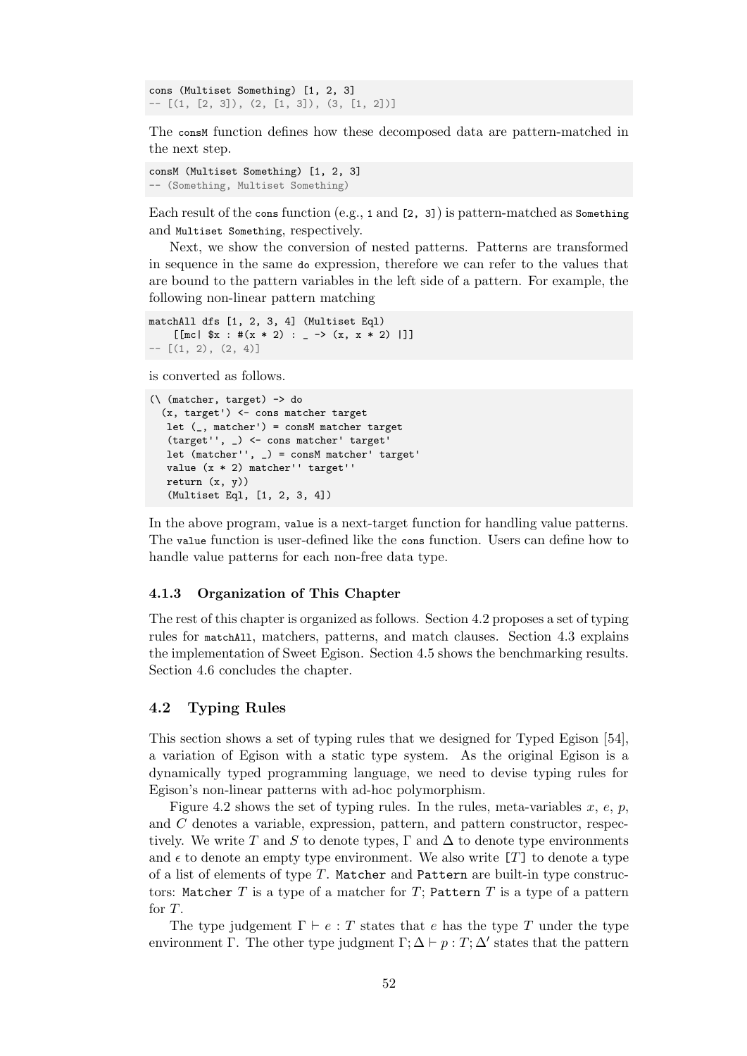```
cons (Multiset Something) [1, 2, 3]
-- [(1, [2, 3]), (2, [1, 3]), (3, [1, 2])]
```

The `consM` function defines how these decomposed data are pattern-matched in the next step.

```
consM (Multiset Something) [1, 2, 3]
-- (Something, Multiset Something)
```

Each result of the `cons` function (e.g., `1` and `[2, 3]`) is pattern-matched as `Something` and `Multiset Something`, respectively.

Next, we show the conversion of nested patterns. Patterns are transformed in sequence in the same `do` expression, therefore we can refer to the values that are bound to the pattern variables in the left side of a pattern. For example, the following non-linear pattern matching

```
matchAll dfs [1, 2, 3, 4] (Multiset Eql)
    [[mc| $x : #(x * 2) : _ -> (x, x * 2) |]]
-- [(1, 2), (2, 4)]
```

is converted as follows.

```
(\ (matcher, target) -> do
  (x, target') <- cons matcher target
   let (_, matcher') = consM matcher target
   (target'', _) <- cons matcher' target'
   let (matcher'', _) = consM matcher' target'
   value (x * 2) matcher'' target''
   return (x, y))
   (Multiset Eql, [1, 2, 3, 4])
```

In the above program, `value` is a next-target function for handling value patterns. The `value` function is user-defined like the `cons` function. Users can define how to handle value patterns for each non-free data type.

### 4.1.3 Organization of This Chapter

The rest of this chapter is organized as follows. Section 4.2 proposes a set of typing rules for `matchAll`, matchers, patterns, and match clauses. Section 4.3 explains the implementation of Sweet Egison. Section 4.5 shows the benchmarking results. Section 4.6 concludes the chapter.

## 4.2 Typing Rules

This section shows a set of typing rules that we designed for Typed Egison [54], a variation of Egison with a static type system. As the original Egison is a dynamically typed programming language, we need to devise typing rules for Egison's non-linear patterns with ad-hoc polymorphism.

Figure 4.2 shows the set of typing rules. In the rules, meta-variables $x$, $e$, $p$, and $C$ denotes a variable, expression, pattern, and pattern constructor, respectively. We write $T$ and $S$ to denote types, $\Gamma$ and $\Delta$ to denote type environments and $\epsilon$ to denote an empty type environment. We also write `[`$T$`]` to denote a type of a list of elements of type $T$. `Matcher` and `Pattern` are built-in type constructors: `Matcher` $T$ is a type of a matcher for $T$; `Pattern` $T$ is a type of a pattern for $T$.

The type judgement $\Gamma \vdash e : T$ states that $e$ has the type $T$ under the type environment $\Gamma$. The other type judgment $\Gamma; \Delta \vdash p : T; \Delta'$ states that the pattern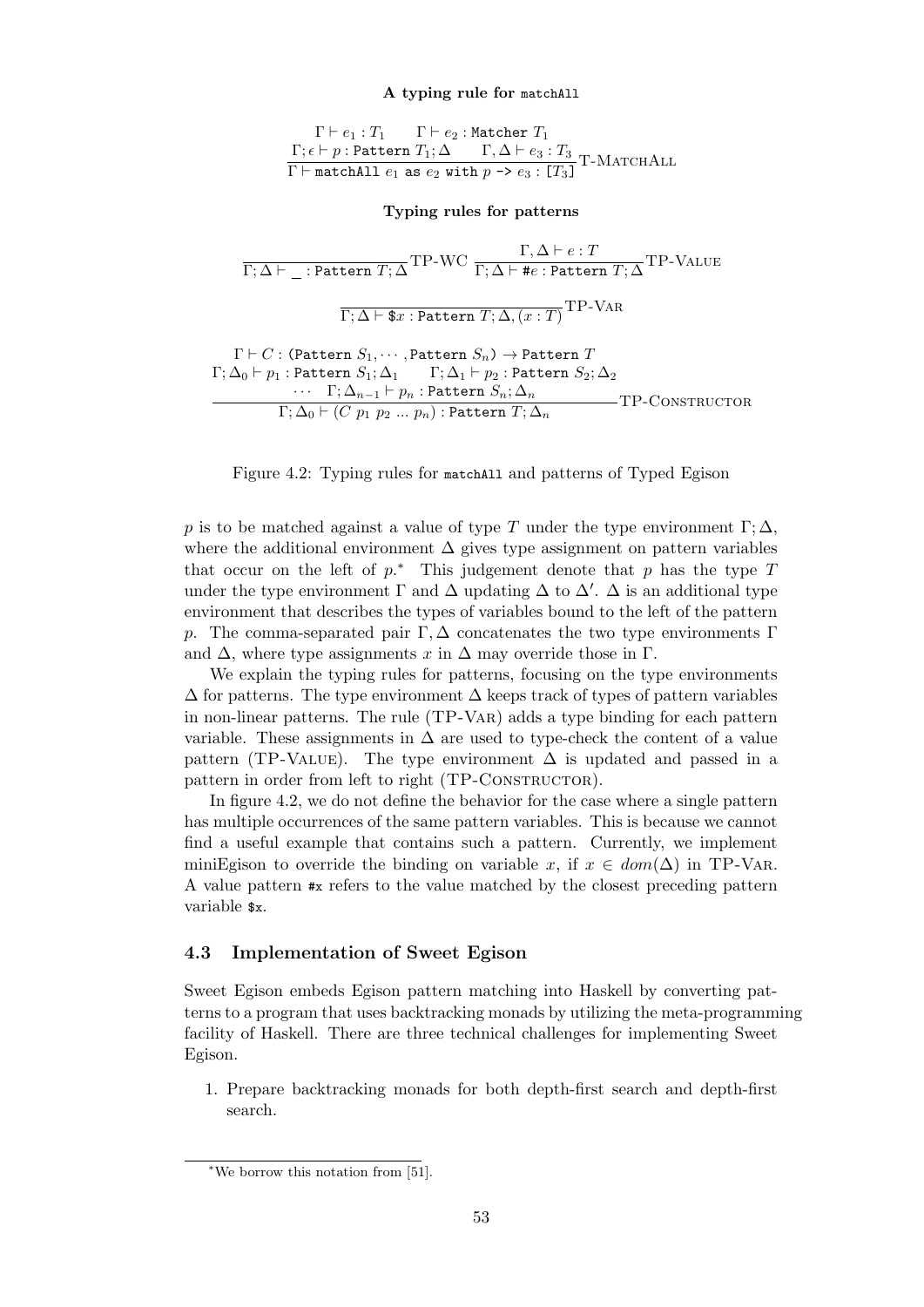**A typing rule for `matchAll`**

$$\frac{\Gamma \vdash e_1 : T_1 \qquad \Gamma \vdash e_2 : \texttt{Matcher}\ T_1 \qquad \Gamma; \epsilon \vdash p : \texttt{Pattern}\ T_1; \Delta \qquad \Gamma, \Delta \vdash e_3 : T_3}{\Gamma \vdash \texttt{matchAll}\ e_1\ \texttt{as}\ e_2\ \texttt{with}\ p\ \texttt{->}\ e_3 : \texttt{[}T_3\texttt{]}}\ \text{T-MatchAll}$$

**Typing rules for patterns**

$$\frac{}{\Gamma; \Delta \vdash \texttt{\_} : \texttt{Pattern}\ T; \Delta}\ \text{TP-WC} \qquad \frac{\Gamma, \Delta \vdash e : T}{\Gamma; \Delta \vdash \texttt{\#}e : \texttt{Pattern}\ T; \Delta}\ \text{TP-Value}$$

$$\frac{}{\Gamma; \Delta \vdash \texttt{\$}x : \texttt{Pattern}\ T; \Delta, (x : T)}\ \text{TP-Var}$$

$$\frac{\begin{array}{c}\Gamma \vdash C : (\texttt{Pattern}\ S_1, \cdots, \texttt{Pattern}\ S_n) \to \texttt{Pattern}\ T \\ \Gamma; \Delta_0 \vdash p_1 : \texttt{Pattern}\ S_1; \Delta_1 \qquad \Gamma; \Delta_1 \vdash p_2 : \texttt{Pattern}\ S_2; \Delta_2 \\ \cdots \quad \Gamma; \Delta_{n-1} \vdash p_n : \texttt{Pattern}\ S_n; \Delta_n\end{array}}{\Gamma; \Delta_0 \vdash (C\ p_1\ p_2\ ...\ p_n) : \texttt{Pattern}\ T; \Delta_n}\ \text{TP-Constructor}$$

Figure 4.2: Typing rules for `matchAll` and patterns of Typed Egison

$p$ is to be matched against a value of type $T$ under the type environment $\Gamma; \Delta$, where the additional environment $\Delta$ gives type assignment on pattern variables that occur on the left of $p$.* This judgement denote that $p$ has the type $T$ under the type environment $\Gamma$ and $\Delta$ updating $\Delta$ to $\Delta'$. $\Delta$ is an additional type environment that describes the types of variables bound to the left of the pattern $p$. The comma-separated pair $\Gamma, \Delta$ concatenates the two type environments $\Gamma$ and $\Delta$, where type assignments $x$ in $\Delta$ may override those in $\Gamma$.

We explain the typing rules for patterns, focusing on the type environments $\Delta$ for patterns. The type environment $\Delta$ keeps track of types of pattern variables in non-linear patterns. The rule (TP-Var) adds a type binding for each pattern variable. These assignments in $\Delta$ are used to type-check the content of a value pattern (TP-Value). The type environment $\Delta$ is updated and passed in a pattern in order from left to right (TP-Constructor).

In figure 4.2, we do not define the behavior for the case where a single pattern has multiple occurrences of the same pattern variables. This is because we cannot find a useful example that contains such a pattern. Currently, we implement miniEgison to override the binding on variable $x$, if $x \in dom(\Delta)$ in TP-Var. A value pattern `#x` refers to the value matched by the closest preceding pattern variable `$x`.

## 4.3 Implementation of Sweet Egison

Sweet Egison embeds Egison pattern matching into Haskell by converting patterns to a program that uses backtracking monads by utilizing the meta-programming facility of Haskell. There are three technical challenges for implementing Sweet Egison.

1. Prepare backtracking monads for both depth-first search and depth-first search.

*We borrow this notation from [51].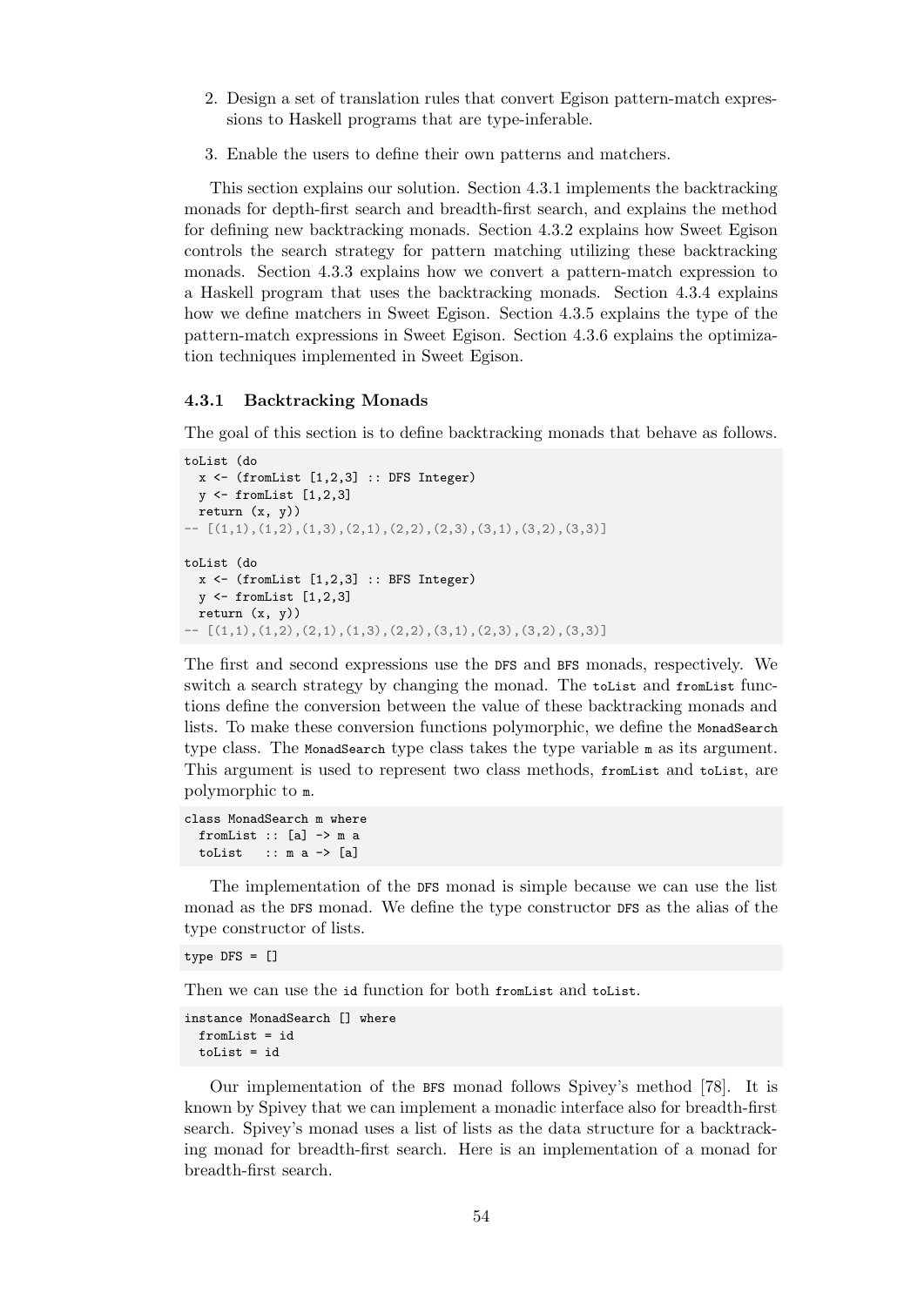2. Design a set of translation rules that convert Egison pattern-match expressions to Haskell programs that are type-inferable.

3. Enable the users to define their own patterns and matchers.

This section explains our solution. Section 4.3.1 implements the backtracking monads for depth-first search and breadth-first search, and explains the method for defining new backtracking monads. Section 4.3.2 explains how Sweet Egison controls the search strategy for pattern matching utilizing these backtracking monads. Section 4.3.3 explains how we convert a pattern-match expression to a Haskell program that uses the backtracking monads. Section 4.3.4 explains how we define matchers in Sweet Egison. Section 4.3.5 explains the type of the pattern-match expressions in Sweet Egison. Section 4.3.6 explains the optimization techniques implemented in Sweet Egison.

### 4.3.1 Backtracking Monads

The goal of this section is to define backtracking monads that behave as follows.

```
toList (do
  x <- (fromList [1,2,3] :: DFS Integer)
  y <- fromList [1,2,3]
  return (x, y))
-- [(1,1),(1,2),(1,3),(2,1),(2,2),(2,3),(3,1),(3,2),(3,3)]

toList (do
  x <- (fromList [1,2,3] :: BFS Integer)
  y <- fromList [1,2,3]
  return (x, y))
-- [(1,1),(1,2),(2,1),(1,3),(2,2),(3,1),(2,3),(3,2),(3,3)]
```

The first and second expressions use the `DFS` and `BFS` monads, respectively. We switch a search strategy by changing the monad. The `toList` and `fromList` functions define the conversion between the value of these backtracking monads and lists. To make these conversion functions polymorphic, we define the `MonadSearch` type class. The `MonadSearch` type class takes the type variable `m` as its argument. This argument is used to represent two class methods, `fromList` and `toList`, are polymorphic to `m`.

```
class MonadSearch m where
  fromList :: [a] -> m a
  toList   :: m a -> [a]
```

The implementation of the `DFS` monad is simple because we can use the list monad as the `DFS` monad. We define the type constructor `DFS` as the alias of the type constructor of lists.

```
type DFS = []
```

Then we can use the `id` function for both `fromList` and `toList`.

```
instance MonadSearch [] where
  fromList = id
  toList = id
```

Our implementation of the `BFS` monad follows Spivey's method [78]. It is known by Spivey that we can implement a monadic interface also for breadth-first search. Spivey's monad uses a list of lists as the data structure for a backtracking monad for breadth-first search. Here is an implementation of a monad for breadth-first search.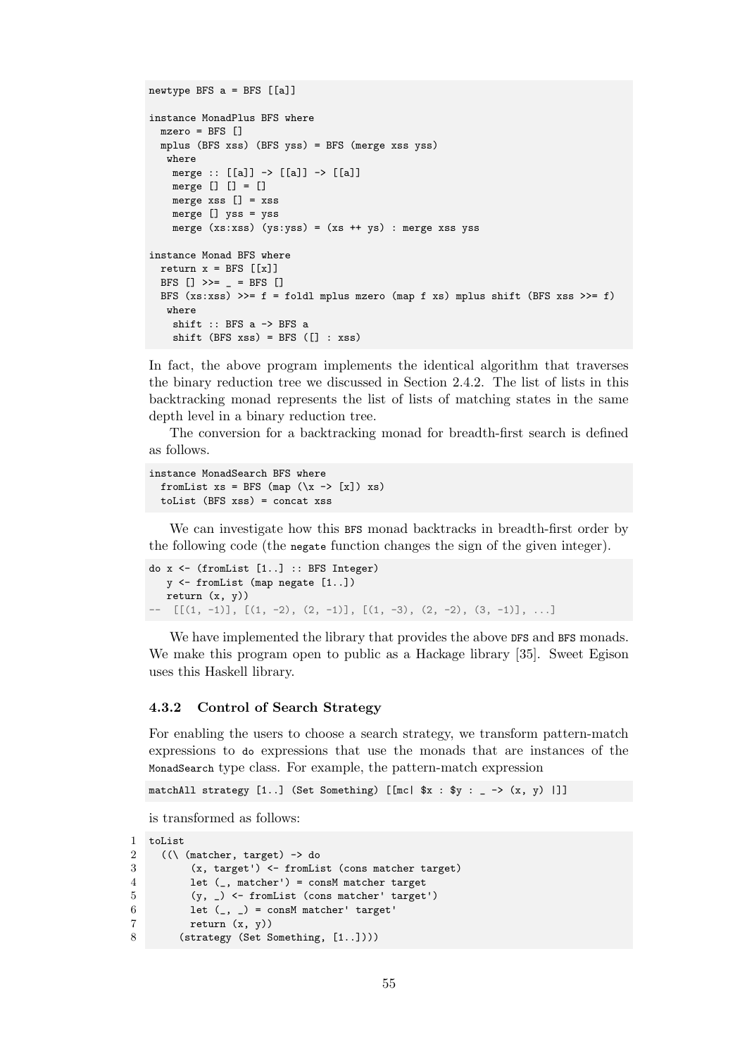```
newtype BFS a = BFS [[a]]

instance MonadPlus BFS where
  mzero = BFS []
  mplus (BFS xss) (BFS yss) = BFS (merge xss yss)
   where
    merge :: [[a]] -> [[a]] -> [[a]]
    merge [] [] = []
    merge xss [] = xss
    merge [] yss = yss
    merge (xs:xss) (ys:yss) = (xs ++ ys) : merge xss yss

instance Monad BFS where
  return x = BFS [[x]]
  BFS [] >>= _ = BFS []
  BFS (xs:xss) >>= f = foldl mplus mzero (map f xs) mplus shift (BFS xss >>= f)
   where
    shift :: BFS a -> BFS a
    shift (BFS xss) = BFS ([] : xss)
```

In fact, the above program implements the identical algorithm that traverses the binary reduction tree we discussed in Section 2.4.2. The list of lists in this backtracking monad represents the list of lists of matching states in the same depth level in a binary reduction tree.

The conversion for a backtracking monad for breadth-first search is defined as follows.

```
instance MonadSearch BFS where
  fromList xs = BFS (map (\x -> [x]) xs)
  toList (BFS xss) = concat xss
```

We can investigate how this `BFS` monad backtracks in breadth-first order by the following code (the `negate` function changes the sign of the given integer).

```
do x <- (fromList [1..] :: BFS Integer)
   y <- fromList (map negate [1..])
   return (x, y))
--  [[(1, -1)], [(1, -2), (2, -1)], [(1, -3), (2, -2), (3, -1)], ...]
```

We have implemented the library that provides the above `DFS` and `BFS` monads. We make this program open to public as a Hackage library [35]. Sweet Egison uses this Haskell library.

### 4.3.2 Control of Search Strategy

For enabling the users to choose a search strategy, we transform pattern-match expressions to `do` expressions that use the monads that are instances of the `MonadSearch` type class. For example, the pattern-match expression

```
matchAll strategy [1..] (Set Something) [[mc| $x : $y : _ -> (x, y) |]]
```

is transformed as follows:

```
1 toList
2   ((\ (matcher, target) -> do
3       (x, target') <- fromList (cons matcher target)
4       let (_, matcher') = consM matcher target
5       (y, _) <- fromList (cons matcher' target')
6       let (_, _) = consM matcher' target'
7       return (x, y))
8     (strategy (Set Something, [1..])))
```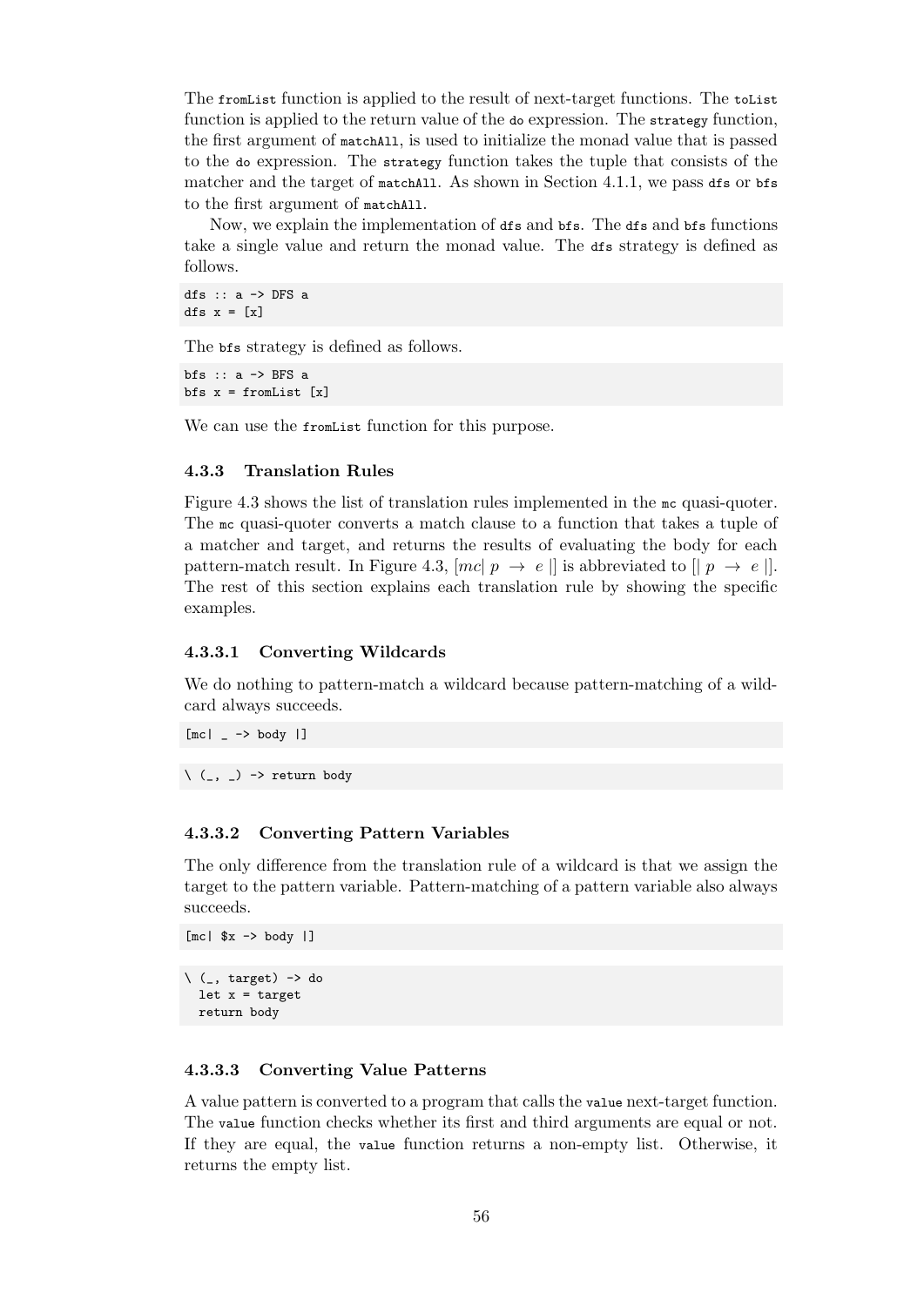The `fromList` function is applied to the result of next-target functions. The `toList` function is applied to the return value of the `do` expression. The `strategy` function, the first argument of `matchAll`, is used to initialize the monad value that is passed to the `do` expression. The `strategy` function takes the tuple that consists of the matcher and the target of `matchAll`. As shown in Section 4.1.1, we pass `dfs` or `bfs` to the first argument of `matchAll`.

Now, we explain the implementation of `dfs` and `bfs`. The `dfs` and `bfs` functions take a single value and return the monad value. The `dfs` strategy is defined as follows.

```
dfs :: a -> DFS a
dfs x = [x]
```

The `bfs` strategy is defined as follows.

```
bfs :: a -> BFS a
bfs x = fromList [x]
```

We can use the `fromList` function for this purpose.

### 4.3.3 Translation Rules

Figure 4.3 shows the list of translation rules implemented in the `mc` quasi-quoter. The `mc` quasi-quoter converts a match clause to a function that takes a tuple of a matcher and target, and returns the results of evaluating the body for each pattern-match result. In Figure 4.3, $[mc|\ p\ \rightarrow\ e\ |]$ is abbreviated to $[|\ p\ \rightarrow\ e\ |]$. The rest of this section explains each translation rule by showing the specific examples.

#### 4.3.3.1 Converting Wildcards

We do nothing to pattern-match a wildcard because pattern-matching of a wildcard always succeeds.

```
[mc| _ -> body |]
```

```
\ (_, _) -> return body
```

#### 4.3.3.2 Converting Pattern Variables

The only difference from the translation rule of a wildcard is that we assign the target to the pattern variable. Pattern-matching of a pattern variable also always succeeds.

```
[mc| $x -> body |]
```

```
\ (_, target) -> do
  let x = target
  return body
```

#### 4.3.3.3 Converting Value Patterns

A value pattern is converted to a program that calls the `value` next-target function. The `value` function checks whether its first and third arguments are equal or not. If they are equal, the `value` function returns a non-empty list. Otherwise, it returns the empty list.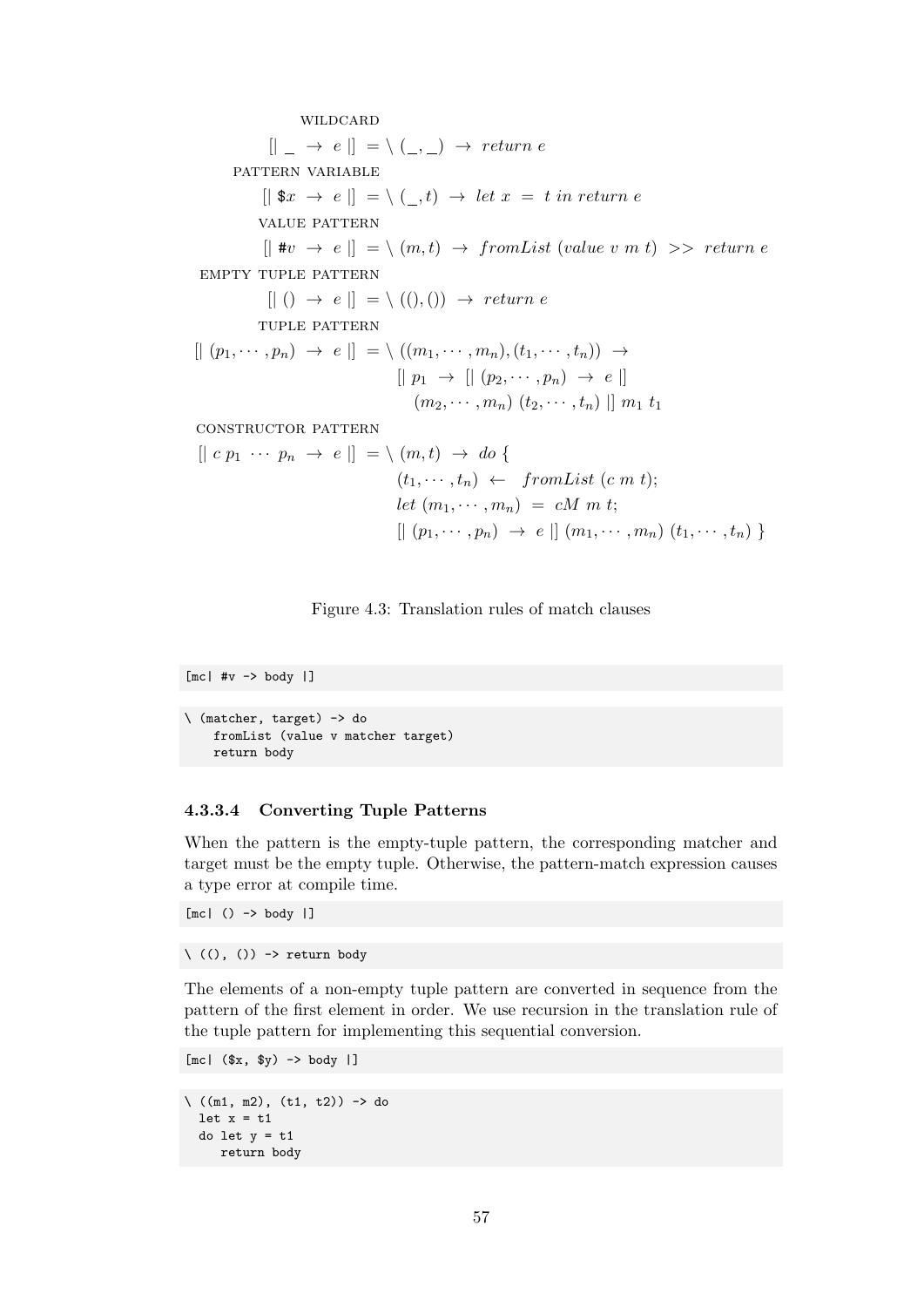WILDCARD

$$[\!|\ \_ \ \rightarrow\ e\ |\!]\ = \backslash\ (\_, \_)\ \rightarrow\ \mathit{return}\ e$$

PATTERN VARIABLE

$$[\!|\ \$x\ \rightarrow\ e\ |\!]\ = \backslash\ (\_, t)\ \rightarrow\ \mathit{let}\ x\ =\ t\ \mathit{in}\ \mathit{return}\ e$$

VALUE PATTERN

$$[\!|\ \#v\ \rightarrow\ e\ |\!]\ = \backslash\ (m, t)\ \rightarrow\ \mathit{fromList}\ (\mathit{value}\ v\ m\ t)\ >>\ \mathit{return}\ e$$

EMPTY TUPLE PATTERN

$$[\!|\ ()\ \rightarrow\ e\ |\!]\ = \backslash\ ((), ())\ \rightarrow\ \mathit{return}\ e$$

TUPLE PATTERN

$$\begin{aligned}[\!|\ (p_1, \cdots, p_n)\ \rightarrow\ e\ |\!]\ = \backslash\ & ((m_1, \cdots, m_n), (t_1, \cdots, t_n))\ \rightarrow \\ & [\!|\ p_1\ \rightarrow\ [\!|\ (p_2, \cdots, p_n)\ \rightarrow\ e\ |\!] \\ & \quad (m_2, \cdots, m_n)\ (t_2, \cdots, t_n)\ |\!]\ m_1\ t_1\end{aligned}$$

CONSTRUCTOR PATTERN

$$\begin{aligned}[\!|\ c\ p_1\ \cdots\ p_n\ \rightarrow\ e\ |\!]\ = \backslash\ & (m, t)\ \rightarrow\ \mathit{do}\ \{ \\ & (t_1, \cdots, t_n)\ \leftarrow\ \ \mathit{fromList}\ (c\ m\ t); \\ & \mathit{let}\ (m_1, \cdots, m_n)\ =\ cM\ m\ t; \\ & [\!|\ (p_1, \cdots, p_n)\ \rightarrow\ e\ |\!]\ (m_1, \cdots, m_n)\ (t_1, \cdots, t_n)\ \}\end{aligned}$$

Figure 4.3: Translation rules of match clauses

```
[mc| #v -> body |]
```

```
\ (matcher, target) -> do
    fromList (value v matcher target)
    return body
```

#### 4.3.3.4 Converting Tuple Patterns

When the pattern is the empty-tuple pattern, the corresponding matcher and target must be the empty tuple. Otherwise, the pattern-match expression causes a type error at compile time.

```
[mc| () -> body |]
```

```
\ ((), ()) -> return body
```

The elements of a non-empty tuple pattern are converted in sequence from the pattern of the first element in order. We use recursion in the translation rule of the tuple pattern for implementing this sequential conversion.

```
[mc| ($x, $y) -> body |]
```

```
\ ((m1, m2), (t1, t2)) -> do
  let x = t1
  do let y = t1
     return body
```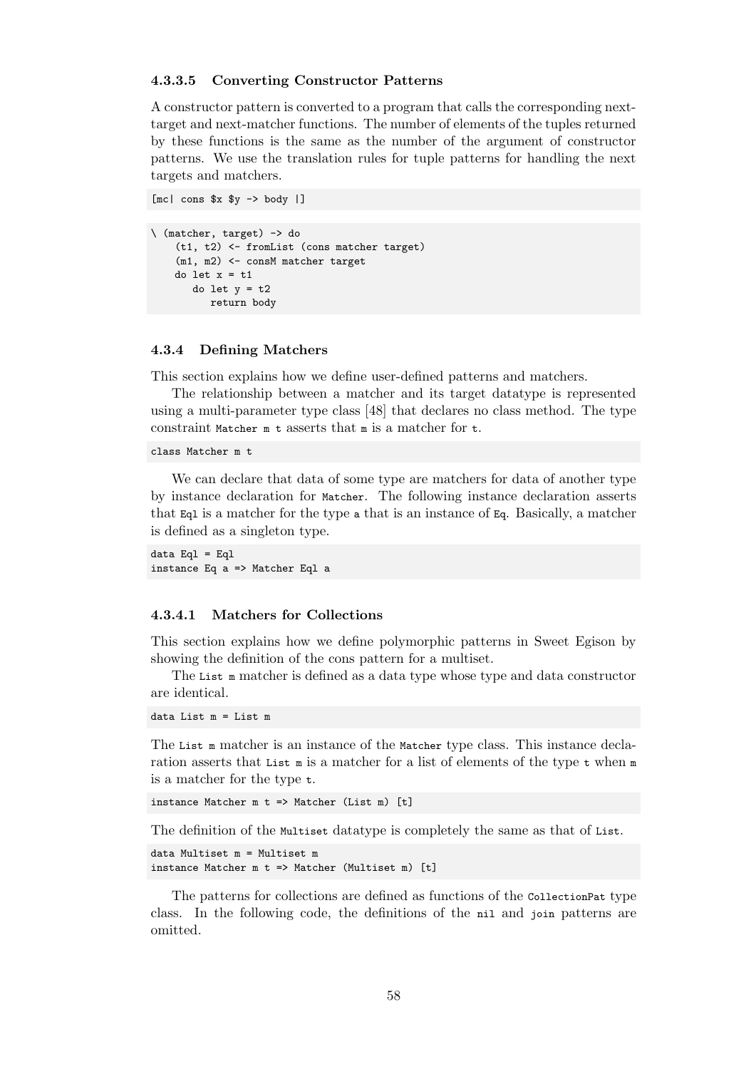#### 4.3.3.5 Converting Constructor Patterns

A constructor pattern is converted to a program that calls the corresponding next-target and next-matcher functions. The number of elements of the tuples returned by these functions is the same as the number of the argument of constructor patterns. We use the translation rules for tuple patterns for handling the next targets and matchers.

```
[mc| cons $x $y -> body |]
```

```
\ (matcher, target) -> do
    (t1, t2) <- fromList (cons matcher target)
    (m1, m2) <- consM matcher target
    do let x = t1
       do let y = t2
          return body
```

### 4.3.4 Defining Matchers

This section explains how we define user-defined patterns and matchers.

The relationship between a matcher and its target datatype is represented using a multi-parameter type class [48] that declares no class method. The type constraint `Matcher m t` asserts that `m` is a matcher for `t`.

```
class Matcher m t
```

We can declare that data of some type are matchers for data of another type by instance declaration for `Matcher`. The following instance declaration asserts that `Eql` is a matcher for the type `a` that is an instance of `Eq`. Basically, a matcher is defined as a singleton type.

```
data Eql = Eql
instance Eq a => Matcher Eql a
```

#### 4.3.4.1 Matchers for Collections

This section explains how we define polymorphic patterns in Sweet Egison by showing the definition of the cons pattern for a multiset.

The `List m` matcher is defined as a data type whose type and data constructor are identical.

```
data List m = List m
```

The `List m` matcher is an instance of the `Matcher` type class. This instance declaration asserts that `List m` is a matcher for a list of elements of the type `t` when `m` is a matcher for the type `t`.

```
instance Matcher m t => Matcher (List m) [t]
```

The definition of the `Multiset` datatype is completely the same as that of `List`.

```
data Multiset m = Multiset m
instance Matcher m t => Matcher (Multiset m) [t]
```

The patterns for collections are defined as functions of the `CollectionPat` type class. In the following code, the definitions of the `nil` and `join` patterns are omitted.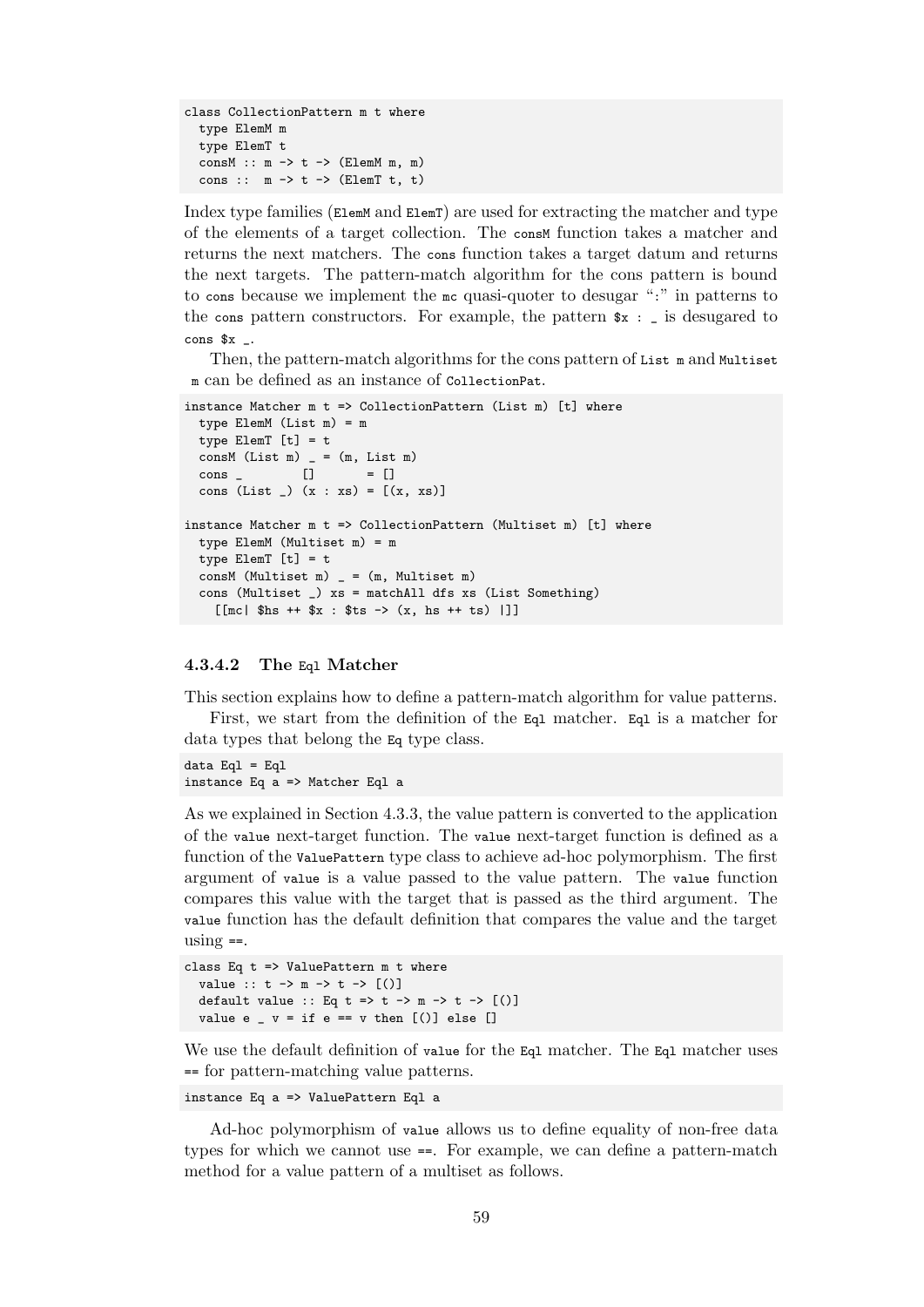```
class CollectionPattern m t where
  type ElemM m
  type ElemT t
  consM :: m -> t -> (ElemM m, m)
  cons ::  m -> t -> (ElemT t, t)
```

Index type families (`ElemM` and `ElemT`) are used for extracting the matcher and type of the elements of a target collection. The `consM` function takes a matcher and returns the next matchers. The `cons` function takes a target datum and returns the next targets. The pattern-match algorithm for the cons pattern is bound to `cons` because we implement the `mc` quasi-quoter to desugar ":" in patterns to the `cons` pattern constructors. For example, the pattern `$x : _` is desugared to `cons $x _`.

Then, the pattern-match algorithms for the cons pattern of `List m` and `Multiset m` can be defined as an instance of `CollectionPat`.

```
instance Matcher m t => CollectionPattern (List m) [t] where
  type ElemM (List m) = m
  type ElemT [t] = t
  consM (List m) _ = (m, List m)
  cons _        []       = []
  cons (List _) (x : xs) = [(x, xs)]

instance Matcher m t => CollectionPattern (Multiset m) [t] where
  type ElemM (Multiset m) = m
  type ElemT [t] = t
  consM (Multiset m) _ = (m, Multiset m)
  cons (Multiset _) xs = matchAll dfs xs (List Something)
    [[mc| $hs ++ $x : $ts -> (x, hs ++ ts) |]]
```

#### 4.3.4.2 The `Eql` Matcher

This section explains how to define a pattern-match algorithm for value patterns.

First, we start from the definition of the `Eql` matcher. `Eql` is a matcher for data types that belong the `Eq` type class.

```
data Eql = Eql
instance Eq a => Matcher Eql a
```

As we explained in Section 4.3.3, the value pattern is converted to the application of the `value` next-target function. The `value` next-target function is defined as a function of the `ValuePattern` type class to achieve ad-hoc polymorphism. The first argument of `value` is a value passed to the value pattern. The `value` function compares this value with the target that is passed as the third argument. The `value` function has the default definition that compares the value and the target using `==`.

```
class Eq t => ValuePattern m t where
  value :: t -> m -> t -> [()]
  default value :: Eq t => t -> m -> t -> [()]
  value e _ v = if e == v then [()] else []
```

We use the default definition of `value` for the `Eql` matcher. The `Eql` matcher uses `==` for pattern-matching value patterns.

```
instance Eq a => ValuePattern Eql a
```

Ad-hoc polymorphism of `value` allows us to define equality of non-free data types for which we cannot use `==`. For example, we can define a pattern-match method for a value pattern of a multiset as follows.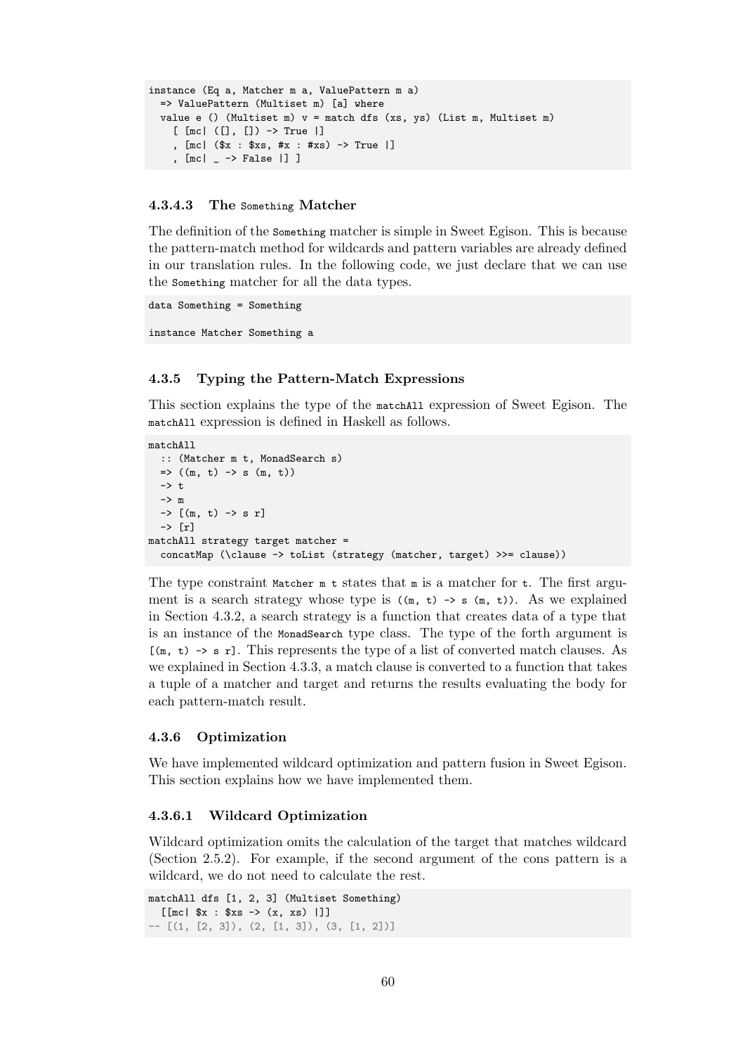```
instance (Eq a, Matcher m a, ValuePattern m a)
  => ValuePattern (Multiset m) [a] where
  value e () (Multiset m) v = match dfs (xs, ys) (List m, Multiset m)
    [ [mc| ([], []) -> True |]
    , [mc| ($x : $xs, #x : #xs) -> True |]
    , [mc| _ -> False |] ]
```

#### 4.3.4.3 The `Something` Matcher

The definition of the `Something` matcher is simple in Sweet Egison. This is because the pattern-match method for wildcards and pattern variables are already defined in our translation rules. In the following code, we just declare that we can use the `Something` matcher for all the data types.

```
data Something = Something

instance Matcher Something a
```

### 4.3.5 Typing the Pattern-Match Expressions

This section explains the type of the `matchAll` expression of Sweet Egison. The `matchAll` expression is defined in Haskell as follows.

```
matchAll
  :: (Matcher m t, MonadSearch s)
  => ((m, t) -> s (m, t))
  -> t
  -> m
  -> [(m, t) -> s r]
  -> [r]
matchAll strategy target matcher =
  concatMap (\clause -> toList (strategy (matcher, target) >>= clause))
```

The type constraint `Matcher m t` states that `m` is a matcher for `t`. The first argument is a search strategy whose type is `((m, t) -> s (m, t))`. As we explained in Section 4.3.2, a search strategy is a function that creates data of a type that is an instance of the `MonadSearch` type class. The type of the forth argument is `[(m, t) -> s r]`. This represents the type of a list of converted match clauses. As we explained in Section 4.3.3, a match clause is converted to a function that takes a tuple of a matcher and target and returns the results evaluating the body for each pattern-match result.

### 4.3.6 Optimization

We have implemented wildcard optimization and pattern fusion in Sweet Egison. This section explains how we have implemented them.

#### 4.3.6.1 Wildcard Optimization

Wildcard optimization omits the calculation of the target that matches wildcard (Section 2.5.2). For example, if the second argument of the cons pattern is a wildcard, we do not need to calculate the rest.

```
matchAll dfs [1, 2, 3] (Multiset Something)
  [[mc| $x : $xs -> (x, xs) |]]
-- [(1, [2, 3]), (2, [1, 3]), (3, [1, 2])]
```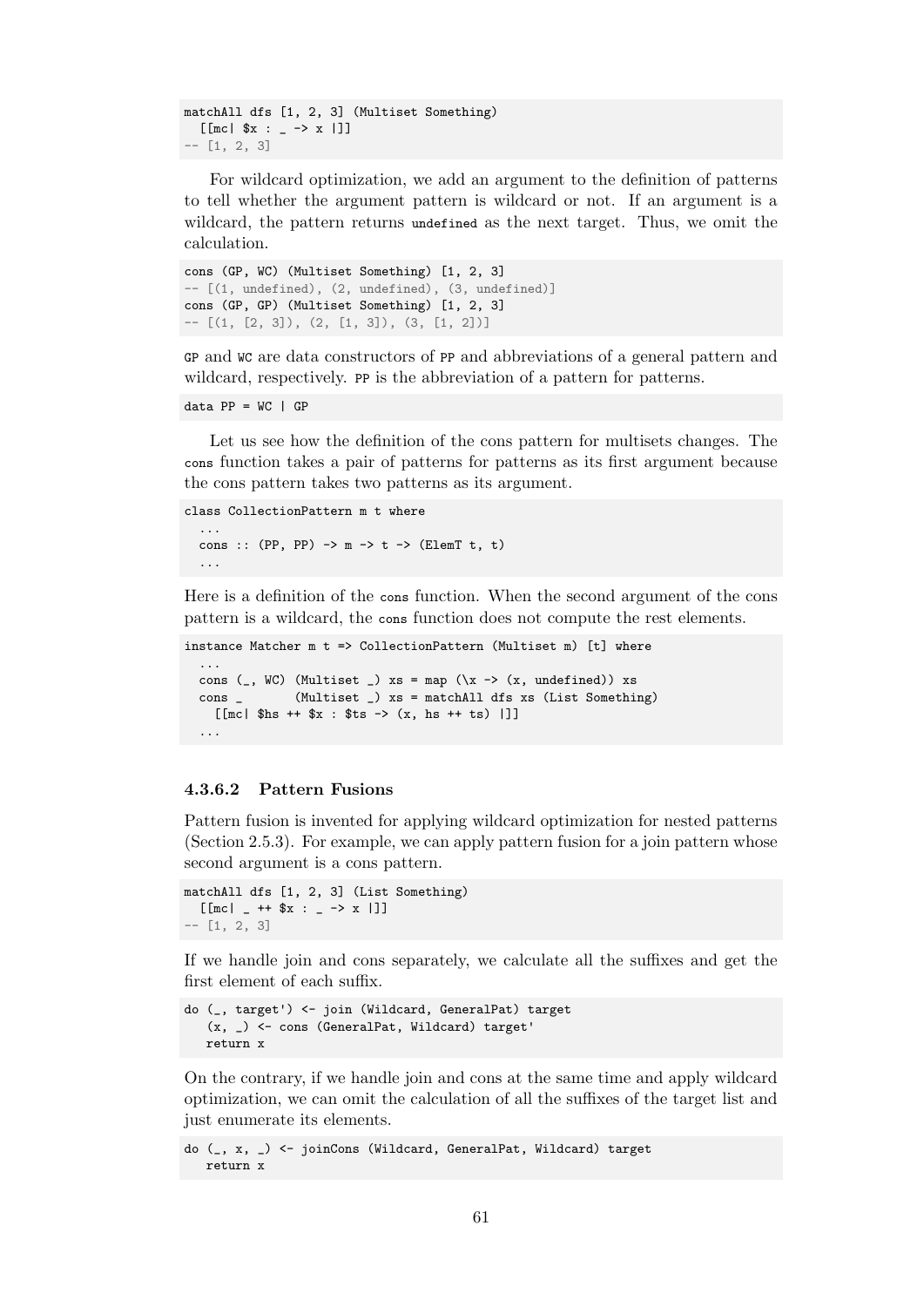```
matchAll dfs [1, 2, 3] (Multiset Something)
  [[mc| $x : _ -> x |]]
-- [1, 2, 3]
```

For wildcard optimization, we add an argument to the definition of patterns to tell whether the argument pattern is wildcard or not. If an argument is a wildcard, the pattern returns `undefined` as the next target. Thus, we omit the calculation.

```
cons (GP, WC) (Multiset Something) [1, 2, 3]
-- [(1, undefined), (2, undefined), (3, undefined)]
cons (GP, GP) (Multiset Something) [1, 2, 3]
-- [(1, [2, 3]), (2, [1, 3]), (3, [1, 2])]
```

`GP` and `WC` are data constructors of `PP` and abbreviations of a general pattern and wildcard, respectively. `PP` is the abbreviation of a pattern for patterns.

```
data PP = WC | GP
```

Let us see how the definition of the cons pattern for multisets changes. The `cons` function takes a pair of patterns for patterns as its first argument because the cons pattern takes two patterns as its argument.

```
class CollectionPattern m t where
  ...
  cons :: (PP, PP) -> m -> t -> (ElemT t, t)
  ...
```

Here is a definition of the `cons` function. When the second argument of the cons pattern is a wildcard, the `cons` function does not compute the rest elements.

```
instance Matcher m t => CollectionPattern (Multiset m) [t] where
  ...
  cons (_, WC) (Multiset _) xs = map (\x -> (x, undefined)) xs
  cons _       (Multiset _) xs = matchAll dfs xs (List Something)
    [[mc| $hs ++ $x : $ts -> (x, hs ++ ts) |]]
  ...
```

#### 4.3.6.2 Pattern Fusions

Pattern fusion is invented for applying wildcard optimization for nested patterns (Section 2.5.3). For example, we can apply pattern fusion for a join pattern whose second argument is a cons pattern.

```
matchAll dfs [1, 2, 3] (List Something)
  [[mc| _ ++ $x : _ -> x |]]
-- [1, 2, 3]
```

If we handle join and cons separately, we calculate all the suffixes and get the first element of each suffix.

```
do (_, target') <- join (Wildcard, GeneralPat) target
   (x, _) <- cons (GeneralPat, Wildcard) target'
   return x
```

On the contrary, if we handle join and cons at the same time and apply wildcard optimization, we can omit the calculation of all the suffixes of the target list and just enumerate its elements.

```
do (_, x, _) <- joinCons (Wildcard, GeneralPat, Wildcard) target
   return x
```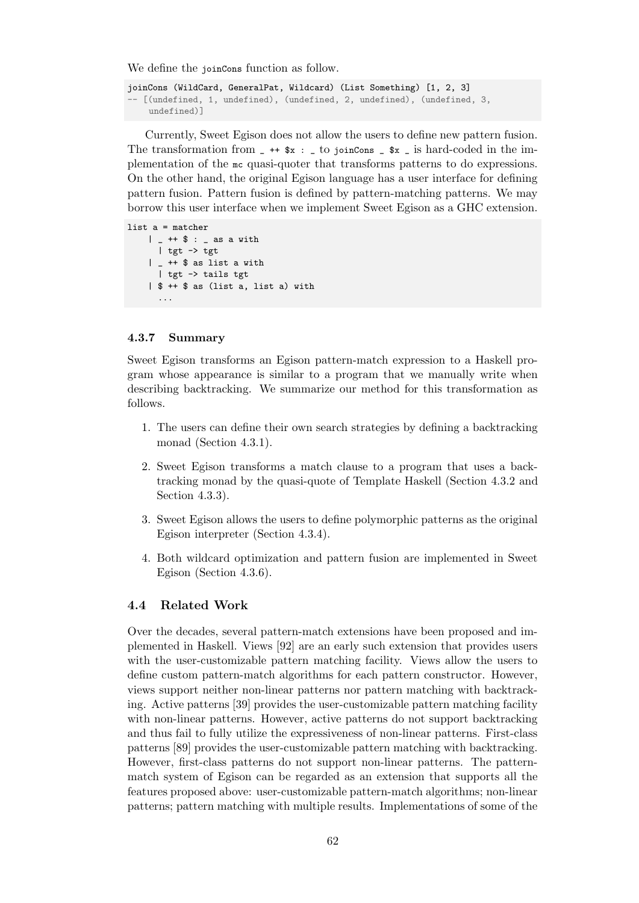We define the `joinCons` function as follow.

```
joinCons (WildCard, GeneralPat, Wildcard) (List Something) [1, 2, 3]
-- [(undefined, 1, undefined), (undefined, 2, undefined), (undefined, 3,
    undefined)]
```

Currently, Sweet Egison does not allow the users to define new pattern fusion. The transformation from `_ ++ $x : _` to `joinCons _ $x _` is hard-coded in the implementation of the `mc` quasi-quoter that transforms patterns to do expressions. On the other hand, the original Egison language has a user interface for defining pattern fusion. Pattern fusion is defined by pattern-matching patterns. We may borrow this user interface when we implement Sweet Egison as a GHC extension.

```
list a = matcher
    | _ ++ $ : _ as a with
      | tgt -> tgt
    | _ ++ $ as list a with
      | tgt -> tails tgt
    | $ ++ $ as (list a, list a) with
      ...
```

### 4.3.7 Summary

Sweet Egison transforms an Egison pattern-match expression to a Haskell program whose appearance is similar to a program that we manually write when describing backtracking. We summarize our method for this transformation as follows.

1. The users can define their own search strategies by defining a backtracking monad (Section 4.3.1).
2. Sweet Egison transforms a match clause to a program that uses a backtracking monad by the quasi-quote of Template Haskell (Section 4.3.2 and Section 4.3.3).
3. Sweet Egison allows the users to define polymorphic patterns as the original Egison interpreter (Section 4.3.4).
4. Both wildcard optimization and pattern fusion are implemented in Sweet Egison (Section 4.3.6).

## 4.4 Related Work

Over the decades, several pattern-match extensions have been proposed and implemented in Haskell. Views [92] are an early such extension that provides users with the user-customizable pattern matching facility. Views allow the users to define custom pattern-match algorithms for each pattern constructor. However, views support neither non-linear patterns nor pattern matching with backtracking. Active patterns [39] provides the user-customizable pattern matching facility with non-linear patterns. However, active patterns do not support backtracking and thus fail to fully utilize the expressiveness of non-linear patterns. First-class patterns [89] provides the user-customizable pattern matching with backtracking. However, first-class patterns do not support non-linear patterns. The pattern-match system of Egison can be regarded as an extension that supports all the features proposed above: user-customizable pattern-match algorithms; non-linear patterns; pattern matching with multiple results. Implementations of some of the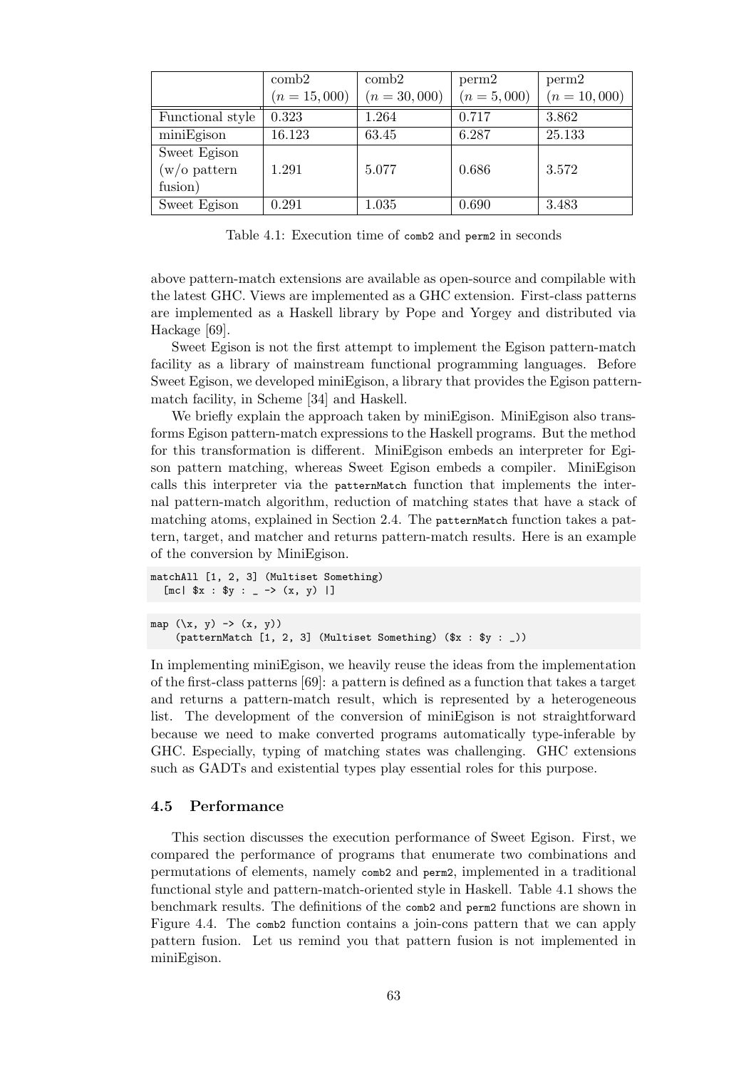| | comb2 ($n = 15,000$) | comb2 ($n = 30,000$) | perm2 ($n = 5,000$) | perm2 ($n = 10,000$) |
|---|---|---|---|---|
| Functional style | 0.323 | 1.264 | 0.717 | 3.862 |
| miniEgison | 16.123 | 63.45 | 6.287 | 25.133 |
| Sweet Egison (w/o pattern fusion) | 1.291 | 5.077 | 0.686 | 3.572 |
| Sweet Egison | 0.291 | 1.035 | 0.690 | 3.483 |

Table 4.1: Execution time of `comb2` and `perm2` in seconds

above pattern-match extensions are available as open-source and compilable with the latest GHC. Views are implemented as a GHC extension. First-class patterns are implemented as a Haskell library by Pope and Yorgey and distributed via Hackage [69].

Sweet Egison is not the first attempt to implement the Egison pattern-match facility as a library of mainstream functional programming languages. Before Sweet Egison, we developed miniEgison, a library that provides the Egison pattern-match facility, in Scheme [34] and Haskell.

We briefly explain the approach taken by miniEgison. MiniEgison also transforms Egison pattern-match expressions to the Haskell programs. But the method for this transformation is different. MiniEgison embeds an interpreter for Egison pattern matching, whereas Sweet Egison embeds a compiler. MiniEgison calls this interpreter via the `patternMatch` function that implements the internal pattern-match algorithm, reduction of matching states that have a stack of matching atoms, explained in Section 2.4. The `patternMatch` function takes a pattern, target, and matcher and returns pattern-match results. Here is an example of the conversion by MiniEgison.

```
matchAll [1, 2, 3] (Multiset Something)
  [mc| $x : $y : _ -> (x, y) |]
```

```
map (\x, y) -> (x, y))
    (patternMatch [1, 2, 3] (Multiset Something) ($x : $y : _))
```

In implementing miniEgison, we heavily reuse the ideas from the implementation of the first-class patterns [69]: a pattern is defined as a function that takes a target and returns a pattern-match result, which is represented by a heterogeneous list. The development of the conversion of miniEgison is not straightforward because we need to make converted programs automatically type-inferable by GHC. Especially, typing of matching states was challenging. GHC extensions such as GADTs and existential types play essential roles for this purpose.

### 4.5 Performance

This section discusses the execution performance of Sweet Egison. First, we compared the performance of programs that enumerate two combinations and permutations of elements, namely `comb2` and `perm2`, implemented in a traditional functional style and pattern-match-oriented style in Haskell. Table 4.1 shows the benchmark results. The definitions of the `comb2` and `perm2` functions are shown in Figure 4.4. The `comb2` function contains a join-cons pattern that we can apply pattern fusion. Let us remind you that pattern fusion is not implemented in miniEgison.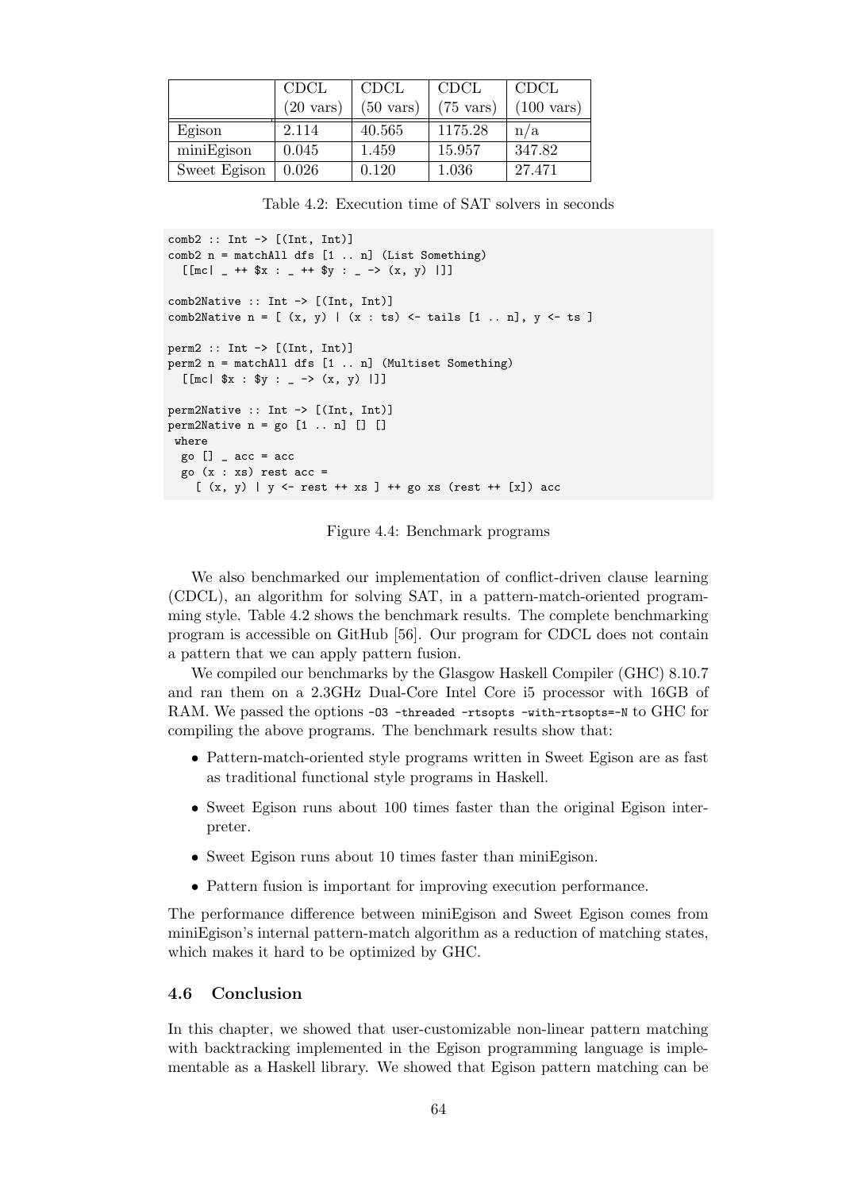|  | CDCL (20 vars) | CDCL (50 vars) | CDCL (75 vars) | CDCL (100 vars) |
|---|---|---|---|---|
| Egison | 2.114 | 40.565 | 1175.28 | n/a |
| miniEgison | 0.045 | 1.459 | 15.957 | 347.82 |
| Sweet Egison | 0.026 | 0.120 | 1.036 | 27.471 |

Table 4.2: Execution time of SAT solvers in seconds

```
comb2 :: Int -> [(Int, Int)]
comb2 n = matchAll dfs [1 .. n] (List Something)
  [[mc| _ ++ $x : _ ++ $y : _ -> (x, y) |]]

comb2Native :: Int -> [(Int, Int)]
comb2Native n = [ (x, y) | (x : ts) <- tails [1 .. n], y <- ts ]

perm2 :: Int -> [(Int, Int)]
perm2 n = matchAll dfs [1 .. n] (Multiset Something)
  [[mc| $x : $y : _ -> (x, y) |]]

perm2Native :: Int -> [(Int, Int)]
perm2Native n = go [1 .. n] [] []
 where
  go [] _ acc = acc
  go (x : xs) rest acc =
    [ (x, y) | y <- rest ++ xs ] ++ go xs (rest ++ [x]) acc
```

Figure 4.4: Benchmark programs

We also benchmarked our implementation of conflict-driven clause learning (CDCL), an algorithm for solving SAT, in a pattern-match-oriented programming style. Table 4.2 shows the benchmark results. The complete benchmarking program is accessible on GitHub [56]. Our program for CDCL does not contain a pattern that we can apply pattern fusion.

We compiled our benchmarks by the Glasgow Haskell Compiler (GHC) 8.10.7 and ran them on a 2.3GHz Dual-Core Intel Core i5 processor with 16GB of RAM. We passed the options `-O3 -threaded -rtsopts -with-rtsopts=-N` to GHC for compiling the above programs. The benchmark results show that:

- Pattern-match-oriented style programs written in Sweet Egison are as fast as traditional functional style programs in Haskell.
- Sweet Egison runs about 100 times faster than the original Egison interpreter.
- Sweet Egison runs about 10 times faster than miniEgison.
- Pattern fusion is important for improving execution performance.

The performance difference between miniEgison and Sweet Egison comes from miniEgison's internal pattern-match algorithm as a reduction of matching states, which makes it hard to be optimized by GHC.

## 4.6 Conclusion

In this chapter, we showed that user-customizable non-linear pattern matching with backtracking implemented in the Egison programming language is implementable as a Haskell library. We showed that Egison pattern matching can be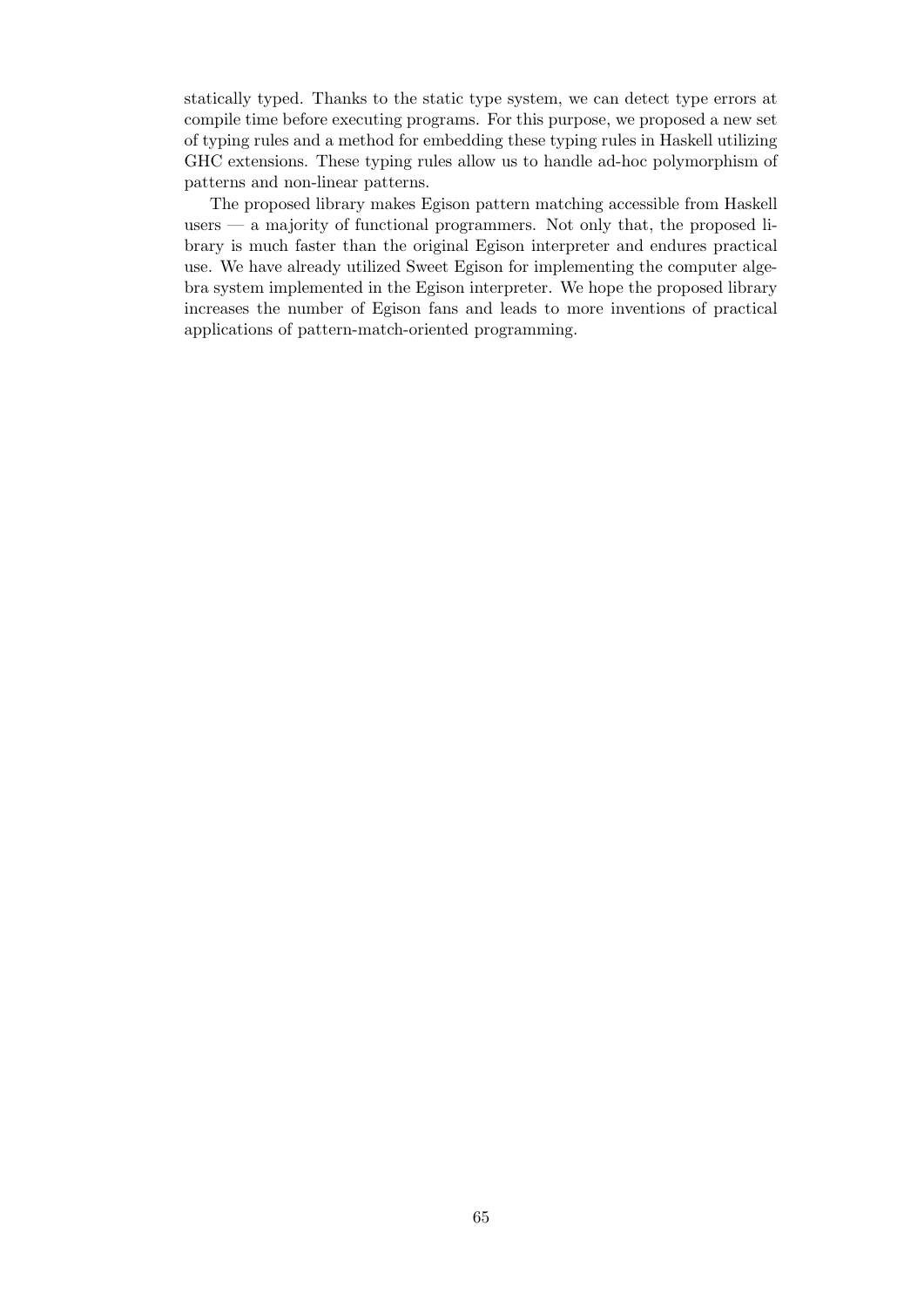statically typed. Thanks to the static type system, we can detect type errors at compile time before executing programs. For this purpose, we proposed a new set of typing rules and a method for embedding these typing rules in Haskell utilizing GHC extensions. These typing rules allow us to handle ad-hoc polymorphism of patterns and non-linear patterns.

The proposed library makes Egison pattern matching accessible from Haskell users — a majority of functional programmers. Not only that, the proposed library is much faster than the original Egison interpreter and endures practical use. We have already utilized Sweet Egison for implementing the computer algebra system implemented in the Egison interpreter. We hope the proposed library increases the number of Egison fans and leads to more inventions of practical applications of pattern-match-oriented programming.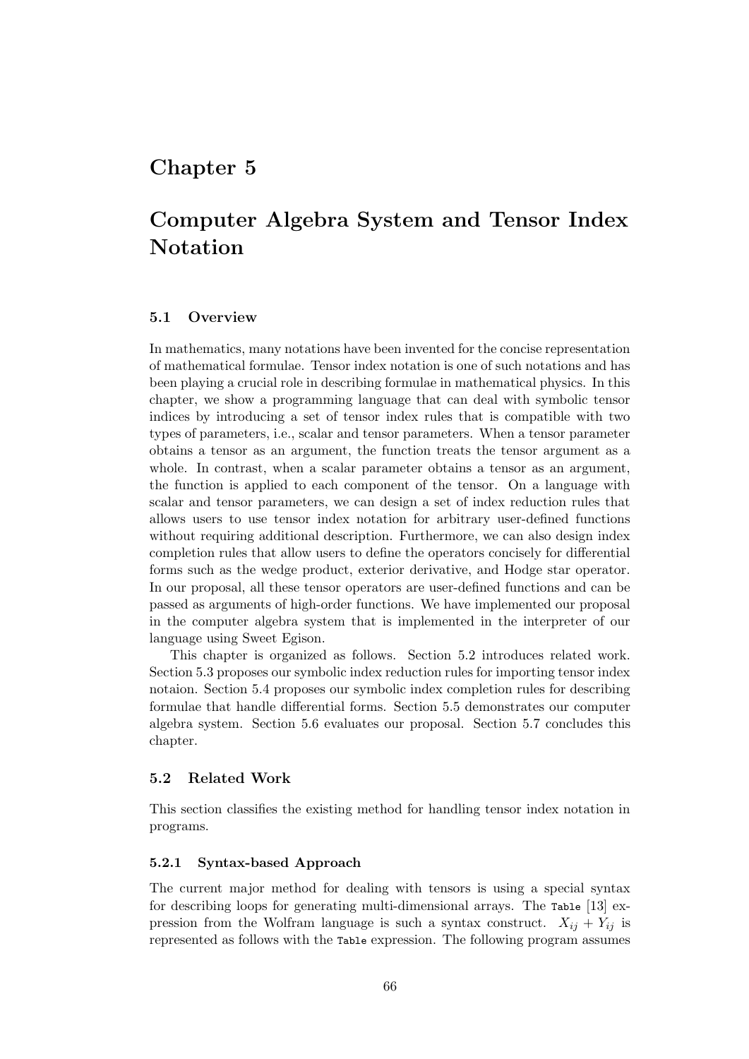# Chapter 5

# Computer Algebra System and Tensor Index Notation

## 5.1 Overview

In mathematics, many notations have been invented for the concise representation of mathematical formulae. Tensor index notation is one of such notations and has been playing a crucial role in describing formulae in mathematical physics. In this chapter, we show a programming language that can deal with symbolic tensor indices by introducing a set of tensor index rules that is compatible with two types of parameters, i.e., scalar and tensor parameters. When a tensor parameter obtains a tensor as an argument, the function treats the tensor argument as a whole. In contrast, when a scalar parameter obtains a tensor as an argument, the function is applied to each component of the tensor. On a language with scalar and tensor parameters, we can design a set of index reduction rules that allows users to use tensor index notation for arbitrary user-defined functions without requiring additional description. Furthermore, we can also design index completion rules that allow users to define the operators concisely for differential forms such as the wedge product, exterior derivative, and Hodge star operator. In our proposal, all these tensor operators are user-defined functions and can be passed as arguments of high-order functions. We have implemented our proposal in the computer algebra system that is implemented in the interpreter of our language using Sweet Egison.

This chapter is organized as follows. Section 5.2 introduces related work. Section 5.3 proposes our symbolic index reduction rules for importing tensor index notaion. Section 5.4 proposes our symbolic index completion rules for describing formulae that handle differential forms. Section 5.5 demonstrates our computer algebra system. Section 5.6 evaluates our proposal. Section 5.7 concludes this chapter.

## 5.2 Related Work

This section classifies the existing method for handling tensor index notation in programs.

### 5.2.1 Syntax-based Approach

The current major method for dealing with tensors is using a special syntax for describing loops for generating multi-dimensional arrays. The `Table` [13] expression from the Wolfram language is such a syntax construct. $X_{ij} + Y_{ij}$ is represented as follows with the `Table` expression. The following program assumes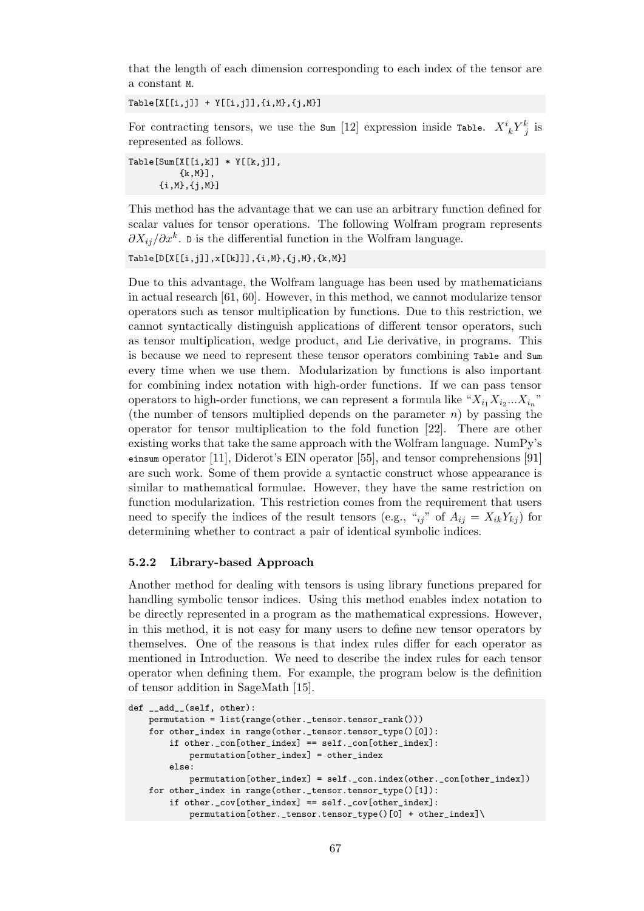that the length of each dimension corresponding to each index of the tensor are a constant `M`.

```
Table[X[[i,j]] + Y[[i,j]],{i,M},{j,M}]
```

For contracting tensors, we use the `Sum` [12] expression inside `Table`. ${X^i}_k {Y^k}_j$ is represented as follows.

```
Table[Sum[X[[i,k]] * Y[[k,j]],
          {k,M}],
      {i,M},{j,M}]
```

This method has the advantage that we can use an arbitrary function defined for scalar values for tensor operations. The following Wolfram program represents $\partial X_{ij}/\partial x^k$. `D` is the differential function in the Wolfram language.

```
Table[D[X[[i,j]],x[[k]]],{i,M},{j,M},{k,M}]
```

Due to this advantage, the Wolfram language has been used by mathematicians in actual research [61, 60]. However, in this method, we cannot modularize tensor operators such as tensor multiplication by functions. Due to this restriction, we cannot syntactically distinguish applications of different tensor operators, such as tensor multiplication, wedge product, and Lie derivative, in programs. This is because we need to represent these tensor operators combining `Table` and `Sum` every time when we use them. Modularization by functions is also important for combining index notation with high-order functions. If we can pass tensor operators to high-order functions, we can represent a formula like "$X_{i_1} X_{i_2} ... X_{i_n}$" (the number of tensors multiplied depends on the parameter $n$) by passing the operator for tensor multiplication to the fold function [22]. There are other existing works that take the same approach with the Wolfram language. NumPy's `einsum` operator [11], Diderot's EIN operator [55], and tensor comprehensions [91] are such work. Some of them provide a syntactic construct whose appearance is similar to mathematical formulae. However, they have the same restriction on function modularization. This restriction comes from the requirement that users need to specify the indices of the result tensors (e.g., "$_{ij}$" of $A_{ij} = X_{ik} Y_{kj}$) for determining whether to contract a pair of identical symbolic indices.

### 5.2.2 Library-based Approach

Another method for dealing with tensors is using library functions prepared for handling symbolic tensor indices. Using this method enables index notation to be directly represented in a program as the mathematical expressions. However, in this method, it is not easy for many users to define new tensor operators by themselves. One of the reasons is that index rules differ for each operator as mentioned in Introduction. We need to describe the index rules for each tensor operator when defining them. For example, the program below is the definition of tensor addition in SageMath [15].

```
def __add__(self, other):
    permutation = list(range(other._tensor.tensor_rank()))
    for other_index in range(other._tensor.tensor_type()[0]):
        if other._con[other_index] == self._con[other_index]:
            permutation[other_index] = other_index
        else:
            permutation[other_index] = self._con.index(other._con[other_index])
    for other_index in range(other._tensor.tensor_type()[1]):
        if other._cov[other_index] == self._cov[other_index]:
            permutation[other._tensor.tensor_type()[0] + other_index]\
```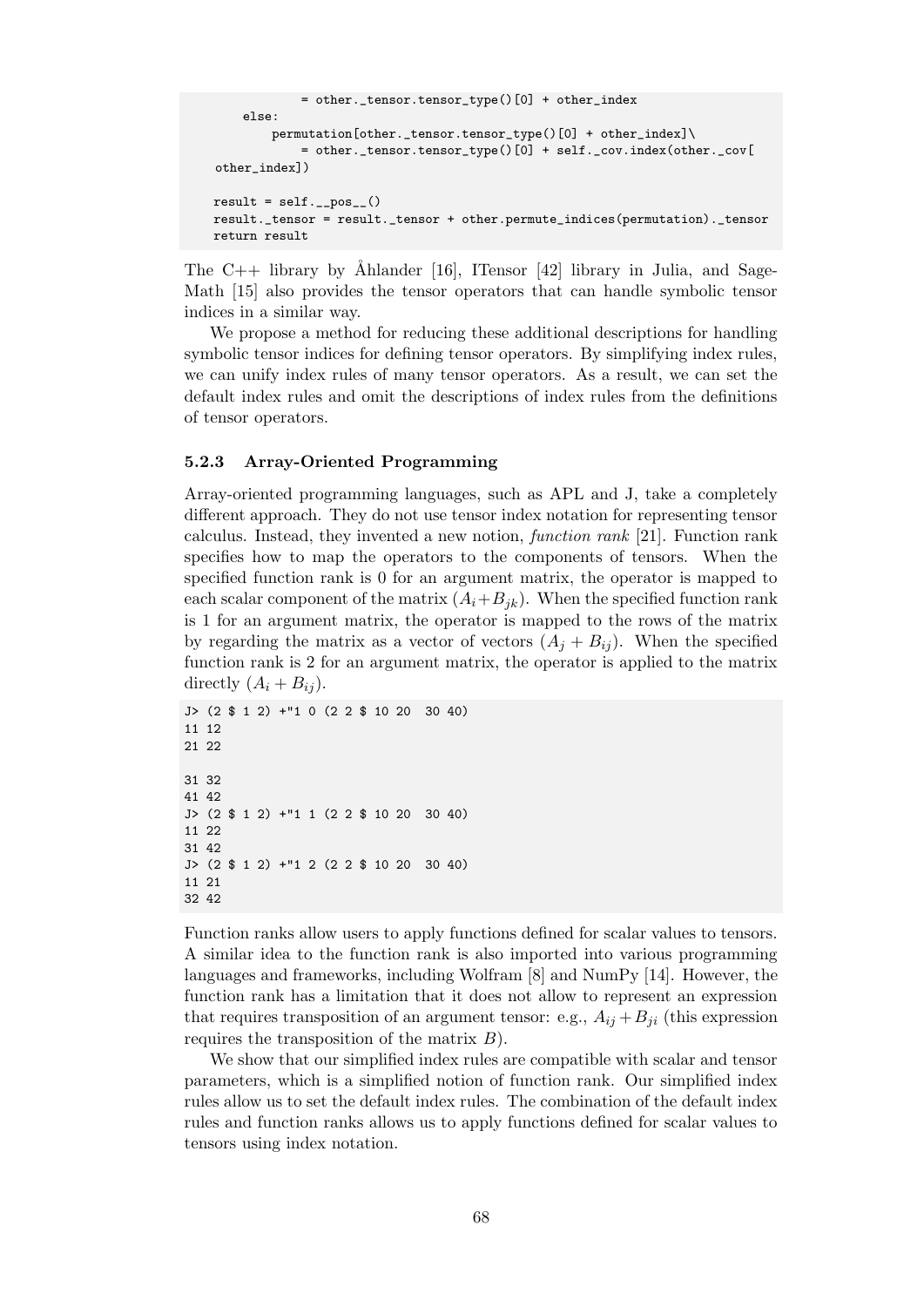```
            = other._tensor.tensor_type()[0] + other_index
    else:
        permutation[other._tensor.tensor_type()[0] + other_index]\
            = other._tensor.tensor_type()[0] + self._cov.index(other._cov[
other_index])

result = self.__pos__()
result._tensor = result._tensor + other.permute_indices(permutation)._tensor
return result
```

The C++ library by Åhlander [16], ITensor [42] library in Julia, and SageMath [15] also provides the tensor operators that can handle symbolic tensor indices in a similar way.

We propose a method for reducing these additional descriptions for handling symbolic tensor indices for defining tensor operators. By simplifying index rules, we can unify index rules of many tensor operators. As a result, we can set the default index rules and omit the descriptions of index rules from the definitions of tensor operators.

### 5.2.3 Array-Oriented Programming

Array-oriented programming languages, such as APL and J, take a completely different approach. They do not use tensor index notation for representing tensor calculus. Instead, they invented a new notion, *function rank* [21]. Function rank specifies how to map the operators to the components of tensors. When the specified function rank is 0 for an argument matrix, the operator is mapped to each scalar component of the matrix ($A_i + B_{jk}$). When the specified function rank is 1 for an argument matrix, the operator is mapped to the rows of the matrix by regarding the matrix as a vector of vectors ($A_j + B_{ij}$). When the specified function rank is 2 for an argument matrix, the operator is applied to the matrix directly ($A_i + B_{ij}$).

```
J> (2 $ 1 2) +"1 0 (2 2 $ 10 20  30 40)
11 12
21 22

31 32
41 42
J> (2 $ 1 2) +"1 1 (2 2 $ 10 20  30 40)
11 22
31 42
J> (2 $ 1 2) +"1 2 (2 2 $ 10 20  30 40)
11 21
32 42
```

Function ranks allow users to apply functions defined for scalar values to tensors. A similar idea to the function rank is also imported into various programming languages and frameworks, including Wolfram [8] and NumPy [14]. However, the function rank has a limitation that it does not allow to represent an expression that requires transposition of an argument tensor: e.g., $A_{ij} + B_{ji}$ (this expression requires the transposition of the matrix $B$).

We show that our simplified index rules are compatible with scalar and tensor parameters, which is a simplified notion of function rank. Our simplified index rules allow us to set the default index rules. The combination of the default index rules and function ranks allows us to apply functions defined for scalar values to tensors using index notation.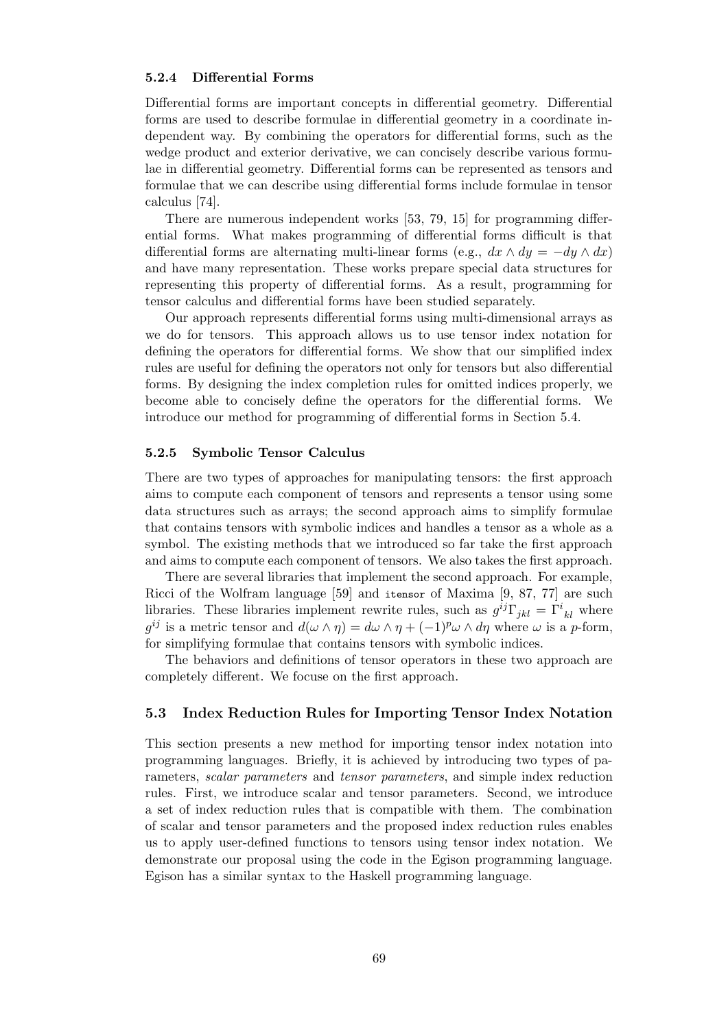#### 5.2.4 Differential Forms

Differential forms are important concepts in differential geometry. Differential forms are used to describe formulae in differential geometry in a coordinate independent way. By combining the operators for differential forms, such as the wedge product and exterior derivative, we can concisely describe various formulae in differential geometry. Differential forms can be represented as tensors and formulae that we can describe using differential forms include formulae in tensor calculus [74].

There are numerous independent works [53, 79, 15] for programming differential forms. What makes programming of differential forms difficult is that differential forms are alternating multi-linear forms (e.g., $dx \wedge dy = -dy \wedge dx$) and have many representation. These works prepare special data structures for representing this property of differential forms. As a result, programming for tensor calculus and differential forms have been studied separately.

Our approach represents differential forms using multi-dimensional arrays as we do for tensors. This approach allows us to use tensor index notation for defining the operators for differential forms. We show that our simplified index rules are useful for defining the operators not only for tensors but also differential forms. By designing the index completion rules for omitted indices properly, we become able to concisely define the operators for the differential forms. We introduce our method for programming of differential forms in Section 5.4.

#### 5.2.5 Symbolic Tensor Calculus

There are two types of approaches for manipulating tensors: the first approach aims to compute each component of tensors and represents a tensor using some data structures such as arrays; the second approach aims to simplify formulae that contains tensors with symbolic indices and handles a tensor as a whole as a symbol. The existing methods that we introduced so far take the first approach and aims to compute each component of tensors. We also takes the first approach.

There are several libraries that implement the second approach. For example, Ricci of the Wolfram language [59] and `itensor` of Maxima [9, 87, 77] are such libraries. These libraries implement rewrite rules, such as $g^{ij}\Gamma_{jkl} = \Gamma^{i}{}_{kl}$ where $g^{ij}$ is a metric tensor and $d(\omega \wedge \eta) = d\omega \wedge \eta + (-1)^p \omega \wedge d\eta$ where $\omega$ is a $p$-form, for simplifying formulae that contains tensors with symbolic indices.

The behaviors and definitions of tensor operators in these two approach are completely different. We focuse on the first approach.

### 5.3 Index Reduction Rules for Importing Tensor Index Notation

This section presents a new method for importing tensor index notation into programming languages. Briefly, it is achieved by introducing two types of parameters, *scalar parameters* and *tensor parameters*, and simple index reduction rules. First, we introduce scalar and tensor parameters. Second, we introduce a set of index reduction rules that is compatible with them. The combination of scalar and tensor parameters and the proposed index reduction rules enables us to apply user-defined functions to tensors using tensor index notation. We demonstrate our proposal using the code in the Egison programming language. Egison has a similar syntax to the Haskell programming language.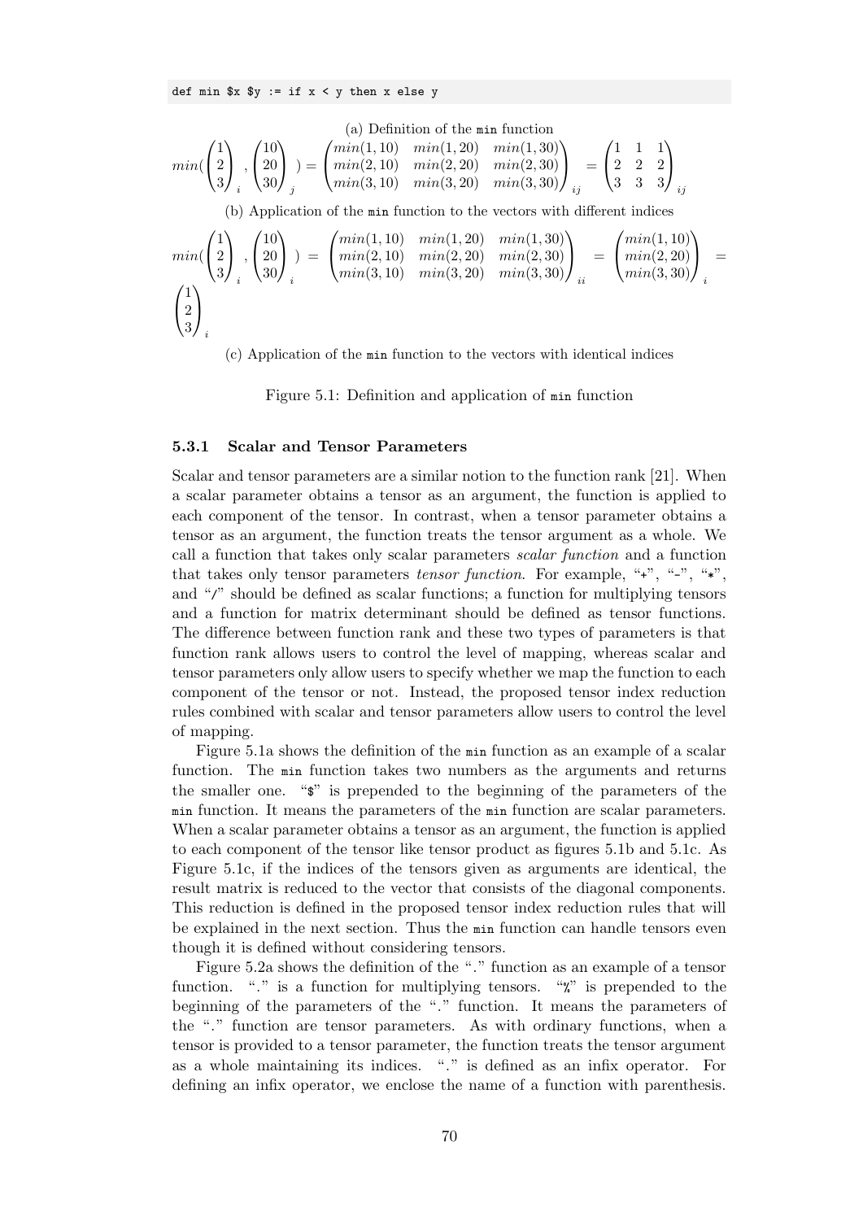```
def min $x $y := if x < y then x else y
```

(a) Definition of the `min` function

$$min(\begin{pmatrix}1\\2\\3\end{pmatrix}_i, \begin{pmatrix}10\\20\\30\end{pmatrix}_j) = \begin{pmatrix}min(1,10) & min(1,20) & min(1,30)\\ min(2,10) & min(2,20) & min(2,30)\\ min(3,10) & min(3,20) & min(3,30)\end{pmatrix}_{ij} = \begin{pmatrix}1 & 1 & 1\\ 2 & 2 & 2\\ 3 & 3 & 3\end{pmatrix}_{ij}$$

(b) Application of the `min` function to the vectors with different indices

$$min(\begin{pmatrix}1\\2\\3\end{pmatrix}_i, \begin{pmatrix}10\\20\\30\end{pmatrix}_i) = \begin{pmatrix}min(1,10) & min(1,20) & min(1,30)\\ min(2,10) & min(2,20) & min(2,30)\\ min(3,10) & min(3,20) & min(3,30)\end{pmatrix}_{ii} = \begin{pmatrix}min(1,10)\\ min(2,20)\\ min(3,30)\end{pmatrix}_i = \begin{pmatrix}1\\2\\3\end{pmatrix}_i$$

(c) Application of the `min` function to the vectors with identical indices

Figure 5.1: Definition and application of `min` function

### 5.3.1 Scalar and Tensor Parameters

Scalar and tensor parameters are a similar notion to the function rank [21]. When a scalar parameter obtains a tensor as an argument, the function is applied to each component of the tensor. In contrast, when a tensor parameter obtains a tensor as an argument, the function treats the tensor argument as a whole. We call a function that takes only scalar parameters *scalar function* and a function that takes only tensor parameters *tensor function*. For example, "`+`", "`-`", "`*`", and "`/`" should be defined as scalar functions; a function for multiplying tensors and a function for matrix determinant should be defined as tensor functions. The difference between function rank and these two types of parameters is that function rank allows users to control the level of mapping, whereas scalar and tensor parameters only allow users to specify whether we map the function to each component of the tensor or not. Instead, the proposed tensor index reduction rules combined with scalar and tensor parameters allow users to control the level of mapping.

Figure 5.1a shows the definition of the `min` function as an example of a scalar function. The `min` function takes two numbers as the arguments and returns the smaller one. "`$`" is prepended to the beginning of the parameters of the `min` function. It means the parameters of the `min` function are scalar parameters. When a scalar parameter obtains a tensor as an argument, the function is applied to each component of the tensor like tensor product as figures 5.1b and 5.1c. As Figure 5.1c, if the indices of the tensors given as arguments are identical, the result matrix is reduced to the vector that consists of the diagonal components. This reduction is defined in the proposed tensor index reduction rules that will be explained in the next section. Thus the `min` function can handle tensors even though it is defined without considering tensors.

Figure 5.2a shows the definition of the "`.`" function as an example of a tensor function. "`.`" is a function for multiplying tensors. "`%`" is prepended to the beginning of the parameters of the "`.`" function. It means the parameters of the "`.`" function are tensor parameters. As with ordinary functions, when a tensor is provided to a tensor parameter, the function treats the tensor argument as a whole maintaining its indices. "`.`" is defined as an infix operator. For defining an infix operator, we enclose the name of a function with parenthesis.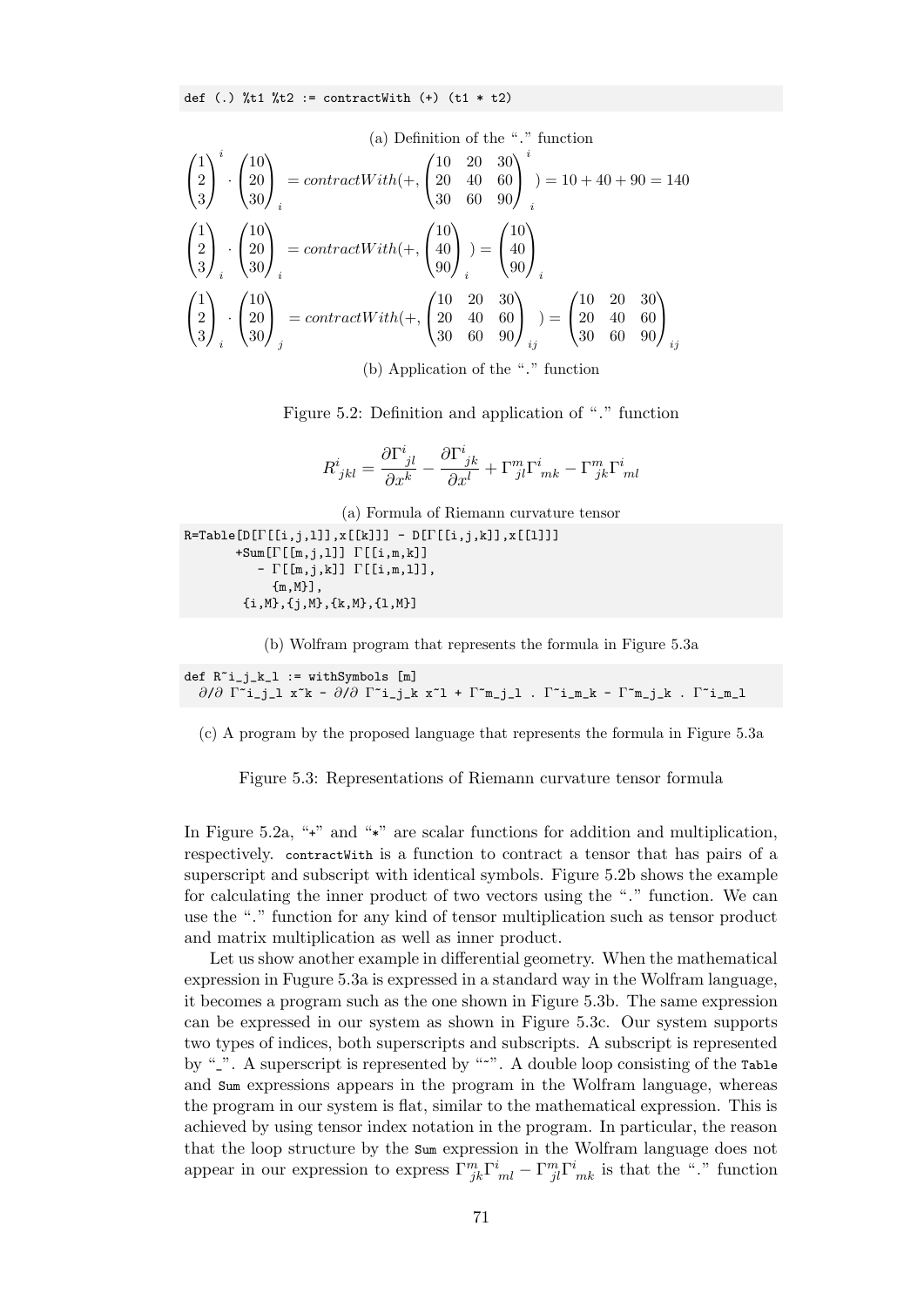```
def (.) %t1 %t2 := contractWith (+) (t1 * t2)
```

(a) Definition of the "." function

$$\begin{pmatrix}1\\2\\3\end{pmatrix}^i \cdot \begin{pmatrix}10\\20\\30\end{pmatrix}_i = contractWith(+, \begin{pmatrix}10 & 20 & 30\\20 & 40 & 60\\30 & 60 & 90\end{pmatrix}^i_i) = 10 + 40 + 90 = 140$$

$$\begin{pmatrix}1\\2\\3\end{pmatrix}_i \cdot \begin{pmatrix}10\\20\\30\end{pmatrix}_i = contractWith(+, \begin{pmatrix}10\\40\\90\end{pmatrix}_i) = \begin{pmatrix}10\\40\\90\end{pmatrix}_i$$

$$\begin{pmatrix}1\\2\\3\end{pmatrix}_i \cdot \begin{pmatrix}10\\20\\30\end{pmatrix}_j = contractWith(+, \begin{pmatrix}10 & 20 & 30\\20 & 40 & 60\\30 & 60 & 90\end{pmatrix}_{ij}) = \begin{pmatrix}10 & 20 & 30\\20 & 40 & 60\\30 & 60 & 90\end{pmatrix}_{ij}$$

(b) Application of the "." function

Figure 5.2: Definition and application of "." function

$$R^i_{jkl} = \frac{\partial \Gamma^i{}_{jl}}{\partial x^k} - \frac{\partial \Gamma^i{}_{jk}}{\partial x^l} + \Gamma^m_{jl}\Gamma^i{}_{mk} - \Gamma^m_{jk}\Gamma^i{}_{ml}$$

(a) Formula of Riemann curvature tensor

```
R=Table[D[Γ[[i,j,l]],x[[k]]] - D[Γ[[i,j,k]],x[[l]]]
       +Sum[Γ[[m,j,l]] Γ[[i,m,k]]
          - Γ[[m,j,k]] Γ[[i,m,l]],
            {m,M}],
        {i,M},{j,M},{k,M},{l,M}]
```

(b) Wolfram program that represents the formula in Figure 5.3a

```
def R~i_j_k_l := withSymbols [m]
  ∂/∂ Γ~i_j_l x~k - ∂/∂ Γ~i_j_k x~l + Γ~m_j_l . Γ~i_m_k - Γ~m_j_k . Γ~i_m_l
```

(c) A program by the proposed language that represents the formula in Figure 5.3a

Figure 5.3: Representations of Riemann curvature tensor formula

In Figure 5.2a, "+" and "*" are scalar functions for addition and multiplication, respectively. `contractWith` is a function to contract a tensor that has pairs of a superscript and subscript with identical symbols. Figure 5.2b shows the example for calculating the inner product of two vectors using the "." function. We can use the "." function for any kind of tensor multiplication such as tensor product and matrix multiplication as well as inner product.

Let us show another example in differential geometry. When the mathematical expression in Fugure 5.3a is expressed in a standard way in the Wolfram language, it becomes a program such as the one shown in Figure 5.3b. The same expression can be expressed in our system as shown in Figure 5.3c. Our system supports two types of indices, both superscripts and subscripts. A subscript is represented by "_". A superscript is represented by "~". A double loop consisting of the `Table` and `Sum` expressions appears in the program in the Wolfram language, whereas the program in our system is flat, similar to the mathematical expression. This is achieved by using tensor index notation in the program. In particular, the reason that the loop structure by the `Sum` expression in the Wolfram language does not appear in our expression to express $\Gamma^m_{jk}\Gamma^i{}_{ml} - \Gamma^m_{jl}\Gamma^i{}_{mk}$ is that the "." function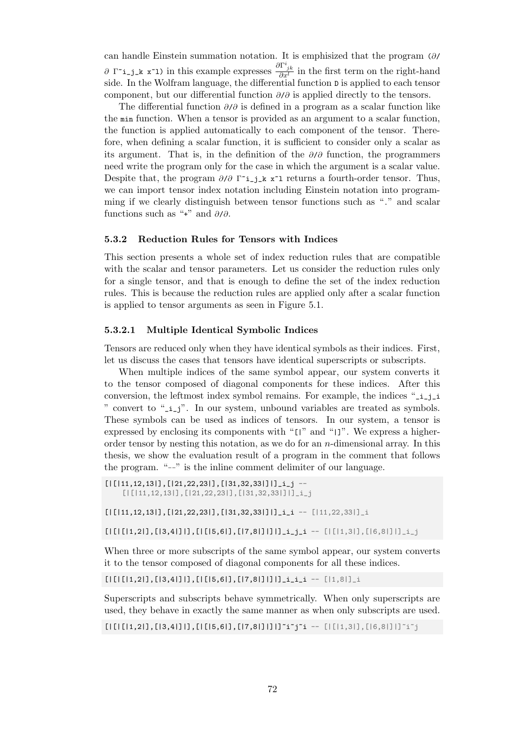can handle Einstein summation notation. It is emphisized that the program `(∂/∂ Γ~i_j_k x~l)` in this example expresses $\frac{\partial \Gamma^i_{jk}}{\partial x^l}$ in the first term on the right-hand side. In the Wolfram language, the differential function `D` is applied to each tensor component, but our differential function `∂/∂` is applied directly to the tensors.

The differential function `∂/∂` is defined in a program as a scalar function like the `min` function. When a tensor is provided as an argument to a scalar function, the function is applied automatically to each component of the tensor. Therefore, when defining a scalar function, it is sufficient to consider only a scalar as its argument. That is, in the definition of the `∂/∂` function, the programmers need write the program only for the case in which the argument is a scalar value. Despite that, the program `∂/∂ Γ~i_j_k x~l` returns a fourth-order tensor. Thus, we can import tensor index notation including Einstein notation into programming if we clearly distinguish between tensor functions such as "`.`" and scalar functions such as "`+`" and `∂/∂`.

### 5.3.2 Reduction Rules for Tensors with Indices

This section presents a whole set of index reduction rules that are compatible with the scalar and tensor parameters. Let us consider the reduction rules only for a single tensor, and that is enough to define the set of the index reduction rules. This is because the reduction rules are applied only after a scalar function is applied to tensor arguments as seen in Figure 5.1.

#### 5.3.2.1 Multiple Identical Symbolic Indices

Tensors are reduced only when they have identical symbols as their indices. First, let us discuss the cases that tensors have identical superscripts or subscripts.

When multiple indices of the same symbol appear, our system converts it to the tensor composed of diagonal components for these indices. After this conversion, the leftmost index symbol remains. For example, the indices "`_i_j_i`" convert to "`_i_j`". In our system, unbound variables are treated as symbols. These symbols can be used as indices of tensors. In our system, a tensor is expressed by enclosing its components with "`[|`" and "`|]`". We express a higher-order tensor by nesting this notation, as we do for an $n$-dimensional array. In this thesis, we show the evaluation result of a program in the comment that follows the program. "`--`" is the inline comment delimiter of our language.

```
[|[|11,12,13|],[|21,22,23|],[|31,32,33|]|]_i_j --
    [|[|11,12,13|],[|21,22,23|],[|31,32,33|]|]_i_j

[|[|11,12,13|],[|21,22,23|],[|31,32,33|]|]_i_i -- [|11,22,33|]_i

[|[|[|1,2|],[|3,4|]|],[|[|5,6|],[|7,8|]|]|]_i_j_i -- [|[|1,3|],[|6,8|]|]_i_j
```

When three or more subscripts of the same symbol appear, our system converts it to the tensor composed of diagonal components for all these indices.

```
[|[|[|1,2|],[|3,4|]|],[|[|5,6|],[|7,8|]|]|]_i_i_i -- [|1,8|]_i
```

Superscripts and subscripts behave symmetrically. When only superscripts are used, they behave in exactly the same manner as when only subscripts are used.

```
[|[|[|1,2|],[|3,4|]|],[|[|5,6|],[|7,8|]|]|]~i~j~i -- [|[|1,3|],[|6,8|]|]~i~j
```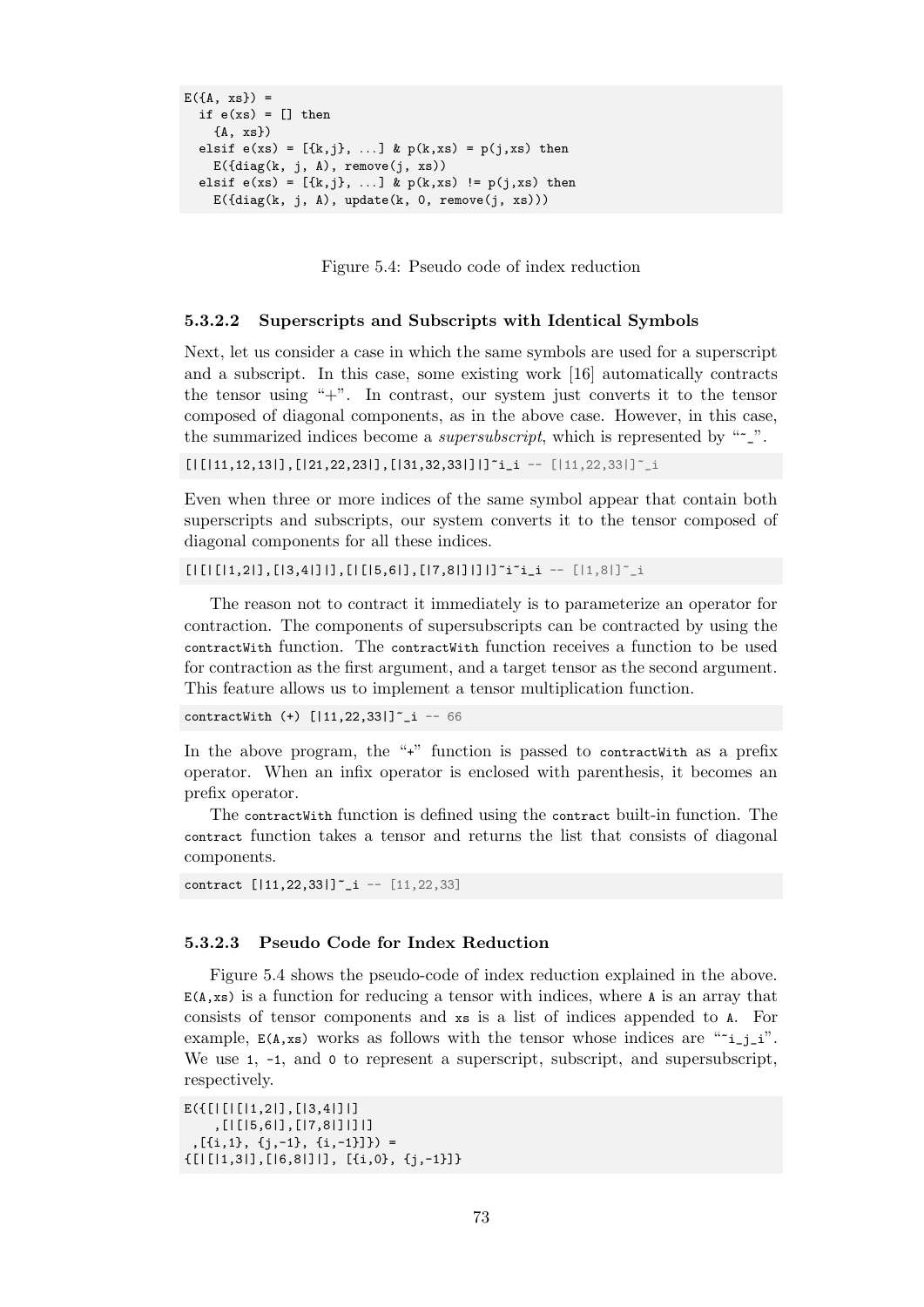```
E({A, xs}) =
  if e(xs) = [] then
    {A, xs})
  elsif e(xs) = [{k,j}, ...] & p(k,xs) = p(j,xs) then
    E({diag(k, j, A), remove(j, xs))
  elsif e(xs) = [{k,j}, ...] & p(k,xs) != p(j,xs) then
    E({diag(k, j, A), update(k, 0, remove(j, xs)))
```

Figure 5.4: Pseudo code of index reduction

#### 5.3.2.2 Superscripts and Subscripts with Identical Symbols

Next, let us consider a case in which the same symbols are used for a superscript and a subscript. In this case, some existing work [16] automatically contracts the tensor using "+". In contrast, our system just converts it to the tensor composed of diagonal components, as in the above case. However, in this case, the summarized indices become a *supersubscript*, which is represented by "~_".

```
[|[|11,12,13|],[|21,22,23|],[|31,32,33|]|]~i_i -- [|11,22,33|]~_i
```

Even when three or more indices of the same symbol appear that contain both superscripts and subscripts, our system converts it to the tensor composed of diagonal components for all these indices.

```
[|[|[|1,2|],[|3,4|]|],[|[|5,6|],[|7,8|]|]|]~i~i_i -- [|1,8|]~_i
```

The reason not to contract it immediately is to parameterize an operator for contraction. The components of supersubscripts can be contracted by using the `contractWith` function. The `contractWith` function receives a function to be used for contraction as the first argument, and a target tensor as the second argument. This feature allows us to implement a tensor multiplication function.

```
contractWith (+) [|11,22,33|]~_i -- 66
```

In the above program, the "+" function is passed to `contractWith` as a prefix operator. When an infix operator is enclosed with parenthesis, it becomes an prefix operator.

The `contractWith` function is defined using the `contract` built-in function. The `contract` function takes a tensor and returns the list that consists of diagonal components.

```
contract [|11,22,33|]~_i -- [11,22,33]
```

#### 5.3.2.3 Pseudo Code for Index Reduction

Figure 5.4 shows the pseudo-code of index reduction explained in the above. `E(A,xs)` is a function for reducing a tensor with indices, where `A` is an array that consists of tensor components and `xs` is a list of indices appended to `A`. For example, `E(A,xs)` works as follows with the tensor whose indices are "~i_j_i". We use `1`, `-1`, and `0` to represent a superscript, subscript, and supersubscript, respectively.

```
E({[|[|[|1,2|],[|3,4|]|]
    ,[|[|5,6|],[|7,8|]|]|]
 ,[{i,1}, {j,-1}, {i,-1}]}) =
{[|[|1,3|],[|6,8|]|], [{i,0}, {j,-1}]}
```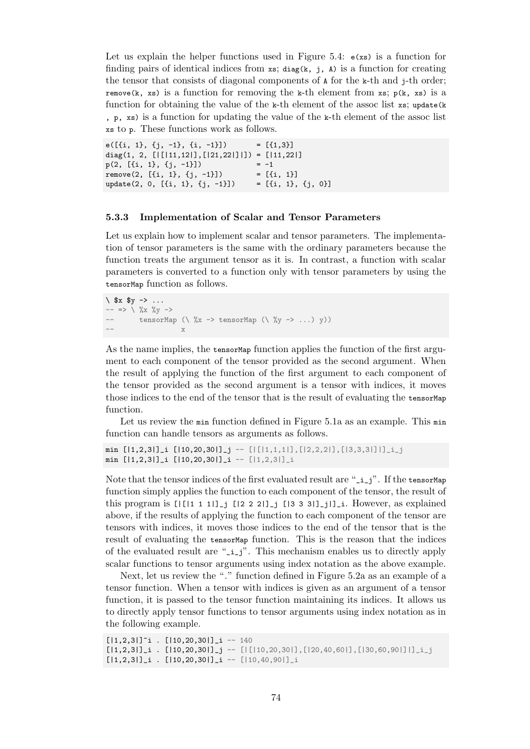Let us explain the helper functions used in Figure 5.4: `e(xs)` is a function for finding pairs of identical indices from `xs`; `diag(k, j, A)` is a function for creating the tensor that consists of diagonal components of `A` for the `k`-th and `j`-th order; `remove(k, xs)` is a function for removing the `k`-th element from `xs`; `p(k, xs)` is a function for obtaining the value of the `k`-th element of the assoc list `xs`; `update(k, p, xs)` is a function for updating the value of the `k`-th element of the assoc list `xs` to `p`. These functions work as follows.

```
e([{i, 1}, {j, -1}, {i, -1}])       = [{1,3}]
diag(1, 2, [|[|11,12|],[|21,22|]|]) = [|11,22|]
p(2, [{i, 1}, {j, -1}])             = -1
remove(2, [{i, 1}, {j, -1}])        = [{i, 1}]
update(2, 0, [{i, 1}, {j, -1}])     = [{i, 1}, {j, 0}]
```

### 5.3.3 Implementation of Scalar and Tensor Parameters

Let us explain how to implement scalar and tensor parameters. The implementation of tensor parameters is the same with the ordinary parameters because the function treats the argument tensor as it is. In contrast, a function with scalar parameters is converted to a function only with tensor parameters by using the `tensorMap` function as follows.

```
\ $x $y -> ...
-- => \ %x %y ->
--       tensorMap (\ %x -> tensorMap (\ %y -> ...) y))
--                 x
```

As the name implies, the `tensorMap` function applies the function of the first argument to each component of the tensor provided as the second argument. When the result of applying the function of the first argument to each component of the tensor provided as the second argument is a tensor with indices, it moves those indices to the end of the tensor that is the result of evaluating the `tensorMap` function.

Let us review the `min` function defined in Figure 5.1a as an example. This `min` function can handle tensors as arguments as follows.

```
min [|1,2,3|]_i [|10,20,30|]_j -- [|[|1,1,1|],[|2,2,2|],[|3,3,3|]|]_i_j
min [|1,2,3|]_i [|10,20,30|]_i -- [|1,2,3|]_i
```

Note that the tensor indices of the first evaluated result are "`_i_j`". If the `tensorMap` function simply applies the function to each component of the tensor, the result of this program is `[|[|1 1 1|]_j [|2 2 2|]_j [|3 3 3|]_j|]_i`. However, as explained above, if the results of applying the function to each component of the tensor are tensors with indices, it moves those indices to the end of the tensor that is the result of evaluating the `tensorMap` function. This is the reason that the indices of the evaluated result are "`_i_j`". This mechanism enables us to directly apply scalar functions to tensor arguments using index notation as the above example.

Next, let us review the "." function defined in Figure 5.2a as an example of a tensor function. When a tensor with indices is given as an argument of a tensor function, it is passed to the tensor function maintaining its indices. It allows us to directly apply tensor functions to tensor arguments using index notation as in the following example.

```
[|1,2,3|]~i . [|10,20,30|]_i -- 140
[|1,2,3|]_i . [|10,20,30|]_j -- [|[|10,20,30|],[|20,40,60|],[|30,60,90|]|]_i_j
[|1,2,3|]_i . [|10,20,30|]_i -- [|10,40,90|]_i
```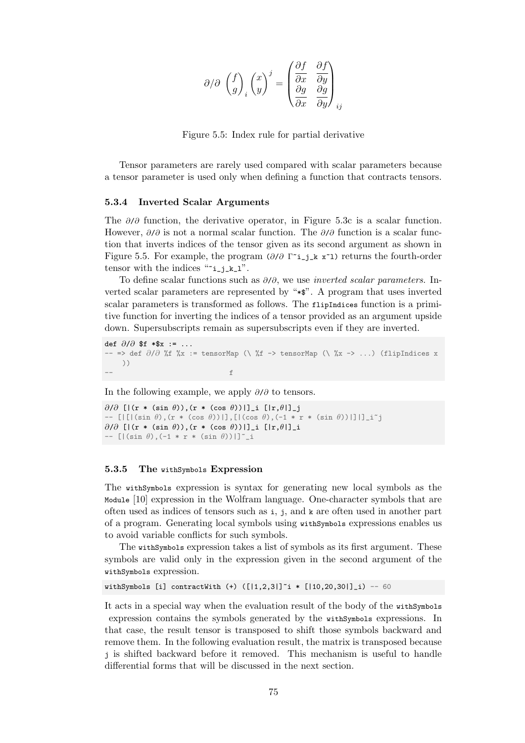$$\partial/\partial \begin{pmatrix} f \\ g \end{pmatrix}_i \begin{pmatrix} x \\ y \end{pmatrix}^j = \begin{pmatrix} \frac{\partial f}{\partial x} & \frac{\partial f}{\partial y} \\ \frac{\partial g}{\partial x} & \frac{\partial g}{\partial y} \end{pmatrix}_{ij}$$

Figure 5.5: Index rule for partial derivative

Tensor parameters are rarely used compared with scalar parameters because a tensor parameter is used only when defining a function that contracts tensors.

### 5.3.4 Inverted Scalar Arguments

The ∂/∂ function, the derivative operator, in Figure 5.3c is a scalar function. However, ∂/∂ is not a normal scalar function. The ∂/∂ function is a scalar function that inverts indices of the tensor given as its second argument as shown in Figure 5.5. For example, the program `(∂/∂ Γ~i_j_k x~l)` returns the fourth-order tensor with the indices "`~i_j_k_l`".

To define scalar functions such as ∂/∂, we use *inverted scalar parameters*. Inverted scalar parameters are represented by "`*$`". A program that uses inverted scalar parameters is transformed as follows. The `flipIndices` function is a primitive function for inverting the indices of a tensor provided as an argument upside down. Supersubscripts remain as supersubscripts even if they are inverted.

```
def ∂/∂ $f *$x := ...
-- => def ∂/∂ %f %x := tensorMap (\ %f -> tensorMap (\ %x -> ...) (flipIndices x
    ))
--                          f
```

In the following example, we apply ∂/∂ to tensors.

```
∂/∂ [|(r * (sin θ)),(r * (cos θ))|]_i [|r,θ|]_j
-- [|[|(sin θ),(r * (cos θ))|],[|(cos θ),(-1 * r * (sin θ))|]|]_i~j
∂/∂ [|(r * (sin θ)),(r * (cos θ))|]_i [|r,θ|]_i
-- [|(sin θ),(-1 * r * (sin θ))|]~_i
```

### 5.3.5 The `withSymbols` Expression

The `withSymbols` expression is syntax for generating new local symbols as the `Module` [10] expression in the Wolfram language. One-character symbols that are often used as indices of tensors such as `i`, `j`, and `k` are often used in another part of a program. Generating local symbols using `withSymbols` expressions enables us to avoid variable conflicts for such symbols.

The `withSymbols` expression takes a list of symbols as its first argument. These symbols are valid only in the expression given in the second argument of the `withSymbols` expression.

```
withSymbols [i] contractWith (+) ([|1,2,3|]~i * [|10,20,30|]_i) -- 60
```

It acts in a special way when the evaluation result of the body of the `withSymbols` expression contains the symbols generated by the `withSymbols` expressions. In that case, the result tensor is transposed to shift those symbols backward and remove them. In the following evaluation result, the matrix is transposed because `j` is shifted backward before it removed. This mechanism is useful to handle differential forms that will be discussed in the next section.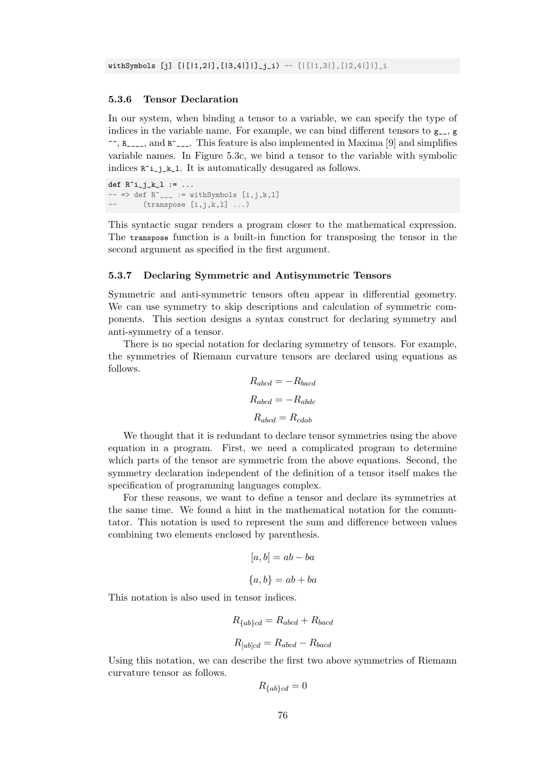```
withSymbols [j] [|[|1,2|],[|3,4|]|]_j_i) -- [|[|1,3|],[|2,4|]|]_i
```

### 5.3.6 Tensor Declaration

In our system, when binding a tensor to a variable, we can specify the type of indices in the variable name. For example, we can bind different tensors to `g__`, `g~~`, `R____`, and `R~___`. This feature is also implemented in Maxima [9] and simplifies variable names. In Figure 5.3c, we bind a tensor to the variable with symbolic indices `R~i_j_k_l`. It is automatically desugared as follows.

```
def R~i_j_k_l := ...
-- => def R~___ := withSymbols [i,j,k,l]
--      (transpose [i,j,k,l] ...)
```

This syntactic sugar renders a program closer to the mathematical expression. The `transpose` function is a built-in function for transposing the tensor in the second argument as specified in the first argument.

### 5.3.7 Declaring Symmetric and Antisymmetric Tensors

Symmetric and anti-symmetric tensors often appear in differential geometry. We can use symmetry to skip descriptions and calculation of symmetric components. This section designs a syntax construct for declaring symmetry and anti-symmetry of a tensor.

There is no special notation for declaring symmetry of tensors. For example, the symmetries of Riemann curvature tensors are declared using equations as follows.

$$R_{abcd} = -R_{bacd}$$

$$R_{abcd} = -R_{abdc}$$

$$R_{abcd} = R_{cdab}$$

We thought that it is redundant to declare tensor symmetries using the above equation in a program. First, we need a complicated program to determine which parts of the tensor are symmetric from the above equations. Second, the symmetry declaration independent of the definition of a tensor itself makes the specification of programming languages complex.

For these reasons, we want to define a tensor and declare its symmetries at the same time. We found a hint in the mathematical notation for the commutator. This notation is used to represent the sum and difference between values combining two elements enclosed by parenthesis.

$$[a, b] = ab - ba$$

$$\{a, b\} = ab + ba$$

This notation is also used in tensor indices.

$$R_{\{ab\}cd} = R_{abcd} + R_{bacd}$$

$$R_{[ab]cd} = R_{abcd} - R_{bacd}$$

Using this notation, we can describe the first two above symmetries of Riemann curvature tensor as follows.

$$R_{\{ab\}cd} = 0$$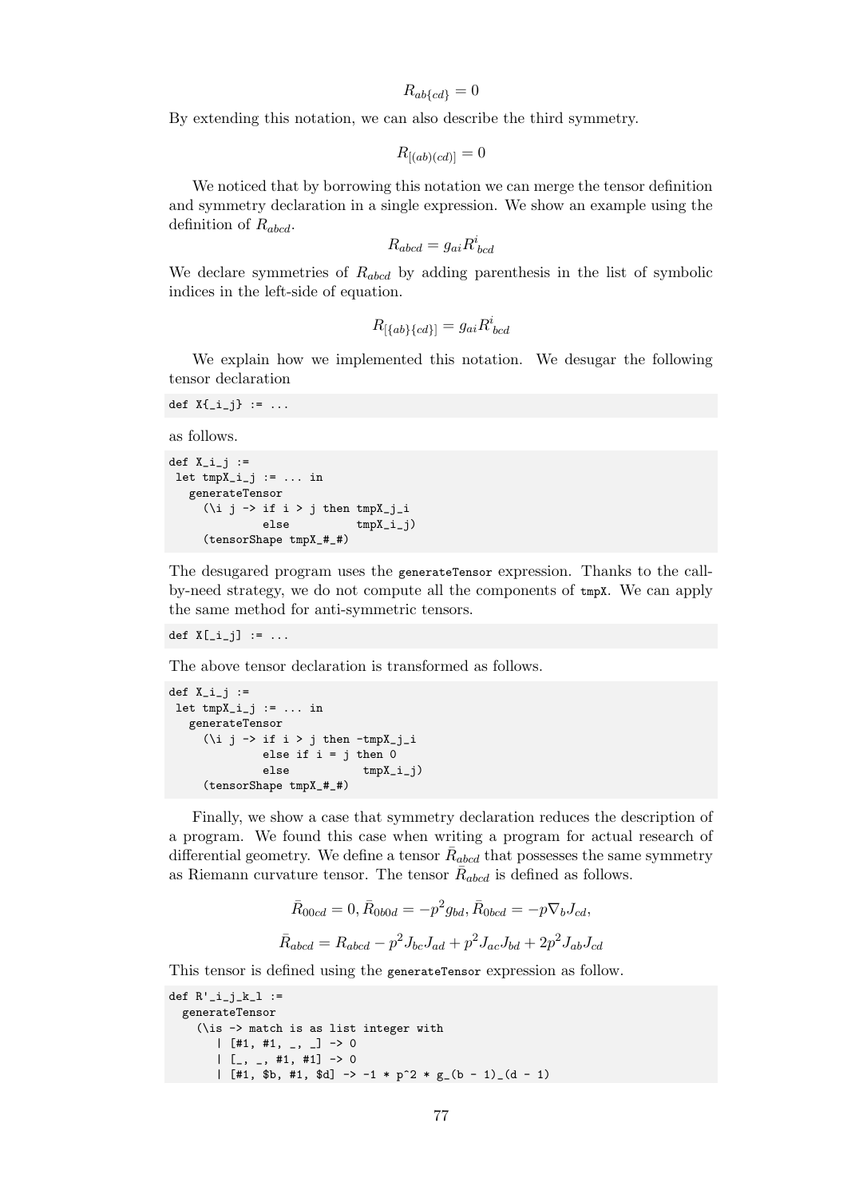$$R_{ab\{cd\}} = 0$$

By extending this notation, we can also describe the third symmetry.

$$R_{[(ab)(cd)]} = 0$$

We noticed that by borrowing this notation we can merge the tensor definition and symmetry declaration in a single expression. We show an example using the definition of $R_{abcd}$.

$$R_{abcd} = g_{ai} R^{i}{}_{bcd}$$

We declare symmetries of $R_{abcd}$ by adding parenthesis in the list of symbolic indices in the left-side of equation.

$$R_{[\{ab\}\{cd\}]} = g_{ai} R^{i}{}_{bcd}$$

We explain how we implemented this notation. We desugar the following tensor declaration

```
def X{_i_j} := ...
```

as follows.

```
def X_i_j :=
 let tmpX_i_j := ... in
   generateTensor
     (\i j -> if i > j then tmpX_j_i
              else          tmpX_i_j)
     (tensorShape tmpX_#_#)
```

The desugared program uses the `generateTensor` expression. Thanks to the call-by-need strategy, we do not compute all the components of `tmpX`. We can apply the same method for anti-symmetric tensors.

```
def X[_i_j] := ...
```

The above tensor declaration is transformed as follows.

```
def X_i_j :=
 let tmpX_i_j := ... in
   generateTensor
     (\i j -> if i > j then -tmpX_j_i
              else if i = j then 0
              else           tmpX_i_j)
     (tensorShape tmpX_#_#)
```

Finally, we show a case that symmetry declaration reduces the description of a program. We found this case when writing a program for actual research of differential geometry. We define a tensor $\bar{R}_{abcd}$ that possesses the same symmetry as Riemann curvature tensor. The tensor $\bar{R}_{abcd}$ is defined as follows.

$$\bar{R}_{00cd} = 0, \bar{R}_{0b0d} = -p^2 g_{bd}, \bar{R}_{0bcd} = -p \nabla_b J_{cd},$$

$$\bar{R}_{abcd} = R_{abcd} - p^2 J_{bc} J_{ad} + p^2 J_{ac} J_{bd} + 2p^2 J_{ab} J_{cd}$$

This tensor is defined using the `generateTensor` expression as follow.

```
def R'_i_j_k_l :=
  generateTensor
    (\is -> match is as list integer with
       | [#1, #1, _, _] -> 0
       | [_, _, #1, #1] -> 0
       | [#1, $b, #1, $d] -> -1 * p^2 * g_(b - 1)_(d - 1)
```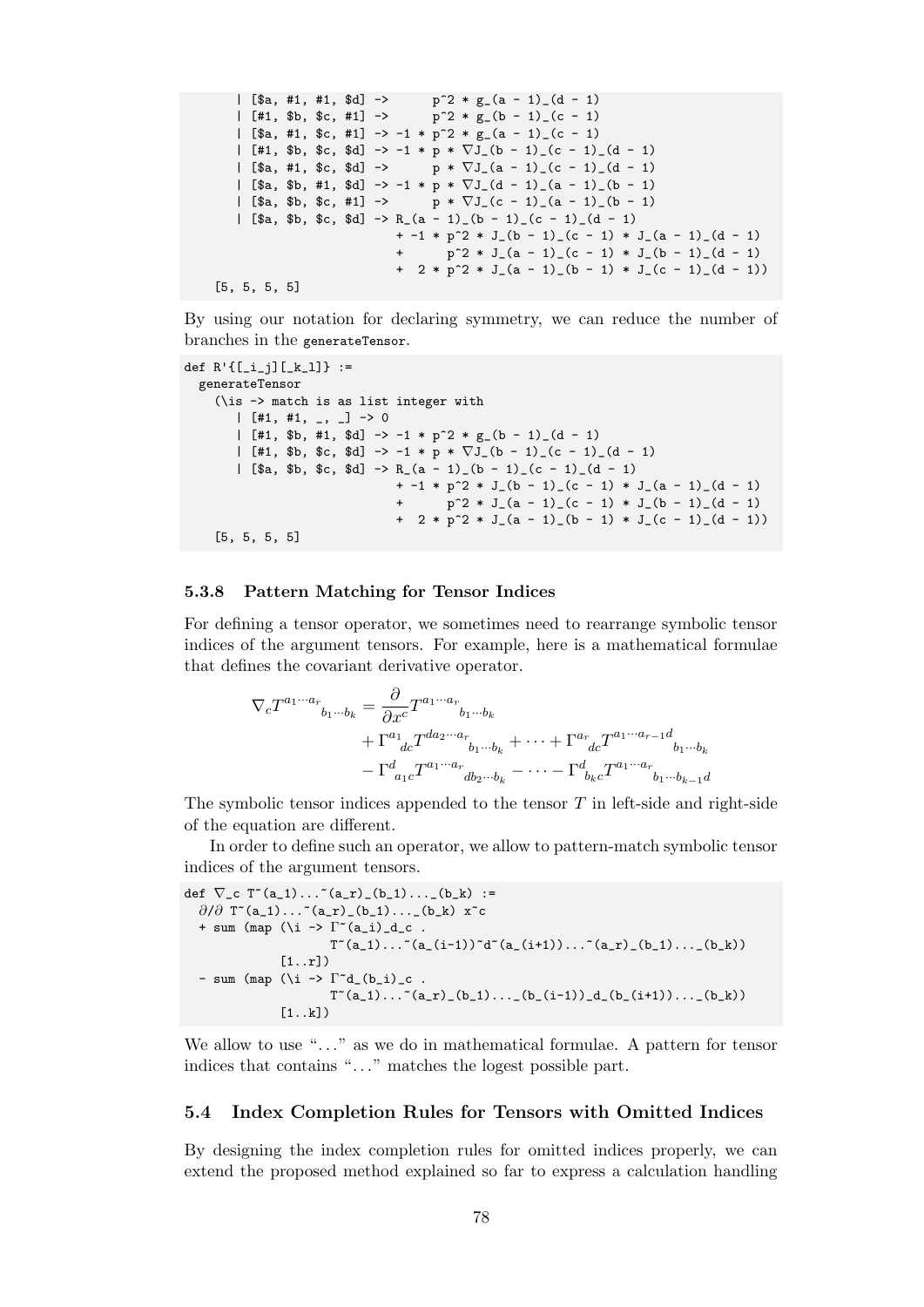```
      | [$a, #1, #1, $d] ->      p^2 * g_(a - 1)_(d - 1)
      | [#1, $b, $c, #1] ->      p^2 * g_(b - 1)_(c - 1)
      | [$a, #1, $c, #1] -> -1 * p^2 * g_(a - 1)_(c - 1)
      | [#1, $b, $c, $d] -> -1 * p * ∇J_(b - 1)_(c - 1)_(d - 1)
      | [$a, #1, $c, $d] ->      p * ∇J_(a - 1)_(c - 1)_(d - 1)
      | [$a, $b, #1, $d] -> -1 * p * ∇J_(d - 1)_(a - 1)_(b - 1)
      | [$a, $b, $c, #1] ->      p * ∇J_(c - 1)_(a - 1)_(b - 1)
      | [$a, $b, $c, $d] -> R_(a - 1)_(b - 1)_(c - 1)_(d - 1)
                            + -1 * p^2 * J_(b - 1)_(c - 1) * J_(a - 1)_(d - 1)
                            +      p^2 * J_(a - 1)_(c - 1) * J_(b - 1)_(d - 1)
                            +  2 * p^2 * J_(a - 1)_(b - 1) * J_(c - 1)_(d - 1))
    [5, 5, 5, 5]
```

By using our notation for declaring symmetry, we can reduce the number of branches in the `generateTensor`.

```
def R'{[_i_j][_k_l]} :=
  generateTensor
    (\is -> match is as list integer with
      | [#1, #1, _, _] -> 0
      | [#1, $b, #1, $d] -> -1 * p^2 * g_(b - 1)_(d - 1)
      | [#1, $b, $c, $d] -> -1 * p * ∇J_(b - 1)_(c - 1)_(d - 1)
      | [$a, $b, $c, $d] -> R_(a - 1)_(b - 1)_(c - 1)_(d - 1)
                            + -1 * p^2 * J_(b - 1)_(c - 1) * J_(a - 1)_(d - 1)
                            +      p^2 * J_(a - 1)_(c - 1) * J_(b - 1)_(d - 1)
                            +  2 * p^2 * J_(a - 1)_(b - 1) * J_(c - 1)_(d - 1))
    [5, 5, 5, 5]
```

### 5.3.8 Pattern Matching for Tensor Indices

For defining a tensor operator, we sometimes need to rearrange symbolic tensor indices of the argument tensors. For example, here is a mathematical formulae that defines the covariant derivative operator.

$$\begin{aligned}\nabla_c T^{a_1\cdots a_r}{}_{b_1\cdots b_k} = & \frac{\partial}{\partial x^c} T^{a_1\cdots a_r}{}_{b_1\cdots b_k} \\ & + \Gamma^{a_1}{}_{dc} T^{da_2\cdots a_r}{}_{b_1\cdots b_k} + \cdots + \Gamma^{a_r}{}_{dc} T^{a_1\cdots a_{r-1}d}{}_{b_1\cdots b_k} \\ & - \Gamma^{d}{}_{a_1 c} T^{a_1\cdots a_r}{}_{db_2\cdots b_k} - \cdots - \Gamma^{d}{}_{b_k c} T^{a_1\cdots a_r}{}_{b_1\cdots b_{k-1}d}\end{aligned}$$

The symbolic tensor indices appended to the tensor $T$ in left-side and right-side of the equation are different.

In order to define such an operator, we allow to pattern-match symbolic tensor indices of the argument tensors.

```
def ∇_c T~(a_1)...~(a_r)_(b_1)..._(b_k) :=
  ∂/∂ T~(a_1)...~(a_r)_(b_1)..._(b_k) x~c
  + sum (map (\i -> Γ~(a_i)_d_c .
                    T~(a_1)...~(a_(i-1))~d~(a_(i+1))...~(a_r)_(b_1)..._(b_k))
             [1..r])
  - sum (map (\i -> Γ~d_(b_i)_c .
                    T~(a_1)...~(a_r)_(b_1)..._(b_(i-1))_d_(b_(i+1))..._(b_k))
             [1..k])
```

We allow to use "..." as we do in mathematical formulae. A pattern for tensor indices that contains "..." matches the logest possible part.

## 5.4 Index Completion Rules for Tensors with Omitted Indices

By designing the index completion rules for omitted indices properly, we can extend the proposed method explained so far to express a calculation handling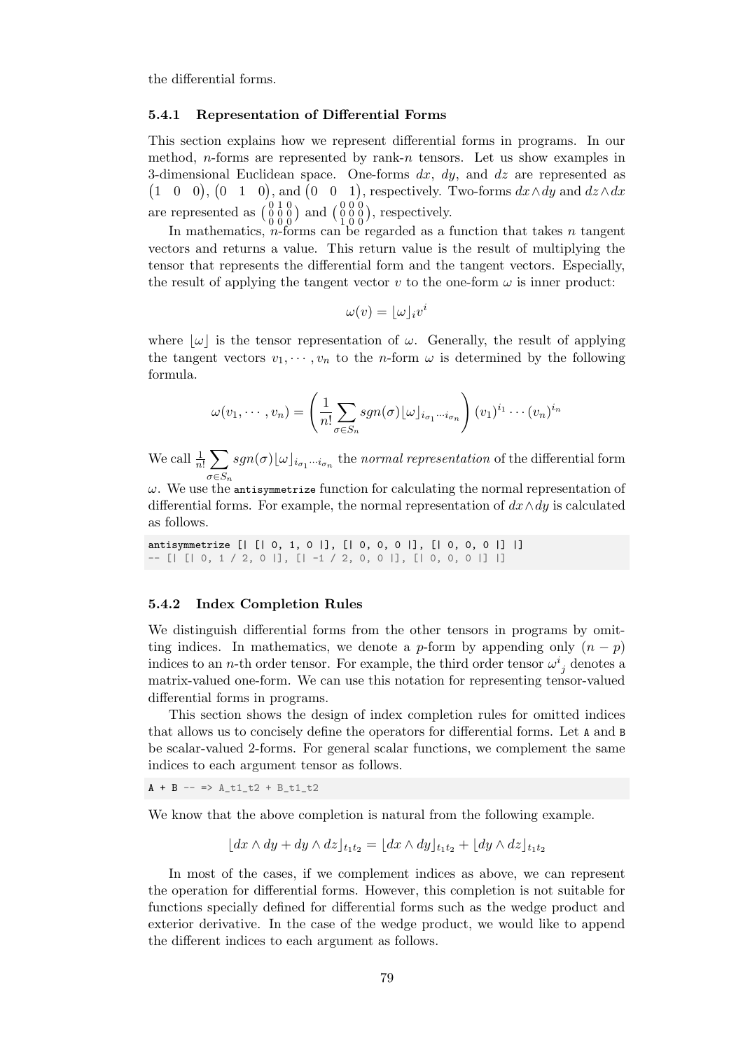the differential forms.

### 5.4.1 Representation of Differential Forms

This section explains how we represent differential forms in programs. In our method, $n$-forms are represented by rank-$n$ tensors. Let us show examples in 3-dimensional Euclidean space. One-forms $dx$, $dy$, and $dz$ are represented as $\begin{pmatrix}1 & 0 & 0\end{pmatrix}$, $\begin{pmatrix}0 & 1 & 0\end{pmatrix}$, and $\begin{pmatrix}0 & 0 & 1\end{pmatrix}$, respectively. Two-forms $dx \wedge dy$ and $dz \wedge dx$ are represented as $\begin{pmatrix}0&1&0\\0&0&0\\0&0&0\end{pmatrix}$ and $\begin{pmatrix}0&0&0\\0&0&0\\1&0&0\end{pmatrix}$, respectively.

In mathematics, $n$-forms can be regarded as a function that takes $n$ tangent vectors and returns a value. This return value is the result of multiplying the tensor that represents the differential form and the tangent vectors. Especially, the result of applying the tangent vector $v$ to the one-form $\omega$ is inner product:

$$\omega(v) = \lfloor \omega \rfloor_i v^i$$

where $\lfloor \omega \rfloor$ is the tensor representation of $\omega$. Generally, the result of applying the tangent vectors $v_1, \cdots, v_n$ to the $n$-form $\omega$ is determined by the following formula.

$$\omega(v_1, \cdots, v_n) = \left( \frac{1}{n!} \sum_{\sigma \in S_n} sgn(\sigma) \lfloor \omega \rfloor_{i_{\sigma_1} \cdots i_{\sigma_n}} \right) (v_1)^{i_1} \cdots (v_n)^{i_n}$$

We call $\frac{1}{n!} \sum_{\sigma \in S_n} sgn(\sigma) \lfloor \omega \rfloor_{i_{\sigma_1} \cdots i_{\sigma_n}}$ the *normal representation* of the differential form $\omega$. We use the `antisymmetrize` function for calculating the normal representation of differential forms. For example, the normal representation of $dx \wedge dy$ is calculated as follows.

```
antisymmetrize [| [| 0, 1, 0 |], [| 0, 0, 0 |], [| 0, 0, 0 |] |]
-- [| [| 0, 1 / 2, 0 |], [| -1 / 2, 0, 0 |], [| 0, 0, 0 |] |]
```

### 5.4.2 Index Completion Rules

We distinguish differential forms from the other tensors in programs by omitting indices. In mathematics, we denote a $p$-form by appending only $(n - p)$ indices to an $n$-th order tensor. For example, the third order tensor $\omega^i{}_j$ denotes a matrix-valued one-form. We can use this notation for representing tensor-valued differential forms in programs.

This section shows the design of index completion rules for omitted indices that allows us to concisely define the operators for differential forms. Let `A` and `B` be scalar-valued 2-forms. For general scalar functions, we complement the same indices to each argument tensor as follows.

```
A + B -- => A_t1_t2 + B_t1_t2
```

We know that the above completion is natural from the following example.

$$\lfloor dx \wedge dy + dy \wedge dz \rfloor_{t_1 t_2} = \lfloor dx \wedge dy \rfloor_{t_1 t_2} + \lfloor dy \wedge dz \rfloor_{t_1 t_2}$$

In most of the cases, if we complement indices as above, we can represent the operation for differential forms. However, this completion is not suitable for functions specially defined for differential forms such as the wedge product and exterior derivative. In the case of the wedge product, we would like to append the different indices to each argument as follows.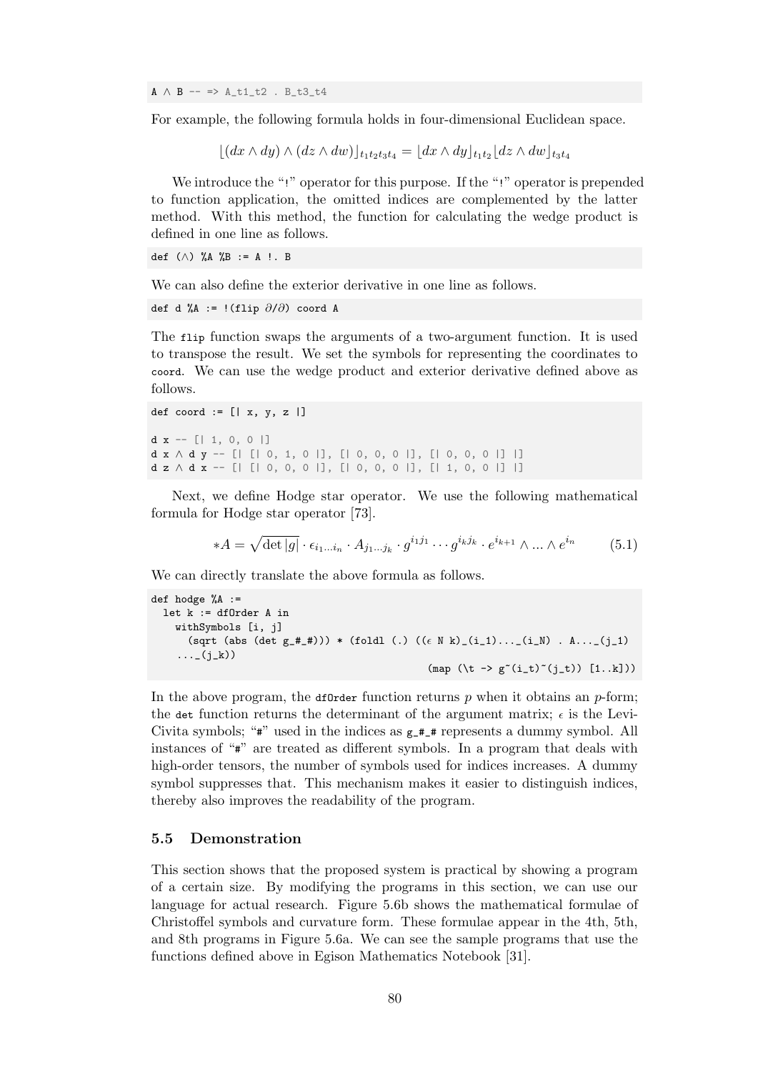```
A ∧ B -- => A_t1_t2 . B_t3_t4
```

For example, the following formula holds in four-dimensional Euclidean space.

$$\lfloor (dx \wedge dy) \wedge (dz \wedge dw) \rfloor_{t_1 t_2 t_3 t_4} = \lfloor dx \wedge dy \rfloor_{t_1 t_2} \lfloor dz \wedge dw \rfloor_{t_3 t_4}$$

We introduce the "!" operator for this purpose. If the "!" operator is prepended to function application, the omitted indices are complemented by the latter method. With this method, the function for calculating the wedge product is defined in one line as follows.

```
def (∧) %A %B := A !. B
```

We can also define the exterior derivative in one line as follows.

```
def d %A := !(flip ∂/∂) coord A
```

The `flip` function swaps the arguments of a two-argument function. It is used to transpose the result. We set the symbols for representing the coordinates to `coord`. We can use the wedge product and exterior derivative defined above as follows.

```
def coord := [| x, y, z |]

d x -- [| 1, 0, 0 |]
d x ∧ d y -- [| [| 0, 1, 0 |], [| 0, 0, 0 |], [| 0, 0, 0 |] |]
d z ∧ d x -- [| [| 0, 0, 0 |], [| 0, 0, 0 |], [| 1, 0, 0 |] |]
```

Next, we define Hodge star operator. We use the following mathematical formula for Hodge star operator [73].

$$*A = \sqrt{\det |g|} \cdot \epsilon_{i_1 \dots i_n} \cdot A_{j_1 \dots j_k} \cdot g^{i_1 j_1} \cdots g^{i_k j_k} \cdot e^{i_{k+1}} \wedge \dots \wedge e^{i_n} \tag{5.1}$$

We can directly translate the above formula as follows.

```
def hodge %A :=
  let k := dfOrder A in
    withSymbols [i, j]
      (sqrt (abs (det g_#_#))) * (foldl (.) ((ϵ N k)_(i_1)..._(i_N) . A..._(j_1)
     ..._(j_k))
                                            (map (\t -> g~(i_t)~(j_t)) [1..k]))
```

In the above program, the `dfOrder` function returns $p$ when it obtains an $p$-form; the `det` function returns the determinant of the argument matrix; $\epsilon$ is the Levi-Civita symbols; "`#`" used in the indices as `g_#_#` represents a dummy symbol. All instances of "`#`" are treated as different symbols. In a program that deals with high-order tensors, the number of symbols used for indices increases. A dummy symbol suppresses that. This mechanism makes it easier to distinguish indices, thereby also improves the readability of the program.

### 5.5 Demonstration

This section shows that the proposed system is practical by showing a program of a certain size. By modifying the programs in this section, we can use our language for actual research. Figure 5.6b shows the mathematical formulae of Christoffel symbols and curvature form. These formulae appear in the 4th, 5th, and 8th programs in Figure 5.6a. We can see the sample programs that use the functions defined above in Egison Mathematics Notebook [31].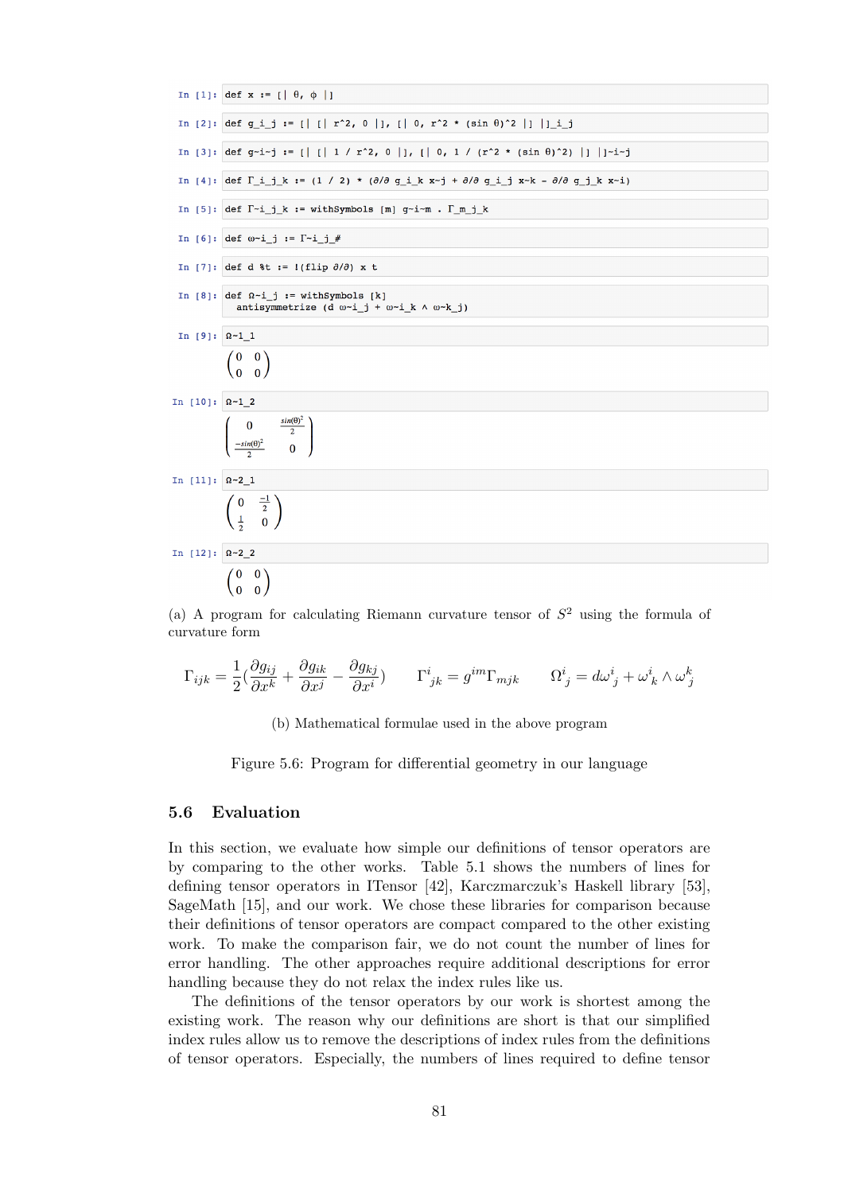```
In [1]: def x := [| θ, φ |]

In [2]: def g_i_j := [| [| r^2, 0 |], [| 0, r^2 * (sin θ)^2 |] |]_i_j

In [3]: def g~i~j := [| [| 1 / r^2, 0 |], [| 0, 1 / (r^2 * (sin θ)^2) |] |]~i~j

In [4]: def Γ_i_j_k := (1 / 2) * (∂/∂ g_i_k x~j + ∂/∂ g_i_j x~k - ∂/∂ g_j_k x~i)

In [5]: def Γ~i_j_k := withSymbols [m] g~i~m . Γ_m_j_k

In [6]: def ω~i_j := Γ~i_j_#

In [7]: def d %t := !(flip ∂/∂) x t

In [8]: def Ω~i_j := withSymbols [k]
          antisymmetrize (d ω~i_j + ω~i_k ∧ ω~k_j)

In [9]: Ω~1_1
```

$$\begin{pmatrix} 0 & 0 \\ 0 & 0 \end{pmatrix}$$

```
In [10]: Ω~1_2
```

$$\begin{pmatrix} 0 & \frac{\sin(\theta)^2}{2} \\ \frac{-\sin(\theta)^2}{2} & 0 \end{pmatrix}$$

```
In [11]: Ω~2_1
```

$$\begin{pmatrix} 0 & \frac{-1}{2} \\ \frac{1}{2} & 0 \end{pmatrix}$$

```
In [12]: Ω~2_2
```

$$\begin{pmatrix} 0 & 0 \\ 0 & 0 \end{pmatrix}$$

(a) A program for calculating Riemann curvature tensor of $S^2$ using the formula of curvature form

$$\Gamma_{ijk} = \frac{1}{2}\left(\frac{\partial g_{ij}}{\partial x^k} + \frac{\partial g_{ik}}{\partial x^j} - \frac{\partial g_{kj}}{\partial x^i}\right) \qquad \Gamma^i{}_{jk} = g^{im}\Gamma_{mjk} \qquad \Omega^i{}_j = d\omega^i{}_j + \omega^i{}_k \wedge \omega^k{}_j$$

(b) Mathematical formulae used in the above program

Figure 5.6: Program for differential geometry in our language

## 5.6 Evaluation

In this section, we evaluate how simple our definitions of tensor operators are by comparing to the other works. Table 5.1 shows the numbers of lines for defining tensor operators in ITensor [42], Karczmarczuk's Haskell library [53], SageMath [15], and our work. We chose these libraries for comparison because their definitions of tensor operators are compact compared to the other existing work. To make the comparison fair, we do not count the number of lines for error handling. The other approaches require additional descriptions for error handling because they do not relax the index rules like us.

The definitions of the tensor operators by our work is shortest among the existing work. The reason why our definitions are short is that our simplified index rules allow us to remove the descriptions of index rules from the definitions of tensor operators. Especially, the numbers of lines required to define tensor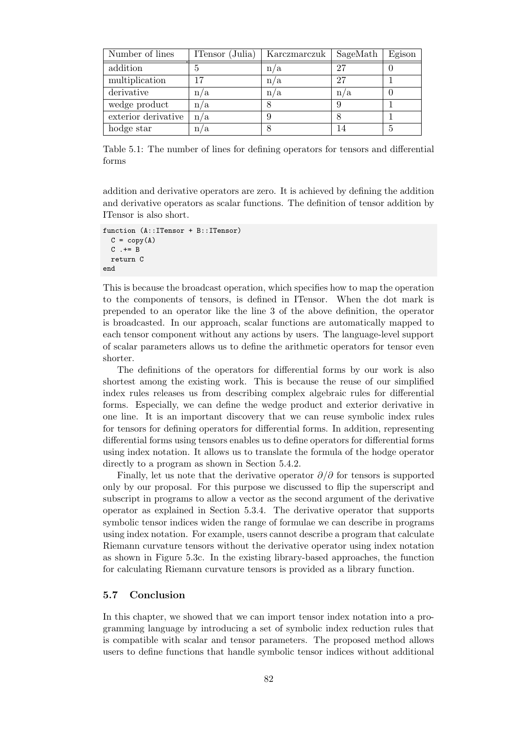| Number of lines | ITensor (Julia) | Karczmarczuk | SageMath | Egison |
|---|---|---|---|---|
| addition | 5 | n/a | 27 | 0 |
| multiplication | 17 | n/a | 27 | 1 |
| derivative | n/a | n/a | n/a | 0 |
| wedge product | n/a | 8 | 9 | 1 |
| exterior derivative | n/a | 9 | 8 | 1 |
| hodge star | n/a | 8 | 14 | 5 |

Table 5.1: The number of lines for defining operators for tensors and differential forms

addition and derivative operators are zero. It is achieved by defining the addition and derivative operators as scalar functions. The definition of tensor addition by ITensor is also short.

```
function (A::ITensor + B::ITensor)
  C = copy(A)
  C .+= B
  return C
end
```

This is because the broadcast operation, which specifies how to map the operation to the components of tensors, is defined in ITensor. When the dot mark is prepended to an operator like the line 3 of the above definition, the operator is broadcasted. In our approach, scalar functions are automatically mapped to each tensor component without any actions by users. The language-level support of scalar parameters allows us to define the arithmetic operators for tensor even shorter.

The definitions of the operators for differential forms by our work is also shortest among the existing work. This is because the reuse of our simplified index rules releases us from describing complex algebraic rules for differential forms. Especially, we can define the wedge product and exterior derivative in one line. It is an important discovery that we can reuse symbolic index rules for tensors for defining operators for differential forms. In addition, representing differential forms using tensors enables us to define operators for differential forms using index notation. It allows us to translate the formula of the hodge operator directly to a program as shown in Section 5.4.2.

Finally, let us note that the derivative operator $\partial/\partial$ for tensors is supported only by our proposal. For this purpose we discussed to flip the superscript and subscript in programs to allow a vector as the second argument of the derivative operator as explained in Section 5.3.4. The derivative operator that supports symbolic tensor indices widen the range of formulae we can describe in programs using index notation. For example, users cannot describe a program that calculate Riemann curvature tensors without the derivative operator using index notation as shown in Figure 5.3c. In the existing library-based approaches, the function for calculating Riemann curvature tensors is provided as a library function.

## 5.7 Conclusion

In this chapter, we showed that we can import tensor index notation into a programming language by introducing a set of symbolic index reduction rules that is compatible with scalar and tensor parameters. The proposed method allows users to define functions that handle symbolic tensor indices without additional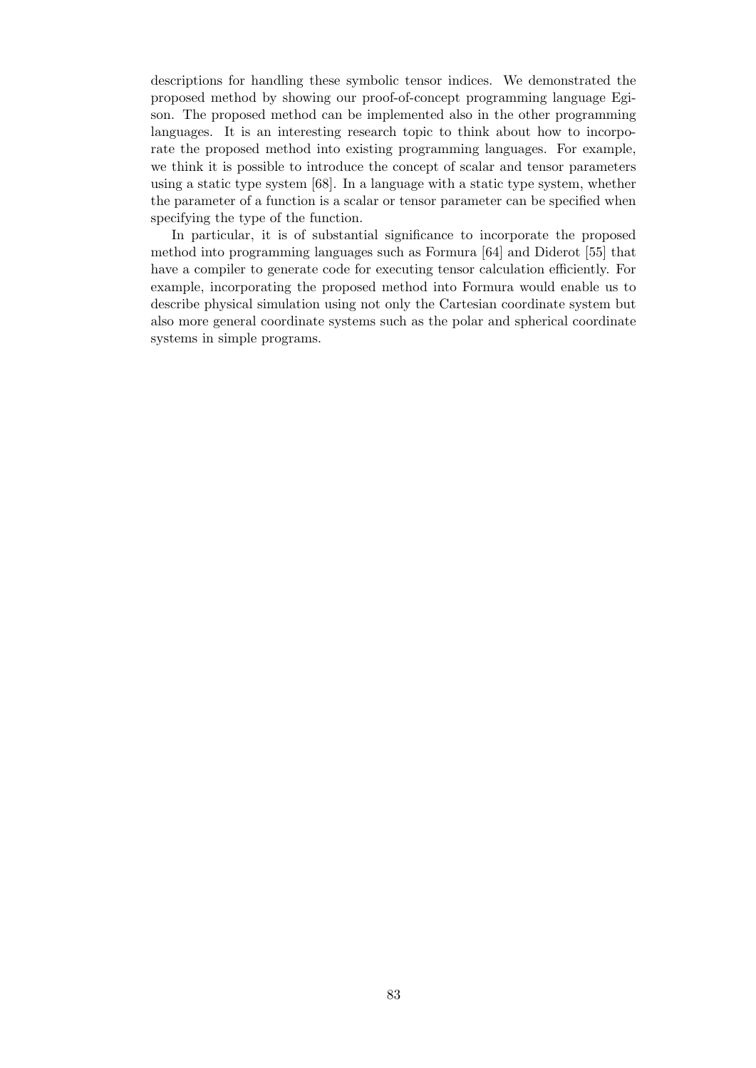descriptions for handling these symbolic tensor indices. We demonstrated the proposed method by showing our proof-of-concept programming language Egison. The proposed method can be implemented also in the other programming languages. It is an interesting research topic to think about how to incorporate the proposed method into existing programming languages. For example, we think it is possible to introduce the concept of scalar and tensor parameters using a static type system [68]. In a language with a static type system, whether the parameter of a function is a scalar or tensor parameter can be specified when specifying the type of the function.

In particular, it is of substantial significance to incorporate the proposed method into programming languages such as Formura [64] and Diderot [55] that have a compiler to generate code for executing tensor calculation efficiently. For example, incorporating the proposed method into Formura would enable us to describe physical simulation using not only the Cartesian coordinate system but also more general coordinate systems such as the polar and spherical coordinate systems in simple programs.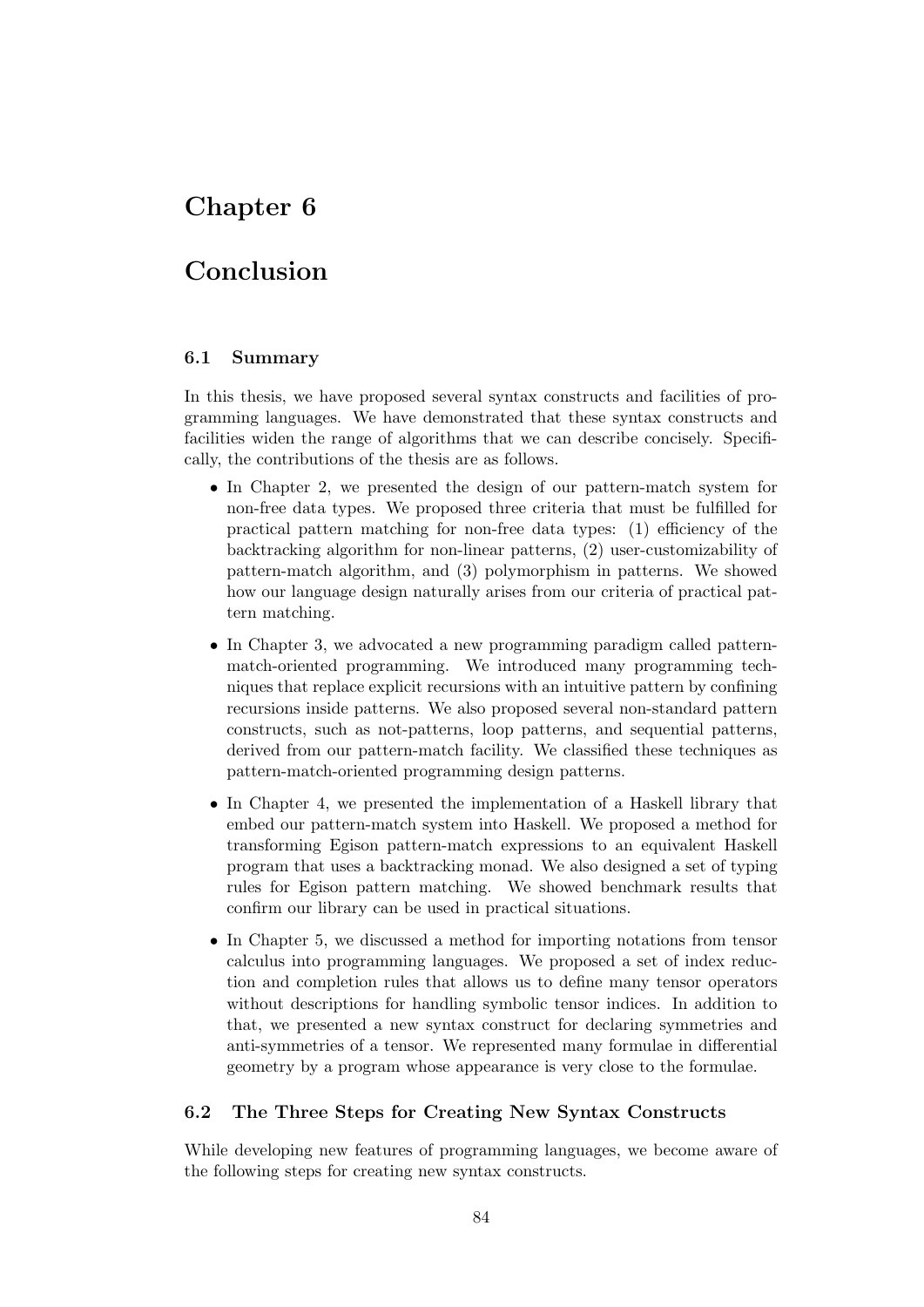# Chapter 6

# Conclusion

## 6.1 Summary

In this thesis, we have proposed several syntax constructs and facilities of programming languages. We have demonstrated that these syntax constructs and facilities widen the range of algorithms that we can describe concisely. Specifically, the contributions of the thesis are as follows.

- In Chapter 2, we presented the design of our pattern-match system for non-free data types. We proposed three criteria that must be fulfilled for practical pattern matching for non-free data types: (1) efficiency of the backtracking algorithm for non-linear patterns, (2) user-customizability of pattern-match algorithm, and (3) polymorphism in patterns. We showed how our language design naturally arises from our criteria of practical pattern matching.
- In Chapter 3, we advocated a new programming paradigm called pattern-match-oriented programming. We introduced many programming techniques that replace explicit recursions with an intuitive pattern by confining recursions inside patterns. We also proposed several non-standard pattern constructs, such as not-patterns, loop patterns, and sequential patterns, derived from our pattern-match facility. We classified these techniques as pattern-match-oriented programming design patterns.
- In Chapter 4, we presented the implementation of a Haskell library that embed our pattern-match system into Haskell. We proposed a method for transforming Egison pattern-match expressions to an equivalent Haskell program that uses a backtracking monad. We also designed a set of typing rules for Egison pattern matching. We showed benchmark results that confirm our library can be used in practical situations.
- In Chapter 5, we discussed a method for importing notations from tensor calculus into programming languages. We proposed a set of index reduction and completion rules that allows us to define many tensor operators without descriptions for handling symbolic tensor indices. In addition to that, we presented a new syntax construct for declaring symmetries and anti-symmetries of a tensor. We represented many formulae in differential geometry by a program whose appearance is very close to the formulae.

## 6.2 The Three Steps for Creating New Syntax Constructs

While developing new features of programming languages, we become aware of the following steps for creating new syntax constructs.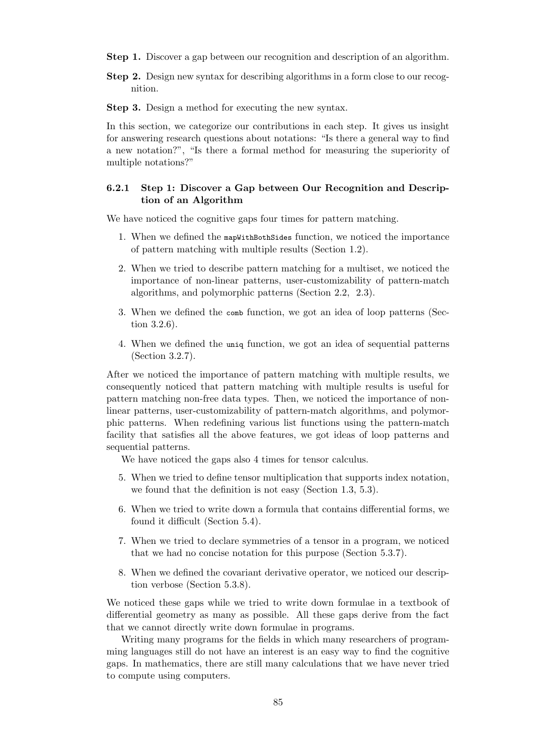**Step 1.** Discover a gap between our recognition and description of an algorithm.

**Step 2.** Design new syntax for describing algorithms in a form close to our recognition.

**Step 3.** Design a method for executing the new syntax.

In this section, we categorize our contributions in each step. It gives us insight for answering research questions about notations: "Is there a general way to find a new notation?", "Is there a formal method for measuring the superiority of multiple notations?"

### 6.2.1 Step 1: Discover a Gap between Our Recognition and Description of an Algorithm

We have noticed the cognitive gaps four times for pattern matching.

1. When we defined the `mapWithBothSides` function, we noticed the importance of pattern matching with multiple results (Section 1.2).
2. When we tried to describe pattern matching for a multiset, we noticed the importance of non-linear patterns, user-customizability of pattern-match algorithms, and polymorphic patterns (Section 2.2, 2.3).
3. When we defined the `comb` function, we got an idea of loop patterns (Section 3.2.6).
4. When we defined the `uniq` function, we got an idea of sequential patterns (Section 3.2.7).

After we noticed the importance of pattern matching with multiple results, we consequently noticed that pattern matching with multiple results is useful for pattern matching non-free data types. Then, we noticed the importance of non-linear patterns, user-customizability of pattern-match algorithms, and polymorphic patterns. When redefining various list functions using the pattern-match facility that satisfies all the above features, we got ideas of loop patterns and sequential patterns.

We have noticed the gaps also 4 times for tensor calculus.

5. When we tried to define tensor multiplication that supports index notation, we found that the definition is not easy (Section 1.3, 5.3).
6. When we tried to write down a formula that contains differential forms, we found it difficult (Section 5.4).
7. When we tried to declare symmetries of a tensor in a program, we noticed that we had no concise notation for this purpose (Section 5.3.7).
8. When we defined the covariant derivative operator, we noticed our description verbose (Section 5.3.8).

We noticed these gaps while we tried to write down formulae in a textbook of differential geometry as many as possible. All these gaps derive from the fact that we cannot directly write down formulae in programs.

Writing many programs for the fields in which many researchers of programming languages still do not have an interest is an easy way to find the cognitive gaps. In mathematics, there are still many calculations that we have never tried to compute using computers.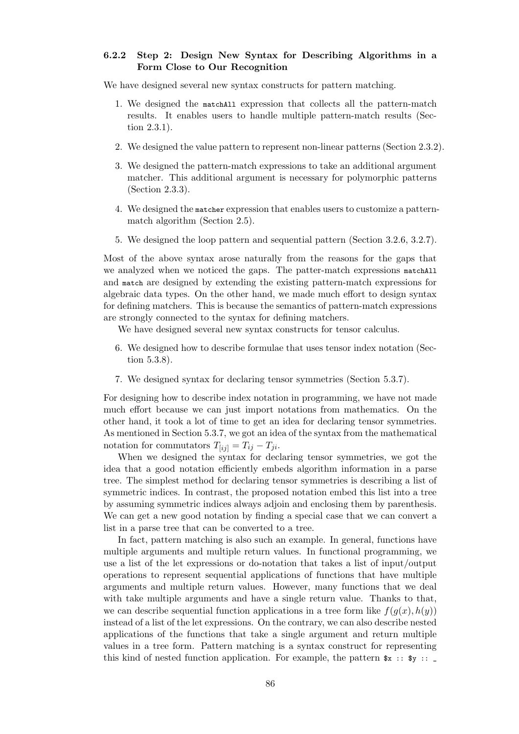### 6.2.2 Step 2: Design New Syntax for Describing Algorithms in a Form Close to Our Recognition

We have designed several new syntax constructs for pattern matching.

1. We designed the `matchAll` expression that collects all the pattern-match results. It enables users to handle multiple pattern-match results (Section 2.3.1).
2. We designed the value pattern to represent non-linear patterns (Section 2.3.2).
3. We designed the pattern-match expressions to take an additional argument matcher. This additional argument is necessary for polymorphic patterns (Section 2.3.3).
4. We designed the `matcher` expression that enables users to customize a pattern-match algorithm (Section 2.5).
5. We designed the loop pattern and sequential pattern (Section 3.2.6, 3.2.7).

Most of the above syntax arose naturally from the reasons for the gaps that we analyzed when we noticed the gaps. The patter-match expressions `matchAll` and `match` are designed by extending the existing pattern-match expressions for algebraic data types. On the other hand, we made much effort to design syntax for defining matchers. This is because the semantics of pattern-match expressions are strongly connected to the syntax for defining matchers.

We have designed several new syntax constructs for tensor calculus.

6. We designed how to describe formulae that uses tensor index notation (Section 5.3.8).
7. We designed syntax for declaring tensor symmetries (Section 5.3.7).

For designing how to describe index notation in programming, we have not made much effort because we can just import notations from mathematics. On the other hand, it took a lot of time to get an idea for declaring tensor symmetries. As mentioned in Section 5.3.7, we got an idea of the syntax from the mathematical notation for commutators $T_{[ij]} = T_{ij} - T_{ji}$.

When we designed the syntax for declaring tensor symmetries, we got the idea that a good notation efficiently embeds algorithm information in a parse tree. The simplest method for declaring tensor symmetries is describing a list of symmetric indices. In contrast, the proposed notation embed this list into a tree by assuming symmetric indices always adjoin and enclosing them by parenthesis. We can get a new good notation by finding a special case that we can convert a list in a parse tree that can be converted to a tree.

In fact, pattern matching is also such an example. In general, functions have multiple arguments and multiple return values. In functional programming, we use a list of the let expressions or do-notation that takes a list of input/output operations to represent sequential applications of functions that have multiple arguments and multiple return values. However, many functions that we deal with take multiple arguments and have a single return value. Thanks to that, we can describe sequential function applications in a tree form like $f(g(x), h(y))$ instead of a list of the let expressions. On the contrary, we can also describe nested applications of the functions that take a single argument and return multiple values in a tree form. Pattern matching is a syntax construct for representing this kind of nested function application. For example, the pattern `$x :: $y :: _`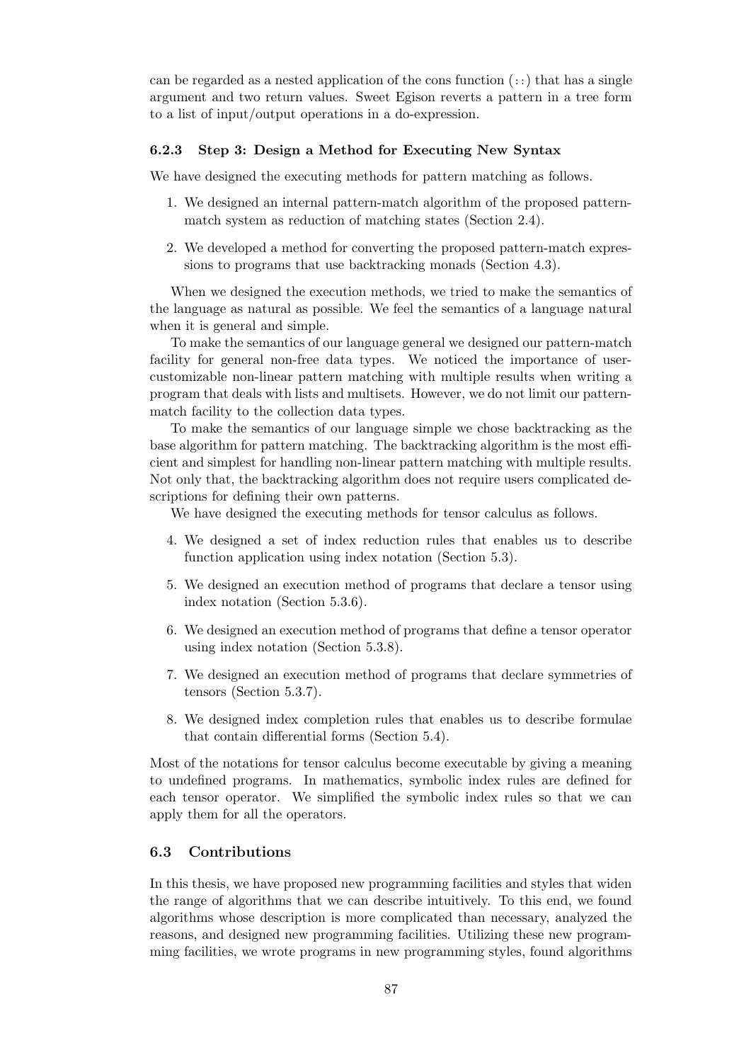can be regarded as a nested application of the cons function (::) that has a single argument and two return values. Sweet Egison reverts a pattern in a tree form to a list of input/output operations in a do-expression.

### 6.2.3 Step 3: Design a Method for Executing New Syntax

We have designed the executing methods for pattern matching as follows.

1. We designed an internal pattern-match algorithm of the proposed pattern-match system as reduction of matching states (Section 2.4).
2. We developed a method for converting the proposed pattern-match expressions to programs that use backtracking monads (Section 4.3).

When we designed the execution methods, we tried to make the semantics of the language as natural as possible. We feel the semantics of a language natural when it is general and simple.

To make the semantics of our language general we designed our pattern-match facility for general non-free data types. We noticed the importance of user-customizable non-linear pattern matching with multiple results when writing a program that deals with lists and multisets. However, we do not limit our pattern-match facility to the collection data types.

To make the semantics of our language simple we chose backtracking as the base algorithm for pattern matching. The backtracking algorithm is the most efficient and simplest for handling non-linear pattern matching with multiple results. Not only that, the backtracking algorithm does not require users complicated descriptions for defining their own patterns.

We have designed the executing methods for tensor calculus as follows.

4. We designed a set of index reduction rules that enables us to describe function application using index notation (Section 5.3).
5. We designed an execution method of programs that declare a tensor using index notation (Section 5.3.6).
6. We designed an execution method of programs that define a tensor operator using index notation (Section 5.3.8).
7. We designed an execution method of programs that declare symmetries of tensors (Section 5.3.7).
8. We designed index completion rules that enables us to describe formulae that contain differential forms (Section 5.4).

Most of the notations for tensor calculus become executable by giving a meaning to undefined programs. In mathematics, symbolic index rules are defined for each tensor operator. We simplified the symbolic index rules so that we can apply them for all the operators.

## 6.3 Contributions

In this thesis, we have proposed new programming facilities and styles that widen the range of algorithms that we can describe intuitively. To this end, we found algorithms whose description is more complicated than necessary, analyzed the reasons, and designed new programming facilities. Utilizing these new programming facilities, we wrote programs in new programming styles, found algorithms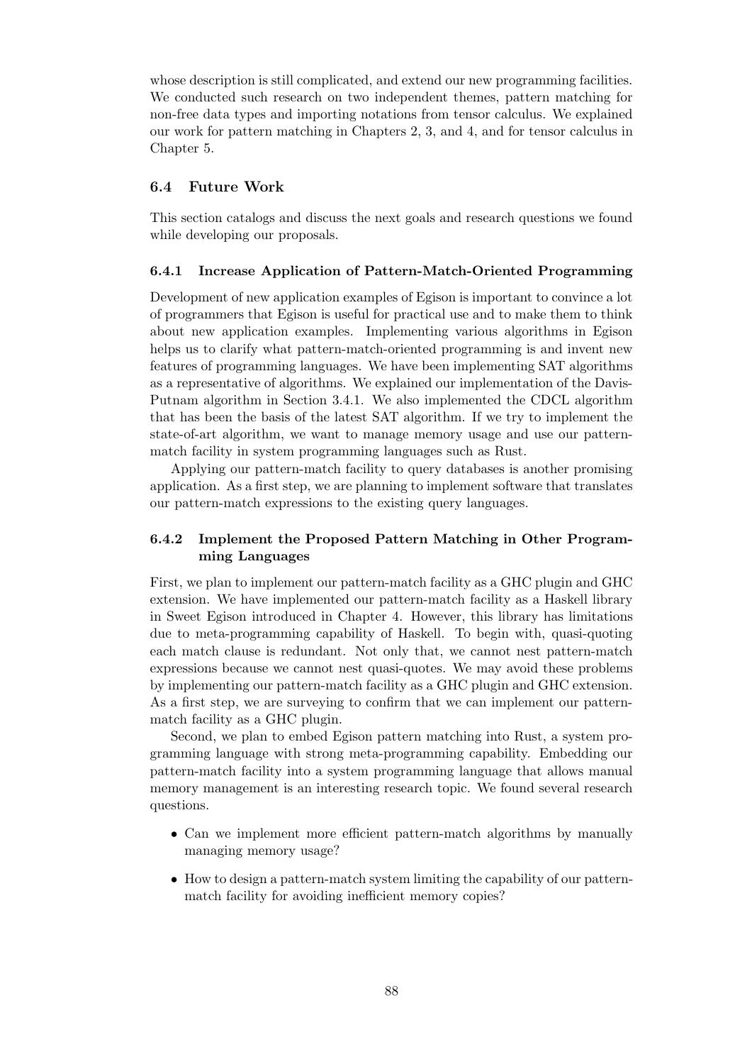whose description is still complicated, and extend our new programming facilities. We conducted such research on two independent themes, pattern matching for non-free data types and importing notations from tensor calculus. We explained our work for pattern matching in Chapters 2, 3, and 4, and for tensor calculus in Chapter 5.

## 6.4 Future Work

This section catalogs and discuss the next goals and research questions we found while developing our proposals.

### 6.4.1 Increase Application of Pattern-Match-Oriented Programming

Development of new application examples of Egison is important to convince a lot of programmers that Egison is useful for practical use and to make them to think about new application examples. Implementing various algorithms in Egison helps us to clarify what pattern-match-oriented programming is and invent new features of programming languages. We have been implementing SAT algorithms as a representative of algorithms. We explained our implementation of the Davis-Putnam algorithm in Section 3.4.1. We also implemented the CDCL algorithm that has been the basis of the latest SAT algorithm. If we try to implement the state-of-art algorithm, we want to manage memory usage and use our pattern-match facility in system programming languages such as Rust.

Applying our pattern-match facility to query databases is another promising application. As a first step, we are planning to implement software that translates our pattern-match expressions to the existing query languages.

### 6.4.2 Implement the Proposed Pattern Matching in Other Programming Languages

First, we plan to implement our pattern-match facility as a GHC plugin and GHC extension. We have implemented our pattern-match facility as a Haskell library in Sweet Egison introduced in Chapter 4. However, this library has limitations due to meta-programming capability of Haskell. To begin with, quasi-quoting each match clause is redundant. Not only that, we cannot nest pattern-match expressions because we cannot nest quasi-quotes. We may avoid these problems by implementing our pattern-match facility as a GHC plugin and GHC extension. As a first step, we are surveying to confirm that we can implement our pattern-match facility as a GHC plugin.

Second, we plan to embed Egison pattern matching into Rust, a system programming language with strong meta-programming capability. Embedding our pattern-match facility into a system programming language that allows manual memory management is an interesting research topic. We found several research questions.

- Can we implement more efficient pattern-match algorithms by manually managing memory usage?
- How to design a pattern-match system limiting the capability of our pattern-match facility for avoiding inefficient memory copies?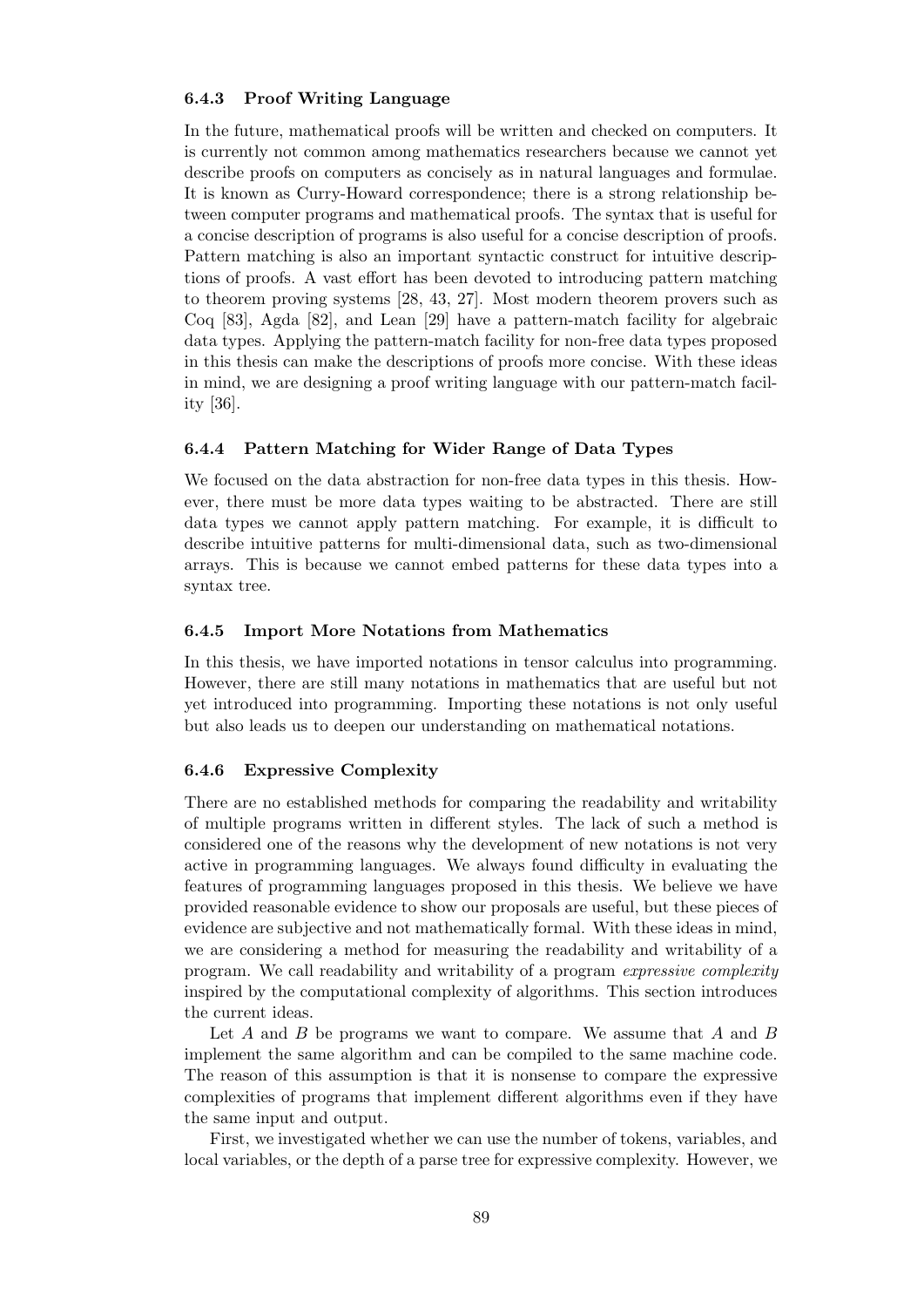### 6.4.3 Proof Writing Language

In the future, mathematical proofs will be written and checked on computers. It is currently not common among mathematics researchers because we cannot yet describe proofs on computers as concisely as in natural languages and formulae. It is known as Curry-Howard correspondence; there is a strong relationship between computer programs and mathematical proofs. The syntax that is useful for a concise description of programs is also useful for a concise description of proofs. Pattern matching is also an important syntactic construct for intuitive descriptions of proofs. A vast effort has been devoted to introducing pattern matching to theorem proving systems [28, 43, 27]. Most modern theorem provers such as Coq [83], Agda [82], and Lean [29] have a pattern-match facility for algebraic data types. Applying the pattern-match facility for non-free data types proposed in this thesis can make the descriptions of proofs more concise. With these ideas in mind, we are designing a proof writing language with our pattern-match facility [36].

### 6.4.4 Pattern Matching for Wider Range of Data Types

We focused on the data abstraction for non-free data types in this thesis. However, there must be more data types waiting to be abstracted. There are still data types we cannot apply pattern matching. For example, it is difficult to describe intuitive patterns for multi-dimensional data, such as two-dimensional arrays. This is because we cannot embed patterns for these data types into a syntax tree.

### 6.4.5 Import More Notations from Mathematics

In this thesis, we have imported notations in tensor calculus into programming. However, there are still many notations in mathematics that are useful but not yet introduced into programming. Importing these notations is not only useful but also leads us to deepen our understanding on mathematical notations.

### 6.4.6 Expressive Complexity

There are no established methods for comparing the readability and writability of multiple programs written in different styles. The lack of such a method is considered one of the reasons why the development of new notations is not very active in programming languages. We always found difficulty in evaluating the features of programming languages proposed in this thesis. We believe we have provided reasonable evidence to show our proposals are useful, but these pieces of evidence are subjective and not mathematically formal. With these ideas in mind, we are considering a method for measuring the readability and writability of a program. We call readability and writability of a program *expressive complexity* inspired by the computational complexity of algorithms. This section introduces the current ideas.

Let $A$ and $B$ be programs we want to compare. We assume that $A$ and $B$ implement the same algorithm and can be compiled to the same machine code. The reason of this assumption is that it is nonsense to compare the expressive complexities of programs that implement different algorithms even if they have the same input and output.

First, we investigated whether we can use the number of tokens, variables, and local variables, or the depth of a parse tree for expressive complexity. However, we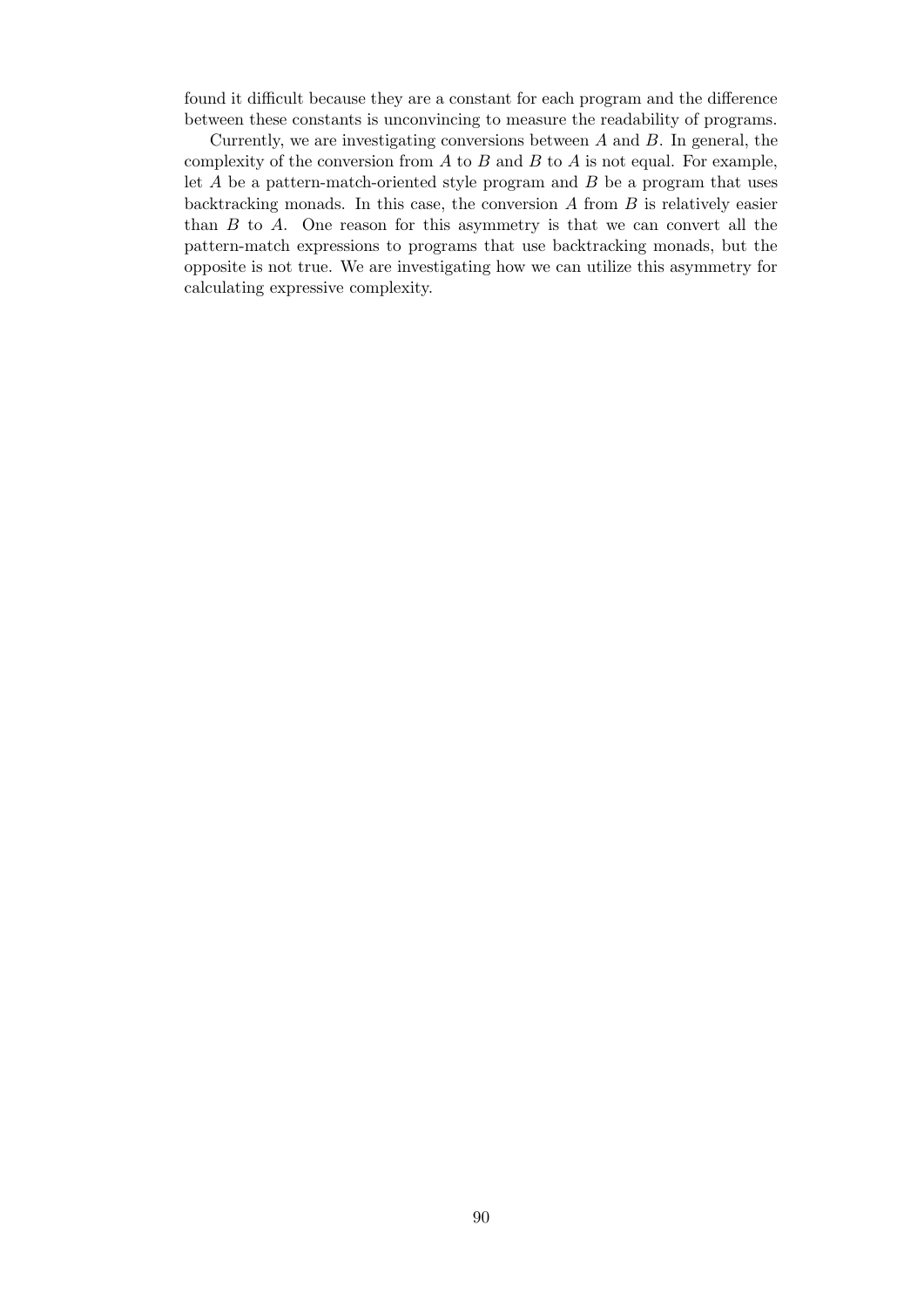found it difficult because they are a constant for each program and the difference between these constants is unconvincing to measure the readability of programs.

Currently, we are investigating conversions between $A$ and $B$. In general, the complexity of the conversion from $A$ to $B$ and $B$ to $A$ is not equal. For example, let $A$ be a pattern-match-oriented style program and $B$ be a program that uses backtracking monads. In this case, the conversion $A$ from $B$ is relatively easier than $B$ to $A$. One reason for this asymmetry is that we can convert all the pattern-match expressions to programs that use backtracking monads, but the opposite is not true. We are investigating how we can utilize this asymmetry for calculating expressive complexity.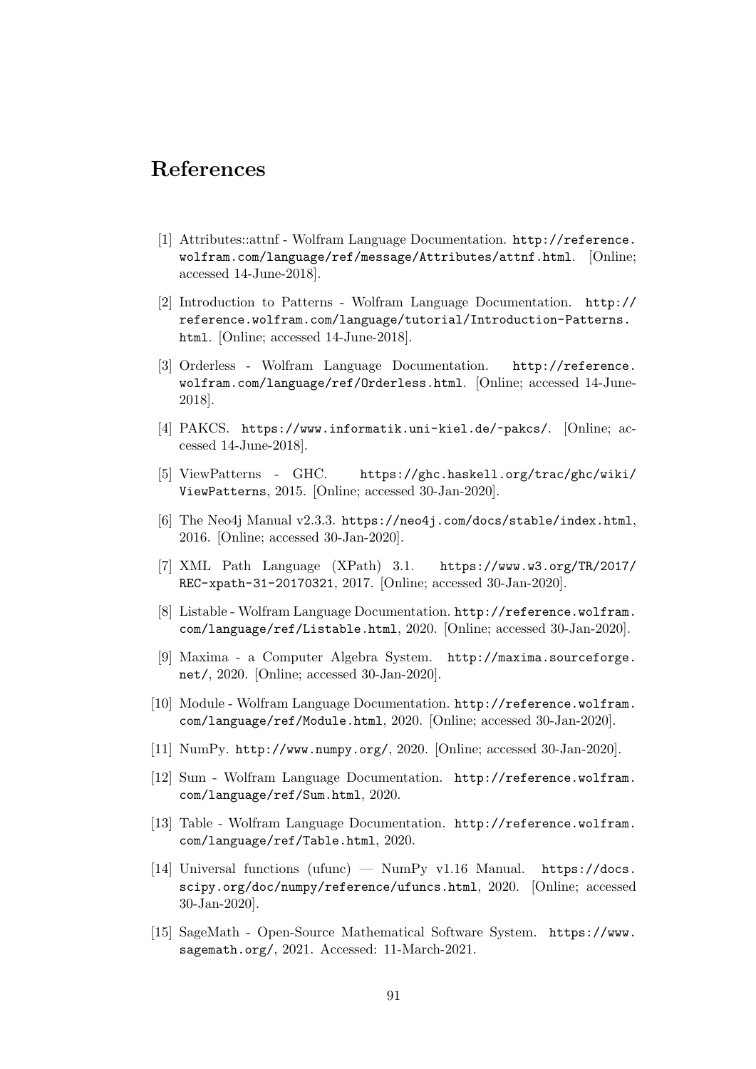# References

[1] Attributes::attnf - Wolfram Language Documentation. http://reference.wolfram.com/language/ref/message/Attributes/attnf.html. [Online; accessed 14-June-2018].

[2] Introduction to Patterns - Wolfram Language Documentation. http://reference.wolfram.com/language/tutorial/Introduction-Patterns.html. [Online; accessed 14-June-2018].

[3] Orderless - Wolfram Language Documentation. http://reference.wolfram.com/language/ref/Orderless.html. [Online; accessed 14-June-2018].

[4] PAKCS. https://www.informatik.uni-kiel.de/~pakcs/. [Online; accessed 14-June-2018].

[5] ViewPatterns - GHC. https://ghc.haskell.org/trac/ghc/wiki/ViewPatterns, 2015. [Online; accessed 30-Jan-2020].

[6] The Neo4j Manual v2.3.3. https://neo4j.com/docs/stable/index.html, 2016. [Online; accessed 30-Jan-2020].

[7] XML Path Language (XPath) 3.1. https://www.w3.org/TR/2017/REC-xpath-31-20170321, 2017. [Online; accessed 30-Jan-2020].

[8] Listable - Wolfram Language Documentation. http://reference.wolfram.com/language/ref/Listable.html, 2020. [Online; accessed 30-Jan-2020].

[9] Maxima - a Computer Algebra System. http://maxima.sourceforge.net/, 2020. [Online; accessed 30-Jan-2020].

[10] Module - Wolfram Language Documentation. http://reference.wolfram.com/language/ref/Module.html, 2020. [Online; accessed 30-Jan-2020].

[11] NumPy. http://www.numpy.org/, 2020. [Online; accessed 30-Jan-2020].

[12] Sum - Wolfram Language Documentation. http://reference.wolfram.com/language/ref/Sum.html, 2020.

[13] Table - Wolfram Language Documentation. http://reference.wolfram.com/language/ref/Table.html, 2020.

[14] Universal functions (ufunc) — NumPy v1.16 Manual. https://docs.scipy.org/doc/numpy/reference/ufuncs.html, 2020. [Online; accessed 30-Jan-2020].

[15] SageMath - Open-Source Mathematical Software System. https://www.sagemath.org/, 2021. Accessed: 11-March-2021.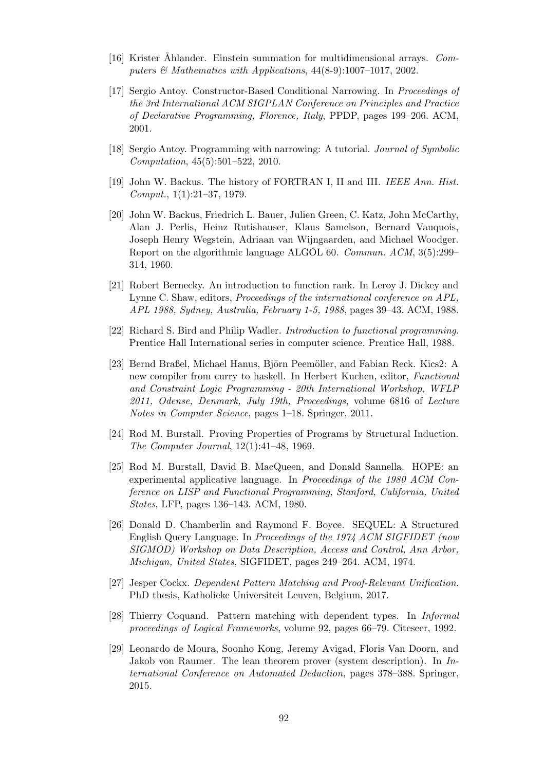[16] Krister Åhlander. Einstein summation for multidimensional arrays. *Computers & Mathematics with Applications*, 44(8-9):1007–1017, 2002.

[17] Sergio Antoy. Constructor-Based Conditional Narrowing. In *Proceedings of the 3rd International ACM SIGPLAN Conference on Principles and Practice of Declarative Programming, Florence, Italy*, PPDP, pages 199–206. ACM, 2001.

[18] Sergio Antoy. Programming with narrowing: A tutorial. *Journal of Symbolic Computation*, 45(5):501–522, 2010.

[19] John W. Backus. The history of FORTRAN I, II and III. *IEEE Ann. Hist. Comput.*, 1(1):21–37, 1979.

[20] John W. Backus, Friedrich L. Bauer, Julien Green, C. Katz, John McCarthy, Alan J. Perlis, Heinz Rutishauser, Klaus Samelson, Bernard Vauquois, Joseph Henry Wegstein, Adriaan van Wijngaarden, and Michael Woodger. Report on the algorithmic language ALGOL 60. *Commun. ACM*, 3(5):299–314, 1960.

[21] Robert Bernecky. An introduction to function rank. In Leroy J. Dickey and Lynne C. Shaw, editors, *Proceedings of the international conference on APL, APL 1988, Sydney, Australia, February 1-5, 1988*, pages 39–43. ACM, 1988.

[22] Richard S. Bird and Philip Wadler. *Introduction to functional programming*. Prentice Hall International series in computer science. Prentice Hall, 1988.

[23] Bernd Braßel, Michael Hanus, Björn Peemöller, and Fabian Reck. Kics2: A new compiler from curry to haskell. In Herbert Kuchen, editor, *Functional and Constraint Logic Programming - 20th International Workshop, WFLP 2011, Odense, Denmark, July 19th, Proceedings*, volume 6816 of *Lecture Notes in Computer Science*, pages 1–18. Springer, 2011.

[24] Rod M. Burstall. Proving Properties of Programs by Structural Induction. *The Computer Journal*, 12(1):41–48, 1969.

[25] Rod M. Burstall, David B. MacQueen, and Donald Sannella. HOPE: an experimental applicative language. In *Proceedings of the 1980 ACM Conference on LISP and Functional Programming, Stanford, California, United States*, LFP, pages 136–143. ACM, 1980.

[26] Donald D. Chamberlin and Raymond F. Boyce. SEQUEL: A Structured English Query Language. In *Proceedings of the 1974 ACM SIGFIDET (now SIGMOD) Workshop on Data Description, Access and Control, Ann Arbor, Michigan, United States*, SIGFIDET, pages 249–264. ACM, 1974.

[27] Jesper Cockx. *Dependent Pattern Matching and Proof-Relevant Unification*. PhD thesis, Katholieke Universiteit Leuven, Belgium, 2017.

[28] Thierry Coquand. Pattern matching with dependent types. In *Informal proceedings of Logical Frameworks*, volume 92, pages 66–79. Citeseer, 1992.

[29] Leonardo de Moura, Soonho Kong, Jeremy Avigad, Floris Van Doorn, and Jakob von Raumer. The lean theorem prover (system description). In *International Conference on Automated Deduction*, pages 378–388. Springer, 2015.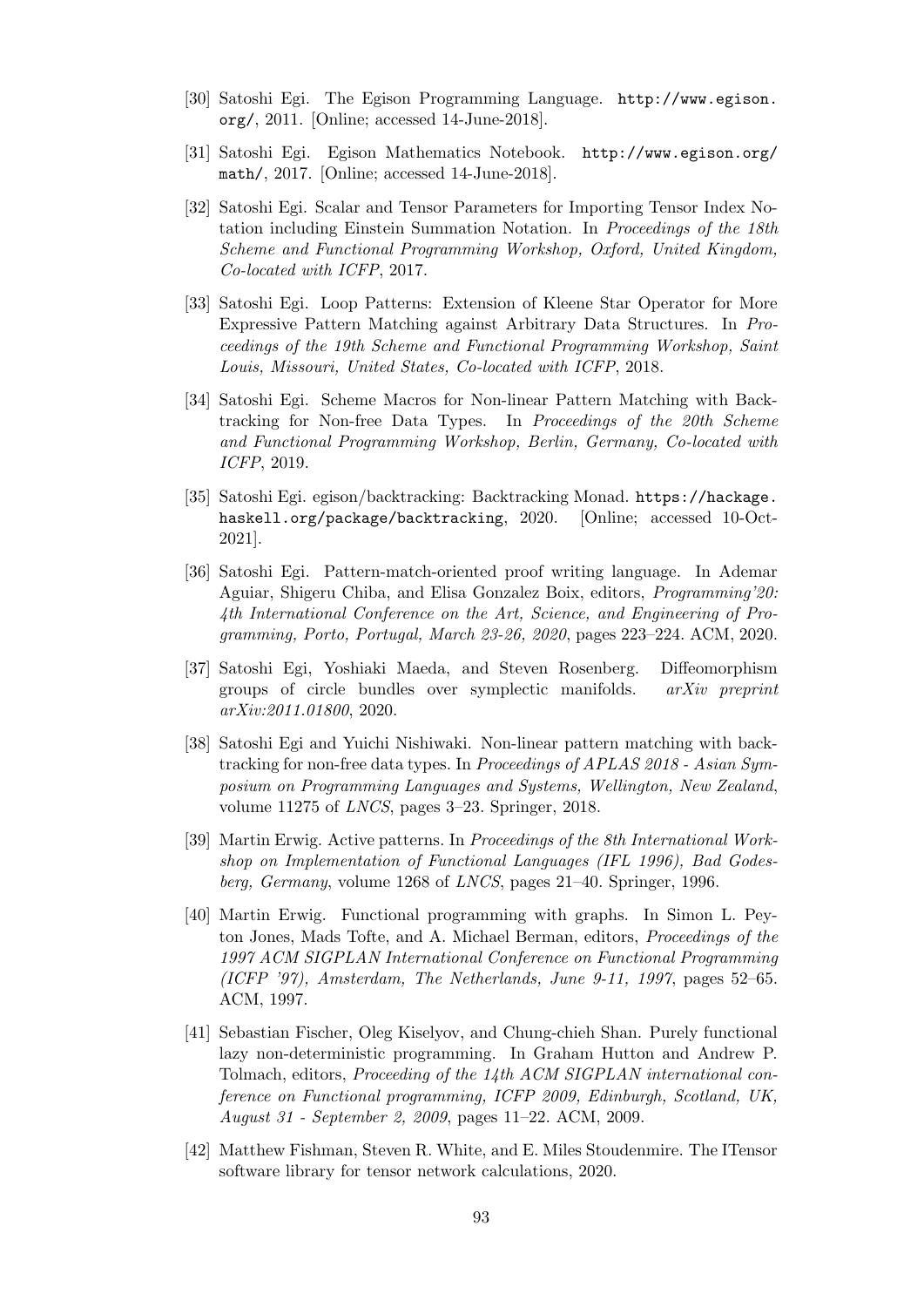[30] Satoshi Egi. The Egison Programming Language. `http://www.egison.org/`, 2011. [Online; accessed 14-June-2018].

[31] Satoshi Egi. Egison Mathematics Notebook. `http://www.egison.org/math/`, 2017. [Online; accessed 14-June-2018].

[32] Satoshi Egi. Scalar and Tensor Parameters for Importing Tensor Index Notation including Einstein Summation Notation. In *Proceedings of the 18th Scheme and Functional Programming Workshop, Oxford, United Kingdom, Co-located with ICFP*, 2017.

[33] Satoshi Egi. Loop Patterns: Extension of Kleene Star Operator for More Expressive Pattern Matching against Arbitrary Data Structures. In *Proceedings of the 19th Scheme and Functional Programming Workshop, Saint Louis, Missouri, United States, Co-located with ICFP*, 2018.

[34] Satoshi Egi. Scheme Macros for Non-linear Pattern Matching with Backtracking for Non-free Data Types. In *Proceedings of the 20th Scheme and Functional Programming Workshop, Berlin, Germany, Co-located with ICFP*, 2019.

[35] Satoshi Egi. egison/backtracking: Backtracking Monad. `https://hackage.haskell.org/package/backtracking`, 2020. [Online; accessed 10-Oct-2021].

[36] Satoshi Egi. Pattern-match-oriented proof writing language. In Ademar Aguiar, Shigeru Chiba, and Elisa Gonzalez Boix, editors, *Programming'20: 4th International Conference on the Art, Science, and Engineering of Programming, Porto, Portugal, March 23-26, 2020*, pages 223–224. ACM, 2020.

[37] Satoshi Egi, Yoshiaki Maeda, and Steven Rosenberg. Diffeomorphism groups of circle bundles over symplectic manifolds. *arXiv preprint arXiv:2011.01800*, 2020.

[38] Satoshi Egi and Yuichi Nishiwaki. Non-linear pattern matching with backtracking for non-free data types. In *Proceedings of APLAS 2018 - Asian Symposium on Programming Languages and Systems, Wellington, New Zealand*, volume 11275 of *LNCS*, pages 3–23. Springer, 2018.

[39] Martin Erwig. Active patterns. In *Proceedings of the 8th International Workshop on Implementation of Functional Languages (IFL 1996), Bad Godesberg, Germany*, volume 1268 of *LNCS*, pages 21–40. Springer, 1996.

[40] Martin Erwig. Functional programming with graphs. In Simon L. Peyton Jones, Mads Tofte, and A. Michael Berman, editors, *Proceedings of the 1997 ACM SIGPLAN International Conference on Functional Programming (ICFP '97), Amsterdam, The Netherlands, June 9-11, 1997*, pages 52–65. ACM, 1997.

[41] Sebastian Fischer, Oleg Kiselyov, and Chung-chieh Shan. Purely functional lazy non-deterministic programming. In Graham Hutton and Andrew P. Tolmach, editors, *Proceeding of the 14th ACM SIGPLAN international conference on Functional programming, ICFP 2009, Edinburgh, Scotland, UK, August 31 - September 2, 2009*, pages 11–22. ACM, 2009.

[42] Matthew Fishman, Steven R. White, and E. Miles Stoudenmire. The ITensor software library for tensor network calculations, 2020.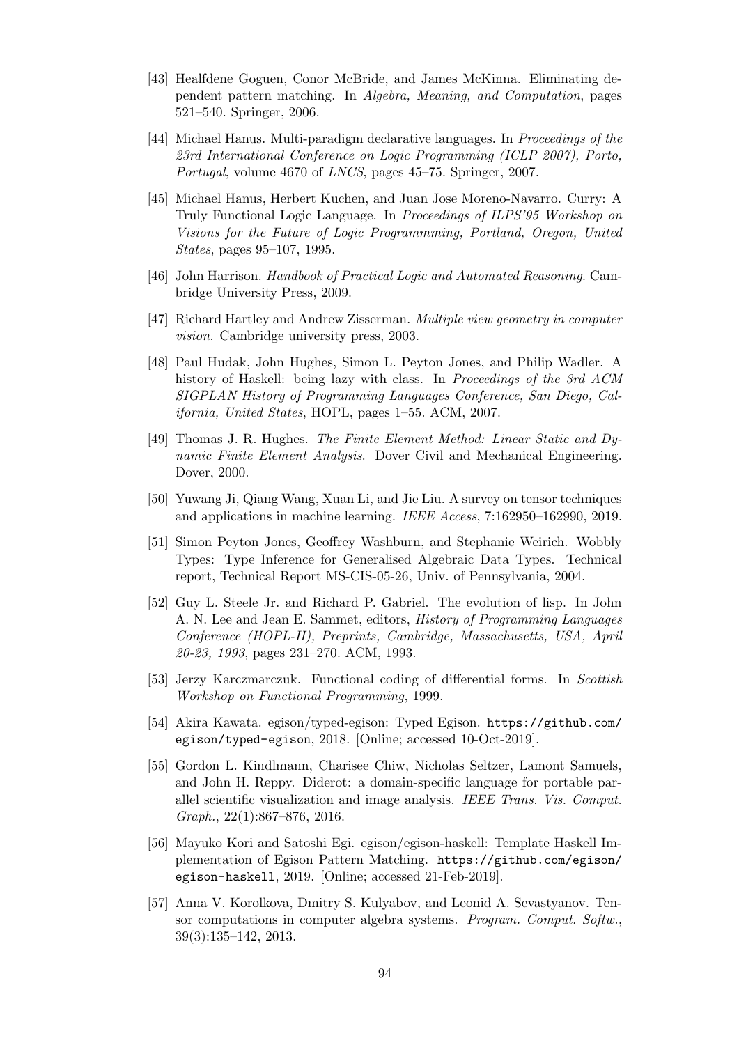[43] Healfdene Goguen, Conor McBride, and James McKinna. Eliminating dependent pattern matching. In *Algebra, Meaning, and Computation*, pages 521–540. Springer, 2006.

[44] Michael Hanus. Multi-paradigm declarative languages. In *Proceedings of the 23rd International Conference on Logic Programming (ICLP 2007), Porto, Portugal*, volume 4670 of *LNCS*, pages 45–75. Springer, 2007.

[45] Michael Hanus, Herbert Kuchen, and Juan Jose Moreno-Navarro. Curry: A Truly Functional Logic Language. In *Proceedings of ILPS'95 Workshop on Visions for the Future of Logic Programmming, Portland, Oregon, United States*, pages 95–107, 1995.

[46] John Harrison. *Handbook of Practical Logic and Automated Reasoning*. Cambridge University Press, 2009.

[47] Richard Hartley and Andrew Zisserman. *Multiple view geometry in computer vision*. Cambridge university press, 2003.

[48] Paul Hudak, John Hughes, Simon L. Peyton Jones, and Philip Wadler. A history of Haskell: being lazy with class. In *Proceedings of the 3rd ACM SIGPLAN History of Programming Languages Conference, San Diego, California, United States*, HOPL, pages 1–55. ACM, 2007.

[49] Thomas J. R. Hughes. *The Finite Element Method: Linear Static and Dynamic Finite Element Analysis*. Dover Civil and Mechanical Engineering. Dover, 2000.

[50] Yuwang Ji, Qiang Wang, Xuan Li, and Jie Liu. A survey on tensor techniques and applications in machine learning. *IEEE Access*, 7:162950–162990, 2019.

[51] Simon Peyton Jones, Geoffrey Washburn, and Stephanie Weirich. Wobbly Types: Type Inference for Generalised Algebraic Data Types. Technical report, Technical Report MS-CIS-05-26, Univ. of Pennsylvania, 2004.

[52] Guy L. Steele Jr. and Richard P. Gabriel. The evolution of lisp. In John A. N. Lee and Jean E. Sammet, editors, *History of Programming Languages Conference (HOPL-II), Preprints, Cambridge, Massachusetts, USA, April 20-23, 1993*, pages 231–270. ACM, 1993.

[53] Jerzy Karczmarczuk. Functional coding of differential forms. In *Scottish Workshop on Functional Programming*, 1999.

[54] Akira Kawata. egison/typed-egison: Typed Egison. `https://github.com/egison/typed-egison`, 2018. [Online; accessed 10-Oct-2019].

[55] Gordon L. Kindlmann, Charisee Chiw, Nicholas Seltzer, Lamont Samuels, and John H. Reppy. Diderot: a domain-specific language for portable parallel scientific visualization and image analysis. *IEEE Trans. Vis. Comput. Graph.*, 22(1):867–876, 2016.

[56] Mayuko Kori and Satoshi Egi. egison/egison-haskell: Template Haskell Implementation of Egison Pattern Matching. `https://github.com/egison/egison-haskell`, 2019. [Online; accessed 21-Feb-2019].

[57] Anna V. Korolkova, Dmitry S. Kulyabov, and Leonid A. Sevastyanov. Tensor computations in computer algebra systems. *Program. Comput. Softw.*, 39(3):135–142, 2013.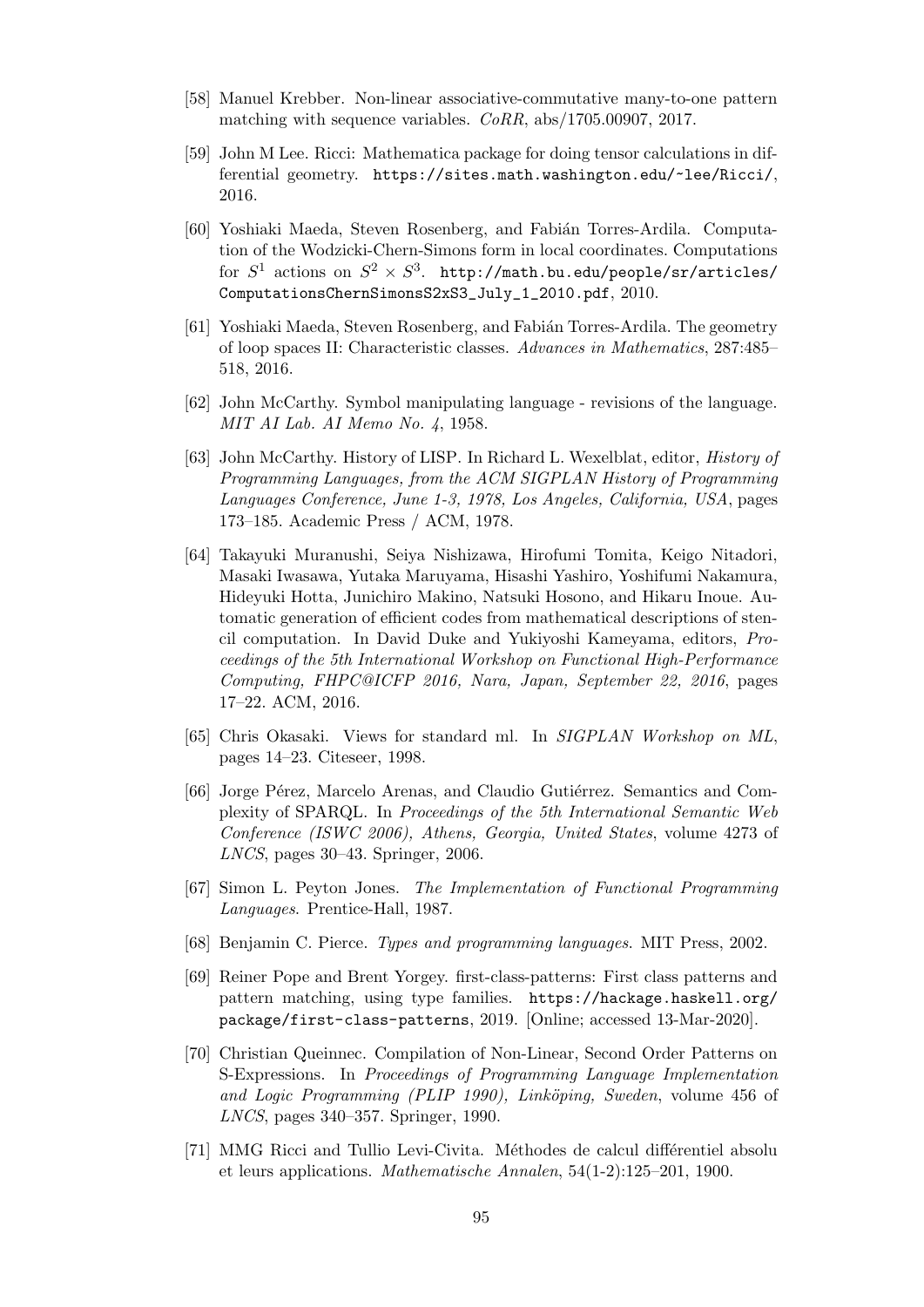[58] Manuel Krebber. Non-linear associative-commutative many-to-one pattern matching with sequence variables. *CoRR*, abs/1705.00907, 2017.

[59] John M Lee. Ricci: Mathematica package for doing tensor calculations in differential geometry. `https://sites.math.washington.edu/~lee/Ricci/`, 2016.

[60] Yoshiaki Maeda, Steven Rosenberg, and Fabián Torres-Ardila. Computation of the Wodzicki-Chern-Simons form in local coordinates. Computations for $S^1$ actions on $S^2 \times S^3$. `http://math.bu.edu/people/sr/articles/ComputationsChernSimonsS2xS3_July_1_2010.pdf`, 2010.

[61] Yoshiaki Maeda, Steven Rosenberg, and Fabián Torres-Ardila. The geometry of loop spaces II: Characteristic classes. *Advances in Mathematics*, 287:485–518, 2016.

[62] John McCarthy. Symbol manipulating language - revisions of the language. *MIT AI Lab. AI Memo No. 4*, 1958.

[63] John McCarthy. History of LISP. In Richard L. Wexelblat, editor, *History of Programming Languages, from the ACM SIGPLAN History of Programming Languages Conference, June 1-3, 1978, Los Angeles, California, USA*, pages 173–185. Academic Press / ACM, 1978.

[64] Takayuki Muranushi, Seiya Nishizawa, Hirofumi Tomita, Keigo Nitadori, Masaki Iwasawa, Yutaka Maruyama, Hisashi Yashiro, Yoshifumi Nakamura, Hideyuki Hotta, Junichiro Makino, Natsuki Hosono, and Hikaru Inoue. Automatic generation of efficient codes from mathematical descriptions of stencil computation. In David Duke and Yukiyoshi Kameyama, editors, *Proceedings of the 5th International Workshop on Functional High-Performance Computing, FHPC@ICFP 2016, Nara, Japan, September 22, 2016*, pages 17–22. ACM, 2016.

[65] Chris Okasaki. Views for standard ml. In *SIGPLAN Workshop on ML*, pages 14–23. Citeseer, 1998.

[66] Jorge Pérez, Marcelo Arenas, and Claudio Gutiérrez. Semantics and Complexity of SPARQL. In *Proceedings of the 5th International Semantic Web Conference (ISWC 2006), Athens, Georgia, United States*, volume 4273 of *LNCS*, pages 30–43. Springer, 2006.

[67] Simon L. Peyton Jones. *The Implementation of Functional Programming Languages*. Prentice-Hall, 1987.

[68] Benjamin C. Pierce. *Types and programming languages*. MIT Press, 2002.

[69] Reiner Pope and Brent Yorgey. first-class-patterns: First class patterns and pattern matching, using type families. `https://hackage.haskell.org/package/first-class-patterns`, 2019. [Online; accessed 13-Mar-2020].

[70] Christian Queinnec. Compilation of Non-Linear, Second Order Patterns on S-Expressions. In *Proceedings of Programming Language Implementation and Logic Programming (PLIP 1990), Linköping, Sweden*, volume 456 of *LNCS*, pages 340–357. Springer, 1990.

[71] MMG Ricci and Tullio Levi-Civita. Méthodes de calcul différentiel absolu et leurs applications. *Mathematische Annalen*, 54(1-2):125–201, 1900.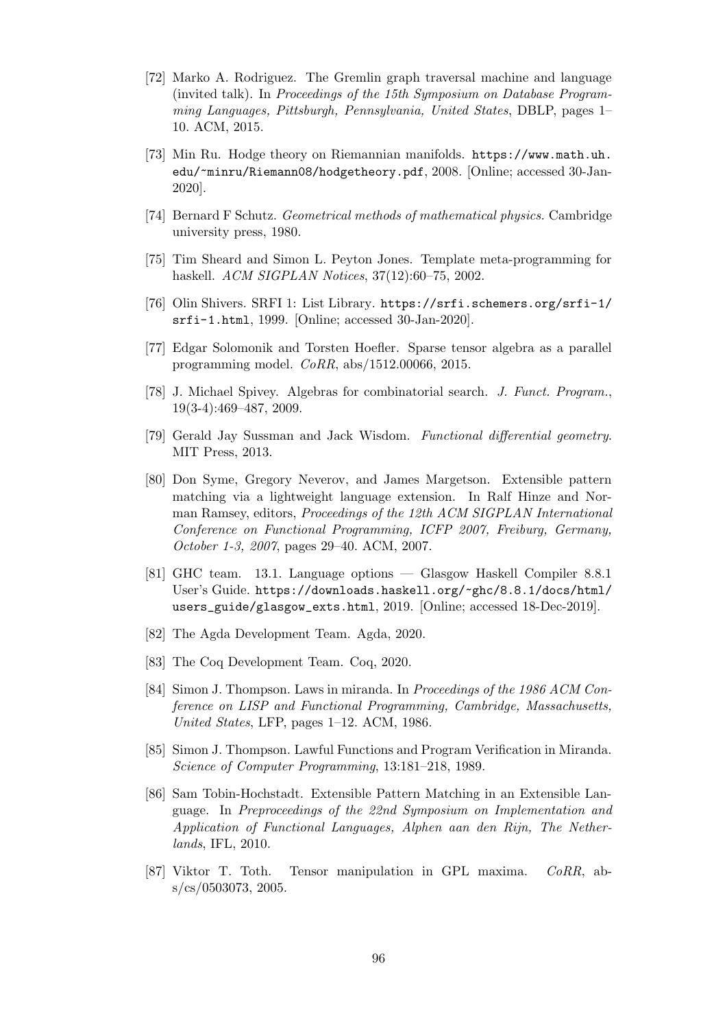[72] Marko A. Rodriguez. The Gremlin graph traversal machine and language (invited talk). In *Proceedings of the 15th Symposium on Database Programming Languages, Pittsburgh, Pennsylvania, United States*, DBLP, pages 1–10. ACM, 2015.

[73] Min Ru. Hodge theory on Riemannian manifolds. `https://www.math.uh.edu/~minru/Riemann08/hodgetheory.pdf`, 2008. [Online; accessed 30-Jan-2020].

[74] Bernard F Schutz. *Geometrical methods of mathematical physics*. Cambridge university press, 1980.

[75] Tim Sheard and Simon L. Peyton Jones. Template meta-programming for haskell. *ACM SIGPLAN Notices*, 37(12):60–75, 2002.

[76] Olin Shivers. SRFI 1: List Library. `https://srfi.schemers.org/srfi-1/srfi-1.html`, 1999. [Online; accessed 30-Jan-2020].

[77] Edgar Solomonik and Torsten Hoefler. Sparse tensor algebra as a parallel programming model. *CoRR*, abs/1512.00066, 2015.

[78] J. Michael Spivey. Algebras for combinatorial search. *J. Funct. Program.*, 19(3-4):469–487, 2009.

[79] Gerald Jay Sussman and Jack Wisdom. *Functional differential geometry*. MIT Press, 2013.

[80] Don Syme, Gregory Neverov, and James Margetson. Extensible pattern matching via a lightweight language extension. In Ralf Hinze and Norman Ramsey, editors, *Proceedings of the 12th ACM SIGPLAN International Conference on Functional Programming, ICFP 2007, Freiburg, Germany, October 1-3, 2007*, pages 29–40. ACM, 2007.

[81] GHC team. 13.1. Language options — Glasgow Haskell Compiler 8.8.1 User's Guide. `https://downloads.haskell.org/~ghc/8.8.1/docs/html/users_guide/glasgow_exts.html`, 2019. [Online; accessed 18-Dec-2019].

[82] The Agda Development Team. Agda, 2020.

[83] The Coq Development Team. Coq, 2020.

[84] Simon J. Thompson. Laws in miranda. In *Proceedings of the 1986 ACM Conference on LISP and Functional Programming, Cambridge, Massachusetts, United States*, LFP, pages 1–12. ACM, 1986.

[85] Simon J. Thompson. Lawful Functions and Program Verification in Miranda. *Science of Computer Programming*, 13:181–218, 1989.

[86] Sam Tobin-Hochstadt. Extensible Pattern Matching in an Extensible Language. In *Preproceedings of the 22nd Symposium on Implementation and Application of Functional Languages, Alphen aan den Rijn, The Netherlands*, IFL, 2010.

[87] Viktor T. Toth. Tensor manipulation in GPL maxima. *CoRR*, abs/cs/0503073, 2005.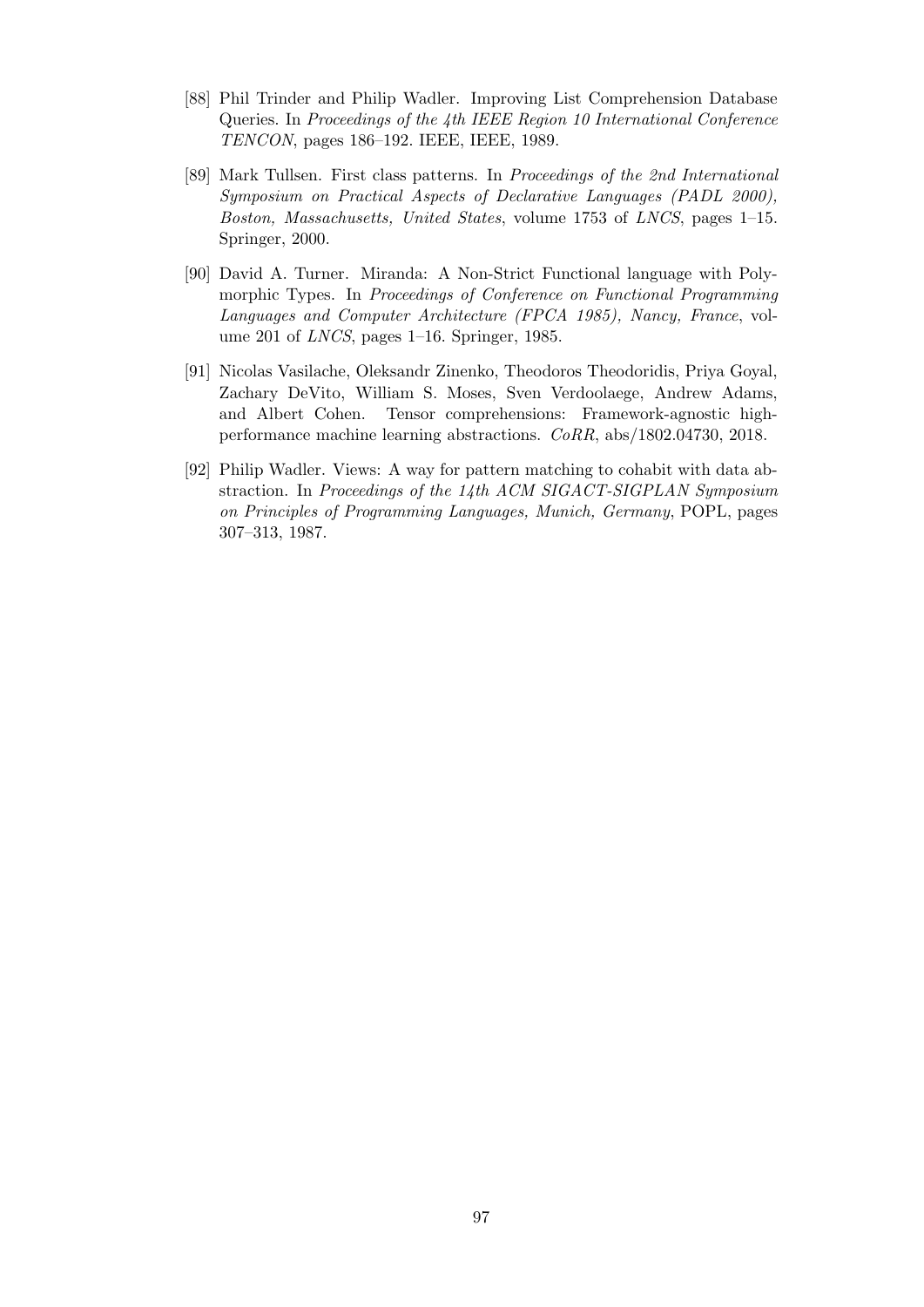[88] Phil Trinder and Philip Wadler. Improving List Comprehension Database Queries. In *Proceedings of the 4th IEEE Region 10 International Conference TENCON*, pages 186–192. IEEE, IEEE, 1989.

[89] Mark Tullsen. First class patterns. In *Proceedings of the 2nd International Symposium on Practical Aspects of Declarative Languages (PADL 2000), Boston, Massachusetts, United States*, volume 1753 of *LNCS*, pages 1–15. Springer, 2000.

[90] David A. Turner. Miranda: A Non-Strict Functional language with Polymorphic Types. In *Proceedings of Conference on Functional Programming Languages and Computer Architecture (FPCA 1985), Nancy, France*, volume 201 of *LNCS*, pages 1–16. Springer, 1985.

[91] Nicolas Vasilache, Oleksandr Zinenko, Theodoros Theodoridis, Priya Goyal, Zachary DeVito, William S. Moses, Sven Verdoolaege, Andrew Adams, and Albert Cohen. Tensor comprehensions: Framework-agnostic high-performance machine learning abstractions. *CoRR*, abs/1802.04730, 2018.

[92] Philip Wadler. Views: A way for pattern matching to cohabit with data abstraction. In *Proceedings of the 14th ACM SIGACT-SIGPLAN Symposium on Principles of Programming Languages, Munich, Germany*, POPL, pages 307–313, 1987.